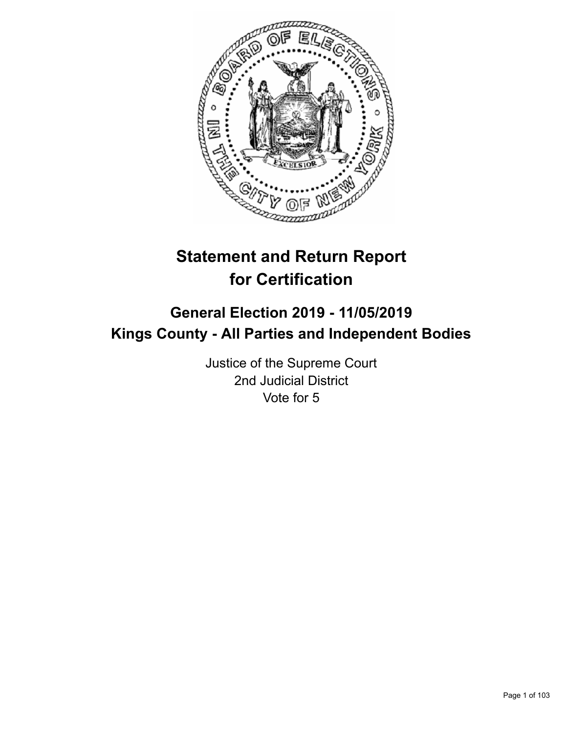# Statement and Return Report for Certification

## General Election 2019 - 11/05/2019
## Kings County - All Parties and Independent Bodies

Justice of the Supreme Court
2nd Judicial District
Vote for 5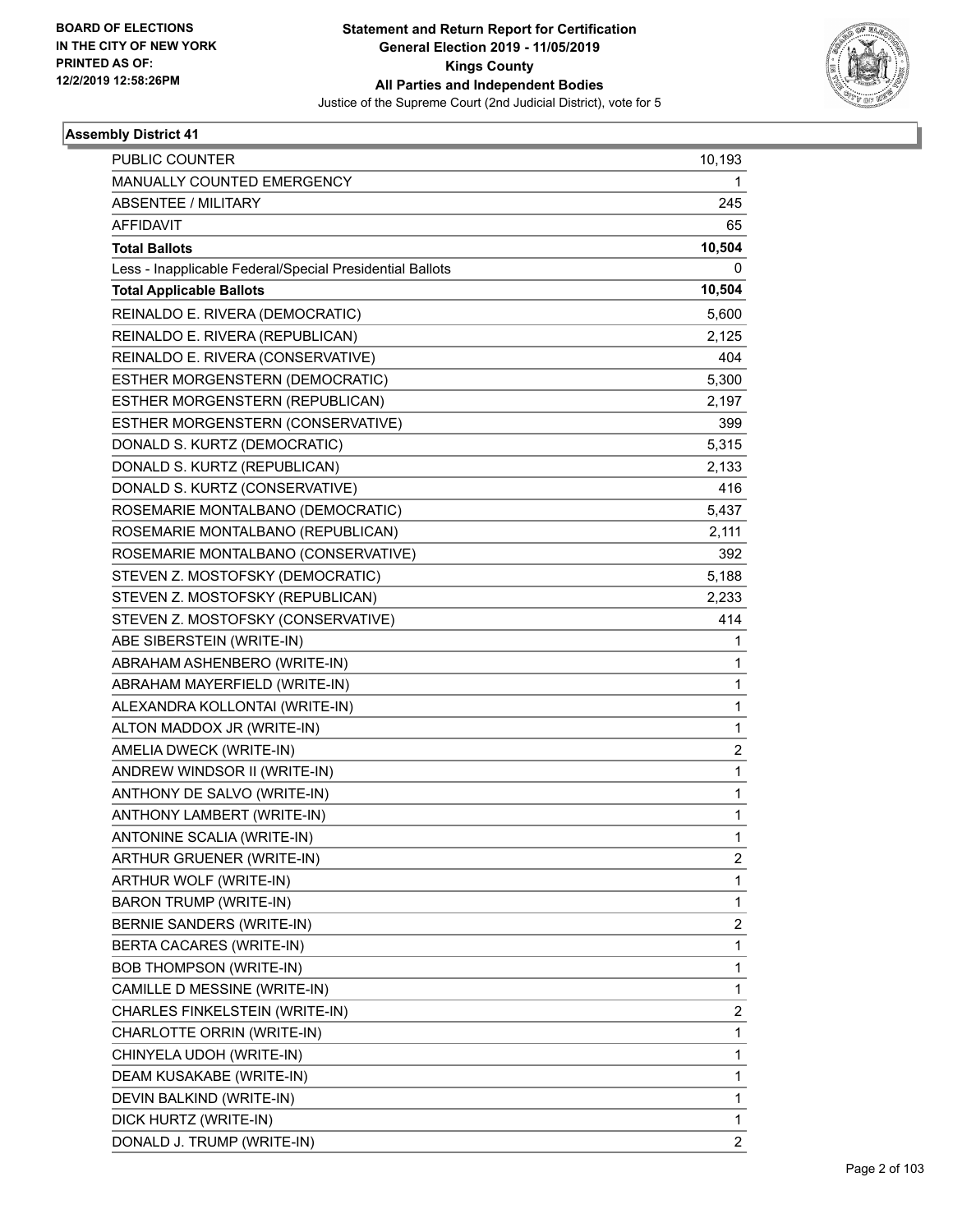BOARD OF ELECTIONS
IN THE CITY OF NEW YORK
PRINTED AS OF:
12/2/2019 12:58:26PM

**Statement and Return Report for Certification**
**General Election 2019 - 11/05/2019**
**Kings County**
**All Parties and Independent Bodies**
Justice of the Supreme Court (2nd Judicial District), vote for 5

### Assembly District 41

| | |
|---|---|
| PUBLIC COUNTER | 10,193 |
| MANUALLY COUNTED EMERGENCY | 1 |
| ABSENTEE / MILITARY | 245 |
| AFFIDAVIT | 65 |
| **Total Ballots** | **10,504** |
| Less - Inapplicable Federal/Special Presidential Ballots | 0 |
| **Total Applicable Ballots** | **10,504** |
| REINALDO E. RIVERA (DEMOCRATIC) | 5,600 |
| REINALDO E. RIVERA (REPUBLICAN) | 2,125 |
| REINALDO E. RIVERA (CONSERVATIVE) | 404 |
| ESTHER MORGENSTERN (DEMOCRATIC) | 5,300 |
| ESTHER MORGENSTERN (REPUBLICAN) | 2,197 |
| ESTHER MORGENSTERN (CONSERVATIVE) | 399 |
| DONALD S. KURTZ (DEMOCRATIC) | 5,315 |
| DONALD S. KURTZ (REPUBLICAN) | 2,133 |
| DONALD S. KURTZ (CONSERVATIVE) | 416 |
| ROSEMARIE MONTALBANO (DEMOCRATIC) | 5,437 |
| ROSEMARIE MONTALBANO (REPUBLICAN) | 2,111 |
| ROSEMARIE MONTALBANO (CONSERVATIVE) | 392 |
| STEVEN Z. MOSTOFSKY (DEMOCRATIC) | 5,188 |
| STEVEN Z. MOSTOFSKY (REPUBLICAN) | 2,233 |
| STEVEN Z. MOSTOFSKY (CONSERVATIVE) | 414 |
| ABE SIBERSTEIN (WRITE-IN) | 1 |
| ABRAHAM ASHENBERO (WRITE-IN) | 1 |
| ABRAHAM MAYERFIELD (WRITE-IN) | 1 |
| ALEXANDRA KOLLONTAI (WRITE-IN) | 1 |
| ALTON MADDOX JR (WRITE-IN) | 1 |
| AMELIA DWECK (WRITE-IN) | 2 |
| ANDREW WINDSOR II (WRITE-IN) | 1 |
| ANTHONY DE SALVO (WRITE-IN) | 1 |
| ANTHONY LAMBERT (WRITE-IN) | 1 |
| ANTONINE SCALIA (WRITE-IN) | 1 |
| ARTHUR GRUENER (WRITE-IN) | 2 |
| ARTHUR WOLF (WRITE-IN) | 1 |
| BARON TRUMP (WRITE-IN) | 1 |
| BERNIE SANDERS (WRITE-IN) | 2 |
| BERTA CACARES (WRITE-IN) | 1 |
| BOB THOMPSON (WRITE-IN) | 1 |
| CAMILLE D MESSINE (WRITE-IN) | 1 |
| CHARLES FINKELSTEIN (WRITE-IN) | 2 |
| CHARLOTTE ORRIN (WRITE-IN) | 1 |
| CHINYELA UDOH (WRITE-IN) | 1 |
| DEAM KUSAKABE (WRITE-IN) | 1 |
| DEVIN BALKIND (WRITE-IN) | 1 |
| DICK HURTZ (WRITE-IN) | 1 |
| DONALD J. TRUMP (WRITE-IN) | 2 |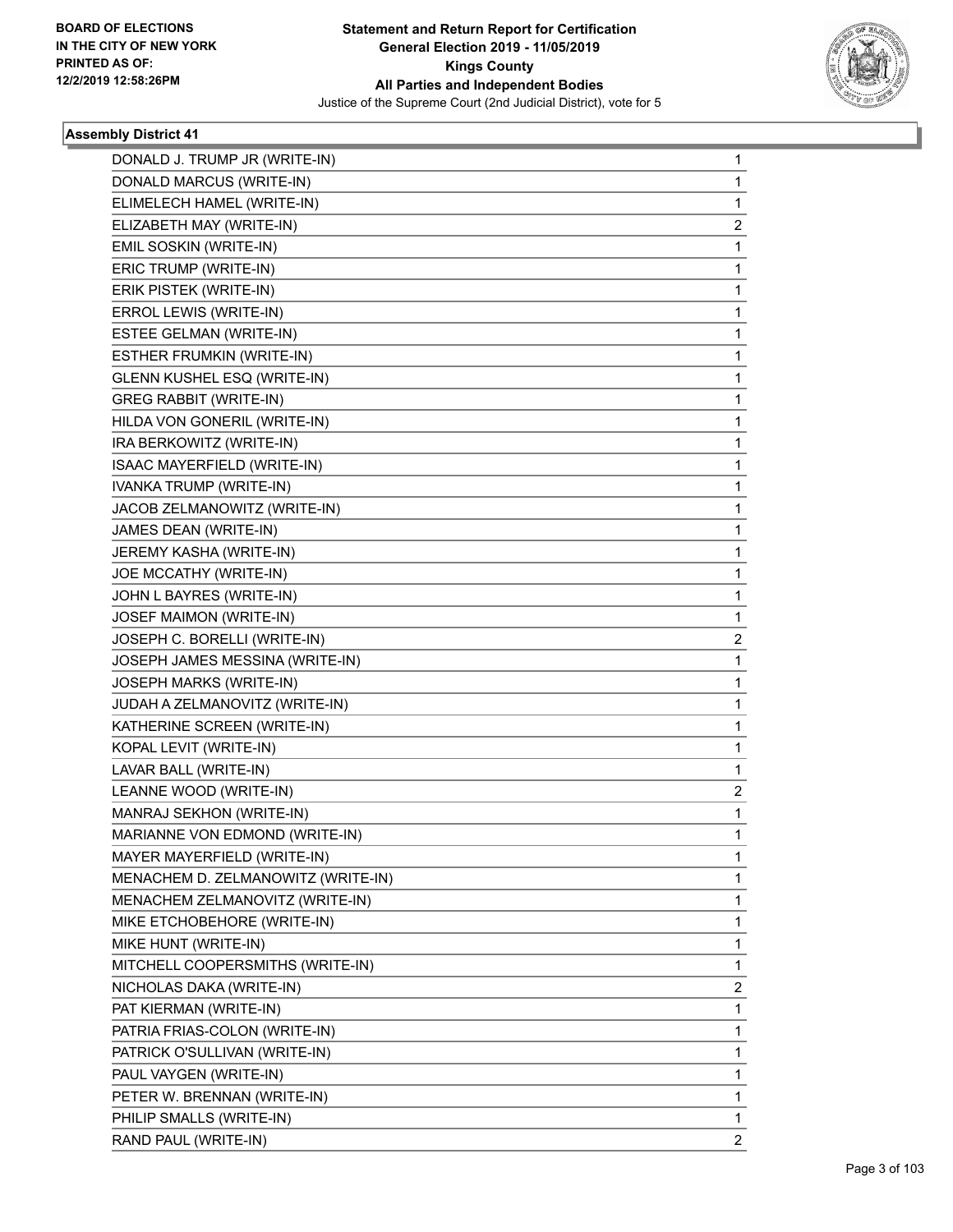**Statement and Return Report for Certification**
**General Election 2019 - 11/05/2019**
**Kings County**
**All Parties and Independent Bodies**
Justice of the Supreme Court (2nd Judicial District), vote for 5

BOARD OF ELECTIONS
IN THE CITY OF NEW YORK
PRINTED AS OF:
12/2/2019 12:58:26PM

### Assembly District 41

| | |
|---|---|
| DONALD J. TRUMP JR (WRITE-IN) | 1 |
| DONALD MARCUS (WRITE-IN) | 1 |
| ELIMELECH HAMEL (WRITE-IN) | 1 |
| ELIZABETH MAY (WRITE-IN) | 2 |
| EMIL SOSKIN (WRITE-IN) | 1 |
| ERIC TRUMP (WRITE-IN) | 1 |
| ERIK PISTEK (WRITE-IN) | 1 |
| ERROL LEWIS (WRITE-IN) | 1 |
| ESTEE GELMAN (WRITE-IN) | 1 |
| ESTHER FRUMKIN (WRITE-IN) | 1 |
| GLENN KUSHEL ESQ (WRITE-IN) | 1 |
| GREG RABBIT (WRITE-IN) | 1 |
| HILDA VON GONERIL (WRITE-IN) | 1 |
| IRA BERKOWITZ (WRITE-IN) | 1 |
| ISAAC MAYERFIELD (WRITE-IN) | 1 |
| IVANKA TRUMP (WRITE-IN) | 1 |
| JACOB ZELMANOWITZ (WRITE-IN) | 1 |
| JAMES DEAN (WRITE-IN) | 1 |
| JEREMY KASHA (WRITE-IN) | 1 |
| JOE MCCATHY (WRITE-IN) | 1 |
| JOHN L BAYRES (WRITE-IN) | 1 |
| JOSEF MAIMON (WRITE-IN) | 1 |
| JOSEPH C. BORELLI (WRITE-IN) | 2 |
| JOSEPH JAMES MESSINA (WRITE-IN) | 1 |
| JOSEPH MARKS (WRITE-IN) | 1 |
| JUDAH A ZELMANOVITZ (WRITE-IN) | 1 |
| KATHERINE SCREEN (WRITE-IN) | 1 |
| KOPAL LEVIT (WRITE-IN) | 1 |
| LAVAR BALL (WRITE-IN) | 1 |
| LEANNE WOOD (WRITE-IN) | 2 |
| MANRAJ SEKHON (WRITE-IN) | 1 |
| MARIANNE VON EDMOND (WRITE-IN) | 1 |
| MAYER MAYERFIELD (WRITE-IN) | 1 |
| MENACHEM D. ZELMANOWITZ (WRITE-IN) | 1 |
| MENACHEM ZELMANOVITZ (WRITE-IN) | 1 |
| MIKE ETCHOBEHORE (WRITE-IN) | 1 |
| MIKE HUNT (WRITE-IN) | 1 |
| MITCHELL COOPERSMITHS (WRITE-IN) | 1 |
| NICHOLAS DAKA (WRITE-IN) | 2 |
| PAT KIERMAN (WRITE-IN) | 1 |
| PATRIA FRIAS-COLON (WRITE-IN) | 1 |
| PATRICK O'SULLIVAN (WRITE-IN) | 1 |
| PAUL VAYGEN (WRITE-IN) | 1 |
| PETER W. BRENNAN (WRITE-IN) | 1 |
| PHILIP SMALLS (WRITE-IN) | 1 |
| RAND PAUL (WRITE-IN) | 2 |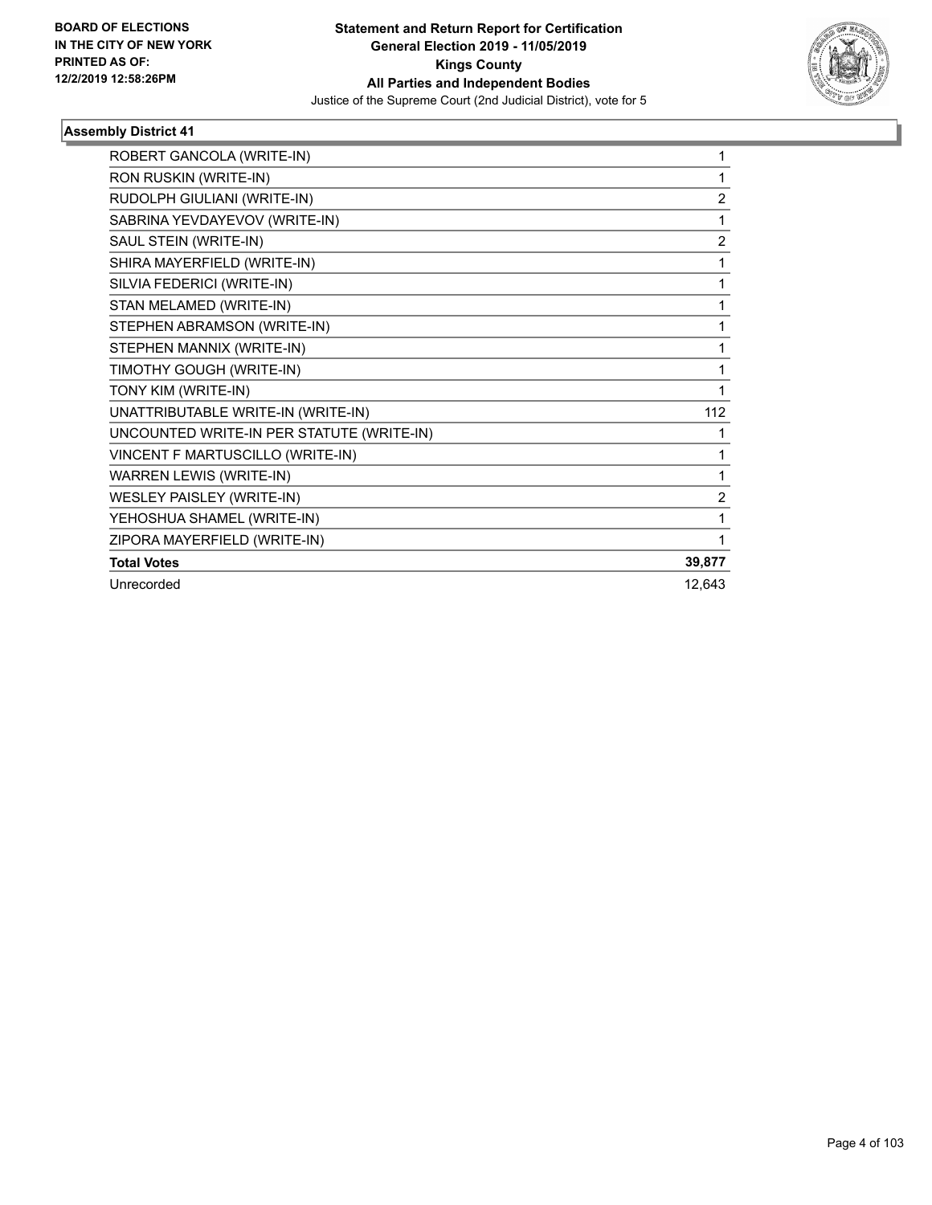## Assembly District 41

| Candidate | Votes |
|---|---|
| ROBERT GANCOLA (WRITE-IN) | 1 |
| RON RUSKIN (WRITE-IN) | 1 |
| RUDOLPH GIULIANI (WRITE-IN) | 2 |
| SABRINA YEVDAYEVOV (WRITE-IN) | 1 |
| SAUL STEIN (WRITE-IN) | 2 |
| SHIRA MAYERFIELD (WRITE-IN) | 1 |
| SILVIA FEDERICI (WRITE-IN) | 1 |
| STAN MELAMED (WRITE-IN) | 1 |
| STEPHEN ABRAMSON (WRITE-IN) | 1 |
| STEPHEN MANNIX (WRITE-IN) | 1 |
| TIMOTHY GOUGH (WRITE-IN) | 1 |
| TONY KIM (WRITE-IN) | 1 |
| UNATTRIBUTABLE WRITE-IN (WRITE-IN) | 112 |
| UNCOUNTED WRITE-IN PER STATUTE (WRITE-IN) | 1 |
| VINCENT F MARTUSCILLO (WRITE-IN) | 1 |
| WARREN LEWIS (WRITE-IN) | 1 |
| WESLEY PAISLEY (WRITE-IN) | 2 |
| YEHOSHUA SHAMEL (WRITE-IN) | 1 |
| ZIPORA MAYERFIELD (WRITE-IN) | 1 |
| **Total Votes** | **39,877** |
| Unrecorded | 12,643 |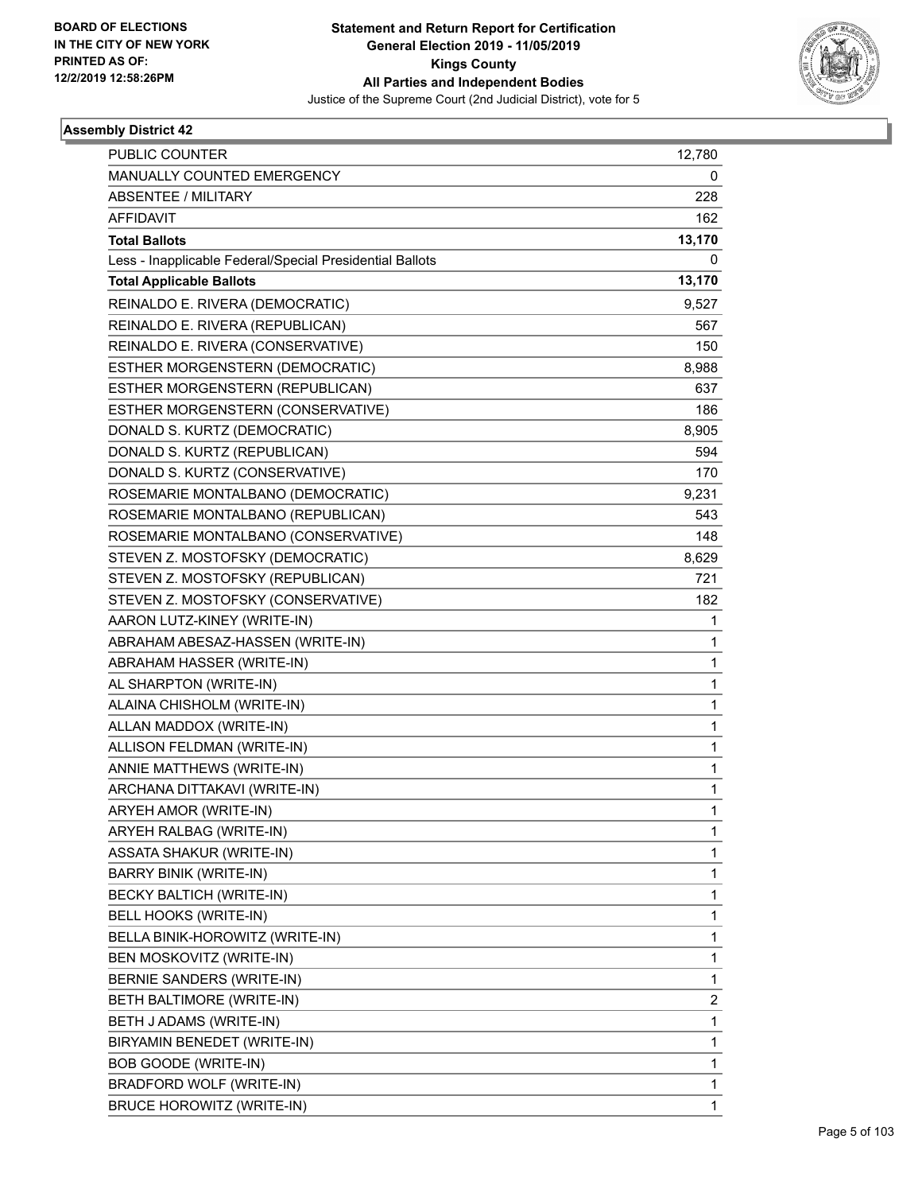BOARD OF ELECTIONS
IN THE CITY OF NEW YORK
PRINTED AS OF:
12/2/2019 12:58:26PM

**Statement and Return Report for Certification**
**General Election 2019 - 11/05/2019**
**Kings County**
**All Parties and Independent Bodies**
Justice of the Supreme Court (2nd Judicial District), vote for 5

### Assembly District 42

| | |
|---|---|
| PUBLIC COUNTER | 12,780 |
| MANUALLY COUNTED EMERGENCY | 0 |
| ABSENTEE / MILITARY | 228 |
| AFFIDAVIT | 162 |
| **Total Ballots** | **13,170** |
| Less - Inapplicable Federal/Special Presidential Ballots | 0 |
| **Total Applicable Ballots** | **13,170** |
| REINALDO E. RIVERA (DEMOCRATIC) | 9,527 |
| REINALDO E. RIVERA (REPUBLICAN) | 567 |
| REINALDO E. RIVERA (CONSERVATIVE) | 150 |
| ESTHER MORGENSTERN (DEMOCRATIC) | 8,988 |
| ESTHER MORGENSTERN (REPUBLICAN) | 637 |
| ESTHER MORGENSTERN (CONSERVATIVE) | 186 |
| DONALD S. KURTZ (DEMOCRATIC) | 8,905 |
| DONALD S. KURTZ (REPUBLICAN) | 594 |
| DONALD S. KURTZ (CONSERVATIVE) | 170 |
| ROSEMARIE MONTALBANO (DEMOCRATIC) | 9,231 |
| ROSEMARIE MONTALBANO (REPUBLICAN) | 543 |
| ROSEMARIE MONTALBANO (CONSERVATIVE) | 148 |
| STEVEN Z. MOSTOFSKY (DEMOCRATIC) | 8,629 |
| STEVEN Z. MOSTOFSKY (REPUBLICAN) | 721 |
| STEVEN Z. MOSTOFSKY (CONSERVATIVE) | 182 |
| AARON LUTZ-KINEY (WRITE-IN) | 1 |
| ABRAHAM ABESAZ-HASSEN (WRITE-IN) | 1 |
| ABRAHAM HASSER (WRITE-IN) | 1 |
| AL SHARPTON (WRITE-IN) | 1 |
| ALAINA CHISHOLM (WRITE-IN) | 1 |
| ALLAN MADDOX (WRITE-IN) | 1 |
| ALLISON FELDMAN (WRITE-IN) | 1 |
| ANNIE MATTHEWS (WRITE-IN) | 1 |
| ARCHANA DITTAKAVI (WRITE-IN) | 1 |
| ARYEH AMOR (WRITE-IN) | 1 |
| ARYEH RALBAG (WRITE-IN) | 1 |
| ASSATA SHAKUR (WRITE-IN) | 1 |
| BARRY BINIK (WRITE-IN) | 1 |
| BECKY BALTICH (WRITE-IN) | 1 |
| BELL HOOKS (WRITE-IN) | 1 |
| BELLA BINIK-HOROWITZ (WRITE-IN) | 1 |
| BEN MOSKOVITZ (WRITE-IN) | 1 |
| BERNIE SANDERS (WRITE-IN) | 1 |
| BETH BALTIMORE (WRITE-IN) | 2 |
| BETH J ADAMS (WRITE-IN) | 1 |
| BIRYAMIN BENEDET (WRITE-IN) | 1 |
| BOB GOODE (WRITE-IN) | 1 |
| BRADFORD WOLF (WRITE-IN) | 1 |
| BRUCE HOROWITZ (WRITE-IN) | 1 |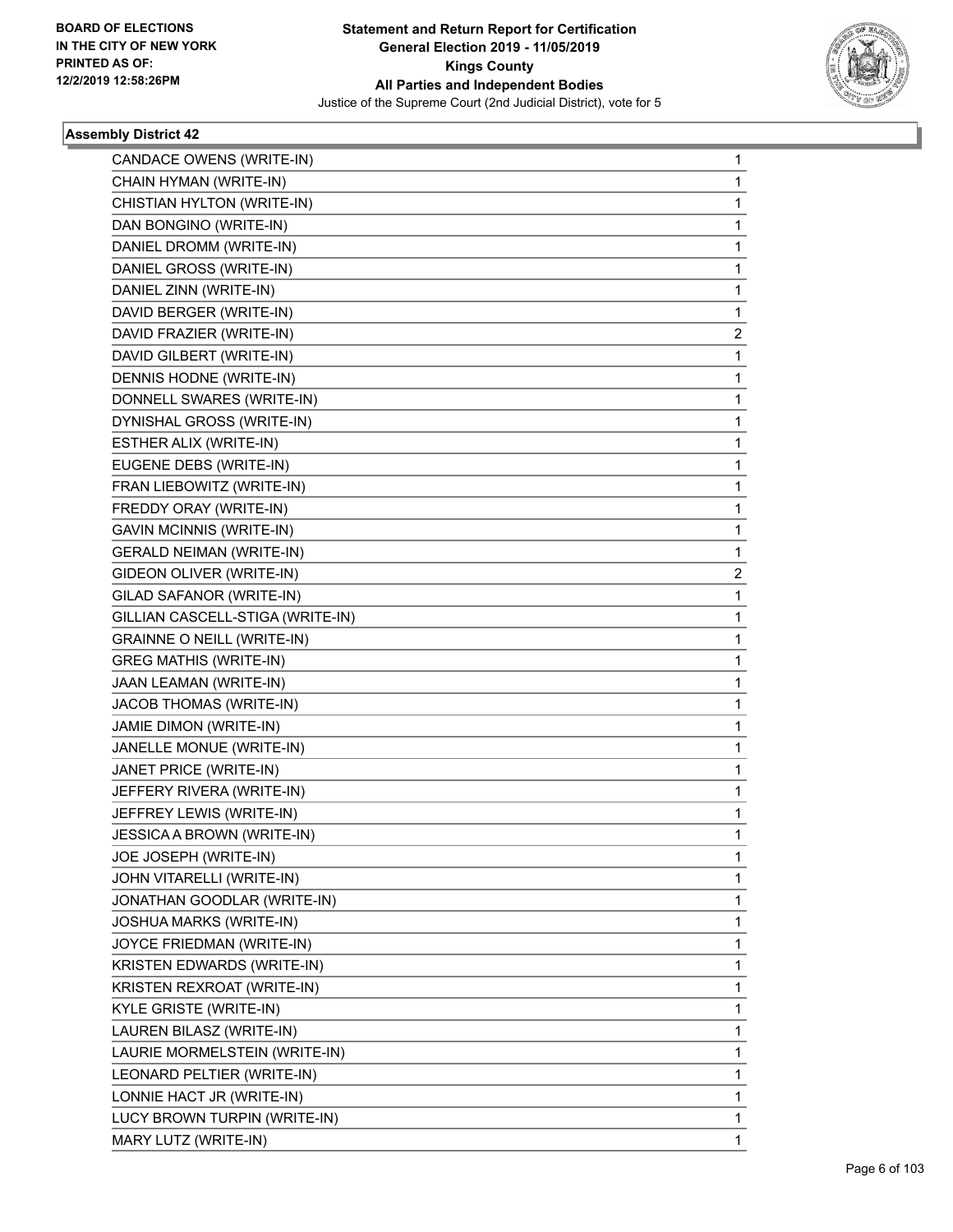BOARD OF ELECTIONS
IN THE CITY OF NEW YORK
PRINTED AS OF:
12/2/2019 12:58:26PM

**Statement and Return Report for Certification**
**General Election 2019 - 11/05/2019**
**Kings County**
**All Parties and Independent Bodies**
Justice of the Supreme Court (2nd Judicial District), vote for 5

### Assembly District 42

| | |
|---|---|
| CANDACE OWENS (WRITE-IN) | 1 |
| CHAIN HYMAN (WRITE-IN) | 1 |
| CHISTIAN HYLTON (WRITE-IN) | 1 |
| DAN BONGINO (WRITE-IN) | 1 |
| DANIEL DROMM (WRITE-IN) | 1 |
| DANIEL GROSS (WRITE-IN) | 1 |
| DANIEL ZINN (WRITE-IN) | 1 |
| DAVID BERGER (WRITE-IN) | 1 |
| DAVID FRAZIER (WRITE-IN) | 2 |
| DAVID GILBERT (WRITE-IN) | 1 |
| DENNIS HODNE (WRITE-IN) | 1 |
| DONNELL SWARES (WRITE-IN) | 1 |
| DYNISHAL GROSS (WRITE-IN) | 1 |
| ESTHER ALIX (WRITE-IN) | 1 |
| EUGENE DEBS (WRITE-IN) | 1 |
| FRAN LIEBOWITZ (WRITE-IN) | 1 |
| FREDDY ORAY (WRITE-IN) | 1 |
| GAVIN MCINNIS (WRITE-IN) | 1 |
| GERALD NEIMAN (WRITE-IN) | 1 |
| GIDEON OLIVER (WRITE-IN) | 2 |
| GILAD SAFANOR (WRITE-IN) | 1 |
| GILLIAN CASCELL-STIGA (WRITE-IN) | 1 |
| GRAINNE O NEILL (WRITE-IN) | 1 |
| GREG MATHIS (WRITE-IN) | 1 |
| JAAN LEAMAN (WRITE-IN) | 1 |
| JACOB THOMAS (WRITE-IN) | 1 |
| JAMIE DIMON (WRITE-IN) | 1 |
| JANELLE MONUE (WRITE-IN) | 1 |
| JANET PRICE (WRITE-IN) | 1 |
| JEFFERY RIVERA (WRITE-IN) | 1 |
| JEFFREY LEWIS (WRITE-IN) | 1 |
| JESSICA A BROWN (WRITE-IN) | 1 |
| JOE JOSEPH (WRITE-IN) | 1 |
| JOHN VITARELLI (WRITE-IN) | 1 |
| JONATHAN GOODLAR (WRITE-IN) | 1 |
| JOSHUA MARKS (WRITE-IN) | 1 |
| JOYCE FRIEDMAN (WRITE-IN) | 1 |
| KRISTEN EDWARDS (WRITE-IN) | 1 |
| KRISTEN REXROAT (WRITE-IN) | 1 |
| KYLE GRISTE (WRITE-IN) | 1 |
| LAUREN BILASZ (WRITE-IN) | 1 |
| LAURIE MORMELSTEIN (WRITE-IN) | 1 |
| LEONARD PELTIER (WRITE-IN) | 1 |
| LONNIE HACT JR (WRITE-IN) | 1 |
| LUCY BROWN TURPIN (WRITE-IN) | 1 |
| MARY LUTZ (WRITE-IN) | 1 |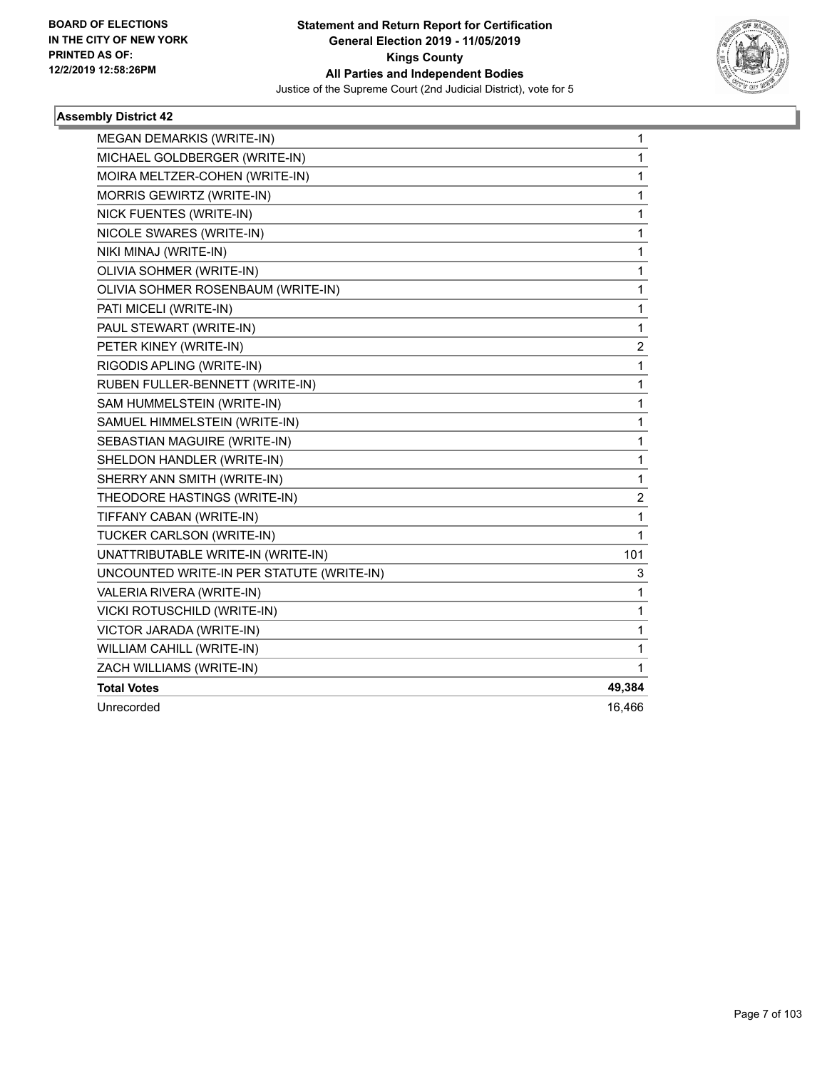BOARD OF ELECTIONS
IN THE CITY OF NEW YORK
PRINTED AS OF:
12/2/2019 12:58:26PM

**Statement and Return Report for Certification**
**General Election 2019 - 11/05/2019**
**Kings County**
**All Parties and Independent Bodies**
Justice of the Supreme Court (2nd Judicial District), vote for 5

### Assembly District 42

| | |
|---|---|
| MEGAN DEMARKIS (WRITE-IN) | 1 |
| MICHAEL GOLDBERGER (WRITE-IN) | 1 |
| MOIRA MELTZER-COHEN (WRITE-IN) | 1 |
| MORRIS GEWIRTZ (WRITE-IN) | 1 |
| NICK FUENTES (WRITE-IN) | 1 |
| NICOLE SWARES (WRITE-IN) | 1 |
| NIKI MINAJ (WRITE-IN) | 1 |
| OLIVIA SOHMER (WRITE-IN) | 1 |
| OLIVIA SOHMER ROSENBAUM (WRITE-IN) | 1 |
| PATI MICELI (WRITE-IN) | 1 |
| PAUL STEWART (WRITE-IN) | 1 |
| PETER KINEY (WRITE-IN) | 2 |
| RIGODIS APLING (WRITE-IN) | 1 |
| RUBEN FULLER-BENNETT (WRITE-IN) | 1 |
| SAM HUMMELSTEIN (WRITE-IN) | 1 |
| SAMUEL HIMMELSTEIN (WRITE-IN) | 1 |
| SEBASTIAN MAGUIRE (WRITE-IN) | 1 |
| SHELDON HANDLER (WRITE-IN) | 1 |
| SHERRY ANN SMITH (WRITE-IN) | 1 |
| THEODORE HASTINGS (WRITE-IN) | 2 |
| TIFFANY CABAN (WRITE-IN) | 1 |
| TUCKER CARLSON (WRITE-IN) | 1 |
| UNATTRIBUTABLE WRITE-IN (WRITE-IN) | 101 |
| UNCOUNTED WRITE-IN PER STATUTE (WRITE-IN) | 3 |
| VALERIA RIVERA (WRITE-IN) | 1 |
| VICKI ROTUSCHILD (WRITE-IN) | 1 |
| VICTOR JARADA (WRITE-IN) | 1 |
| WILLIAM CAHILL (WRITE-IN) | 1 |
| ZACH WILLIAMS (WRITE-IN) | 1 |
| **Total Votes** | **49,384** |
| Unrecorded | 16,466 |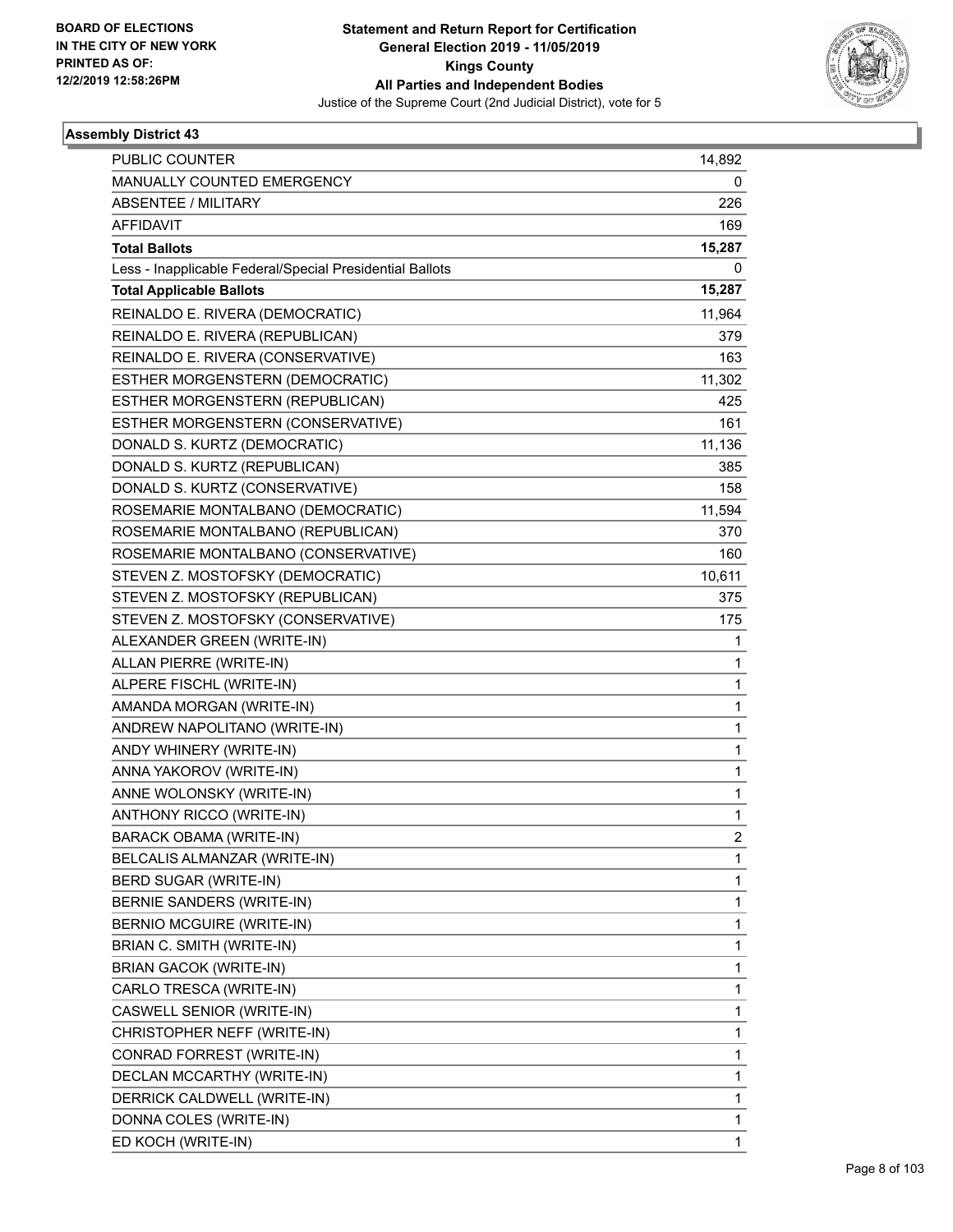BOARD OF ELECTIONS
IN THE CITY OF NEW YORK
PRINTED AS OF:
12/2/2019 12:58:26PM

**Statement and Return Report for Certification**
**General Election 2019 - 11/05/2019**
**Kings County**
**All Parties and Independent Bodies**
Justice of the Supreme Court (2nd Judicial District), vote for 5

### Assembly District 43

| | |
|---|---|
| PUBLIC COUNTER | 14,892 |
| MANUALLY COUNTED EMERGENCY | 0 |
| ABSENTEE / MILITARY | 226 |
| AFFIDAVIT | 169 |
| **Total Ballots** | **15,287** |
| Less - Inapplicable Federal/Special Presidential Ballots | 0 |
| **Total Applicable Ballots** | **15,287** |
| REINALDO E. RIVERA (DEMOCRATIC) | 11,964 |
| REINALDO E. RIVERA (REPUBLICAN) | 379 |
| REINALDO E. RIVERA (CONSERVATIVE) | 163 |
| ESTHER MORGENSTERN (DEMOCRATIC) | 11,302 |
| ESTHER MORGENSTERN (REPUBLICAN) | 425 |
| ESTHER MORGENSTERN (CONSERVATIVE) | 161 |
| DONALD S. KURTZ (DEMOCRATIC) | 11,136 |
| DONALD S. KURTZ (REPUBLICAN) | 385 |
| DONALD S. KURTZ (CONSERVATIVE) | 158 |
| ROSEMARIE MONTALBANO (DEMOCRATIC) | 11,594 |
| ROSEMARIE MONTALBANO (REPUBLICAN) | 370 |
| ROSEMARIE MONTALBANO (CONSERVATIVE) | 160 |
| STEVEN Z. MOSTOFSKY (DEMOCRATIC) | 10,611 |
| STEVEN Z. MOSTOFSKY (REPUBLICAN) | 375 |
| STEVEN Z. MOSTOFSKY (CONSERVATIVE) | 175 |
| ALEXANDER GREEN (WRITE-IN) | 1 |
| ALLAN PIERRE (WRITE-IN) | 1 |
| ALPERE FISCHL (WRITE-IN) | 1 |
| AMANDA MORGAN (WRITE-IN) | 1 |
| ANDREW NAPOLITANO (WRITE-IN) | 1 |
| ANDY WHINERY (WRITE-IN) | 1 |
| ANNA YAKOROV (WRITE-IN) | 1 |
| ANNE WOLONSKY (WRITE-IN) | 1 |
| ANTHONY RICCO (WRITE-IN) | 1 |
| BARACK OBAMA (WRITE-IN) | 2 |
| BELCALIS ALMANZAR (WRITE-IN) | 1 |
| BERD SUGAR (WRITE-IN) | 1 |
| BERNIE SANDERS (WRITE-IN) | 1 |
| BERNIO MCGUIRE (WRITE-IN) | 1 |
| BRIAN C. SMITH (WRITE-IN) | 1 |
| BRIAN GACOK (WRITE-IN) | 1 |
| CARLO TRESCA (WRITE-IN) | 1 |
| CASWELL SENIOR (WRITE-IN) | 1 |
| CHRISTOPHER NEFF (WRITE-IN) | 1 |
| CONRAD FORREST (WRITE-IN) | 1 |
| DECLAN MCCARTHY (WRITE-IN) | 1 |
| DERRICK CALDWELL (WRITE-IN) | 1 |
| DONNA COLES (WRITE-IN) | 1 |
| ED KOCH (WRITE-IN) | 1 |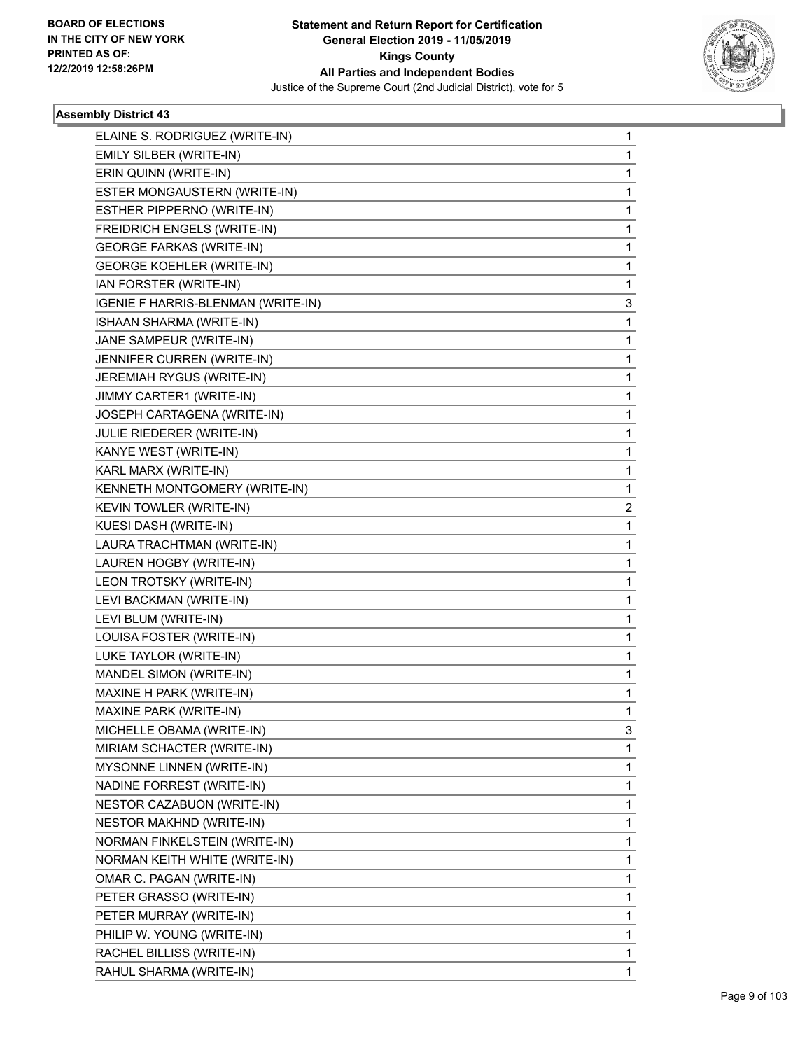**BOARD OF ELECTIONS IN THE CITY OF NEW YORK PRINTED AS OF: 12/2/2019 12:58:26PM**

**Statement and Return Report for Certification General Election 2019 - 11/05/2019 Kings County All Parties and Independent Bodies**

Justice of the Supreme Court (2nd Judicial District), vote for 5

### Assembly District 43

| | |
|---|---|
| ELAINE S. RODRIGUEZ (WRITE-IN) | 1 |
| EMILY SILBER (WRITE-IN) | 1 |
| ERIN QUINN (WRITE-IN) | 1 |
| ESTER MONGAUSTERN (WRITE-IN) | 1 |
| ESTHER PIPPERNO (WRITE-IN) | 1 |
| FREIDRICH ENGELS (WRITE-IN) | 1 |
| GEORGE FARKAS (WRITE-IN) | 1 |
| GEORGE KOEHLER (WRITE-IN) | 1 |
| IAN FORSTER (WRITE-IN) | 1 |
| IGENIE F HARRIS-BLENMAN (WRITE-IN) | 3 |
| ISHAAN SHARMA (WRITE-IN) | 1 |
| JANE SAMPEUR (WRITE-IN) | 1 |
| JENNIFER CURREN (WRITE-IN) | 1 |
| JEREMIAH RYGUS (WRITE-IN) | 1 |
| JIMMY CARTER1 (WRITE-IN) | 1 |
| JOSEPH CARTAGENA (WRITE-IN) | 1 |
| JULIE RIEDERER (WRITE-IN) | 1 |
| KANYE WEST (WRITE-IN) | 1 |
| KARL MARX (WRITE-IN) | 1 |
| KENNETH MONTGOMERY (WRITE-IN) | 1 |
| KEVIN TOWLER (WRITE-IN) | 2 |
| KUESI DASH (WRITE-IN) | 1 |
| LAURA TRACHTMAN (WRITE-IN) | 1 |
| LAUREN HOGBY (WRITE-IN) | 1 |
| LEON TROTSKY (WRITE-IN) | 1 |
| LEVI BACKMAN (WRITE-IN) | 1 |
| LEVI BLUM (WRITE-IN) | 1 |
| LOUISA FOSTER (WRITE-IN) | 1 |
| LUKE TAYLOR (WRITE-IN) | 1 |
| MANDEL SIMON (WRITE-IN) | 1 |
| MAXINE H PARK (WRITE-IN) | 1 |
| MAXINE PARK (WRITE-IN) | 1 |
| MICHELLE OBAMA (WRITE-IN) | 3 |
| MIRIAM SCHACTER (WRITE-IN) | 1 |
| MYSONNE LINNEN (WRITE-IN) | 1 |
| NADINE FORREST (WRITE-IN) | 1 |
| NESTOR CAZABUON (WRITE-IN) | 1 |
| NESTOR MAKHND (WRITE-IN) | 1 |
| NORMAN FINKELSTEIN (WRITE-IN) | 1 |
| NORMAN KEITH WHITE (WRITE-IN) | 1 |
| OMAR C. PAGAN (WRITE-IN) | 1 |
| PETER GRASSO (WRITE-IN) | 1 |
| PETER MURRAY (WRITE-IN) | 1 |
| PHILIP W. YOUNG (WRITE-IN) | 1 |
| RACHEL BILLISS (WRITE-IN) | 1 |
| RAHUL SHARMA (WRITE-IN) | 1 |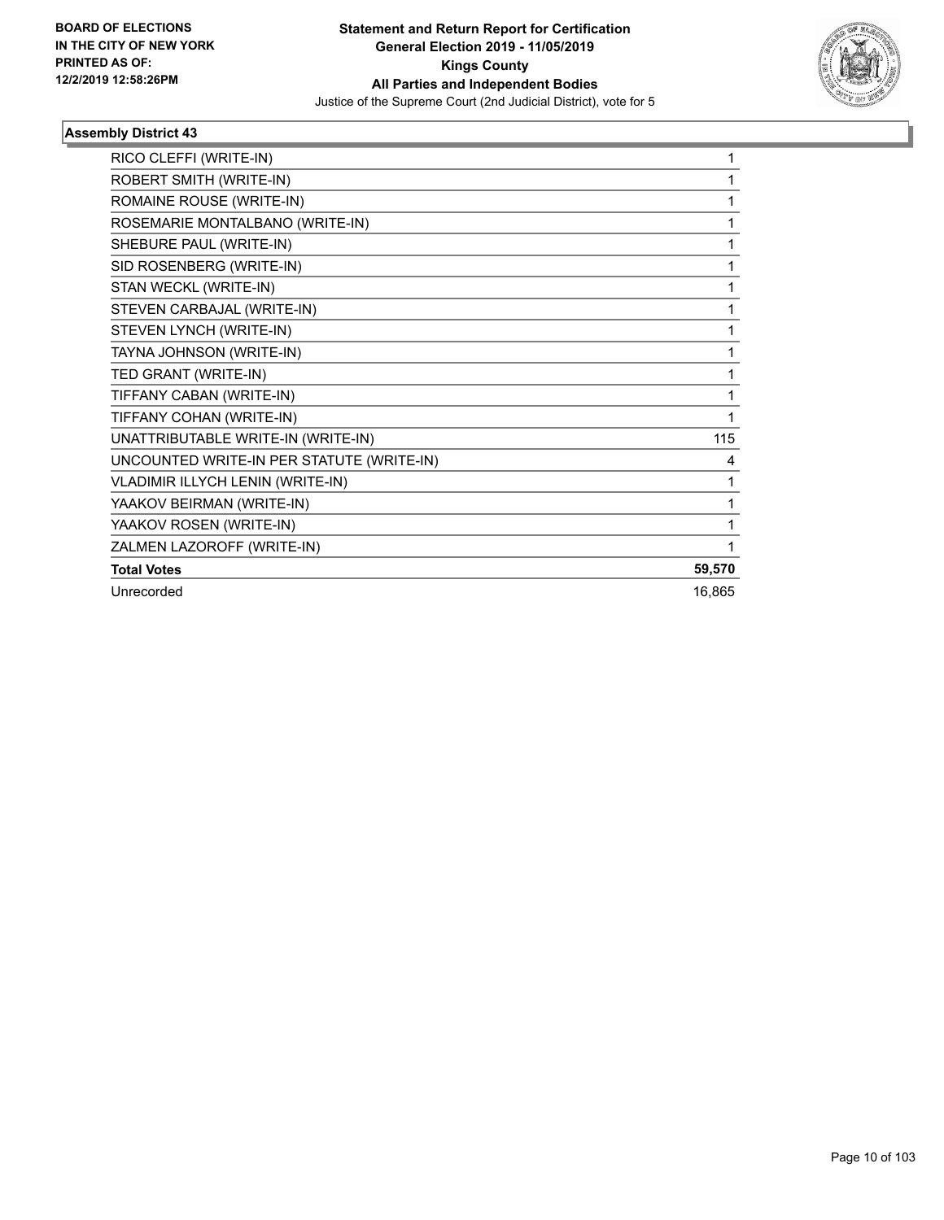**Statement and Return Report for Certification**
**General Election 2019 - 11/05/2019**
**Kings County**
**All Parties and Independent Bodies**
Justice of the Supreme Court (2nd Judicial District), vote for 5

BOARD OF ELECTIONS IN THE CITY OF NEW YORK PRINTED AS OF: 12/2/2019 12:58:26PM

### Assembly District 43

| | |
|---|---|
| RICO CLEFFI (WRITE-IN) | 1 |
| ROBERT SMITH (WRITE-IN) | 1 |
| ROMAINE ROUSE (WRITE-IN) | 1 |
| ROSEMARIE MONTALBANO (WRITE-IN) | 1 |
| SHEBURE PAUL (WRITE-IN) | 1 |
| SID ROSENBERG (WRITE-IN) | 1 |
| STAN WECKL (WRITE-IN) | 1 |
| STEVEN CARBAJAL (WRITE-IN) | 1 |
| STEVEN LYNCH (WRITE-IN) | 1 |
| TAYNA JOHNSON (WRITE-IN) | 1 |
| TED GRANT (WRITE-IN) | 1 |
| TIFFANY CABAN (WRITE-IN) | 1 |
| TIFFANY COHAN (WRITE-IN) | 1 |
| UNATTRIBUTABLE WRITE-IN (WRITE-IN) | 115 |
| UNCOUNTED WRITE-IN PER STATUTE (WRITE-IN) | 4 |
| VLADIMIR ILLYCH LENIN (WRITE-IN) | 1 |
| YAAKOV BEIRMAN (WRITE-IN) | 1 |
| YAAKOV ROSEN (WRITE-IN) | 1 |
| ZALMEN LAZOROFF (WRITE-IN) | 1 |
| **Total Votes** | **59,570** |
| Unrecorded | 16,865 |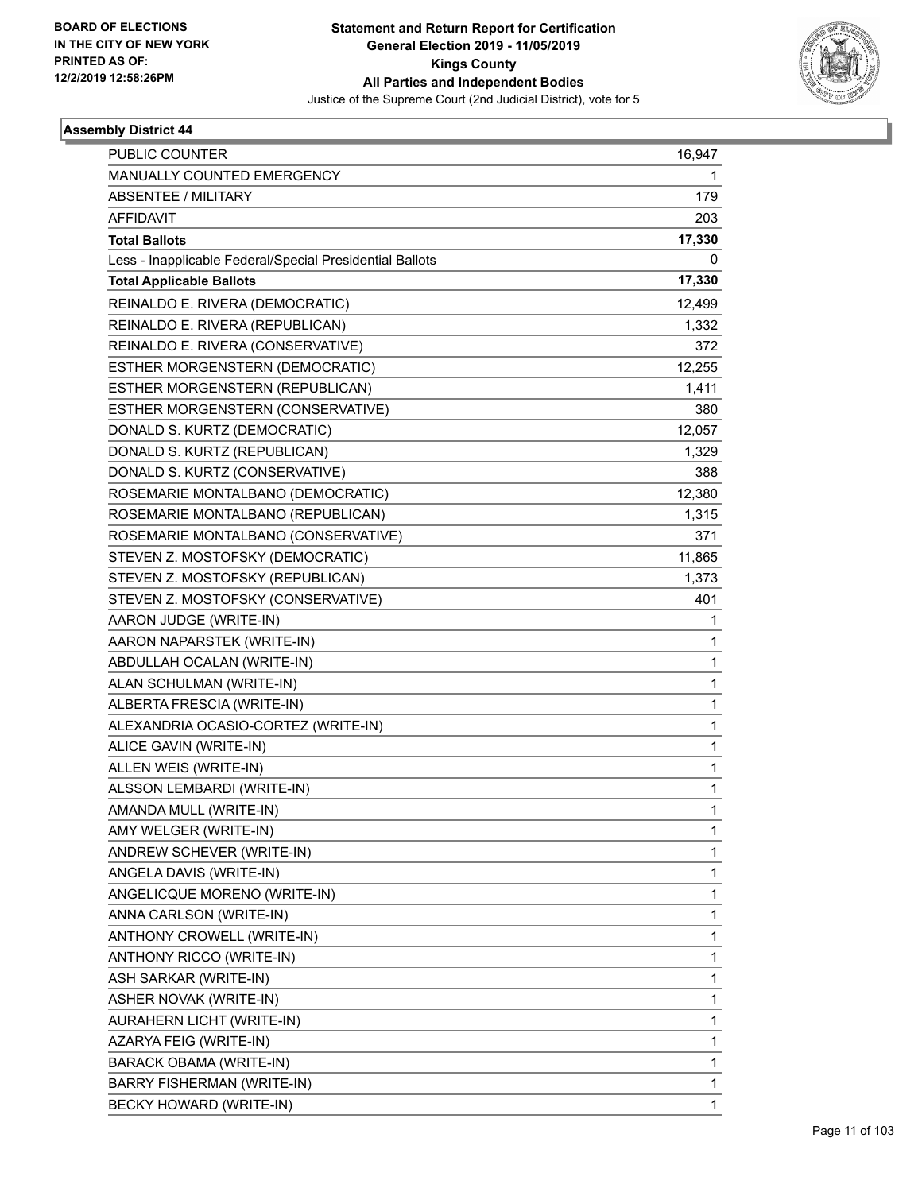BOARD OF ELECTIONS
IN THE CITY OF NEW YORK
PRINTED AS OF:
12/2/2019 12:58:26PM

**Statement and Return Report for Certification**
**General Election 2019 - 11/05/2019**
**Kings County**
**All Parties and Independent Bodies**
Justice of the Supreme Court (2nd Judicial District), vote for 5

### Assembly District 44

| | |
|---|---|
| PUBLIC COUNTER | 16,947 |
| MANUALLY COUNTED EMERGENCY | 1 |
| ABSENTEE / MILITARY | 179 |
| AFFIDAVIT | 203 |
| **Total Ballots** | **17,330** |
| Less - Inapplicable Federal/Special Presidential Ballots | 0 |
| **Total Applicable Ballots** | **17,330** |
| REINALDO E. RIVERA (DEMOCRATIC) | 12,499 |
| REINALDO E. RIVERA (REPUBLICAN) | 1,332 |
| REINALDO E. RIVERA (CONSERVATIVE) | 372 |
| ESTHER MORGENSTERN (DEMOCRATIC) | 12,255 |
| ESTHER MORGENSTERN (REPUBLICAN) | 1,411 |
| ESTHER MORGENSTERN (CONSERVATIVE) | 380 |
| DONALD S. KURTZ (DEMOCRATIC) | 12,057 |
| DONALD S. KURTZ (REPUBLICAN) | 1,329 |
| DONALD S. KURTZ (CONSERVATIVE) | 388 |
| ROSEMARIE MONTALBANO (DEMOCRATIC) | 12,380 |
| ROSEMARIE MONTALBANO (REPUBLICAN) | 1,315 |
| ROSEMARIE MONTALBANO (CONSERVATIVE) | 371 |
| STEVEN Z. MOSTOFSKY (DEMOCRATIC) | 11,865 |
| STEVEN Z. MOSTOFSKY (REPUBLICAN) | 1,373 |
| STEVEN Z. MOSTOFSKY (CONSERVATIVE) | 401 |
| AARON JUDGE (WRITE-IN) | 1 |
| AARON NAPARSTEK (WRITE-IN) | 1 |
| ABDULLAH OCALAN (WRITE-IN) | 1 |
| ALAN SCHULMAN (WRITE-IN) | 1 |
| ALBERTA FRESCIA (WRITE-IN) | 1 |
| ALEXANDRIA OCASIO-CORTEZ (WRITE-IN) | 1 |
| ALICE GAVIN (WRITE-IN) | 1 |
| ALLEN WEIS (WRITE-IN) | 1 |
| ALSSON LEMBARDI (WRITE-IN) | 1 |
| AMANDA MULL (WRITE-IN) | 1 |
| AMY WELGER (WRITE-IN) | 1 |
| ANDREW SCHEVER (WRITE-IN) | 1 |
| ANGELA DAVIS (WRITE-IN) | 1 |
| ANGELICQUE MORENO (WRITE-IN) | 1 |
| ANNA CARLSON (WRITE-IN) | 1 |
| ANTHONY CROWELL (WRITE-IN) | 1 |
| ANTHONY RICCO (WRITE-IN) | 1 |
| ASH SARKAR (WRITE-IN) | 1 |
| ASHER NOVAK (WRITE-IN) | 1 |
| AURAHERN LICHT (WRITE-IN) | 1 |
| AZARYA FEIG (WRITE-IN) | 1 |
| BARACK OBAMA (WRITE-IN) | 1 |
| BARRY FISHERMAN (WRITE-IN) | 1 |
| BECKY HOWARD (WRITE-IN) | 1 |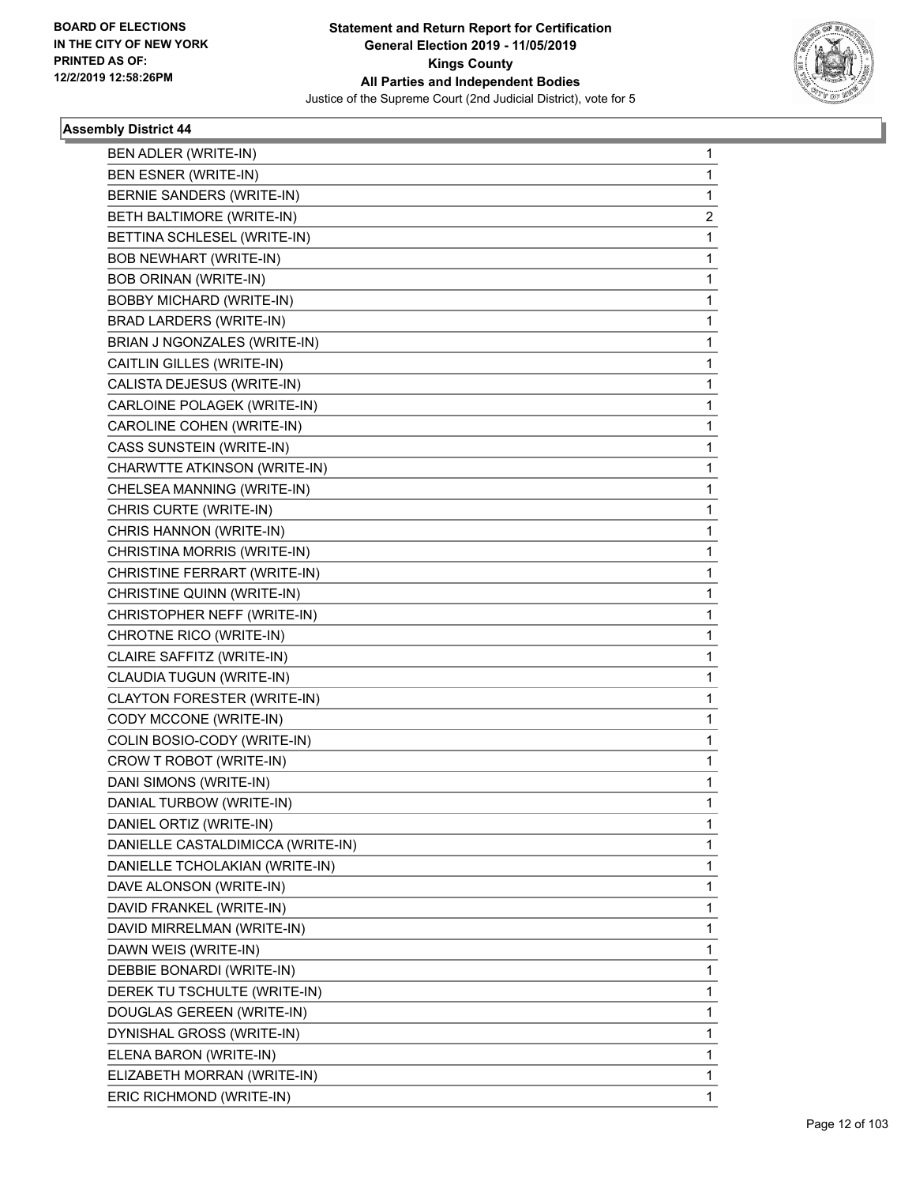**Statement and Return Report for Certification**
**General Election 2019 - 11/05/2019**
**Kings County**
**All Parties and Independent Bodies**
Justice of the Supreme Court (2nd Judicial District), vote for 5

BOARD OF ELECTIONS
IN THE CITY OF NEW YORK
PRINTED AS OF:
12/2/2019 12:58:26PM

### Assembly District 44

| | |
|---|---|
| BEN ADLER (WRITE-IN) | 1 |
| BEN ESNER (WRITE-IN) | 1 |
| BERNIE SANDERS (WRITE-IN) | 1 |
| BETH BALTIMORE (WRITE-IN) | 2 |
| BETTINA SCHLESEL (WRITE-IN) | 1 |
| BOB NEWHART (WRITE-IN) | 1 |
| BOB ORINAN (WRITE-IN) | 1 |
| BOBBY MICHARD (WRITE-IN) | 1 |
| BRAD LARDERS (WRITE-IN) | 1 |
| BRIAN J NGONZALES (WRITE-IN) | 1 |
| CAITLIN GILLES (WRITE-IN) | 1 |
| CALISTA DEJESUS (WRITE-IN) | 1 |
| CARLOINE POLAGEK (WRITE-IN) | 1 |
| CAROLINE COHEN (WRITE-IN) | 1 |
| CASS SUNSTEIN (WRITE-IN) | 1 |
| CHARWTTE ATKINSON (WRITE-IN) | 1 |
| CHELSEA MANNING (WRITE-IN) | 1 |
| CHRIS CURTE (WRITE-IN) | 1 |
| CHRIS HANNON (WRITE-IN) | 1 |
| CHRISTINA MORRIS (WRITE-IN) | 1 |
| CHRISTINE FERRART (WRITE-IN) | 1 |
| CHRISTINE QUINN (WRITE-IN) | 1 |
| CHRISTOPHER NEFF (WRITE-IN) | 1 |
| CHROTNE RICO (WRITE-IN) | 1 |
| CLAIRE SAFFITZ (WRITE-IN) | 1 |
| CLAUDIA TUGUN (WRITE-IN) | 1 |
| CLAYTON FORESTER (WRITE-IN) | 1 |
| CODY MCCONE (WRITE-IN) | 1 |
| COLIN BOSIO-CODY (WRITE-IN) | 1 |
| CROW T ROBOT (WRITE-IN) | 1 |
| DANI SIMONS (WRITE-IN) | 1 |
| DANIAL TURBOW (WRITE-IN) | 1 |
| DANIEL ORTIZ (WRITE-IN) | 1 |
| DANIELLE CASTALDIMICCA (WRITE-IN) | 1 |
| DANIELLE TCHOLAKIAN (WRITE-IN) | 1 |
| DAVE ALONSON (WRITE-IN) | 1 |
| DAVID FRANKEL (WRITE-IN) | 1 |
| DAVID MIRRELMAN (WRITE-IN) | 1 |
| DAWN WEIS (WRITE-IN) | 1 |
| DEBBIE BONARDI (WRITE-IN) | 1 |
| DEREK TU TSCHULTE (WRITE-IN) | 1 |
| DOUGLAS GEREEN (WRITE-IN) | 1 |
| DYNISHAL GROSS (WRITE-IN) | 1 |
| ELENA BARON (WRITE-IN) | 1 |
| ELIZABETH MORRAN (WRITE-IN) | 1 |
| ERIC RICHMOND (WRITE-IN) | 1 |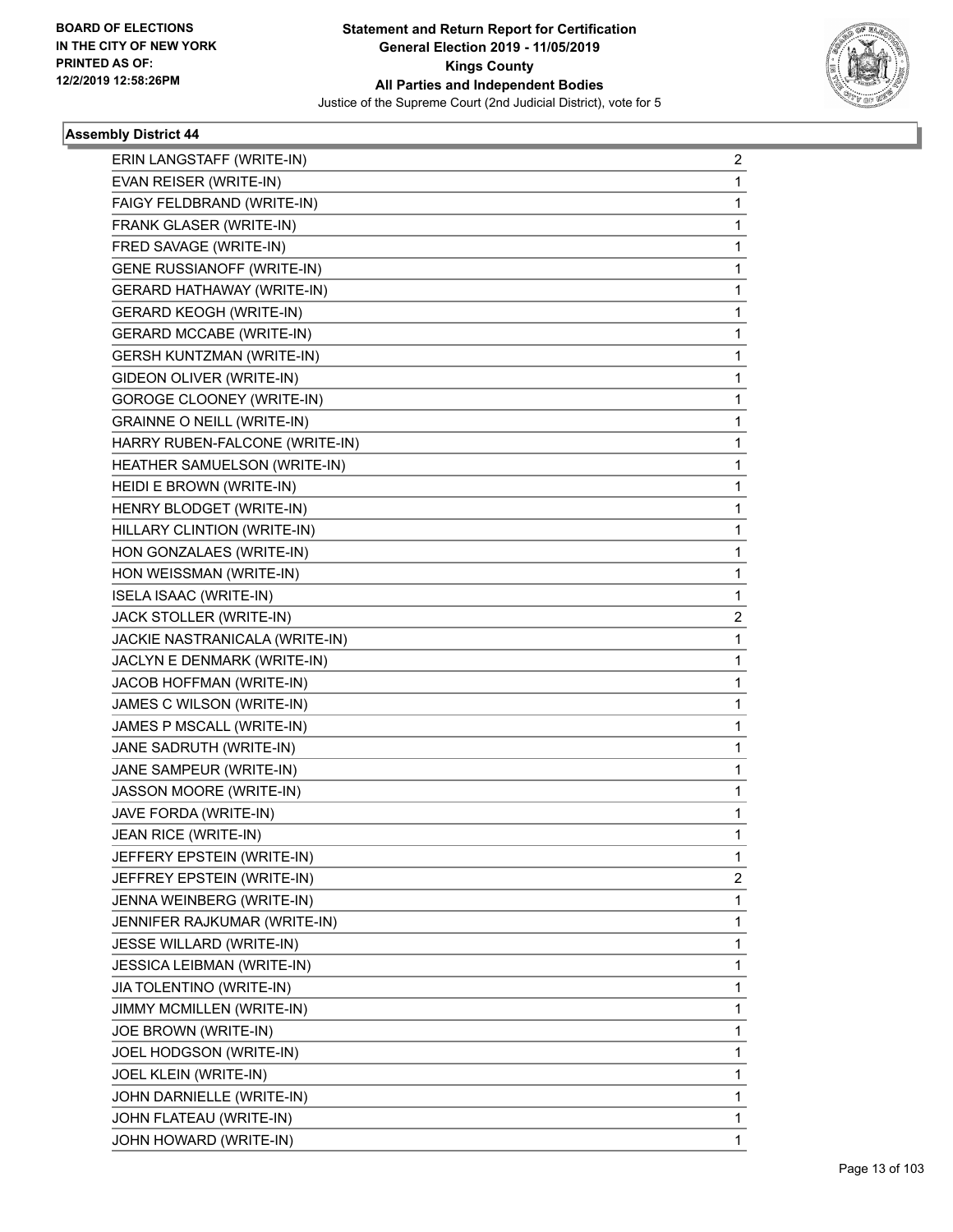**BOARD OF ELECTIONS IN THE CITY OF NEW YORK PRINTED AS OF: 12/2/2019 12:58:26PM**

**Statement and Return Report for Certification General Election 2019 - 11/05/2019 Kings County All Parties and Independent Bodies**

Justice of the Supreme Court (2nd Judicial District), vote for 5

**Assembly District 44**

| | |
|---|---|
| ERIN LANGSTAFF (WRITE-IN) | 2 |
| EVAN REISER (WRITE-IN) | 1 |
| FAIGY FELDBRAND (WRITE-IN) | 1 |
| FRANK GLASER (WRITE-IN) | 1 |
| FRED SAVAGE (WRITE-IN) | 1 |
| GENE RUSSIANOFF (WRITE-IN) | 1 |
| GERARD HATHAWAY (WRITE-IN) | 1 |
| GERARD KEOGH (WRITE-IN) | 1 |
| GERARD MCCABE (WRITE-IN) | 1 |
| GERSH KUNTZMAN (WRITE-IN) | 1 |
| GIDEON OLIVER (WRITE-IN) | 1 |
| GOROGE CLOONEY (WRITE-IN) | 1 |
| GRAINNE O NEILL (WRITE-IN) | 1 |
| HARRY RUBEN-FALCONE (WRITE-IN) | 1 |
| HEATHER SAMUELSON (WRITE-IN) | 1 |
| HEIDI E BROWN (WRITE-IN) | 1 |
| HENRY BLODGET (WRITE-IN) | 1 |
| HILLARY CLINTION (WRITE-IN) | 1 |
| HON GONZALAES (WRITE-IN) | 1 |
| HON WEISSMAN (WRITE-IN) | 1 |
| ISELA ISAAC (WRITE-IN) | 1 |
| JACK STOLLER (WRITE-IN) | 2 |
| JACKIE NASTRANICALA (WRITE-IN) | 1 |
| JACLYN E DENMARK (WRITE-IN) | 1 |
| JACOB HOFFMAN (WRITE-IN) | 1 |
| JAMES C WILSON (WRITE-IN) | 1 |
| JAMES P MSCALL (WRITE-IN) | 1 |
| JANE SADRUTH (WRITE-IN) | 1 |
| JANE SAMPEUR (WRITE-IN) | 1 |
| JASSON MOORE (WRITE-IN) | 1 |
| JAVE FORDA (WRITE-IN) | 1 |
| JEAN RICE (WRITE-IN) | 1 |
| JEFFERY EPSTEIN (WRITE-IN) | 1 |
| JEFFREY EPSTEIN (WRITE-IN) | 2 |
| JENNA WEINBERG (WRITE-IN) | 1 |
| JENNIFER RAJKUMAR (WRITE-IN) | 1 |
| JESSE WILLARD (WRITE-IN) | 1 |
| JESSICA LEIBMAN (WRITE-IN) | 1 |
| JIA TOLENTINO (WRITE-IN) | 1 |
| JIMMY MCMILLEN (WRITE-IN) | 1 |
| JOE BROWN (WRITE-IN) | 1 |
| JOEL HODGSON (WRITE-IN) | 1 |
| JOEL KLEIN (WRITE-IN) | 1 |
| JOHN DARNIELLE (WRITE-IN) | 1 |
| JOHN FLATEAU (WRITE-IN) | 1 |
| JOHN HOWARD (WRITE-IN) | 1 |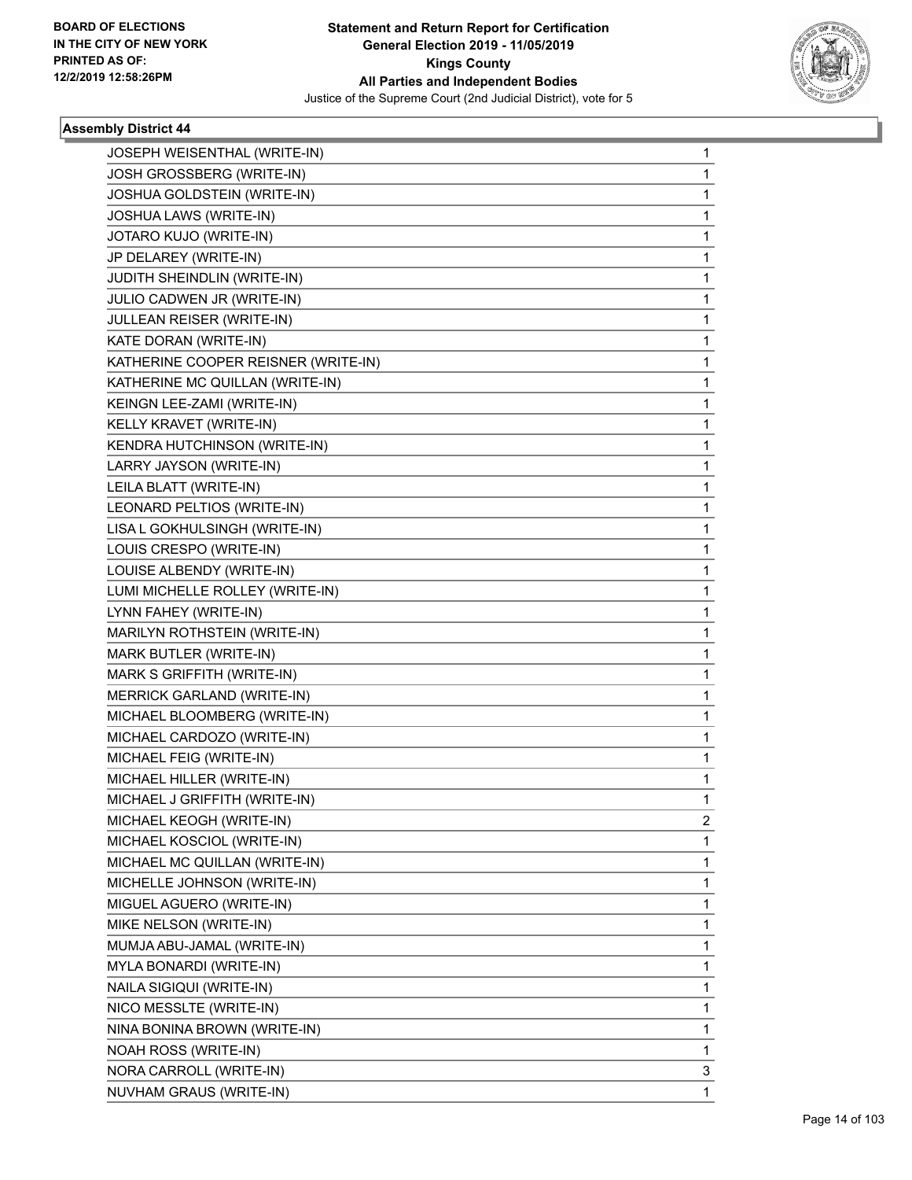## Assembly District 44

| Candidate | Votes |
|---|---|
| JOSEPH WEISENTHAL (WRITE-IN) | 1 |
| JOSH GROSSBERG (WRITE-IN) | 1 |
| JOSHUA GOLDSTEIN (WRITE-IN) | 1 |
| JOSHUA LAWS (WRITE-IN) | 1 |
| JOTARO KUJO (WRITE-IN) | 1 |
| JP DELAREY (WRITE-IN) | 1 |
| JUDITH SHEINDLIN (WRITE-IN) | 1 |
| JULIO CADWEN JR (WRITE-IN) | 1 |
| JULLEAN REISER (WRITE-IN) | 1 |
| KATE DORAN (WRITE-IN) | 1 |
| KATHERINE COOPER REISNER (WRITE-IN) | 1 |
| KATHERINE MC QUILLAN (WRITE-IN) | 1 |
| KEINGN LEE-ZAMI (WRITE-IN) | 1 |
| KELLY KRAVET (WRITE-IN) | 1 |
| KENDRA HUTCHINSON (WRITE-IN) | 1 |
| LARRY JAYSON (WRITE-IN) | 1 |
| LEILA BLATT (WRITE-IN) | 1 |
| LEONARD PELTIOS (WRITE-IN) | 1 |
| LISA L GOKHULSINGH (WRITE-IN) | 1 |
| LOUIS CRESPO (WRITE-IN) | 1 |
| LOUISE ALBENDY (WRITE-IN) | 1 |
| LUMI MICHELLE ROLLEY (WRITE-IN) | 1 |
| LYNN FAHEY (WRITE-IN) | 1 |
| MARILYN ROTHSTEIN (WRITE-IN) | 1 |
| MARK BUTLER (WRITE-IN) | 1 |
| MARK S GRIFFITH (WRITE-IN) | 1 |
| MERRICK GARLAND (WRITE-IN) | 1 |
| MICHAEL BLOOMBERG (WRITE-IN) | 1 |
| MICHAEL CARDOZO (WRITE-IN) | 1 |
| MICHAEL FEIG (WRITE-IN) | 1 |
| MICHAEL HILLER (WRITE-IN) | 1 |
| MICHAEL J GRIFFITH (WRITE-IN) | 1 |
| MICHAEL KEOGH (WRITE-IN) | 2 |
| MICHAEL KOSCIOL (WRITE-IN) | 1 |
| MICHAEL MC QUILLAN (WRITE-IN) | 1 |
| MICHELLE JOHNSON (WRITE-IN) | 1 |
| MIGUEL AGUERO (WRITE-IN) | 1 |
| MIKE NELSON (WRITE-IN) | 1 |
| MUMJA ABU-JAMAL (WRITE-IN) | 1 |
| MYLA BONARDI (WRITE-IN) | 1 |
| NAILA SIGIQUI (WRITE-IN) | 1 |
| NICO MESSLTE (WRITE-IN) | 1 |
| NINA BONINA BROWN (WRITE-IN) | 1 |
| NOAH ROSS (WRITE-IN) | 1 |
| NORA CARROLL (WRITE-IN) | 3 |
| NUVHAM GRAUS (WRITE-IN) | 1 |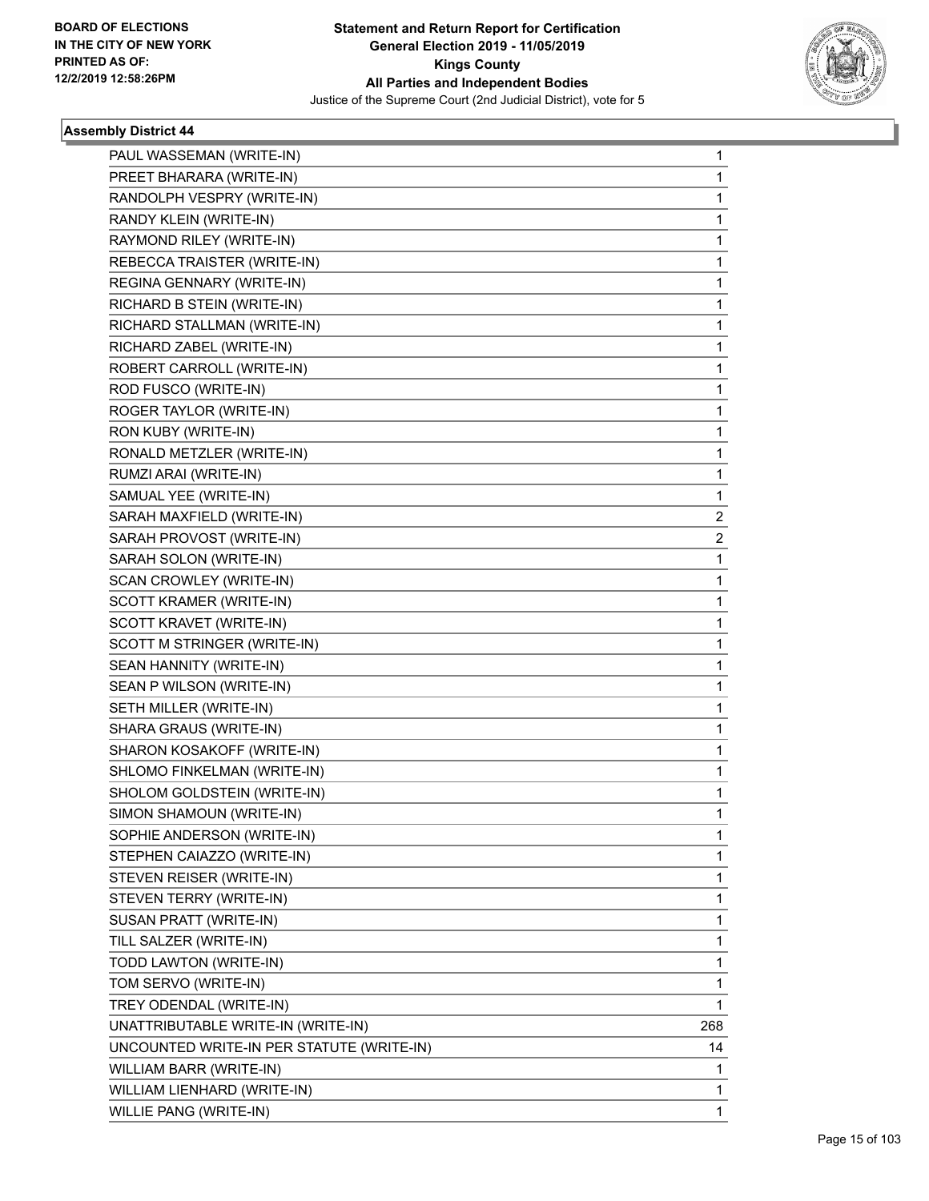**Statement and Return Report for Certification**
**General Election 2019 - 11/05/2019**
**Kings County**
**All Parties and Independent Bodies**
Justice of the Supreme Court (2nd Judicial District), vote for 5

BOARD OF ELECTIONS IN THE CITY OF NEW YORK
PRINTED AS OF: 12/2/2019 12:58:26PM

### Assembly District 44

| Candidate | Votes |
|---|---|
| PAUL WASSEMAN (WRITE-IN) | 1 |
| PREET BHARARA (WRITE-IN) | 1 |
| RANDOLPH VESPRY (WRITE-IN) | 1 |
| RANDY KLEIN (WRITE-IN) | 1 |
| RAYMOND RILEY (WRITE-IN) | 1 |
| REBECCA TRAISTER (WRITE-IN) | 1 |
| REGINA GENNARY (WRITE-IN) | 1 |
| RICHARD B STEIN (WRITE-IN) | 1 |
| RICHARD STALLMAN (WRITE-IN) | 1 |
| RICHARD ZABEL (WRITE-IN) | 1 |
| ROBERT CARROLL (WRITE-IN) | 1 |
| ROD FUSCO (WRITE-IN) | 1 |
| ROGER TAYLOR (WRITE-IN) | 1 |
| RON KUBY (WRITE-IN) | 1 |
| RONALD METZLER (WRITE-IN) | 1 |
| RUMZI ARAI (WRITE-IN) | 1 |
| SAMUAL YEE (WRITE-IN) | 1 |
| SARAH MAXFIELD (WRITE-IN) | 2 |
| SARAH PROVOST (WRITE-IN) | 2 |
| SARAH SOLON (WRITE-IN) | 1 |
| SCAN CROWLEY (WRITE-IN) | 1 |
| SCOTT KRAMER (WRITE-IN) | 1 |
| SCOTT KRAVET (WRITE-IN) | 1 |
| SCOTT M STRINGER (WRITE-IN) | 1 |
| SEAN HANNITY (WRITE-IN) | 1 |
| SEAN P WILSON (WRITE-IN) | 1 |
| SETH MILLER (WRITE-IN) | 1 |
| SHARA GRAUS (WRITE-IN) | 1 |
| SHARON KOSAKOFF (WRITE-IN) | 1 |
| SHLOMO FINKELMAN (WRITE-IN) | 1 |
| SHOLOM GOLDSTEIN (WRITE-IN) | 1 |
| SIMON SHAMOUN (WRITE-IN) | 1 |
| SOPHIE ANDERSON (WRITE-IN) | 1 |
| STEPHEN CAIAZZO (WRITE-IN) | 1 |
| STEVEN REISER (WRITE-IN) | 1 |
| STEVEN TERRY (WRITE-IN) | 1 |
| SUSAN PRATT (WRITE-IN) | 1 |
| TILL SALZER (WRITE-IN) | 1 |
| TODD LAWTON (WRITE-IN) | 1 |
| TOM SERVO (WRITE-IN) | 1 |
| TREY ODENDAL (WRITE-IN) | 1 |
| UNATTRIBUTABLE WRITE-IN (WRITE-IN) | 268 |
| UNCOUNTED WRITE-IN PER STATUTE (WRITE-IN) | 14 |
| WILLIAM BARR (WRITE-IN) | 1 |
| WILLIAM LIENHARD (WRITE-IN) | 1 |
| WILLIE PANG (WRITE-IN) | 1 |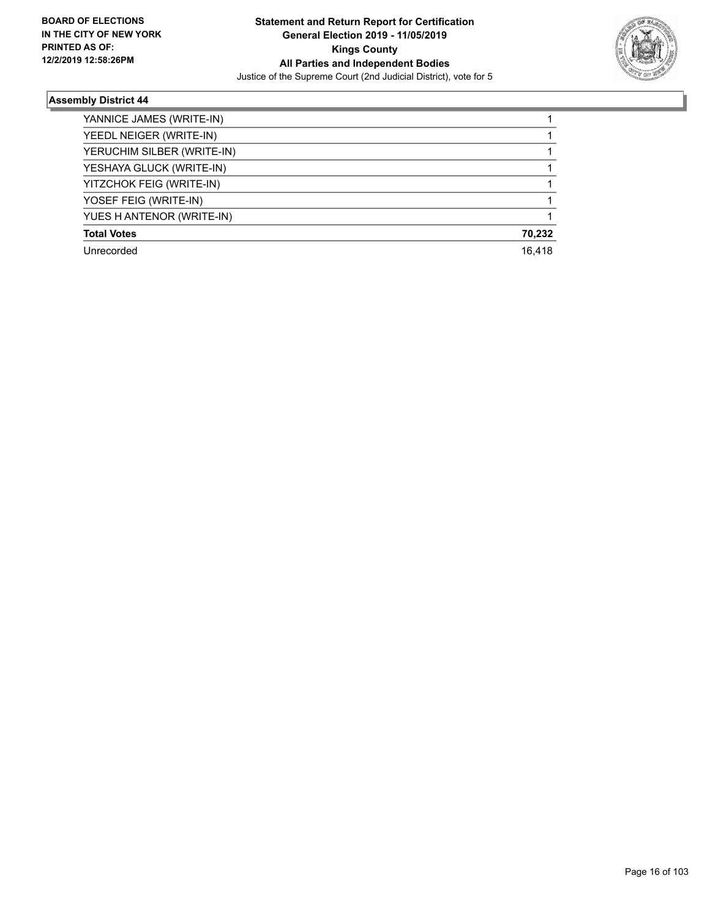## Assembly District 44

| | |
|---|---|
| YANNICE JAMES (WRITE-IN) | 1 |
| YEEDL NEIGER (WRITE-IN) | 1 |
| YERUCHIM SILBER (WRITE-IN) | 1 |
| YESHAYA GLUCK (WRITE-IN) | 1 |
| YITZCHOK FEIG (WRITE-IN) | 1 |
| YOSEF FEIG (WRITE-IN) | 1 |
| YUES H ANTENOR (WRITE-IN) | 1 |
| **Total Votes** | **70,232** |
| Unrecorded | 16,418 |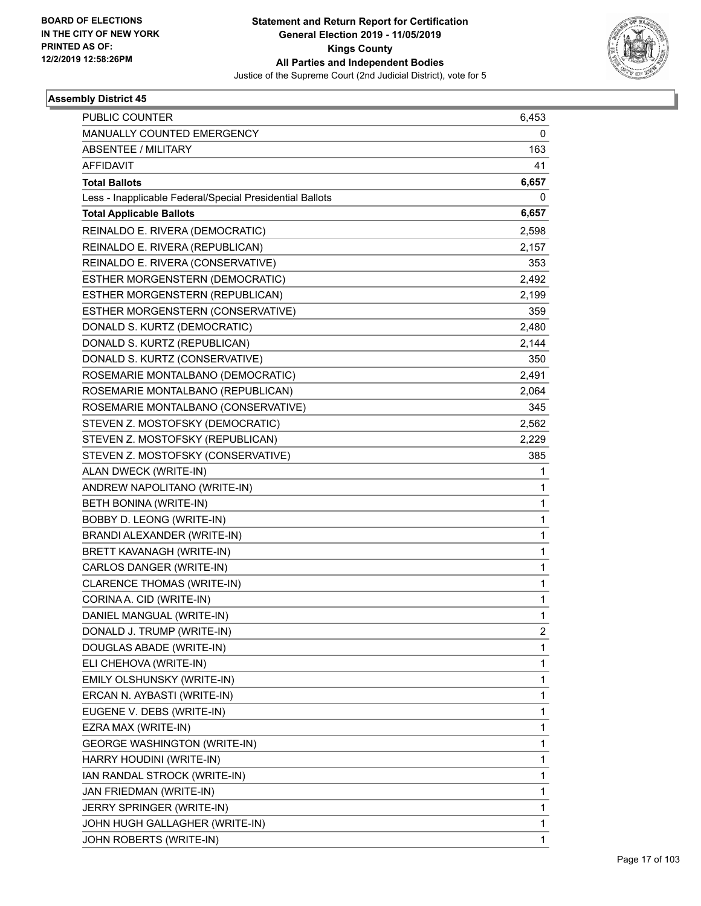**BOARD OF ELECTIONS IN THE CITY OF NEW YORK PRINTED AS OF: 12/2/2019 12:58:26PM**

# Statement and Return Report for Certification
## General Election 2019 - 11/05/2019
## Kings County
## All Parties and Independent Bodies
### Justice of the Supreme Court (2nd Judicial District), vote for 5

**Assembly District 45**

| | |
|---|---|
| PUBLIC COUNTER | 6,453 |
| MANUALLY COUNTED EMERGENCY | 0 |
| ABSENTEE / MILITARY | 163 |
| AFFIDAVIT | 41 |
| **Total Ballots** | **6,657** |
| Less - Inapplicable Federal/Special Presidential Ballots | 0 |
| **Total Applicable Ballots** | **6,657** |
| REINALDO E. RIVERA (DEMOCRATIC) | 2,598 |
| REINALDO E. RIVERA (REPUBLICAN) | 2,157 |
| REINALDO E. RIVERA (CONSERVATIVE) | 353 |
| ESTHER MORGENSTERN (DEMOCRATIC) | 2,492 |
| ESTHER MORGENSTERN (REPUBLICAN) | 2,199 |
| ESTHER MORGENSTERN (CONSERVATIVE) | 359 |
| DONALD S. KURTZ (DEMOCRATIC) | 2,480 |
| DONALD S. KURTZ (REPUBLICAN) | 2,144 |
| DONALD S. KURTZ (CONSERVATIVE) | 350 |
| ROSEMARIE MONTALBANO (DEMOCRATIC) | 2,491 |
| ROSEMARIE MONTALBANO (REPUBLICAN) | 2,064 |
| ROSEMARIE MONTALBANO (CONSERVATIVE) | 345 |
| STEVEN Z. MOSTOFSKY (DEMOCRATIC) | 2,562 |
| STEVEN Z. MOSTOFSKY (REPUBLICAN) | 2,229 |
| STEVEN Z. MOSTOFSKY (CONSERVATIVE) | 385 |
| ALAN DWECK (WRITE-IN) | 1 |
| ANDREW NAPOLITANO (WRITE-IN) | 1 |
| BETH BONINA (WRITE-IN) | 1 |
| BOBBY D. LEONG (WRITE-IN) | 1 |
| BRANDI ALEXANDER (WRITE-IN) | 1 |
| BRETT KAVANAGH (WRITE-IN) | 1 |
| CARLOS DANGER (WRITE-IN) | 1 |
| CLARENCE THOMAS (WRITE-IN) | 1 |
| CORINA A. CID (WRITE-IN) | 1 |
| DANIEL MANGUAL (WRITE-IN) | 1 |
| DONALD J. TRUMP (WRITE-IN) | 2 |
| DOUGLAS ABADE (WRITE-IN) | 1 |
| ELI CHEHOVA (WRITE-IN) | 1 |
| EMILY OLSHUNSKY (WRITE-IN) | 1 |
| ERCAN N. AYBASTI (WRITE-IN) | 1 |
| EUGENE V. DEBS (WRITE-IN) | 1 |
| EZRA MAX (WRITE-IN) | 1 |
| GEORGE WASHINGTON (WRITE-IN) | 1 |
| HARRY HOUDINI (WRITE-IN) | 1 |
| IAN RANDAL STROCK (WRITE-IN) | 1 |
| JAN FRIEDMAN (WRITE-IN) | 1 |
| JERRY SPRINGER (WRITE-IN) | 1 |
| JOHN HUGH GALLAGHER (WRITE-IN) | 1 |
| JOHN ROBERTS (WRITE-IN) | 1 |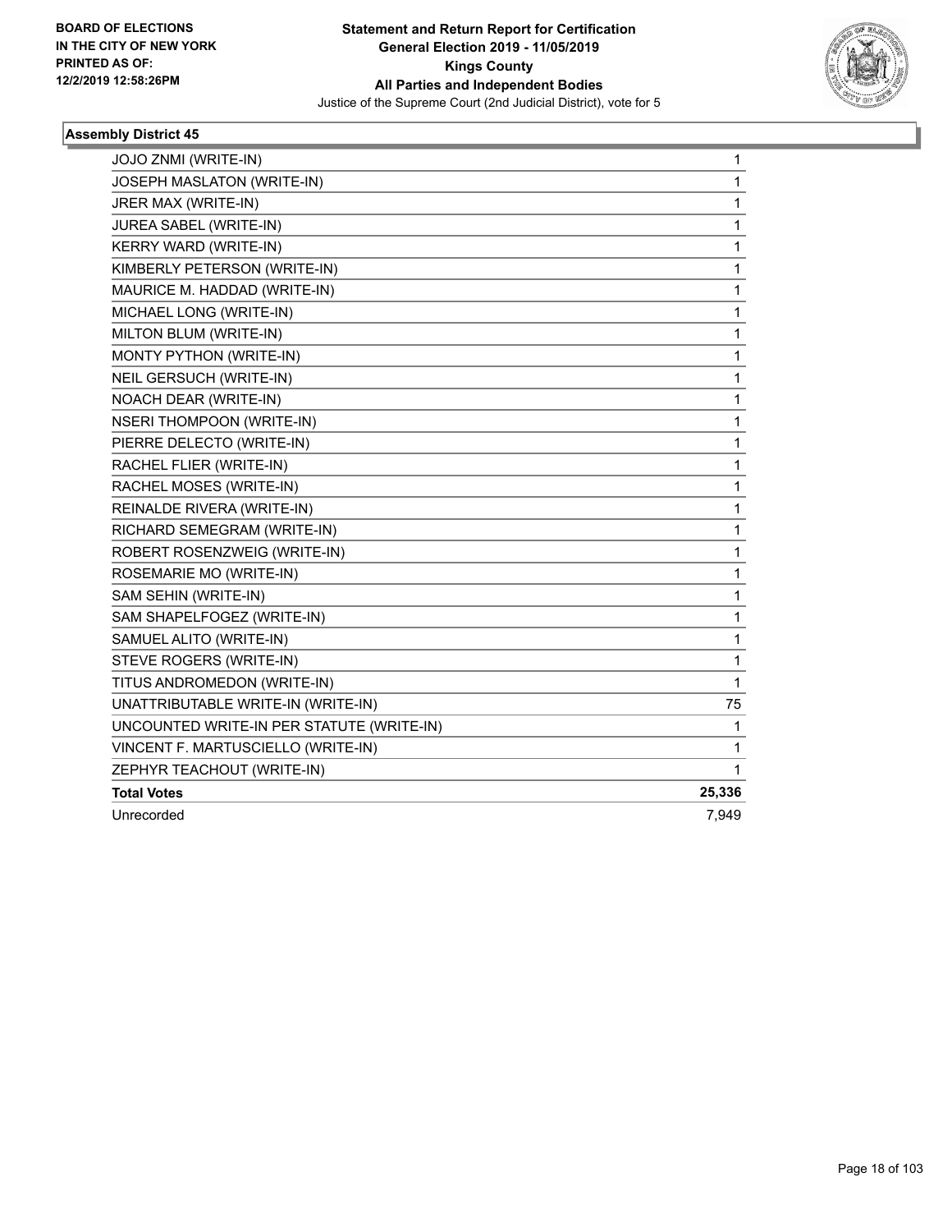**BOARD OF ELECTIONS IN THE CITY OF NEW YORK PRINTED AS OF: 12/2/2019 12:58:26PM**

**Statement and Return Report for Certification General Election 2019 - 11/05/2019 Kings County All Parties and Independent Bodies**

Justice of the Supreme Court (2nd Judicial District), vote for 5

### Assembly District 45

| | |
|---|---|
| JOJO ZNMI (WRITE-IN) | 1 |
| JOSEPH MASLATON (WRITE-IN) | 1 |
| JRER MAX (WRITE-IN) | 1 |
| JUREA SABEL (WRITE-IN) | 1 |
| KERRY WARD (WRITE-IN) | 1 |
| KIMBERLY PETERSON (WRITE-IN) | 1 |
| MAURICE M. HADDAD (WRITE-IN) | 1 |
| MICHAEL LONG (WRITE-IN) | 1 |
| MILTON BLUM (WRITE-IN) | 1 |
| MONTY PYTHON (WRITE-IN) | 1 |
| NEIL GERSUCH (WRITE-IN) | 1 |
| NOACH DEAR (WRITE-IN) | 1 |
| NSERI THOMPOON (WRITE-IN) | 1 |
| PIERRE DELECTO (WRITE-IN) | 1 |
| RACHEL FLIER (WRITE-IN) | 1 |
| RACHEL MOSES (WRITE-IN) | 1 |
| REINALDE RIVERA (WRITE-IN) | 1 |
| RICHARD SEMEGRAM (WRITE-IN) | 1 |
| ROBERT ROSENZWEIG (WRITE-IN) | 1 |
| ROSEMARIE MO (WRITE-IN) | 1 |
| SAM SEHIN (WRITE-IN) | 1 |
| SAM SHAPELFOGEZ (WRITE-IN) | 1 |
| SAMUEL ALITO (WRITE-IN) | 1 |
| STEVE ROGERS (WRITE-IN) | 1 |
| TITUS ANDROMEDON (WRITE-IN) | 1 |
| UNATTRIBUTABLE WRITE-IN (WRITE-IN) | 75 |
| UNCOUNTED WRITE-IN PER STATUTE (WRITE-IN) | 1 |
| VINCENT F. MARTUSCIELLO (WRITE-IN) | 1 |
| ZEPHYR TEACHOUT (WRITE-IN) | 1 |
| **Total Votes** | **25,336** |
| Unrecorded | 7,949 |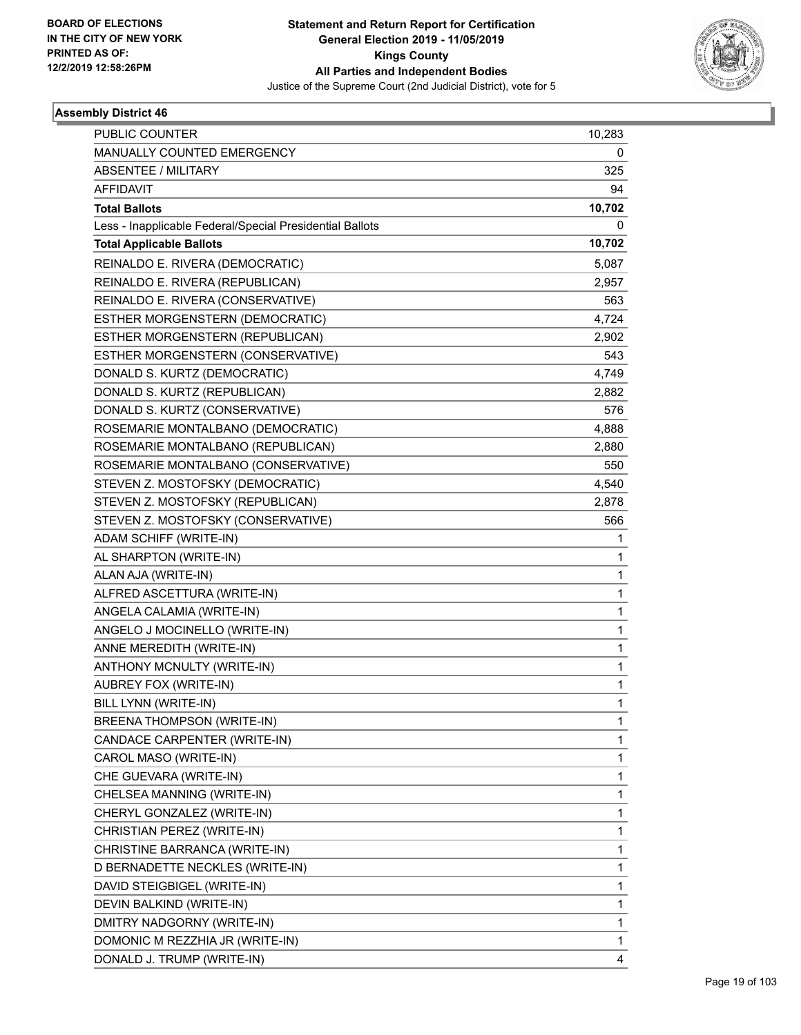BOARD OF ELECTIONS
IN THE CITY OF NEW YORK
PRINTED AS OF:
12/2/2019 12:58:26PM

**Statement and Return Report for Certification**
**General Election 2019 - 11/05/2019**
**Kings County**
**All Parties and Independent Bodies**
Justice of the Supreme Court (2nd Judicial District), vote for 5

### Assembly District 46

| | |
|---|---|
| PUBLIC COUNTER | 10,283 |
| MANUALLY COUNTED EMERGENCY | 0 |
| ABSENTEE / MILITARY | 325 |
| AFFIDAVIT | 94 |
| **Total Ballots** | **10,702** |
| Less - Inapplicable Federal/Special Presidential Ballots | 0 |
| **Total Applicable Ballots** | **10,702** |
| REINALDO E. RIVERA (DEMOCRATIC) | 5,087 |
| REINALDO E. RIVERA (REPUBLICAN) | 2,957 |
| REINALDO E. RIVERA (CONSERVATIVE) | 563 |
| ESTHER MORGENSTERN (DEMOCRATIC) | 4,724 |
| ESTHER MORGENSTERN (REPUBLICAN) | 2,902 |
| ESTHER MORGENSTERN (CONSERVATIVE) | 543 |
| DONALD S. KURTZ (DEMOCRATIC) | 4,749 |
| DONALD S. KURTZ (REPUBLICAN) | 2,882 |
| DONALD S. KURTZ (CONSERVATIVE) | 576 |
| ROSEMARIE MONTALBANO (DEMOCRATIC) | 4,888 |
| ROSEMARIE MONTALBANO (REPUBLICAN) | 2,880 |
| ROSEMARIE MONTALBANO (CONSERVATIVE) | 550 |
| STEVEN Z. MOSTOFSKY (DEMOCRATIC) | 4,540 |
| STEVEN Z. MOSTOFSKY (REPUBLICAN) | 2,878 |
| STEVEN Z. MOSTOFSKY (CONSERVATIVE) | 566 |
| ADAM SCHIFF (WRITE-IN) | 1 |
| AL SHARPTON (WRITE-IN) | 1 |
| ALAN AJA (WRITE-IN) | 1 |
| ALFRED ASCETTURA (WRITE-IN) | 1 |
| ANGELA CALAMIA (WRITE-IN) | 1 |
| ANGELO J MOCINELLO (WRITE-IN) | 1 |
| ANNE MEREDITH (WRITE-IN) | 1 |
| ANTHONY MCNULTY (WRITE-IN) | 1 |
| AUBREY FOX (WRITE-IN) | 1 |
| BILL LYNN (WRITE-IN) | 1 |
| BREENA THOMPSON (WRITE-IN) | 1 |
| CANDACE CARPENTER (WRITE-IN) | 1 |
| CAROL MASO (WRITE-IN) | 1 |
| CHE GUEVARA (WRITE-IN) | 1 |
| CHELSEA MANNING (WRITE-IN) | 1 |
| CHERYL GONZALEZ (WRITE-IN) | 1 |
| CHRISTIAN PEREZ (WRITE-IN) | 1 |
| CHRISTINE BARRANCA (WRITE-IN) | 1 |
| D BERNADETTE NECKLES (WRITE-IN) | 1 |
| DAVID STEIGBIGEL (WRITE-IN) | 1 |
| DEVIN BALKIND (WRITE-IN) | 1 |
| DMITRY NADGORNY (WRITE-IN) | 1 |
| DOMONIC M REZZHIA JR (WRITE-IN) | 1 |
| DONALD J. TRUMP (WRITE-IN) | 4 |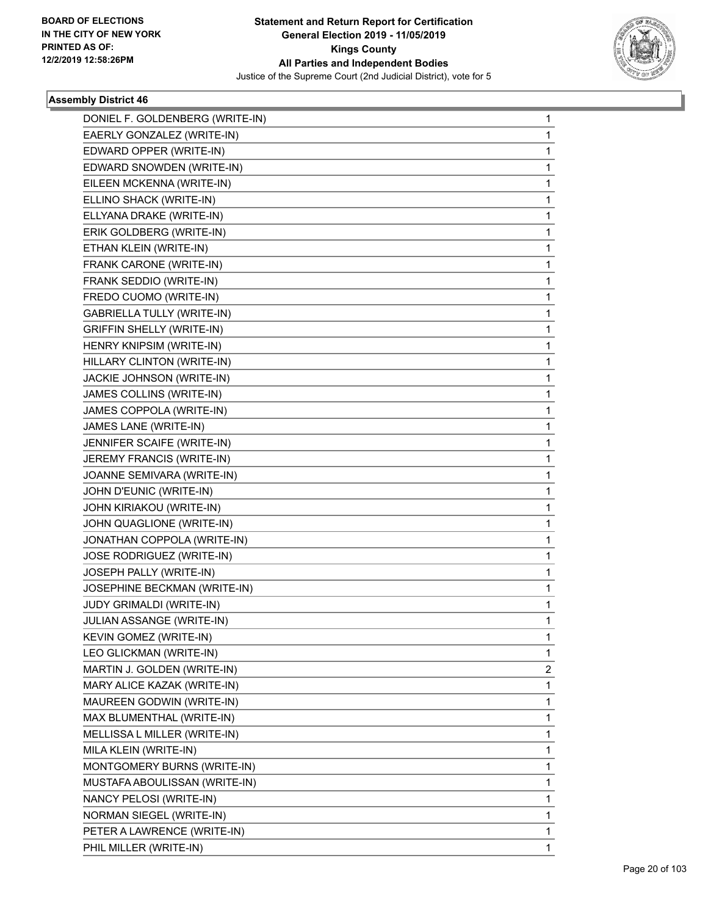**Statement and Return Report for Certification**
**General Election 2019 - 11/05/2019**
**Kings County**
**All Parties and Independent Bodies**
Justice of the Supreme Court (2nd Judicial District), vote for 5

BOARD OF ELECTIONS
IN THE CITY OF NEW YORK
PRINTED AS OF:
12/2/2019 12:58:26PM

### Assembly District 46

| | |
|---|---|
| DONIEL F. GOLDENBERG (WRITE-IN) | 1 |
| EAERLY GONZALEZ (WRITE-IN) | 1 |
| EDWARD OPPER (WRITE-IN) | 1 |
| EDWARD SNOWDEN (WRITE-IN) | 1 |
| EILEEN MCKENNA (WRITE-IN) | 1 |
| ELLINO SHACK (WRITE-IN) | 1 |
| ELLYANA DRAKE (WRITE-IN) | 1 |
| ERIK GOLDBERG (WRITE-IN) | 1 |
| ETHAN KLEIN (WRITE-IN) | 1 |
| FRANK CARONE (WRITE-IN) | 1 |
| FRANK SEDDIO (WRITE-IN) | 1 |
| FREDO CUOMO (WRITE-IN) | 1 |
| GABRIELLA TULLY (WRITE-IN) | 1 |
| GRIFFIN SHELLY (WRITE-IN) | 1 |
| HENRY KNIPSIM (WRITE-IN) | 1 |
| HILLARY CLINTON (WRITE-IN) | 1 |
| JACKIE JOHNSON (WRITE-IN) | 1 |
| JAMES COLLINS (WRITE-IN) | 1 |
| JAMES COPPOLA (WRITE-IN) | 1 |
| JAMES LANE (WRITE-IN) | 1 |
| JENNIFER SCAIFE (WRITE-IN) | 1 |
| JEREMY FRANCIS (WRITE-IN) | 1 |
| JOANNE SEMIVARA (WRITE-IN) | 1 |
| JOHN D'EUNIC (WRITE-IN) | 1 |
| JOHN KIRIAKOU (WRITE-IN) | 1 |
| JOHN QUAGLIONE (WRITE-IN) | 1 |
| JONATHAN COPPOLA (WRITE-IN) | 1 |
| JOSE RODRIGUEZ (WRITE-IN) | 1 |
| JOSEPH PALLY (WRITE-IN) | 1 |
| JOSEPHINE BECKMAN (WRITE-IN) | 1 |
| JUDY GRIMALDI (WRITE-IN) | 1 |
| JULIAN ASSANGE (WRITE-IN) | 1 |
| KEVIN GOMEZ (WRITE-IN) | 1 |
| LEO GLICKMAN (WRITE-IN) | 1 |
| MARTIN J. GOLDEN (WRITE-IN) | 2 |
| MARY ALICE KAZAK (WRITE-IN) | 1 |
| MAUREEN GODWIN (WRITE-IN) | 1 |
| MAX BLUMENTHAL (WRITE-IN) | 1 |
| MELLISSA L MILLER (WRITE-IN) | 1 |
| MILA KLEIN (WRITE-IN) | 1 |
| MONTGOMERY BURNS (WRITE-IN) | 1 |
| MUSTAFA ABOULISSAN (WRITE-IN) | 1 |
| NANCY PELOSI (WRITE-IN) | 1 |
| NORMAN SIEGEL (WRITE-IN) | 1 |
| PETER A LAWRENCE (WRITE-IN) | 1 |
| PHIL MILLER (WRITE-IN) | 1 |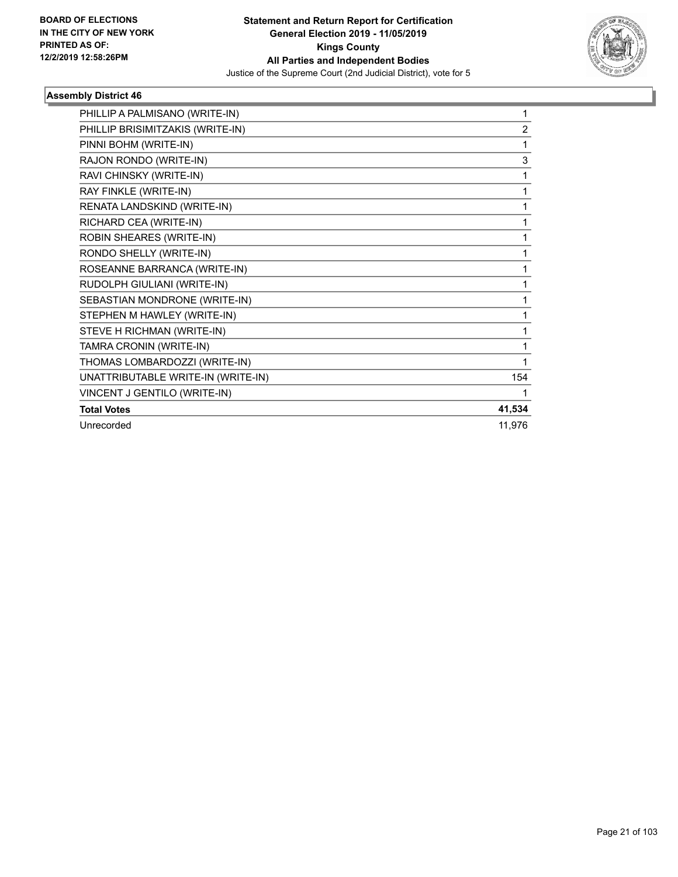**Assembly District 46**

| | |
|---|---|
| PHILLIP A PALMISANO (WRITE-IN) | 1 |
| PHILLIP BRISIMITZAKIS (WRITE-IN) | 2 |
| PINNI BOHM (WRITE-IN) | 1 |
| RAJON RONDO (WRITE-IN) | 3 |
| RAVI CHINSKY (WRITE-IN) | 1 |
| RAY FINKLE (WRITE-IN) | 1 |
| RENATA LANDSKIND (WRITE-IN) | 1 |
| RICHARD CEA (WRITE-IN) | 1 |
| ROBIN SHEARES (WRITE-IN) | 1 |
| RONDO SHELLY (WRITE-IN) | 1 |
| ROSEANNE BARRANCA (WRITE-IN) | 1 |
| RUDOLPH GIULIANI (WRITE-IN) | 1 |
| SEBASTIAN MONDRONE (WRITE-IN) | 1 |
| STEPHEN M HAWLEY (WRITE-IN) | 1 |
| STEVE H RICHMAN (WRITE-IN) | 1 |
| TAMRA CRONIN (WRITE-IN) | 1 |
| THOMAS LOMBARDOZZI (WRITE-IN) | 1 |
| UNATTRIBUTABLE WRITE-IN (WRITE-IN) | 154 |
| VINCENT J GENTILO (WRITE-IN) | 1 |
| **Total Votes** | **41,534** |
| Unrecorded | 11,976 |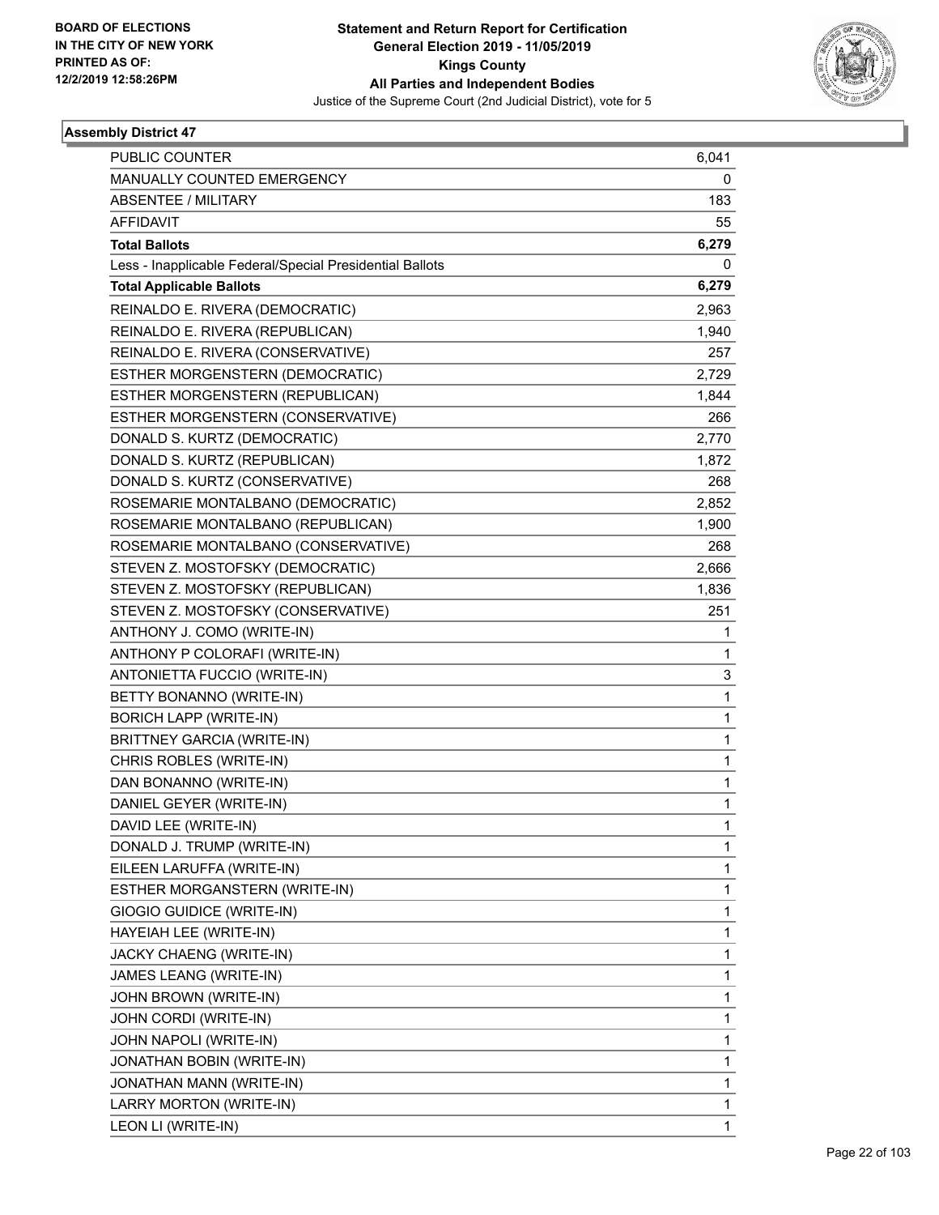BOARD OF ELECTIONS
IN THE CITY OF NEW YORK
PRINTED AS OF:
12/2/2019 12:58:26PM

**Statement and Return Report for Certification**
**General Election 2019 - 11/05/2019**
**Kings County**
**All Parties and Independent Bodies**
Justice of the Supreme Court (2nd Judicial District), vote for 5

### Assembly District 47

| | |
|---|---|
| PUBLIC COUNTER | 6,041 |
| MANUALLY COUNTED EMERGENCY | 0 |
| ABSENTEE / MILITARY | 183 |
| AFFIDAVIT | 55 |
| **Total Ballots** | **6,279** |
| Less - Inapplicable Federal/Special Presidential Ballots | 0 |
| **Total Applicable Ballots** | **6,279** |
| REINALDO E. RIVERA (DEMOCRATIC) | 2,963 |
| REINALDO E. RIVERA (REPUBLICAN) | 1,940 |
| REINALDO E. RIVERA (CONSERVATIVE) | 257 |
| ESTHER MORGENSTERN (DEMOCRATIC) | 2,729 |
| ESTHER MORGENSTERN (REPUBLICAN) | 1,844 |
| ESTHER MORGENSTERN (CONSERVATIVE) | 266 |
| DONALD S. KURTZ (DEMOCRATIC) | 2,770 |
| DONALD S. KURTZ (REPUBLICAN) | 1,872 |
| DONALD S. KURTZ (CONSERVATIVE) | 268 |
| ROSEMARIE MONTALBANO (DEMOCRATIC) | 2,852 |
| ROSEMARIE MONTALBANO (REPUBLICAN) | 1,900 |
| ROSEMARIE MONTALBANO (CONSERVATIVE) | 268 |
| STEVEN Z. MOSTOFSKY (DEMOCRATIC) | 2,666 |
| STEVEN Z. MOSTOFSKY (REPUBLICAN) | 1,836 |
| STEVEN Z. MOSTOFSKY (CONSERVATIVE) | 251 |
| ANTHONY J. COMO (WRITE-IN) | 1 |
| ANTHONY P COLORAFI (WRITE-IN) | 1 |
| ANTONIETTA FUCCIO (WRITE-IN) | 3 |
| BETTY BONANNO (WRITE-IN) | 1 |
| BORICH LAPP (WRITE-IN) | 1 |
| BRITTNEY GARCIA (WRITE-IN) | 1 |
| CHRIS ROBLES (WRITE-IN) | 1 |
| DAN BONANNO (WRITE-IN) | 1 |
| DANIEL GEYER (WRITE-IN) | 1 |
| DAVID LEE (WRITE-IN) | 1 |
| DONALD J. TRUMP (WRITE-IN) | 1 |
| EILEEN LARUFFA (WRITE-IN) | 1 |
| ESTHER MORGANSTERN (WRITE-IN) | 1 |
| GIOGIO GUIDICE (WRITE-IN) | 1 |
| HAYEIAH LEE (WRITE-IN) | 1 |
| JACKY CHAENG (WRITE-IN) | 1 |
| JAMES LEANG (WRITE-IN) | 1 |
| JOHN BROWN (WRITE-IN) | 1 |
| JOHN CORDI (WRITE-IN) | 1 |
| JOHN NAPOLI (WRITE-IN) | 1 |
| JONATHAN BOBIN (WRITE-IN) | 1 |
| JONATHAN MANN (WRITE-IN) | 1 |
| LARRY MORTON (WRITE-IN) | 1 |
| LEON LI (WRITE-IN) | 1 |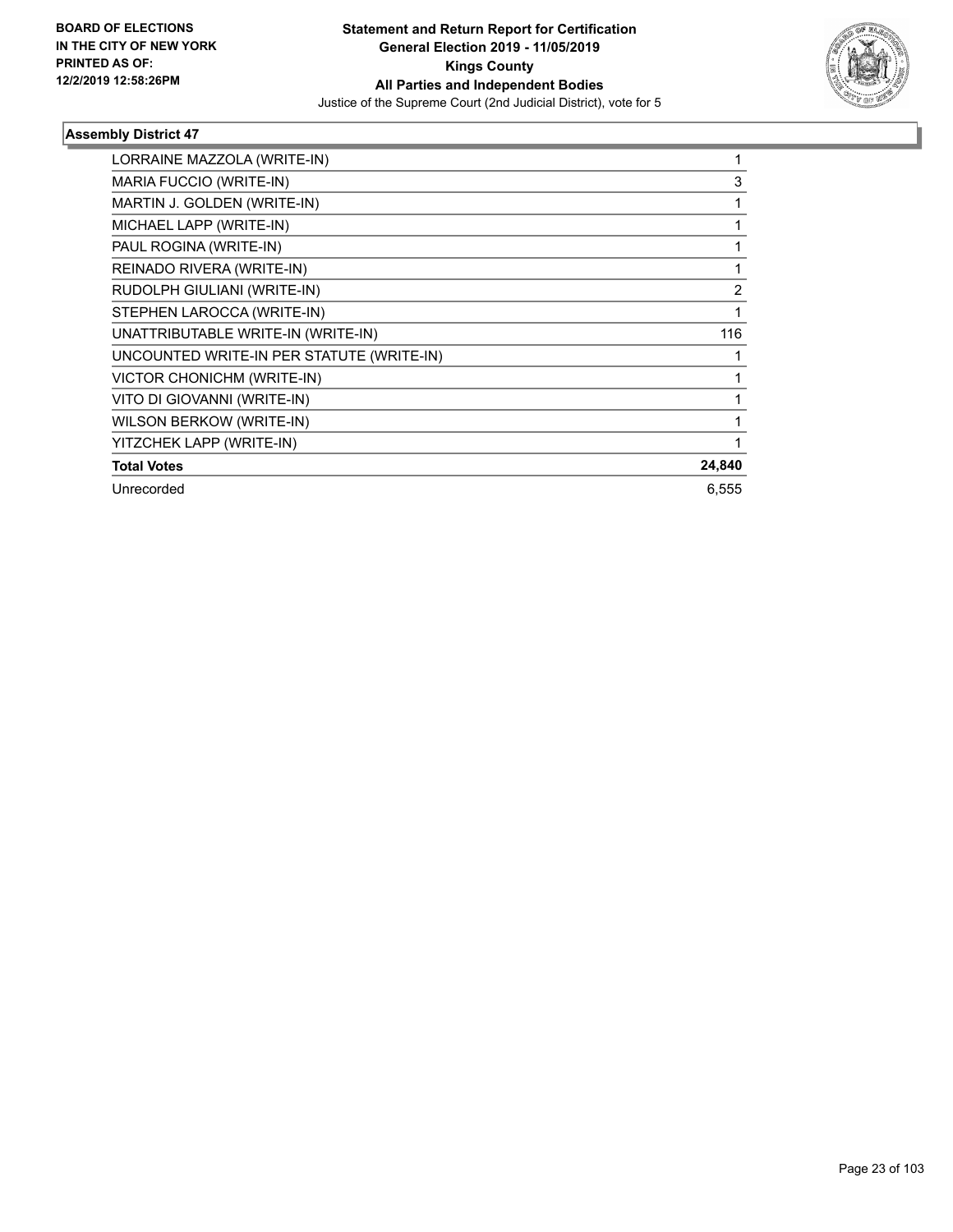### Assembly District 47

| | |
|---|---|
| LORRAINE MAZZOLA (WRITE-IN) | 1 |
| MARIA FUCCIO (WRITE-IN) | 3 |
| MARTIN J. GOLDEN (WRITE-IN) | 1 |
| MICHAEL LAPP (WRITE-IN) | 1 |
| PAUL ROGINA (WRITE-IN) | 1 |
| REINADO RIVERA (WRITE-IN) | 1 |
| RUDOLPH GIULIANI (WRITE-IN) | 2 |
| STEPHEN LAROCCA (WRITE-IN) | 1 |
| UNATTRIBUTABLE WRITE-IN (WRITE-IN) | 116 |
| UNCOUNTED WRITE-IN PER STATUTE (WRITE-IN) | 1 |
| VICTOR CHONICHM (WRITE-IN) | 1 |
| VITO DI GIOVANNI (WRITE-IN) | 1 |
| WILSON BERKOW (WRITE-IN) | 1 |
| YITZCHEK LAPP (WRITE-IN) | 1 |
| **Total Votes** | **24,840** |
| Unrecorded | 6,555 |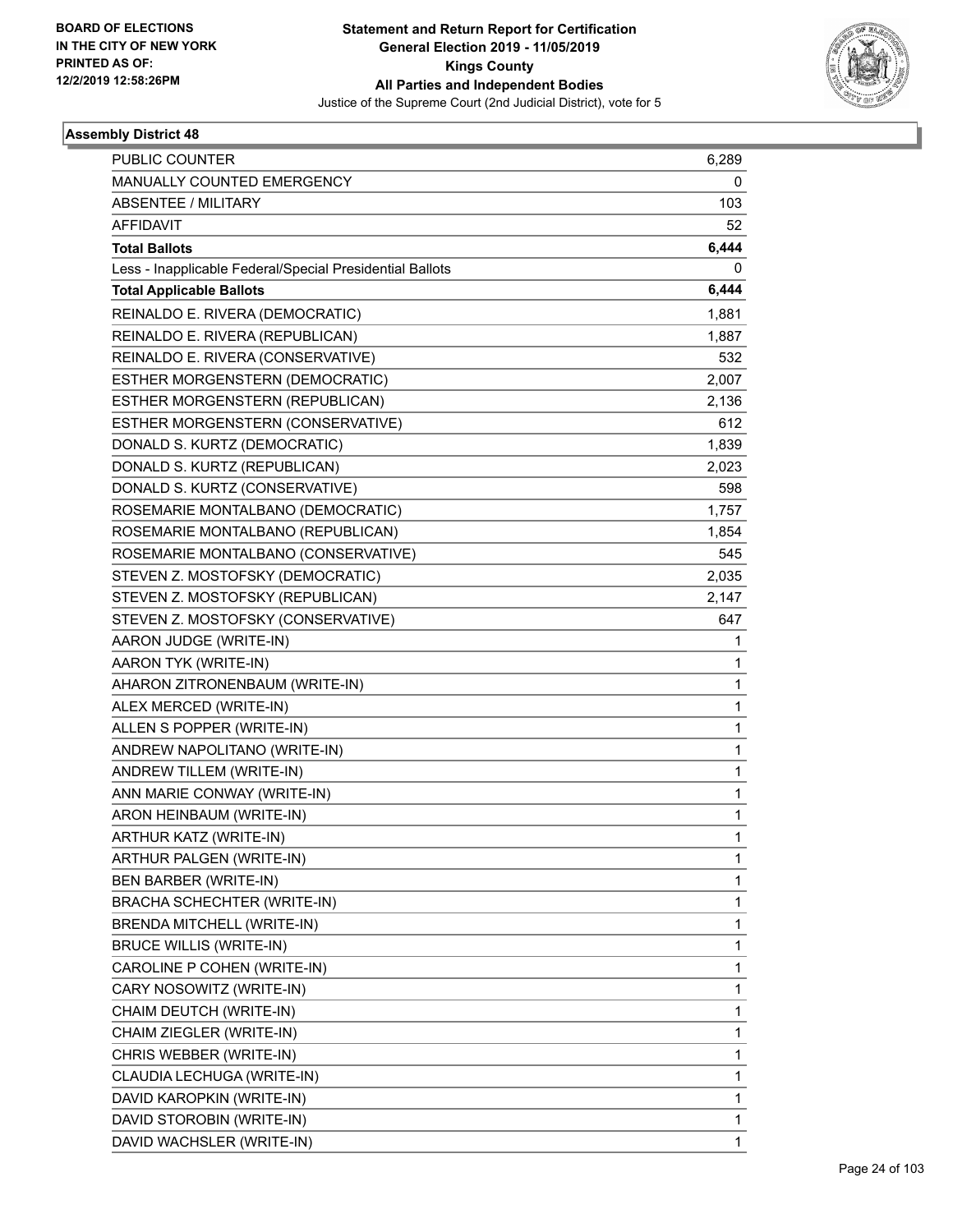BOARD OF ELECTIONS
IN THE CITY OF NEW YORK
PRINTED AS OF:
12/2/2019 12:58:26PM

**Statement and Return Report for Certification**
**General Election 2019 - 11/05/2019**
**Kings County**
**All Parties and Independent Bodies**
Justice of the Supreme Court (2nd Judicial District), vote for 5

### Assembly District 48

| | |
|---|---|
| PUBLIC COUNTER | 6,289 |
| MANUALLY COUNTED EMERGENCY | 0 |
| ABSENTEE / MILITARY | 103 |
| AFFIDAVIT | 52 |
| **Total Ballots** | **6,444** |
| Less - Inapplicable Federal/Special Presidential Ballots | 0 |
| **Total Applicable Ballots** | **6,444** |
| REINALDO E. RIVERA (DEMOCRATIC) | 1,881 |
| REINALDO E. RIVERA (REPUBLICAN) | 1,887 |
| REINALDO E. RIVERA (CONSERVATIVE) | 532 |
| ESTHER MORGENSTERN (DEMOCRATIC) | 2,007 |
| ESTHER MORGENSTERN (REPUBLICAN) | 2,136 |
| ESTHER MORGENSTERN (CONSERVATIVE) | 612 |
| DONALD S. KURTZ (DEMOCRATIC) | 1,839 |
| DONALD S. KURTZ (REPUBLICAN) | 2,023 |
| DONALD S. KURTZ (CONSERVATIVE) | 598 |
| ROSEMARIE MONTALBANO (DEMOCRATIC) | 1,757 |
| ROSEMARIE MONTALBANO (REPUBLICAN) | 1,854 |
| ROSEMARIE MONTALBANO (CONSERVATIVE) | 545 |
| STEVEN Z. MOSTOFSKY (DEMOCRATIC) | 2,035 |
| STEVEN Z. MOSTOFSKY (REPUBLICAN) | 2,147 |
| STEVEN Z. MOSTOFSKY (CONSERVATIVE) | 647 |
| AARON JUDGE (WRITE-IN) | 1 |
| AARON TYK (WRITE-IN) | 1 |
| AHARON ZITRONENBAUM (WRITE-IN) | 1 |
| ALEX MERCED (WRITE-IN) | 1 |
| ALLEN S POPPER (WRITE-IN) | 1 |
| ANDREW NAPOLITANO (WRITE-IN) | 1 |
| ANDREW TILLEM (WRITE-IN) | 1 |
| ANN MARIE CONWAY (WRITE-IN) | 1 |
| ARON HEINBAUM (WRITE-IN) | 1 |
| ARTHUR KATZ (WRITE-IN) | 1 |
| ARTHUR PALGEN (WRITE-IN) | 1 |
| BEN BARBER (WRITE-IN) | 1 |
| BRACHA SCHECHTER (WRITE-IN) | 1 |
| BRENDA MITCHELL (WRITE-IN) | 1 |
| BRUCE WILLIS (WRITE-IN) | 1 |
| CAROLINE P COHEN (WRITE-IN) | 1 |
| CARY NOSOWITZ (WRITE-IN) | 1 |
| CHAIM DEUTCH (WRITE-IN) | 1 |
| CHAIM ZIEGLER (WRITE-IN) | 1 |
| CHRIS WEBBER (WRITE-IN) | 1 |
| CLAUDIA LECHUGA (WRITE-IN) | 1 |
| DAVID KAROPKIN (WRITE-IN) | 1 |
| DAVID STOROBIN (WRITE-IN) | 1 |
| DAVID WACHSLER (WRITE-IN) | 1 |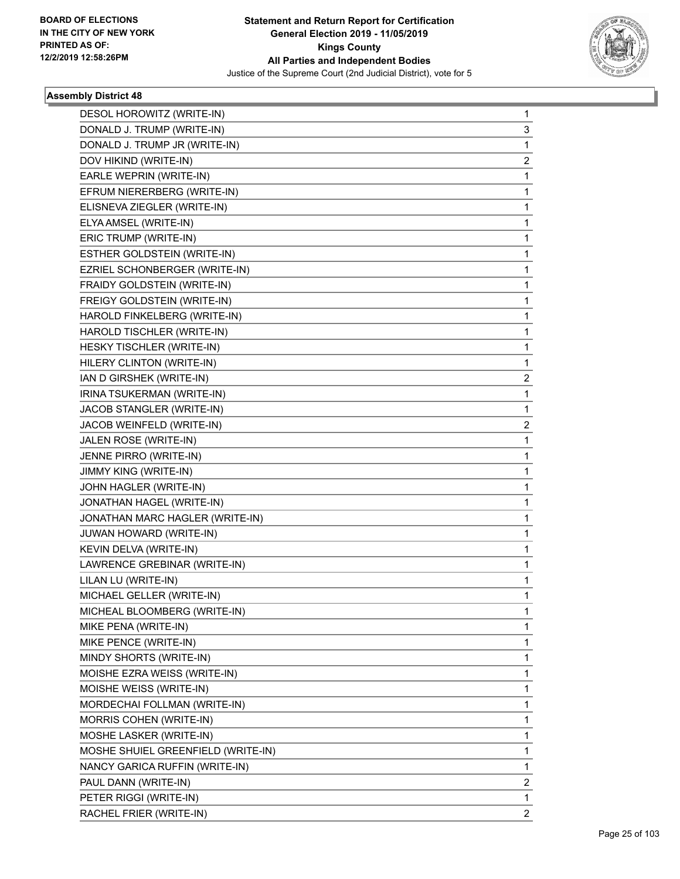**Statement and Return Report for Certification**
**General Election 2019 - 11/05/2019**
**Kings County**
**All Parties and Independent Bodies**
Justice of the Supreme Court (2nd Judicial District), vote for 5

BOARD OF ELECTIONS IN THE CITY OF NEW YORK PRINTED AS OF: 12/2/2019 12:58:26PM

### Assembly District 48

| Candidate | Votes |
|---|---|
| DESOL HOROWITZ (WRITE-IN) | 1 |
| DONALD J. TRUMP (WRITE-IN) | 3 |
| DONALD J. TRUMP JR (WRITE-IN) | 1 |
| DOV HIKIND (WRITE-IN) | 2 |
| EARLE WEPRIN (WRITE-IN) | 1 |
| EFRUM NIERERBERG (WRITE-IN) | 1 |
| ELISNEVA ZIEGLER (WRITE-IN) | 1 |
| ELYA AMSEL (WRITE-IN) | 1 |
| ERIC TRUMP (WRITE-IN) | 1 |
| ESTHER GOLDSTEIN (WRITE-IN) | 1 |
| EZRIEL SCHONBERGER (WRITE-IN) | 1 |
| FRAIDY GOLDSTEIN (WRITE-IN) | 1 |
| FREIGY GOLDSTEIN (WRITE-IN) | 1 |
| HAROLD FINKELBERG (WRITE-IN) | 1 |
| HAROLD TISCHLER (WRITE-IN) | 1 |
| HESKY TISCHLER (WRITE-IN) | 1 |
| HILERY CLINTON (WRITE-IN) | 1 |
| IAN D GIRSHEK (WRITE-IN) | 2 |
| IRINA TSUKERMAN (WRITE-IN) | 1 |
| JACOB STANGLER (WRITE-IN) | 1 |
| JACOB WEINFELD (WRITE-IN) | 2 |
| JALEN ROSE (WRITE-IN) | 1 |
| JENNE PIRRO (WRITE-IN) | 1 |
| JIMMY KING (WRITE-IN) | 1 |
| JOHN HAGLER (WRITE-IN) | 1 |
| JONATHAN HAGEL (WRITE-IN) | 1 |
| JONATHAN MARC HAGLER (WRITE-IN) | 1 |
| JUWAN HOWARD (WRITE-IN) | 1 |
| KEVIN DELVA (WRITE-IN) | 1 |
| LAWRENCE GREBINAR (WRITE-IN) | 1 |
| LILAN LU (WRITE-IN) | 1 |
| MICHAEL GELLER (WRITE-IN) | 1 |
| MICHEAL BLOOMBERG (WRITE-IN) | 1 |
| MIKE PENA (WRITE-IN) | 1 |
| MIKE PENCE (WRITE-IN) | 1 |
| MINDY SHORTS (WRITE-IN) | 1 |
| MOISHE EZRA WEISS (WRITE-IN) | 1 |
| MOISHE WEISS (WRITE-IN) | 1 |
| MORDECHAI FOLLMAN (WRITE-IN) | 1 |
| MORRIS COHEN (WRITE-IN) | 1 |
| MOSHE LASKER (WRITE-IN) | 1 |
| MOSHE SHUIEL GREENFIELD (WRITE-IN) | 1 |
| NANCY GARICA RUFFIN (WRITE-IN) | 1 |
| PAUL DANN (WRITE-IN) | 2 |
| PETER RIGGI (WRITE-IN) | 1 |
| RACHEL FRIER (WRITE-IN) | 2 |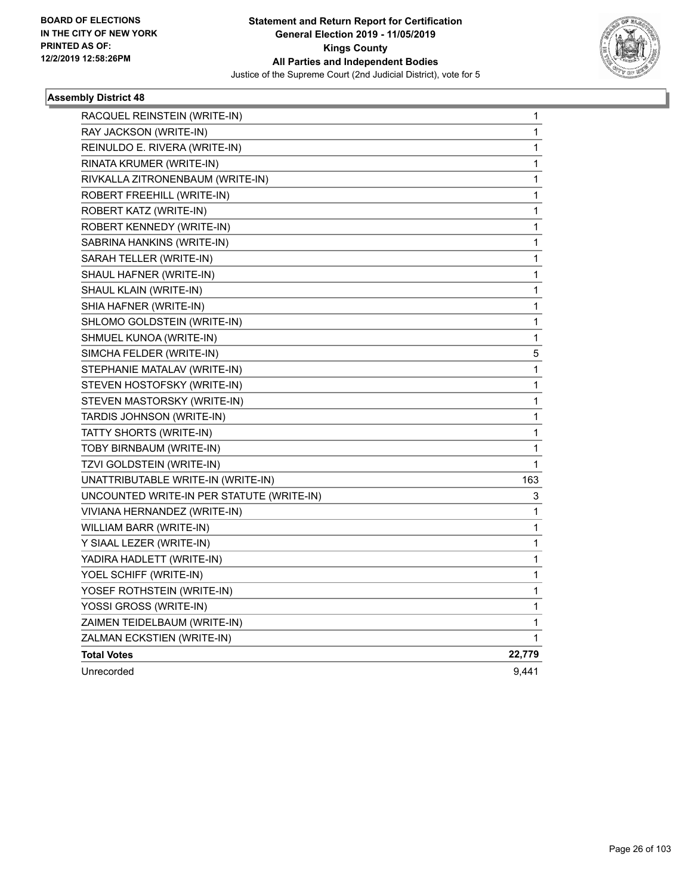BOARD OF ELECTIONS
IN THE CITY OF NEW YORK
PRINTED AS OF:
12/2/2019 12:58:26PM

**Statement and Return Report for Certification**
**General Election 2019 - 11/05/2019**
**Kings County**
**All Parties and Independent Bodies**
Justice of the Supreme Court (2nd Judicial District), vote for 5

### Assembly District 48

| | |
|---|---|
| RACQUEL REINSTEIN (WRITE-IN) | 1 |
| RAY JACKSON (WRITE-IN) | 1 |
| REINULDO E. RIVERA (WRITE-IN) | 1 |
| RINATA KRUMER (WRITE-IN) | 1 |
| RIVKALLA ZITRONENBAUM (WRITE-IN) | 1 |
| ROBERT FREEHILL (WRITE-IN) | 1 |
| ROBERT KATZ (WRITE-IN) | 1 |
| ROBERT KENNEDY (WRITE-IN) | 1 |
| SABRINA HANKINS (WRITE-IN) | 1 |
| SARAH TELLER (WRITE-IN) | 1 |
| SHAUL HAFNER (WRITE-IN) | 1 |
| SHAUL KLAIN (WRITE-IN) | 1 |
| SHIA HAFNER (WRITE-IN) | 1 |
| SHLOMO GOLDSTEIN (WRITE-IN) | 1 |
| SHMUEL KUNOA (WRITE-IN) | 1 |
| SIMCHA FELDER (WRITE-IN) | 5 |
| STEPHANIE MATALAV (WRITE-IN) | 1 |
| STEVEN HOSTOFSKY (WRITE-IN) | 1 |
| STEVEN MASTORSKY (WRITE-IN) | 1 |
| TARDIS JOHNSON (WRITE-IN) | 1 |
| TATTY SHORTS (WRITE-IN) | 1 |
| TOBY BIRNBAUM (WRITE-IN) | 1 |
| TZVI GOLDSTEIN (WRITE-IN) | 1 |
| UNATTRIBUTABLE WRITE-IN (WRITE-IN) | 163 |
| UNCOUNTED WRITE-IN PER STATUTE (WRITE-IN) | 3 |
| VIVIANA HERNANDEZ (WRITE-IN) | 1 |
| WILLIAM BARR (WRITE-IN) | 1 |
| Y SIAAL LEZER (WRITE-IN) | 1 |
| YADIRA HADLETT (WRITE-IN) | 1 |
| YOEL SCHIFF (WRITE-IN) | 1 |
| YOSEF ROTHSTEIN (WRITE-IN) | 1 |
| YOSSI GROSS (WRITE-IN) | 1 |
| ZAIMEN TEIDELBAUM (WRITE-IN) | 1 |
| ZALMAN ECKSTIEN (WRITE-IN) | 1 |
| **Total Votes** | **22,779** |
| Unrecorded | 9,441 |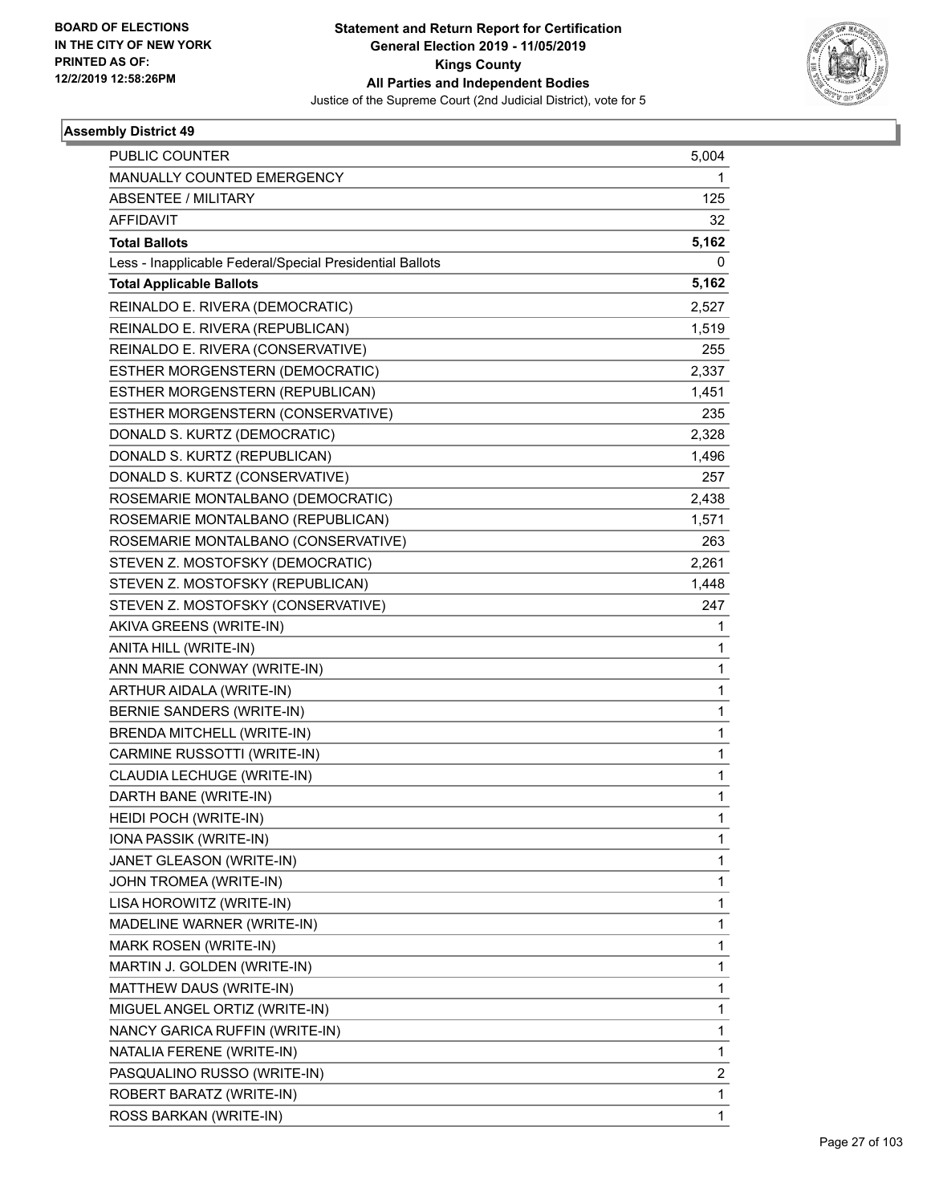BOARD OF ELECTIONS
IN THE CITY OF NEW YORK
PRINTED AS OF:
12/2/2019 12:58:26PM

**Statement and Return Report for Certification**
**General Election 2019 - 11/05/2019**
**Kings County**
**All Parties and Independent Bodies**
Justice of the Supreme Court (2nd Judicial District), vote for 5

## Assembly District 49

| | |
|---|---|
| PUBLIC COUNTER | 5,004 |
| MANUALLY COUNTED EMERGENCY | 1 |
| ABSENTEE / MILITARY | 125 |
| AFFIDAVIT | 32 |
| **Total Ballots** | **5,162** |
| Less - Inapplicable Federal/Special Presidential Ballots | 0 |
| **Total Applicable Ballots** | **5,162** |
| REINALDO E. RIVERA (DEMOCRATIC) | 2,527 |
| REINALDO E. RIVERA (REPUBLICAN) | 1,519 |
| REINALDO E. RIVERA (CONSERVATIVE) | 255 |
| ESTHER MORGENSTERN (DEMOCRATIC) | 2,337 |
| ESTHER MORGENSTERN (REPUBLICAN) | 1,451 |
| ESTHER MORGENSTERN (CONSERVATIVE) | 235 |
| DONALD S. KURTZ (DEMOCRATIC) | 2,328 |
| DONALD S. KURTZ (REPUBLICAN) | 1,496 |
| DONALD S. KURTZ (CONSERVATIVE) | 257 |
| ROSEMARIE MONTALBANO (DEMOCRATIC) | 2,438 |
| ROSEMARIE MONTALBANO (REPUBLICAN) | 1,571 |
| ROSEMARIE MONTALBANO (CONSERVATIVE) | 263 |
| STEVEN Z. MOSTOFSKY (DEMOCRATIC) | 2,261 |
| STEVEN Z. MOSTOFSKY (REPUBLICAN) | 1,448 |
| STEVEN Z. MOSTOFSKY (CONSERVATIVE) | 247 |
| AKIVA GREENS (WRITE-IN) | 1 |
| ANITA HILL (WRITE-IN) | 1 |
| ANN MARIE CONWAY (WRITE-IN) | 1 |
| ARTHUR AIDALA (WRITE-IN) | 1 |
| BERNIE SANDERS (WRITE-IN) | 1 |
| BRENDA MITCHELL (WRITE-IN) | 1 |
| CARMINE RUSSOTTI (WRITE-IN) | 1 |
| CLAUDIA LECHUGE (WRITE-IN) | 1 |
| DARTH BANE (WRITE-IN) | 1 |
| HEIDI POCH (WRITE-IN) | 1 |
| IONA PASSIK (WRITE-IN) | 1 |
| JANET GLEASON (WRITE-IN) | 1 |
| JOHN TROMEA (WRITE-IN) | 1 |
| LISA HOROWITZ (WRITE-IN) | 1 |
| MADELINE WARNER (WRITE-IN) | 1 |
| MARK ROSEN (WRITE-IN) | 1 |
| MARTIN J. GOLDEN (WRITE-IN) | 1 |
| MATTHEW DAUS (WRITE-IN) | 1 |
| MIGUEL ANGEL ORTIZ (WRITE-IN) | 1 |
| NANCY GARICA RUFFIN (WRITE-IN) | 1 |
| NATALIA FERENE (WRITE-IN) | 1 |
| PASQUALINO RUSSO (WRITE-IN) | 2 |
| ROBERT BARATZ (WRITE-IN) | 1 |
| ROSS BARKAN (WRITE-IN) | 1 |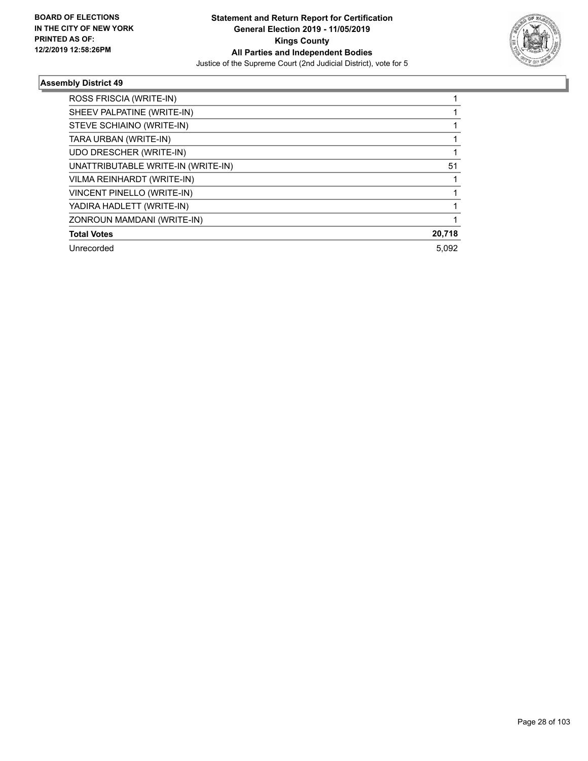### Assembly District 49

| | |
|---|---|
| ROSS FRISCIA (WRITE-IN) | 1 |
| SHEEV PALPATINE (WRITE-IN) | 1 |
| STEVE SCHIAINO (WRITE-IN) | 1 |
| TARA URBAN (WRITE-IN) | 1 |
| UDO DRESCHER (WRITE-IN) | 1 |
| UNATTRIBUTABLE WRITE-IN (WRITE-IN) | 51 |
| VILMA REINHARDT (WRITE-IN) | 1 |
| VINCENT PINELLO (WRITE-IN) | 1 |
| YADIRA HADLETT (WRITE-IN) | 1 |
| ZONROUN MAMDANI (WRITE-IN) | 1 |
| **Total Votes** | **20,718** |
| Unrecorded | 5,092 |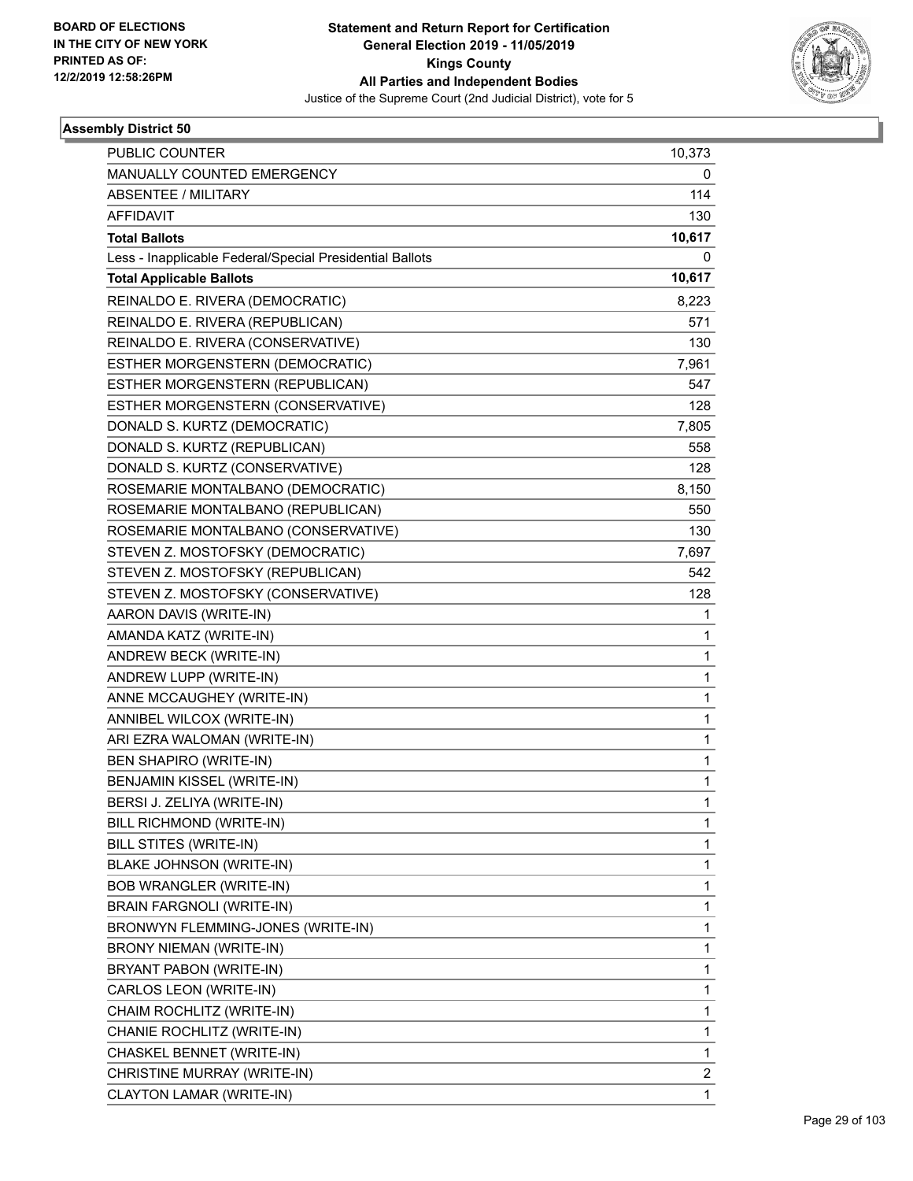BOARD OF ELECTIONS IN THE CITY OF NEW YORK PRINTED AS OF: 12/2/2019 12:58:26PM

**Statement and Return Report for Certification**
**General Election 2019 - 11/05/2019**
**Kings County**
**All Parties and Independent Bodies**
Justice of the Supreme Court (2nd Judicial District), vote for 5

### Assembly District 50

| | |
|---|---|
| PUBLIC COUNTER | 10,373 |
| MANUALLY COUNTED EMERGENCY | 0 |
| ABSENTEE / MILITARY | 114 |
| AFFIDAVIT | 130 |
| **Total Ballots** | **10,617** |
| Less - Inapplicable Federal/Special Presidential Ballots | 0 |
| **Total Applicable Ballots** | **10,617** |
| REINALDO E. RIVERA (DEMOCRATIC) | 8,223 |
| REINALDO E. RIVERA (REPUBLICAN) | 571 |
| REINALDO E. RIVERA (CONSERVATIVE) | 130 |
| ESTHER MORGENSTERN (DEMOCRATIC) | 7,961 |
| ESTHER MORGENSTERN (REPUBLICAN) | 547 |
| ESTHER MORGENSTERN (CONSERVATIVE) | 128 |
| DONALD S. KURTZ (DEMOCRATIC) | 7,805 |
| DONALD S. KURTZ (REPUBLICAN) | 558 |
| DONALD S. KURTZ (CONSERVATIVE) | 128 |
| ROSEMARIE MONTALBANO (DEMOCRATIC) | 8,150 |
| ROSEMARIE MONTALBANO (REPUBLICAN) | 550 |
| ROSEMARIE MONTALBANO (CONSERVATIVE) | 130 |
| STEVEN Z. MOSTOFSKY (DEMOCRATIC) | 7,697 |
| STEVEN Z. MOSTOFSKY (REPUBLICAN) | 542 |
| STEVEN Z. MOSTOFSKY (CONSERVATIVE) | 128 |
| AARON DAVIS (WRITE-IN) | 1 |
| AMANDA KATZ (WRITE-IN) | 1 |
| ANDREW BECK (WRITE-IN) | 1 |
| ANDREW LUPP (WRITE-IN) | 1 |
| ANNE MCCAUGHEY (WRITE-IN) | 1 |
| ANNIBEL WILCOX (WRITE-IN) | 1 |
| ARI EZRA WALOMAN (WRITE-IN) | 1 |
| BEN SHAPIRO (WRITE-IN) | 1 |
| BENJAMIN KISSEL (WRITE-IN) | 1 |
| BERSI J. ZELIYA (WRITE-IN) | 1 |
| BILL RICHMOND (WRITE-IN) | 1 |
| BILL STITES (WRITE-IN) | 1 |
| BLAKE JOHNSON (WRITE-IN) | 1 |
| BOB WRANGLER (WRITE-IN) | 1 |
| BRAIN FARGNOLI (WRITE-IN) | 1 |
| BRONWYN FLEMMING-JONES (WRITE-IN) | 1 |
| BRONY NIEMAN (WRITE-IN) | 1 |
| BRYANT PABON (WRITE-IN) | 1 |
| CARLOS LEON (WRITE-IN) | 1 |
| CHAIM ROCHLITZ (WRITE-IN) | 1 |
| CHANIE ROCHLITZ (WRITE-IN) | 1 |
| CHASKEL BENNET (WRITE-IN) | 1 |
| CHRISTINE MURRAY (WRITE-IN) | 2 |
| CLAYTON LAMAR (WRITE-IN) | 1 |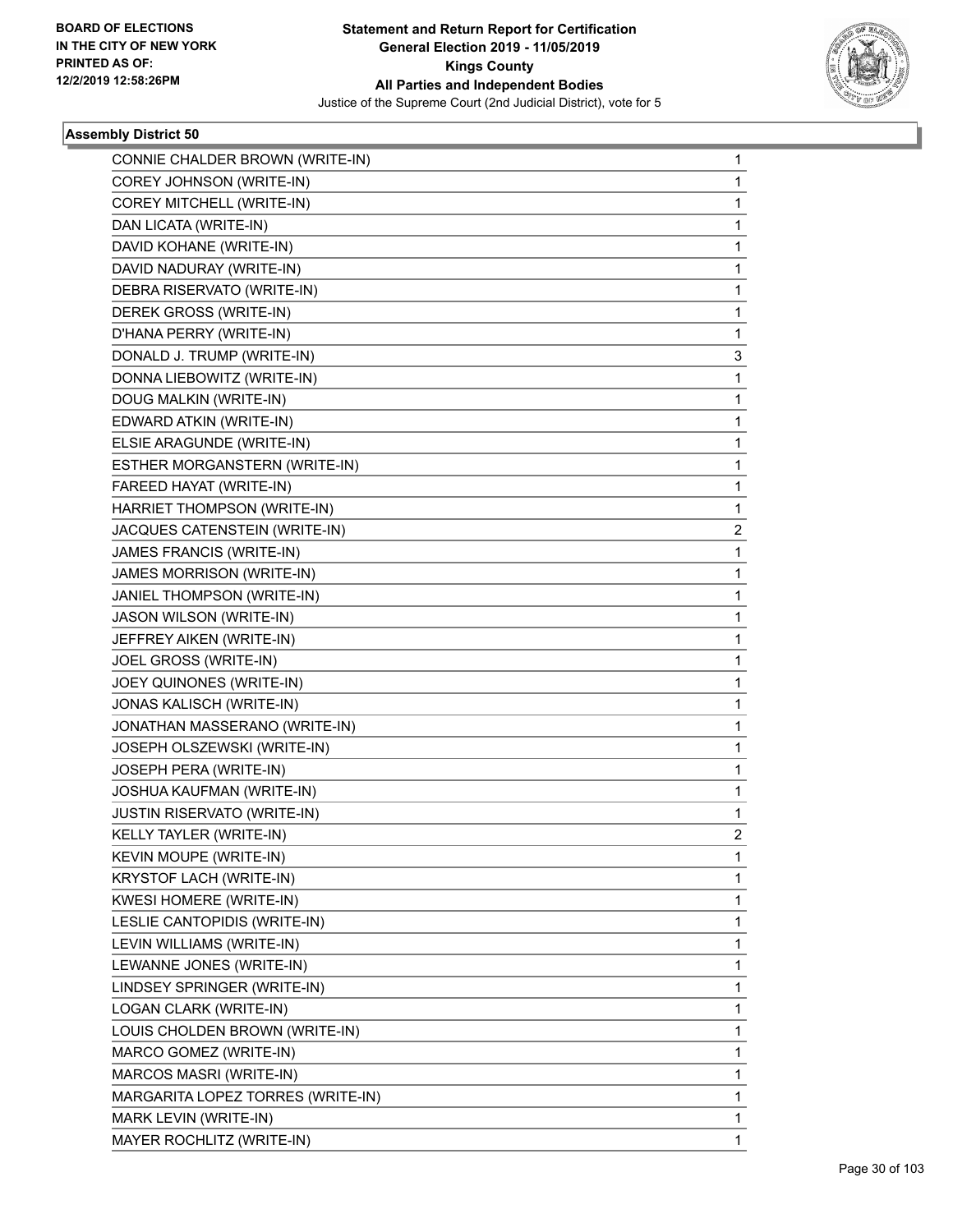**Statement and Return Report for Certification**
**General Election 2019 - 11/05/2019**
**Kings County**
**All Parties and Independent Bodies**
Justice of the Supreme Court (2nd Judicial District), vote for 5

BOARD OF ELECTIONS
IN THE CITY OF NEW YORK
PRINTED AS OF:
12/2/2019 12:58:26PM

### Assembly District 50

| | |
|---|---|
| CONNIE CHALDER BROWN (WRITE-IN) | 1 |
| COREY JOHNSON (WRITE-IN) | 1 |
| COREY MITCHELL (WRITE-IN) | 1 |
| DAN LICATA (WRITE-IN) | 1 |
| DAVID KOHANE (WRITE-IN) | 1 |
| DAVID NADURAY (WRITE-IN) | 1 |
| DEBRA RISERVATO (WRITE-IN) | 1 |
| DEREK GROSS (WRITE-IN) | 1 |
| D'HANA PERRY (WRITE-IN) | 1 |
| DONALD J. TRUMP (WRITE-IN) | 3 |
| DONNA LIEBOWITZ (WRITE-IN) | 1 |
| DOUG MALKIN (WRITE-IN) | 1 |
| EDWARD ATKIN (WRITE-IN) | 1 |
| ELSIE ARAGUNDE (WRITE-IN) | 1 |
| ESTHER MORGANSTERN (WRITE-IN) | 1 |
| FAREED HAYAT (WRITE-IN) | 1 |
| HARRIET THOMPSON (WRITE-IN) | 1 |
| JACQUES CATENSTEIN (WRITE-IN) | 2 |
| JAMES FRANCIS (WRITE-IN) | 1 |
| JAMES MORRISON (WRITE-IN) | 1 |
| JANIEL THOMPSON (WRITE-IN) | 1 |
| JASON WILSON (WRITE-IN) | 1 |
| JEFFREY AIKEN (WRITE-IN) | 1 |
| JOEL GROSS (WRITE-IN) | 1 |
| JOEY QUINONES (WRITE-IN) | 1 |
| JONAS KALISCH (WRITE-IN) | 1 |
| JONATHAN MASSERANO (WRITE-IN) | 1 |
| JOSEPH OLSZEWSKI (WRITE-IN) | 1 |
| JOSEPH PERA (WRITE-IN) | 1 |
| JOSHUA KAUFMAN (WRITE-IN) | 1 |
| JUSTIN RISERVATO (WRITE-IN) | 1 |
| KELLY TAYLER (WRITE-IN) | 2 |
| KEVIN MOUPE (WRITE-IN) | 1 |
| KRYSTOF LACH (WRITE-IN) | 1 |
| KWESI HOMERE (WRITE-IN) | 1 |
| LESLIE CANTOPIDIS (WRITE-IN) | 1 |
| LEVIN WILLIAMS (WRITE-IN) | 1 |
| LEWANNE JONES (WRITE-IN) | 1 |
| LINDSEY SPRINGER (WRITE-IN) | 1 |
| LOGAN CLARK (WRITE-IN) | 1 |
| LOUIS CHOLDEN BROWN (WRITE-IN) | 1 |
| MARCO GOMEZ (WRITE-IN) | 1 |
| MARCOS MASRI (WRITE-IN) | 1 |
| MARGARITA LOPEZ TORRES (WRITE-IN) | 1 |
| MARK LEVIN (WRITE-IN) | 1 |
| MAYER ROCHLITZ (WRITE-IN) | 1 |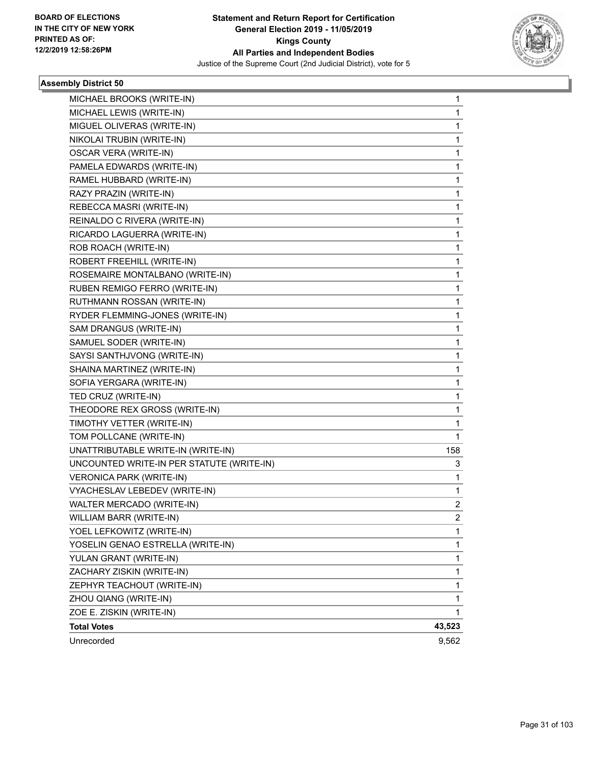**Statement and Return Report for Certification**
**General Election 2019 - 11/05/2019**
**Kings County**
**All Parties and Independent Bodies**
Justice of the Supreme Court (2nd Judicial District), vote for 5

BOARD OF ELECTIONS
IN THE CITY OF NEW YORK
PRINTED AS OF:
12/2/2019 12:58:26PM

### Assembly District 50

| Candidate | Votes |
|---|---|
| MICHAEL BROOKS (WRITE-IN) | 1 |
| MICHAEL LEWIS (WRITE-IN) | 1 |
| MIGUEL OLIVERAS (WRITE-IN) | 1 |
| NIKOLAI TRUBIN (WRITE-IN) | 1 |
| OSCAR VERA (WRITE-IN) | 1 |
| PAMELA EDWARDS (WRITE-IN) | 1 |
| RAMEL HUBBARD (WRITE-IN) | 1 |
| RAZY PRAZIN (WRITE-IN) | 1 |
| REBECCA MASRI (WRITE-IN) | 1 |
| REINALDO C RIVERA (WRITE-IN) | 1 |
| RICARDO LAGUERRA (WRITE-IN) | 1 |
| ROB ROACH (WRITE-IN) | 1 |
| ROBERT FREEHILL (WRITE-IN) | 1 |
| ROSEMAIRE MONTALBANO (WRITE-IN) | 1 |
| RUBEN REMIGO FERRO (WRITE-IN) | 1 |
| RUTHMANN ROSSAN (WRITE-IN) | 1 |
| RYDER FLEMMING-JONES (WRITE-IN) | 1 |
| SAM DRANGUS (WRITE-IN) | 1 |
| SAMUEL SODER (WRITE-IN) | 1 |
| SAYSI SANTHJVONG (WRITE-IN) | 1 |
| SHAINA MARTINEZ (WRITE-IN) | 1 |
| SOFIA YERGARA (WRITE-IN) | 1 |
| TED CRUZ (WRITE-IN) | 1 |
| THEODORE REX GROSS (WRITE-IN) | 1 |
| TIMOTHY VETTER (WRITE-IN) | 1 |
| TOM POLLCANE (WRITE-IN) | 1 |
| UNATTRIBUTABLE WRITE-IN (WRITE-IN) | 158 |
| UNCOUNTED WRITE-IN PER STATUTE (WRITE-IN) | 3 |
| VERONICA PARK (WRITE-IN) | 1 |
| VYACHESLAV LEBEDEV (WRITE-IN) | 1 |
| WALTER MERCADO (WRITE-IN) | 2 |
| WILLIAM BARR (WRITE-IN) | 2 |
| YOEL LEFKOWITZ (WRITE-IN) | 1 |
| YOSELIN GENAO ESTRELLA (WRITE-IN) | 1 |
| YULAN GRANT (WRITE-IN) | 1 |
| ZACHARY ZISKIN (WRITE-IN) | 1 |
| ZEPHYR TEACHOUT (WRITE-IN) | 1 |
| ZHOU QIANG (WRITE-IN) | 1 |
| ZOE E. ZISKIN (WRITE-IN) | 1 |
| **Total Votes** | **43,523** |
| Unrecorded | 9,562 |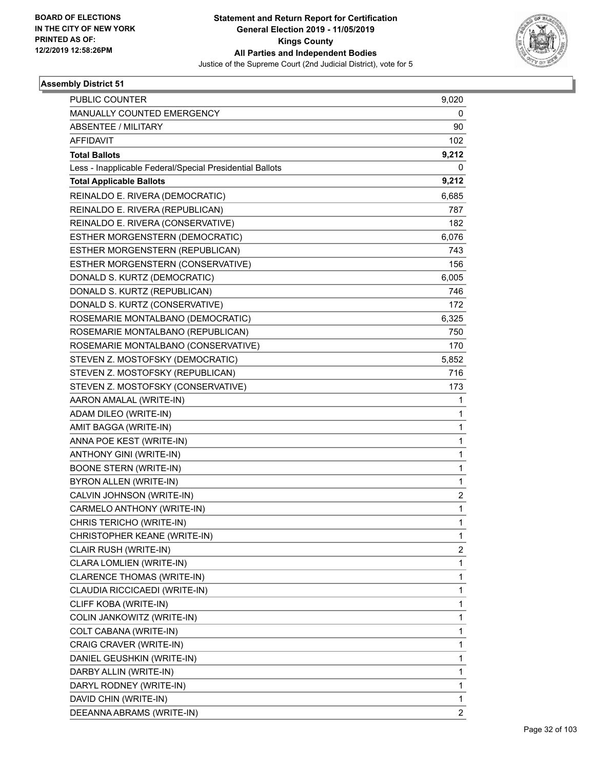BOARD OF ELECTIONS
IN THE CITY OF NEW YORK
PRINTED AS OF:
12/2/2019 12:58:26PM

**Statement and Return Report for Certification**
**General Election 2019 - 11/05/2019**
**Kings County**
**All Parties and Independent Bodies**
Justice of the Supreme Court (2nd Judicial District), vote for 5

## Assembly District 51

| | |
|---|---|
| PUBLIC COUNTER | 9,020 |
| MANUALLY COUNTED EMERGENCY | 0 |
| ABSENTEE / MILITARY | 90 |
| AFFIDAVIT | 102 |
| **Total Ballots** | **9,212** |
| Less - Inapplicable Federal/Special Presidential Ballots | 0 |
| **Total Applicable Ballots** | **9,212** |
| REINALDO E. RIVERA (DEMOCRATIC) | 6,685 |
| REINALDO E. RIVERA (REPUBLICAN) | 787 |
| REINALDO E. RIVERA (CONSERVATIVE) | 182 |
| ESTHER MORGENSTERN (DEMOCRATIC) | 6,076 |
| ESTHER MORGENSTERN (REPUBLICAN) | 743 |
| ESTHER MORGENSTERN (CONSERVATIVE) | 156 |
| DONALD S. KURTZ (DEMOCRATIC) | 6,005 |
| DONALD S. KURTZ (REPUBLICAN) | 746 |
| DONALD S. KURTZ (CONSERVATIVE) | 172 |
| ROSEMARIE MONTALBANO (DEMOCRATIC) | 6,325 |
| ROSEMARIE MONTALBANO (REPUBLICAN) | 750 |
| ROSEMARIE MONTALBANO (CONSERVATIVE) | 170 |
| STEVEN Z. MOSTOFSKY (DEMOCRATIC) | 5,852 |
| STEVEN Z. MOSTOFSKY (REPUBLICAN) | 716 |
| STEVEN Z. MOSTOFSKY (CONSERVATIVE) | 173 |
| AARON AMALAL (WRITE-IN) | 1 |
| ADAM DILEO (WRITE-IN) | 1 |
| AMIT BAGGA (WRITE-IN) | 1 |
| ANNA POE KEST (WRITE-IN) | 1 |
| ANTHONY GINI (WRITE-IN) | 1 |
| BOONE STERN (WRITE-IN) | 1 |
| BYRON ALLEN (WRITE-IN) | 1 |
| CALVIN JOHNSON (WRITE-IN) | 2 |
| CARMELO ANTHONY (WRITE-IN) | 1 |
| CHRIS TERICHO (WRITE-IN) | 1 |
| CHRISTOPHER KEANE (WRITE-IN) | 1 |
| CLAIR RUSH (WRITE-IN) | 2 |
| CLARA LOMLIEN (WRITE-IN) | 1 |
| CLARENCE THOMAS (WRITE-IN) | 1 |
| CLAUDIA RICCICAEDI (WRITE-IN) | 1 |
| CLIFF KOBA (WRITE-IN) | 1 |
| COLIN JANKOWITZ (WRITE-IN) | 1 |
| COLT CABANA (WRITE-IN) | 1 |
| CRAIG CRAVER (WRITE-IN) | 1 |
| DANIEL GEUSHKIN (WRITE-IN) | 1 |
| DARBY ALLIN (WRITE-IN) | 1 |
| DARYL RODNEY (WRITE-IN) | 1 |
| DAVID CHIN (WRITE-IN) | 1 |
| DEEANNA ABRAMS (WRITE-IN) | 2 |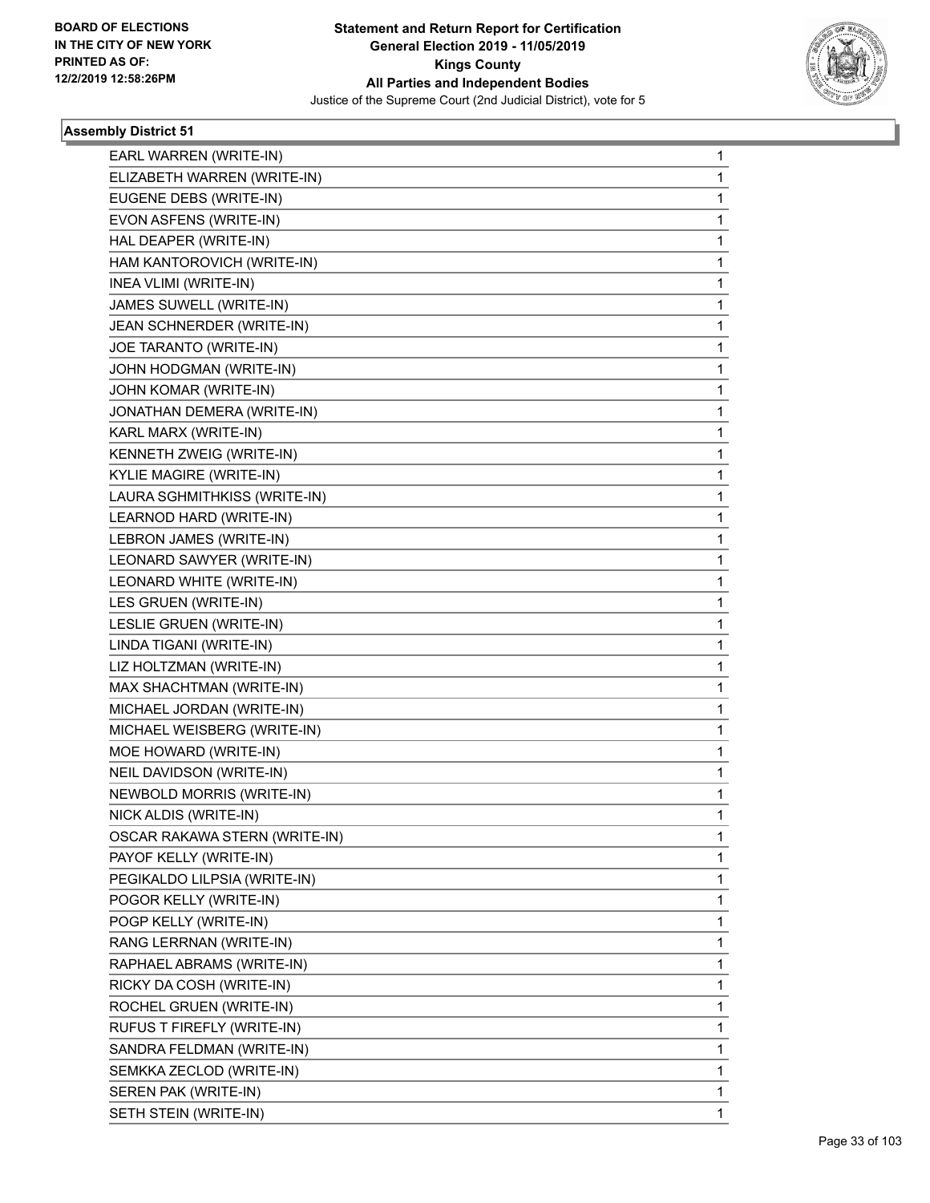## Assembly District 51

| | |
|---|---|
| EARL WARREN (WRITE-IN) | 1 |
| ELIZABETH WARREN (WRITE-IN) | 1 |
| EUGENE DEBS (WRITE-IN) | 1 |
| EVON ASFENS (WRITE-IN) | 1 |
| HAL DEAPER (WRITE-IN) | 1 |
| HAM KANTOROVICH (WRITE-IN) | 1 |
| INEA VLIMI (WRITE-IN) | 1 |
| JAMES SUWELL (WRITE-IN) | 1 |
| JEAN SCHNERDER (WRITE-IN) | 1 |
| JOE TARANTO (WRITE-IN) | 1 |
| JOHN HODGMAN (WRITE-IN) | 1 |
| JOHN KOMAR (WRITE-IN) | 1 |
| JONATHAN DEMERA (WRITE-IN) | 1 |
| KARL MARX (WRITE-IN) | 1 |
| KENNETH ZWEIG (WRITE-IN) | 1 |
| KYLIE MAGIRE (WRITE-IN) | 1 |
| LAURA SGHMITHKISS (WRITE-IN) | 1 |
| LEARNOD HARD (WRITE-IN) | 1 |
| LEBRON JAMES (WRITE-IN) | 1 |
| LEONARD SAWYER (WRITE-IN) | 1 |
| LEONARD WHITE (WRITE-IN) | 1 |
| LES GRUEN (WRITE-IN) | 1 |
| LESLIE GRUEN (WRITE-IN) | 1 |
| LINDA TIGANI (WRITE-IN) | 1 |
| LIZ HOLTZMAN (WRITE-IN) | 1 |
| MAX SHACHTMAN (WRITE-IN) | 1 |
| MICHAEL JORDAN (WRITE-IN) | 1 |
| MICHAEL WEISBERG (WRITE-IN) | 1 |
| MOE HOWARD (WRITE-IN) | 1 |
| NEIL DAVIDSON (WRITE-IN) | 1 |
| NEWBOLD MORRIS (WRITE-IN) | 1 |
| NICK ALDIS (WRITE-IN) | 1 |
| OSCAR RAKAWA STERN (WRITE-IN) | 1 |
| PAYOF KELLY (WRITE-IN) | 1 |
| PEGIKALDO LILPSIA (WRITE-IN) | 1 |
| POGOR KELLY (WRITE-IN) | 1 |
| POGP KELLY (WRITE-IN) | 1 |
| RANG LERRNAN (WRITE-IN) | 1 |
| RAPHAEL ABRAMS (WRITE-IN) | 1 |
| RICKY DA COSH (WRITE-IN) | 1 |
| ROCHEL GRUEN (WRITE-IN) | 1 |
| RUFUS T FIREFLY (WRITE-IN) | 1 |
| SANDRA FELDMAN (WRITE-IN) | 1 |
| SEMKKA ZECLOD (WRITE-IN) | 1 |
| SEREN PAK (WRITE-IN) | 1 |
| SETH STEIN (WRITE-IN) | 1 |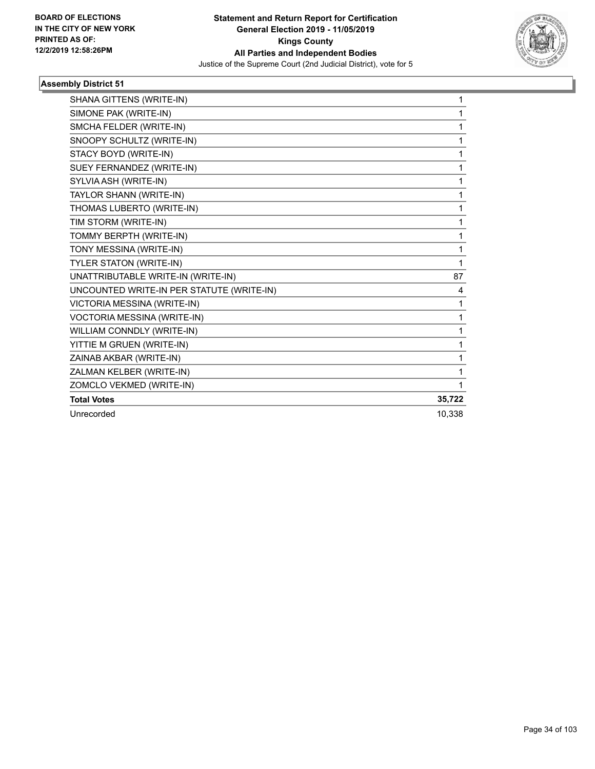**Statement and Return Report for Certification**
**General Election 2019 - 11/05/2019**
**Kings County**
**All Parties and Independent Bodies**
Justice of the Supreme Court (2nd Judicial District), vote for 5

BOARD OF ELECTIONS
IN THE CITY OF NEW YORK
PRINTED AS OF:
12/2/2019 12:58:26PM

### Assembly District 51

| | |
|---|---|
| SHANA GITTENS (WRITE-IN) | 1 |
| SIMONE PAK (WRITE-IN) | 1 |
| SMCHA FELDER (WRITE-IN) | 1 |
| SNOOPY SCHULTZ (WRITE-IN) | 1 |
| STACY BOYD (WRITE-IN) | 1 |
| SUEY FERNANDEZ (WRITE-IN) | 1 |
| SYLVIA ASH (WRITE-IN) | 1 |
| TAYLOR SHANN (WRITE-IN) | 1 |
| THOMAS LUBERTO (WRITE-IN) | 1 |
| TIM STORM (WRITE-IN) | 1 |
| TOMMY BERPTH (WRITE-IN) | 1 |
| TONY MESSINA (WRITE-IN) | 1 |
| TYLER STATON (WRITE-IN) | 1 |
| UNATTRIBUTABLE WRITE-IN (WRITE-IN) | 87 |
| UNCOUNTED WRITE-IN PER STATUTE (WRITE-IN) | 4 |
| VICTORIA MESSINA (WRITE-IN) | 1 |
| VOCTORIA MESSINA (WRITE-IN) | 1 |
| WILLIAM CONNDLY (WRITE-IN) | 1 |
| YITTIE M GRUEN (WRITE-IN) | 1 |
| ZAINAB AKBAR (WRITE-IN) | 1 |
| ZALMAN KELBER (WRITE-IN) | 1 |
| ZOMCLO VEKMED (WRITE-IN) | 1 |
| **Total Votes** | **35,722** |
| Unrecorded | 10,338 |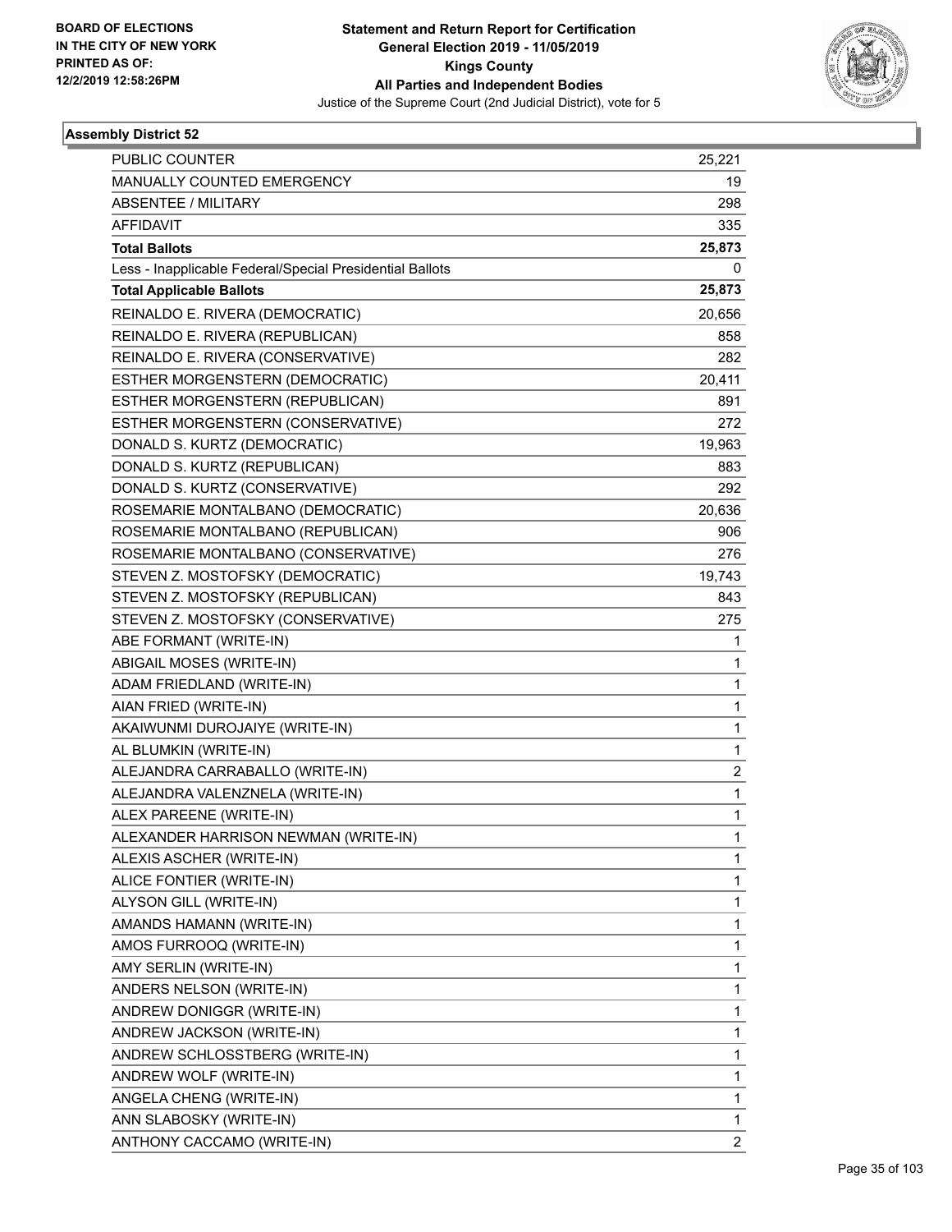BOARD OF ELECTIONS
IN THE CITY OF NEW YORK
PRINTED AS OF:
12/2/2019 12:58:26PM

**Statement and Return Report for Certification**
**General Election 2019 - 11/05/2019**
**Kings County**
**All Parties and Independent Bodies**
Justice of the Supreme Court (2nd Judicial District), vote for 5

### Assembly District 52

| | |
|---|---|
| PUBLIC COUNTER | 25,221 |
| MANUALLY COUNTED EMERGENCY | 19 |
| ABSENTEE / MILITARY | 298 |
| AFFIDAVIT | 335 |
| **Total Ballots** | **25,873** |
| Less - Inapplicable Federal/Special Presidential Ballots | 0 |
| **Total Applicable Ballots** | **25,873** |
| REINALDO E. RIVERA (DEMOCRATIC) | 20,656 |
| REINALDO E. RIVERA (REPUBLICAN) | 858 |
| REINALDO E. RIVERA (CONSERVATIVE) | 282 |
| ESTHER MORGENSTERN (DEMOCRATIC) | 20,411 |
| ESTHER MORGENSTERN (REPUBLICAN) | 891 |
| ESTHER MORGENSTERN (CONSERVATIVE) | 272 |
| DONALD S. KURTZ (DEMOCRATIC) | 19,963 |
| DONALD S. KURTZ (REPUBLICAN) | 883 |
| DONALD S. KURTZ (CONSERVATIVE) | 292 |
| ROSEMARIE MONTALBANO (DEMOCRATIC) | 20,636 |
| ROSEMARIE MONTALBANO (REPUBLICAN) | 906 |
| ROSEMARIE MONTALBANO (CONSERVATIVE) | 276 |
| STEVEN Z. MOSTOFSKY (DEMOCRATIC) | 19,743 |
| STEVEN Z. MOSTOFSKY (REPUBLICAN) | 843 |
| STEVEN Z. MOSTOFSKY (CONSERVATIVE) | 275 |
| ABE FORMANT (WRITE-IN) | 1 |
| ABIGAIL MOSES (WRITE-IN) | 1 |
| ADAM FRIEDLAND (WRITE-IN) | 1 |
| AIAN FRIED (WRITE-IN) | 1 |
| AKAIWUNMI DUROJAIYE (WRITE-IN) | 1 |
| AL BLUMKIN (WRITE-IN) | 1 |
| ALEJANDRA CARRABALLO (WRITE-IN) | 2 |
| ALEJANDRA VALENZNELA (WRITE-IN) | 1 |
| ALEX PAREENE (WRITE-IN) | 1 |
| ALEXANDER HARRISON NEWMAN (WRITE-IN) | 1 |
| ALEXIS ASCHER (WRITE-IN) | 1 |
| ALICE FONTIER (WRITE-IN) | 1 |
| ALYSON GILL (WRITE-IN) | 1 |
| AMANDS HAMANN (WRITE-IN) | 1 |
| AMOS FURROOQ (WRITE-IN) | 1 |
| AMY SERLIN (WRITE-IN) | 1 |
| ANDERS NELSON (WRITE-IN) | 1 |
| ANDREW DONIGGR (WRITE-IN) | 1 |
| ANDREW JACKSON (WRITE-IN) | 1 |
| ANDREW SCHLOSSTBERG (WRITE-IN) | 1 |
| ANDREW WOLF (WRITE-IN) | 1 |
| ANGELA CHENG (WRITE-IN) | 1 |
| ANN SLABOSKY (WRITE-IN) | 1 |
| ANTHONY CACCAMO (WRITE-IN) | 2 |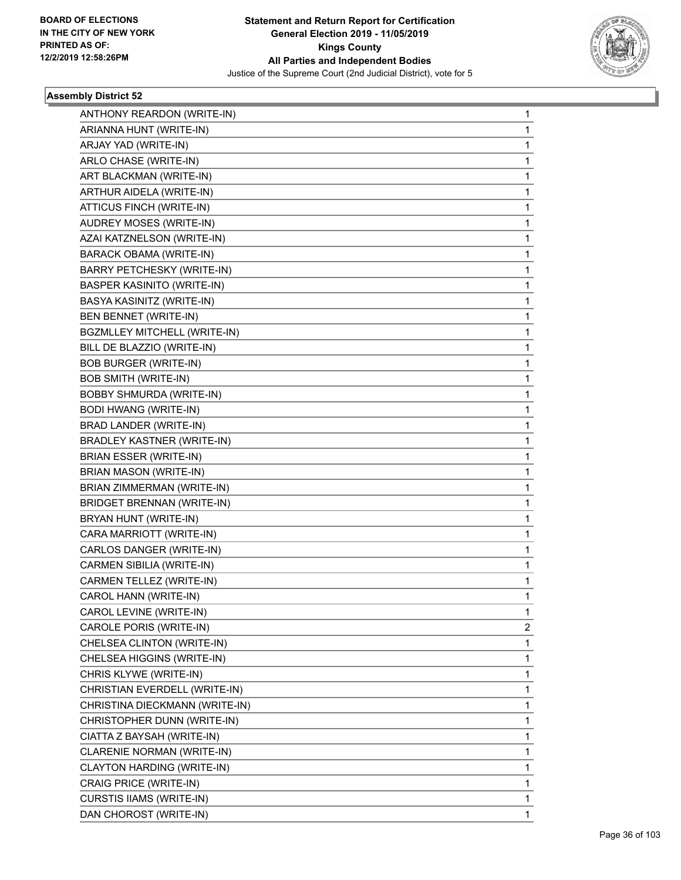### Assembly District 52

| Candidate | Votes |
|---|---|
| ANTHONY REARDON (WRITE-IN) | 1 |
| ARIANNA HUNT (WRITE-IN) | 1 |
| ARJAY YAD (WRITE-IN) | 1 |
| ARLO CHASE (WRITE-IN) | 1 |
| ART BLACKMAN (WRITE-IN) | 1 |
| ARTHUR AIDELA (WRITE-IN) | 1 |
| ATTICUS FINCH (WRITE-IN) | 1 |
| AUDREY MOSES (WRITE-IN) | 1 |
| AZAI KATZNELSON (WRITE-IN) | 1 |
| BARACK OBAMA (WRITE-IN) | 1 |
| BARRY PETCHESKY (WRITE-IN) | 1 |
| BASPER KASINITO (WRITE-IN) | 1 |
| BASYA KASINITZ (WRITE-IN) | 1 |
| BEN BENNET (WRITE-IN) | 1 |
| BGZMLLEY MITCHELL (WRITE-IN) | 1 |
| BILL DE BLAZZIO (WRITE-IN) | 1 |
| BOB BURGER (WRITE-IN) | 1 |
| BOB SMITH (WRITE-IN) | 1 |
| BOBBY SHMURDA (WRITE-IN) | 1 |
| BODI HWANG (WRITE-IN) | 1 |
| BRAD LANDER (WRITE-IN) | 1 |
| BRADLEY KASTNER (WRITE-IN) | 1 |
| BRIAN ESSER (WRITE-IN) | 1 |
| BRIAN MASON (WRITE-IN) | 1 |
| BRIAN ZIMMERMAN (WRITE-IN) | 1 |
| BRIDGET BRENNAN (WRITE-IN) | 1 |
| BRYAN HUNT (WRITE-IN) | 1 |
| CARA MARRIOTT (WRITE-IN) | 1 |
| CARLOS DANGER (WRITE-IN) | 1 |
| CARMEN SIBILIA (WRITE-IN) | 1 |
| CARMEN TELLEZ (WRITE-IN) | 1 |
| CAROL HANN (WRITE-IN) | 1 |
| CAROL LEVINE (WRITE-IN) | 1 |
| CAROLE PORIS (WRITE-IN) | 2 |
| CHELSEA CLINTON (WRITE-IN) | 1 |
| CHELSEA HIGGINS (WRITE-IN) | 1 |
| CHRIS KLYWE (WRITE-IN) | 1 |
| CHRISTIAN EVERDELL (WRITE-IN) | 1 |
| CHRISTINA DIECKMANN (WRITE-IN) | 1 |
| CHRISTOPHER DUNN (WRITE-IN) | 1 |
| CIATTA Z BAYSAH (WRITE-IN) | 1 |
| CLARENIE NORMAN (WRITE-IN) | 1 |
| CLAYTON HARDING (WRITE-IN) | 1 |
| CRAIG PRICE (WRITE-IN) | 1 |
| CURSTIS IIAMS (WRITE-IN) | 1 |
| DAN CHOROST (WRITE-IN) | 1 |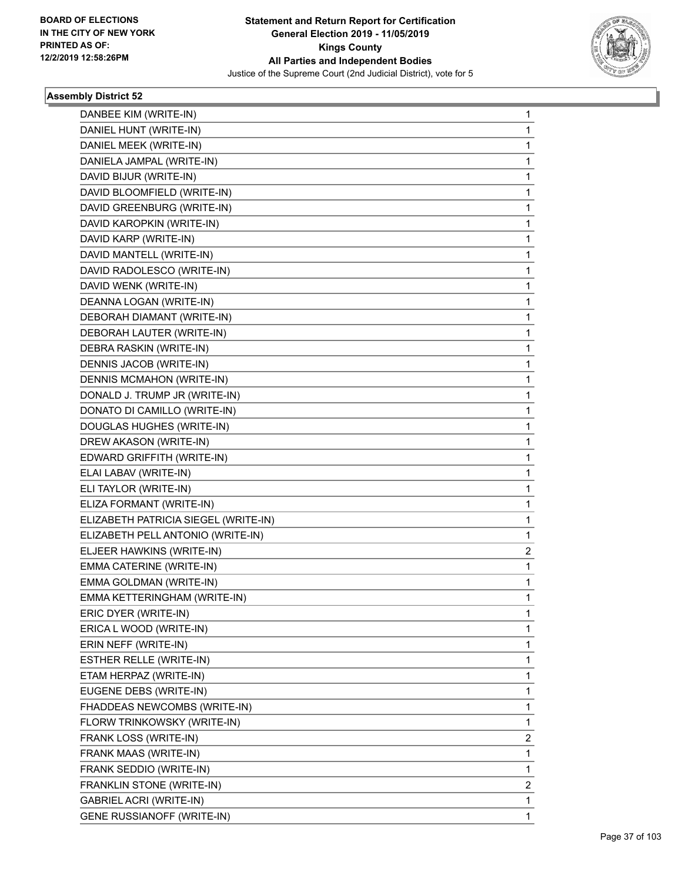BOARD OF ELECTIONS
IN THE CITY OF NEW YORK
PRINTED AS OF:
12/2/2019 12:58:26PM

**Statement and Return Report for Certification**
**General Election 2019 - 11/05/2019**
**Kings County**
**All Parties and Independent Bodies**
Justice of the Supreme Court (2nd Judicial District), vote for 5

### Assembly District 52

| | |
|---|---|
| DANBEE KIM (WRITE-IN) | 1 |
| DANIEL HUNT (WRITE-IN) | 1 |
| DANIEL MEEK (WRITE-IN) | 1 |
| DANIELA JAMPAL (WRITE-IN) | 1 |
| DAVID BIJUR (WRITE-IN) | 1 |
| DAVID BLOOMFIELD (WRITE-IN) | 1 |
| DAVID GREENBURG (WRITE-IN) | 1 |
| DAVID KAROPKIN (WRITE-IN) | 1 |
| DAVID KARP (WRITE-IN) | 1 |
| DAVID MANTELL (WRITE-IN) | 1 |
| DAVID RADOLESCO (WRITE-IN) | 1 |
| DAVID WENK (WRITE-IN) | 1 |
| DEANNA LOGAN (WRITE-IN) | 1 |
| DEBORAH DIAMANT (WRITE-IN) | 1 |
| DEBORAH LAUTER (WRITE-IN) | 1 |
| DEBRA RASKIN (WRITE-IN) | 1 |
| DENNIS JACOB (WRITE-IN) | 1 |
| DENNIS MCMAHON (WRITE-IN) | 1 |
| DONALD J. TRUMP JR (WRITE-IN) | 1 |
| DONATO DI CAMILLO (WRITE-IN) | 1 |
| DOUGLAS HUGHES (WRITE-IN) | 1 |
| DREW AKASON (WRITE-IN) | 1 |
| EDWARD GRIFFITH (WRITE-IN) | 1 |
| ELAI LABAV (WRITE-IN) | 1 |
| ELI TAYLOR (WRITE-IN) | 1 |
| ELIZA FORMANT (WRITE-IN) | 1 |
| ELIZABETH PATRICIA SIEGEL (WRITE-IN) | 1 |
| ELIZABETH PELL ANTONIO (WRITE-IN) | 1 |
| ELJEER HAWKINS (WRITE-IN) | 2 |
| EMMA CATERINE (WRITE-IN) | 1 |
| EMMA GOLDMAN (WRITE-IN) | 1 |
| EMMA KETTERINGHAM (WRITE-IN) | 1 |
| ERIC DYER (WRITE-IN) | 1 |
| ERICA L WOOD (WRITE-IN) | 1 |
| ERIN NEFF (WRITE-IN) | 1 |
| ESTHER RELLE (WRITE-IN) | 1 |
| ETAM HERPAZ (WRITE-IN) | 1 |
| EUGENE DEBS (WRITE-IN) | 1 |
| FHADDEAS NEWCOMBS (WRITE-IN) | 1 |
| FLORW TRINKOWSKY (WRITE-IN) | 1 |
| FRANK LOSS (WRITE-IN) | 2 |
| FRANK MAAS (WRITE-IN) | 1 |
| FRANK SEDDIO (WRITE-IN) | 1 |
| FRANKLIN STONE (WRITE-IN) | 2 |
| GABRIEL ACRI (WRITE-IN) | 1 |
| GENE RUSSIANOFF (WRITE-IN) | 1 |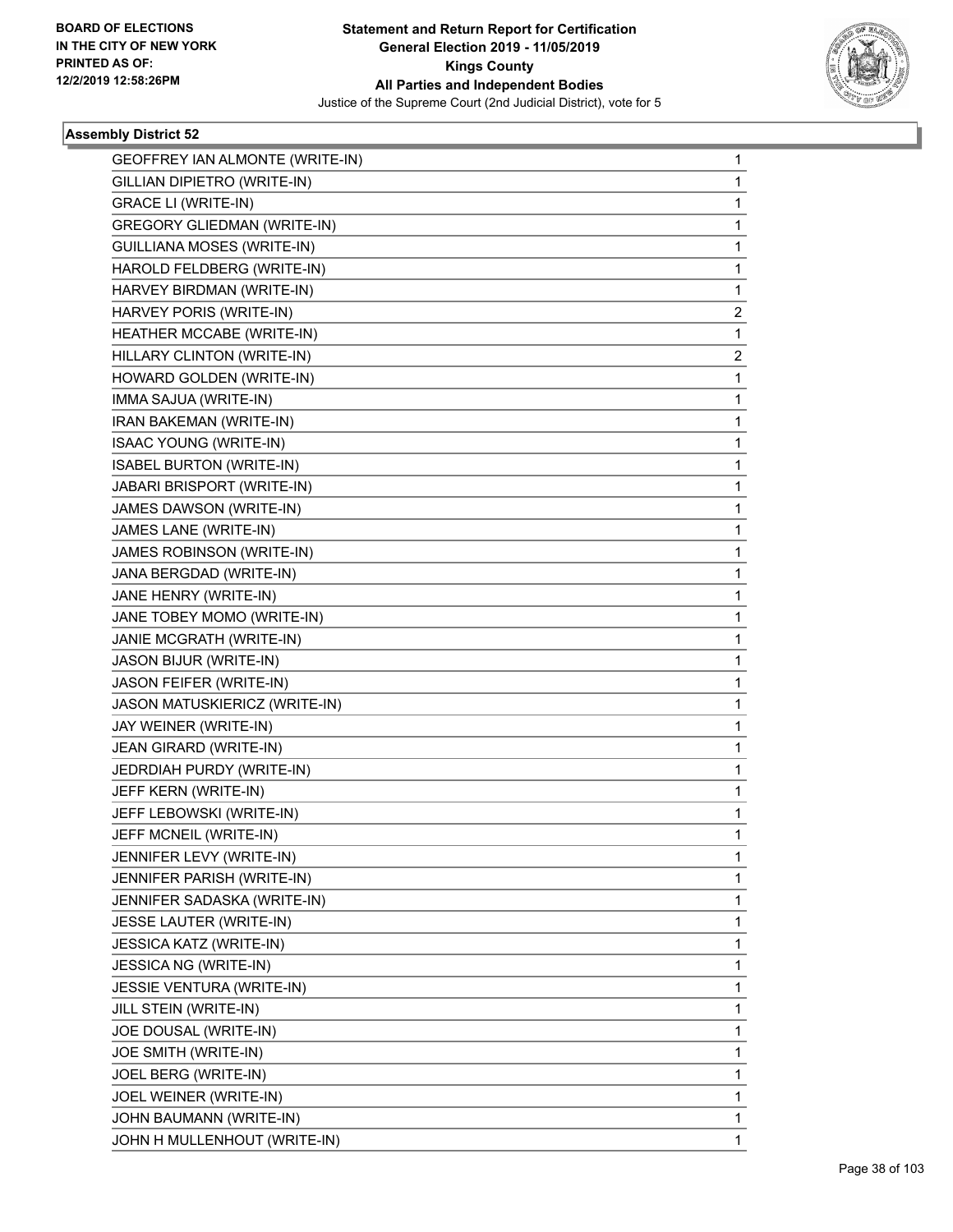BOARD OF ELECTIONS
IN THE CITY OF NEW YORK
PRINTED AS OF:
12/2/2019 12:58:26PM

**Statement and Return Report for Certification**
**General Election 2019 - 11/05/2019**
**Kings County**
**All Parties and Independent Bodies**
Justice of the Supreme Court (2nd Judicial District), vote for 5

### Assembly District 52

| | |
|---|---|
| GEOFFREY IAN ALMONTE (WRITE-IN) | 1 |
| GILLIAN DIPIETRO (WRITE-IN) | 1 |
| GRACE LI (WRITE-IN) | 1 |
| GREGORY GLIEDMAN (WRITE-IN) | 1 |
| GUILLIANA MOSES (WRITE-IN) | 1 |
| HAROLD FELDBERG (WRITE-IN) | 1 |
| HARVEY BIRDMAN (WRITE-IN) | 1 |
| HARVEY PORIS (WRITE-IN) | 2 |
| HEATHER MCCABE (WRITE-IN) | 1 |
| HILLARY CLINTON (WRITE-IN) | 2 |
| HOWARD GOLDEN (WRITE-IN) | 1 |
| IMMA SAJUA (WRITE-IN) | 1 |
| IRAN BAKEMAN (WRITE-IN) | 1 |
| ISAAC YOUNG (WRITE-IN) | 1 |
| ISABEL BURTON (WRITE-IN) | 1 |
| JABARI BRISPORT (WRITE-IN) | 1 |
| JAMES DAWSON (WRITE-IN) | 1 |
| JAMES LANE (WRITE-IN) | 1 |
| JAMES ROBINSON (WRITE-IN) | 1 |
| JANA BERGDAD (WRITE-IN) | 1 |
| JANE HENRY (WRITE-IN) | 1 |
| JANE TOBEY MOMO (WRITE-IN) | 1 |
| JANIE MCGRATH (WRITE-IN) | 1 |
| JASON BIJUR (WRITE-IN) | 1 |
| JASON FEIFER (WRITE-IN) | 1 |
| JASON MATUSKIERICZ (WRITE-IN) | 1 |
| JAY WEINER (WRITE-IN) | 1 |
| JEAN GIRARD (WRITE-IN) | 1 |
| JEDRDIAH PURDY (WRITE-IN) | 1 |
| JEFF KERN (WRITE-IN) | 1 |
| JEFF LEBOWSKI (WRITE-IN) | 1 |
| JEFF MCNEIL (WRITE-IN) | 1 |
| JENNIFER LEVY (WRITE-IN) | 1 |
| JENNIFER PARISH (WRITE-IN) | 1 |
| JENNIFER SADASKA (WRITE-IN) | 1 |
| JESSE LAUTER (WRITE-IN) | 1 |
| JESSICA KATZ (WRITE-IN) | 1 |
| JESSICA NG (WRITE-IN) | 1 |
| JESSIE VENTURA (WRITE-IN) | 1 |
| JILL STEIN (WRITE-IN) | 1 |
| JOE DOUSAL (WRITE-IN) | 1 |
| JOE SMITH (WRITE-IN) | 1 |
| JOEL BERG (WRITE-IN) | 1 |
| JOEL WEINER (WRITE-IN) | 1 |
| JOHN BAUMANN (WRITE-IN) | 1 |
| JOHN H MULLENHOUT (WRITE-IN) | 1 |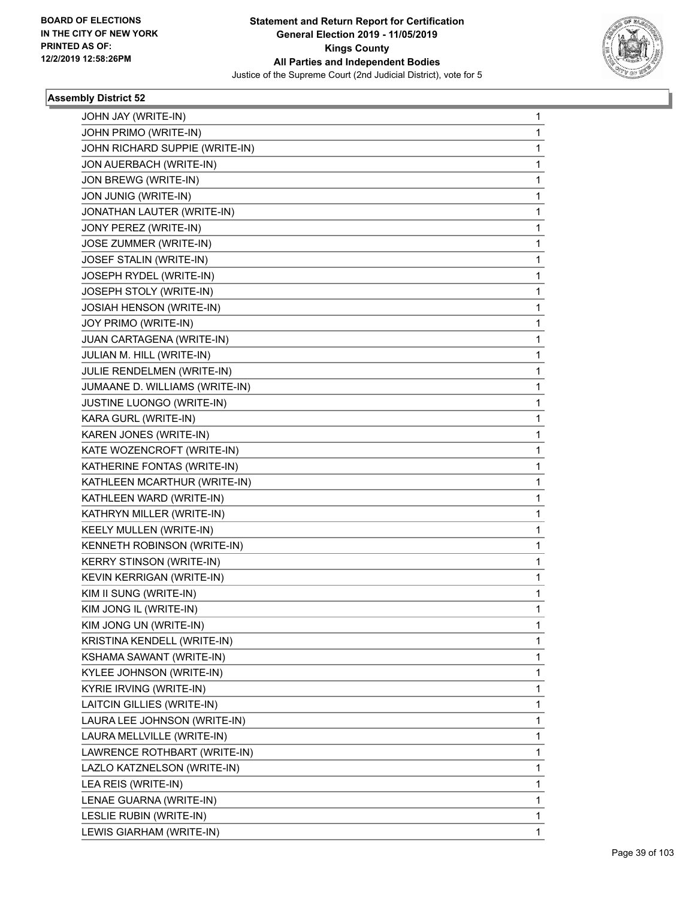## Assembly District 52

| | |
|---|---|
| JOHN JAY (WRITE-IN) | 1 |
| JOHN PRIMO (WRITE-IN) | 1 |
| JOHN RICHARD SUPPIE (WRITE-IN) | 1 |
| JON AUERBACH (WRITE-IN) | 1 |
| JON BREWG (WRITE-IN) | 1 |
| JON JUNIG (WRITE-IN) | 1 |
| JONATHAN LAUTER (WRITE-IN) | 1 |
| JONY PEREZ (WRITE-IN) | 1 |
| JOSE ZUMMER (WRITE-IN) | 1 |
| JOSEF STALIN (WRITE-IN) | 1 |
| JOSEPH RYDEL (WRITE-IN) | 1 |
| JOSEPH STOLY (WRITE-IN) | 1 |
| JOSIAH HENSON (WRITE-IN) | 1 |
| JOY PRIMO (WRITE-IN) | 1 |
| JUAN CARTAGENA (WRITE-IN) | 1 |
| JULIAN M. HILL (WRITE-IN) | 1 |
| JULIE RENDELMEN (WRITE-IN) | 1 |
| JUMAANE D. WILLIAMS (WRITE-IN) | 1 |
| JUSTINE LUONGO (WRITE-IN) | 1 |
| KARA GURL (WRITE-IN) | 1 |
| KAREN JONES (WRITE-IN) | 1 |
| KATE WOZENCROFT (WRITE-IN) | 1 |
| KATHERINE FONTAS (WRITE-IN) | 1 |
| KATHLEEN MCARTHUR (WRITE-IN) | 1 |
| KATHLEEN WARD (WRITE-IN) | 1 |
| KATHRYN MILLER (WRITE-IN) | 1 |
| KEELY MULLEN (WRITE-IN) | 1 |
| KENNETH ROBINSON (WRITE-IN) | 1 |
| KERRY STINSON (WRITE-IN) | 1 |
| KEVIN KERRIGAN (WRITE-IN) | 1 |
| KIM II SUNG (WRITE-IN) | 1 |
| KIM JONG IL (WRITE-IN) | 1 |
| KIM JONG UN (WRITE-IN) | 1 |
| KRISTINA KENDELL (WRITE-IN) | 1 |
| KSHAMA SAWANT (WRITE-IN) | 1 |
| KYLEE JOHNSON (WRITE-IN) | 1 |
| KYRIE IRVING (WRITE-IN) | 1 |
| LAITCIN GILLIES (WRITE-IN) | 1 |
| LAURA LEE JOHNSON (WRITE-IN) | 1 |
| LAURA MELLVILLE (WRITE-IN) | 1 |
| LAWRENCE ROTHBART (WRITE-IN) | 1 |
| LAZLO KATZNELSON (WRITE-IN) | 1 |
| LEA REIS (WRITE-IN) | 1 |
| LENAE GUARNA (WRITE-IN) | 1 |
| LESLIE RUBIN (WRITE-IN) | 1 |
| LEWIS GIARHAM (WRITE-IN) | 1 |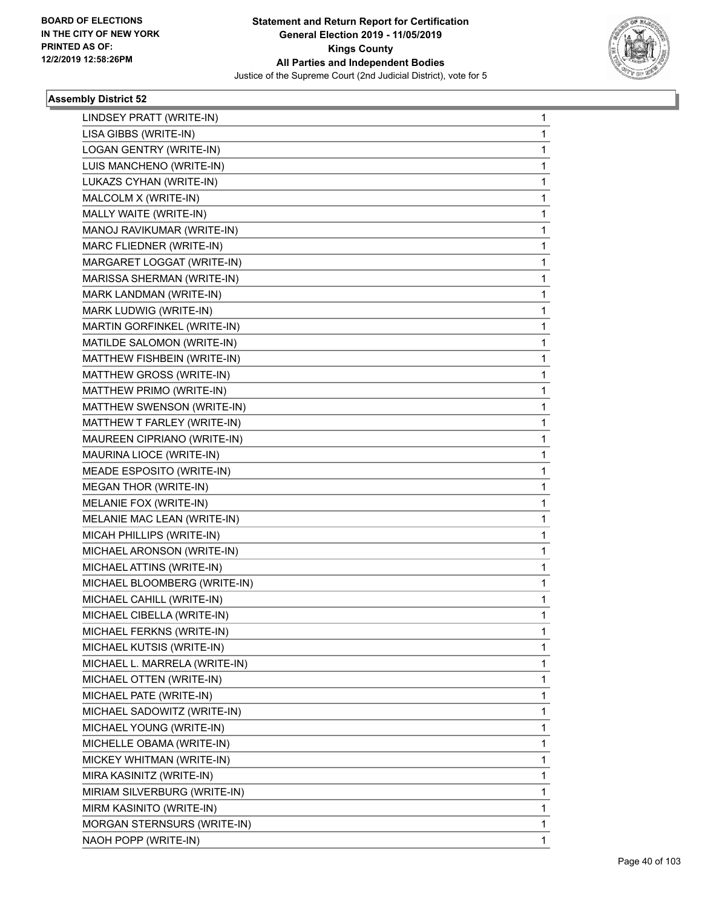## Assembly District 52

| | |
|---|---|
| LINDSEY PRATT (WRITE-IN) | 1 |
| LISA GIBBS (WRITE-IN) | 1 |
| LOGAN GENTRY (WRITE-IN) | 1 |
| LUIS MANCHENO (WRITE-IN) | 1 |
| LUKAZS CYHAN (WRITE-IN) | 1 |
| MALCOLM X (WRITE-IN) | 1 |
| MALLY WAITE (WRITE-IN) | 1 |
| MANOJ RAVIKUMAR (WRITE-IN) | 1 |
| MARC FLIEDNER (WRITE-IN) | 1 |
| MARGARET LOGGAT (WRITE-IN) | 1 |
| MARISSA SHERMAN (WRITE-IN) | 1 |
| MARK LANDMAN (WRITE-IN) | 1 |
| MARK LUDWIG (WRITE-IN) | 1 |
| MARTIN GORFINKEL (WRITE-IN) | 1 |
| MATILDE SALOMON (WRITE-IN) | 1 |
| MATTHEW FISHBEIN (WRITE-IN) | 1 |
| MATTHEW GROSS (WRITE-IN) | 1 |
| MATTHEW PRIMO (WRITE-IN) | 1 |
| MATTHEW SWENSON (WRITE-IN) | 1 |
| MATTHEW T FARLEY (WRITE-IN) | 1 |
| MAUREEN CIPRIANO (WRITE-IN) | 1 |
| MAURINA LIOCE (WRITE-IN) | 1 |
| MEADE ESPOSITO (WRITE-IN) | 1 |
| MEGAN THOR (WRITE-IN) | 1 |
| MELANIE FOX (WRITE-IN) | 1 |
| MELANIE MAC LEAN (WRITE-IN) | 1 |
| MICAH PHILLIPS (WRITE-IN) | 1 |
| MICHAEL ARONSON (WRITE-IN) | 1 |
| MICHAEL ATTINS (WRITE-IN) | 1 |
| MICHAEL BLOOMBERG (WRITE-IN) | 1 |
| MICHAEL CAHILL (WRITE-IN) | 1 |
| MICHAEL CIBELLA (WRITE-IN) | 1 |
| MICHAEL FERKNS (WRITE-IN) | 1 |
| MICHAEL KUTSIS (WRITE-IN) | 1 |
| MICHAEL L. MARRELA (WRITE-IN) | 1 |
| MICHAEL OTTEN (WRITE-IN) | 1 |
| MICHAEL PATE (WRITE-IN) | 1 |
| MICHAEL SADOWITZ (WRITE-IN) | 1 |
| MICHAEL YOUNG (WRITE-IN) | 1 |
| MICHELLE OBAMA (WRITE-IN) | 1 |
| MICKEY WHITMAN (WRITE-IN) | 1 |
| MIRA KASINITZ (WRITE-IN) | 1 |
| MIRIAM SILVERBURG (WRITE-IN) | 1 |
| MIRM KASINITO (WRITE-IN) | 1 |
| MORGAN STERNSURS (WRITE-IN) | 1 |
| NAOH POPP (WRITE-IN) | 1 |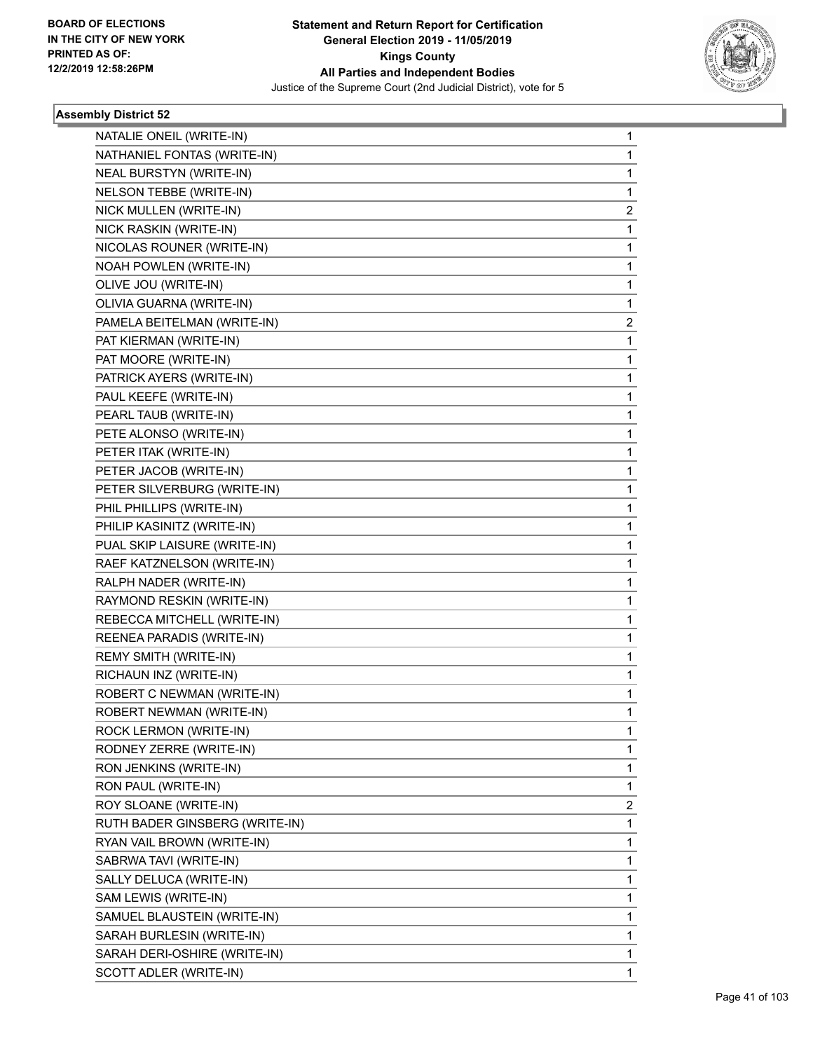**Statement and Return Report for Certification**
**General Election 2019 - 11/05/2019**
**Kings County**
**All Parties and Independent Bodies**
Justice of the Supreme Court (2nd Judicial District), vote for 5

BOARD OF ELECTIONS IN THE CITY OF NEW YORK PRINTED AS OF: 12/2/2019 12:58:26PM

### Assembly District 52

| | |
|---|---|
| NATALIE ONEIL (WRITE-IN) | 1 |
| NATHANIEL FONTAS (WRITE-IN) | 1 |
| NEAL BURSTYN (WRITE-IN) | 1 |
| NELSON TEBBE (WRITE-IN) | 1 |
| NICK MULLEN (WRITE-IN) | 2 |
| NICK RASKIN (WRITE-IN) | 1 |
| NICOLAS ROUNER (WRITE-IN) | 1 |
| NOAH POWLEN (WRITE-IN) | 1 |
| OLIVE JOU (WRITE-IN) | 1 |
| OLIVIA GUARNA (WRITE-IN) | 1 |
| PAMELA BEITELMAN (WRITE-IN) | 2 |
| PAT KIERMAN (WRITE-IN) | 1 |
| PAT MOORE (WRITE-IN) | 1 |
| PATRICK AYERS (WRITE-IN) | 1 |
| PAUL KEEFE (WRITE-IN) | 1 |
| PEARL TAUB (WRITE-IN) | 1 |
| PETE ALONSO (WRITE-IN) | 1 |
| PETER ITAK (WRITE-IN) | 1 |
| PETER JACOB (WRITE-IN) | 1 |
| PETER SILVERBURG (WRITE-IN) | 1 |
| PHIL PHILLIPS (WRITE-IN) | 1 |
| PHILIP KASINITZ (WRITE-IN) | 1 |
| PUAL SKIP LAISURE (WRITE-IN) | 1 |
| RAEF KATZNELSON (WRITE-IN) | 1 |
| RALPH NADER (WRITE-IN) | 1 |
| RAYMOND RESKIN (WRITE-IN) | 1 |
| REBECCA MITCHELL (WRITE-IN) | 1 |
| REENEA PARADIS (WRITE-IN) | 1 |
| REMY SMITH (WRITE-IN) | 1 |
| RICHAUN INZ (WRITE-IN) | 1 |
| ROBERT C NEWMAN (WRITE-IN) | 1 |
| ROBERT NEWMAN (WRITE-IN) | 1 |
| ROCK LERMON (WRITE-IN) | 1 |
| RODNEY ZERRE (WRITE-IN) | 1 |
| RON JENKINS (WRITE-IN) | 1 |
| RON PAUL (WRITE-IN) | 1 |
| ROY SLOANE (WRITE-IN) | 2 |
| RUTH BADER GINSBERG (WRITE-IN) | 1 |
| RYAN VAIL BROWN (WRITE-IN) | 1 |
| SABRWA TAVI (WRITE-IN) | 1 |
| SALLY DELUCA (WRITE-IN) | 1 |
| SAM LEWIS (WRITE-IN) | 1 |
| SAMUEL BLAUSTEIN (WRITE-IN) | 1 |
| SARAH BURLESIN (WRITE-IN) | 1 |
| SARAH DERI-OSHIRE (WRITE-IN) | 1 |
| SCOTT ADLER (WRITE-IN) | 1 |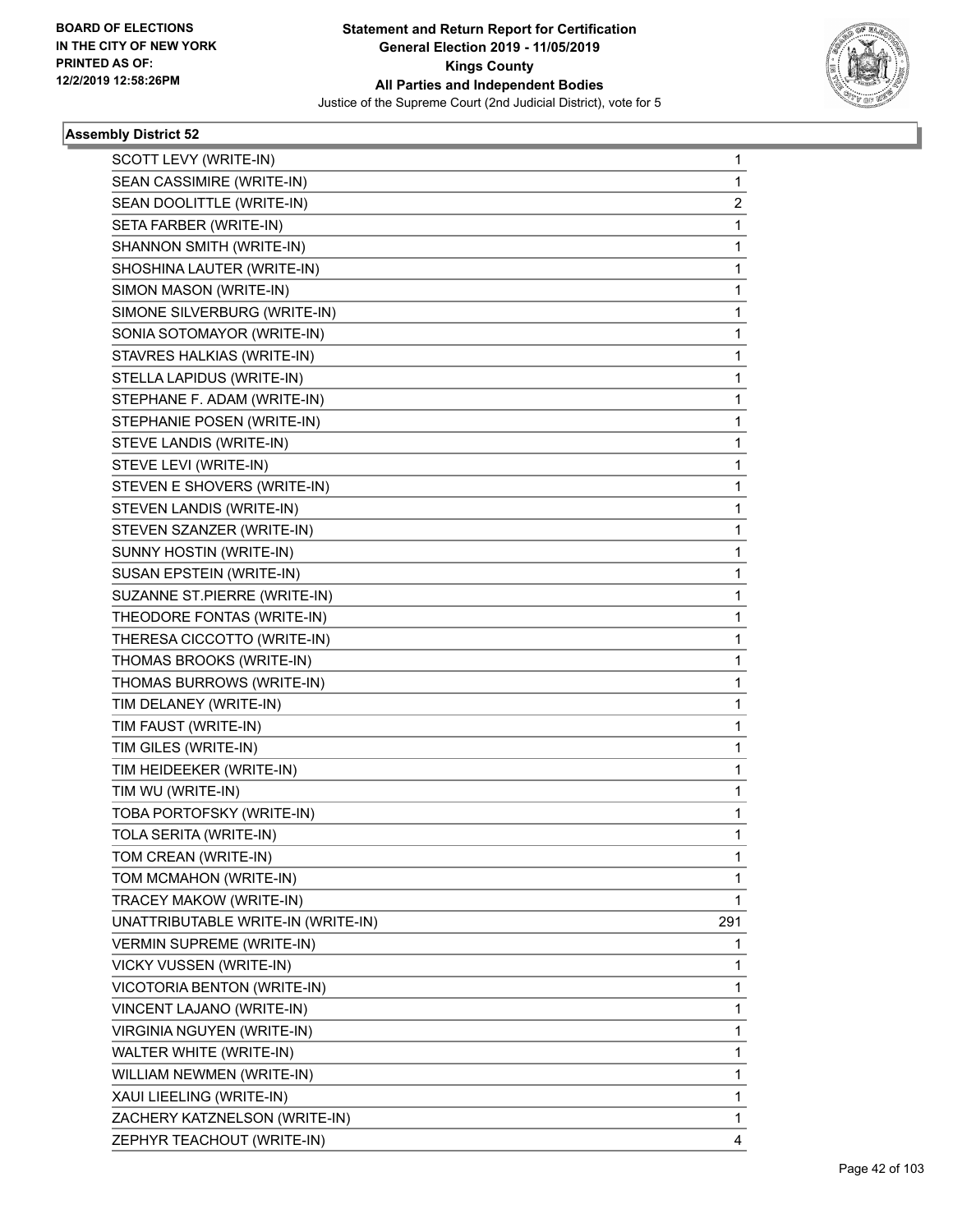**Statement and Return Report for Certification**
**General Election 2019 - 11/05/2019**
**Kings County**
**All Parties and Independent Bodies**
Justice of the Supreme Court (2nd Judicial District), vote for 5

BOARD OF ELECTIONS
IN THE CITY OF NEW YORK
PRINTED AS OF:
12/2/2019 12:58:26PM

### Assembly District 52

| | |
|---|---|
| SCOTT LEVY (WRITE-IN) | 1 |
| SEAN CASSIMIRE (WRITE-IN) | 1 |
| SEAN DOOLITTLE (WRITE-IN) | 2 |
| SETA FARBER (WRITE-IN) | 1 |
| SHANNON SMITH (WRITE-IN) | 1 |
| SHOSHINA LAUTER (WRITE-IN) | 1 |
| SIMON MASON (WRITE-IN) | 1 |
| SIMONE SILVERBURG (WRITE-IN) | 1 |
| SONIA SOTOMAYOR (WRITE-IN) | 1 |
| STAVRES HALKIAS (WRITE-IN) | 1 |
| STELLA LAPIDUS (WRITE-IN) | 1 |
| STEPHANE F. ADAM (WRITE-IN) | 1 |
| STEPHANIE POSEN (WRITE-IN) | 1 |
| STEVE LANDIS (WRITE-IN) | 1 |
| STEVE LEVI (WRITE-IN) | 1 |
| STEVEN E SHOVERS (WRITE-IN) | 1 |
| STEVEN LANDIS (WRITE-IN) | 1 |
| STEVEN SZANZER (WRITE-IN) | 1 |
| SUNNY HOSTIN (WRITE-IN) | 1 |
| SUSAN EPSTEIN (WRITE-IN) | 1 |
| SUZANNE ST.PIERRE (WRITE-IN) | 1 |
| THEODORE FONTAS (WRITE-IN) | 1 |
| THERESA CICCOTTO (WRITE-IN) | 1 |
| THOMAS BROOKS (WRITE-IN) | 1 |
| THOMAS BURROWS (WRITE-IN) | 1 |
| TIM DELANEY (WRITE-IN) | 1 |
| TIM FAUST (WRITE-IN) | 1 |
| TIM GILES (WRITE-IN) | 1 |
| TIM HEIDEEKER (WRITE-IN) | 1 |
| TIM WU (WRITE-IN) | 1 |
| TOBA PORTOFSKY (WRITE-IN) | 1 |
| TOLA SERITA (WRITE-IN) | 1 |
| TOM CREAN (WRITE-IN) | 1 |
| TOM MCMAHON (WRITE-IN) | 1 |
| TRACEY MAKOW (WRITE-IN) | 1 |
| UNATTRIBUTABLE WRITE-IN (WRITE-IN) | 291 |
| VERMIN SUPREME (WRITE-IN) | 1 |
| VICKY VUSSEN (WRITE-IN) | 1 |
| VICOTORIA BENTON (WRITE-IN) | 1 |
| VINCENT LAJANO (WRITE-IN) | 1 |
| VIRGINIA NGUYEN (WRITE-IN) | 1 |
| WALTER WHITE (WRITE-IN) | 1 |
| WILLIAM NEWMEN (WRITE-IN) | 1 |
| XAUI LIEELING (WRITE-IN) | 1 |
| ZACHERY KATZNELSON (WRITE-IN) | 1 |
| ZEPHYR TEACHOUT (WRITE-IN) | 4 |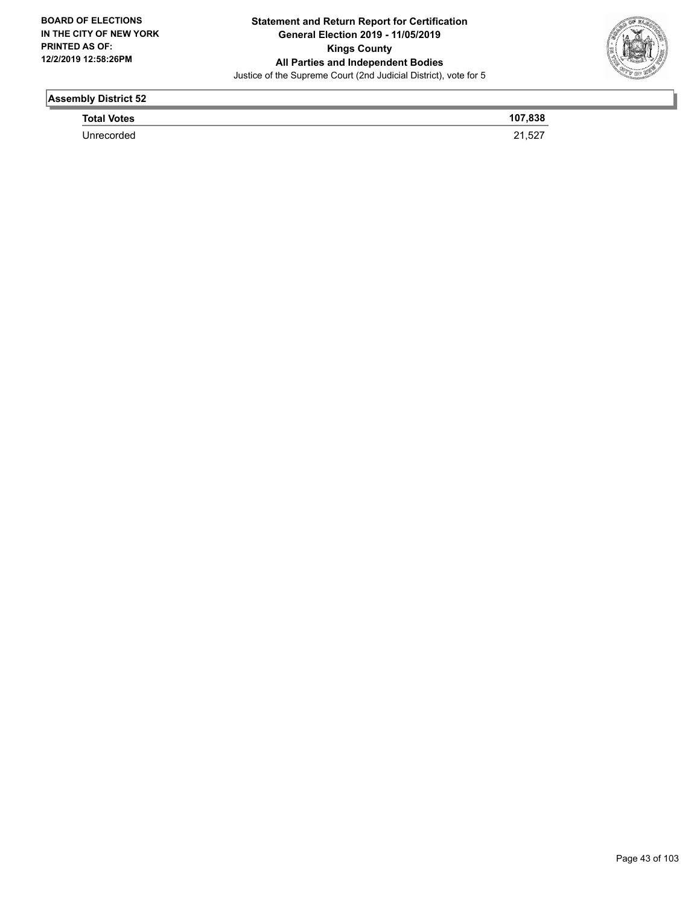## Assembly District 52

| Total Votes | 107,838 |
| --- | --- |
| Unrecorded | 21,527 |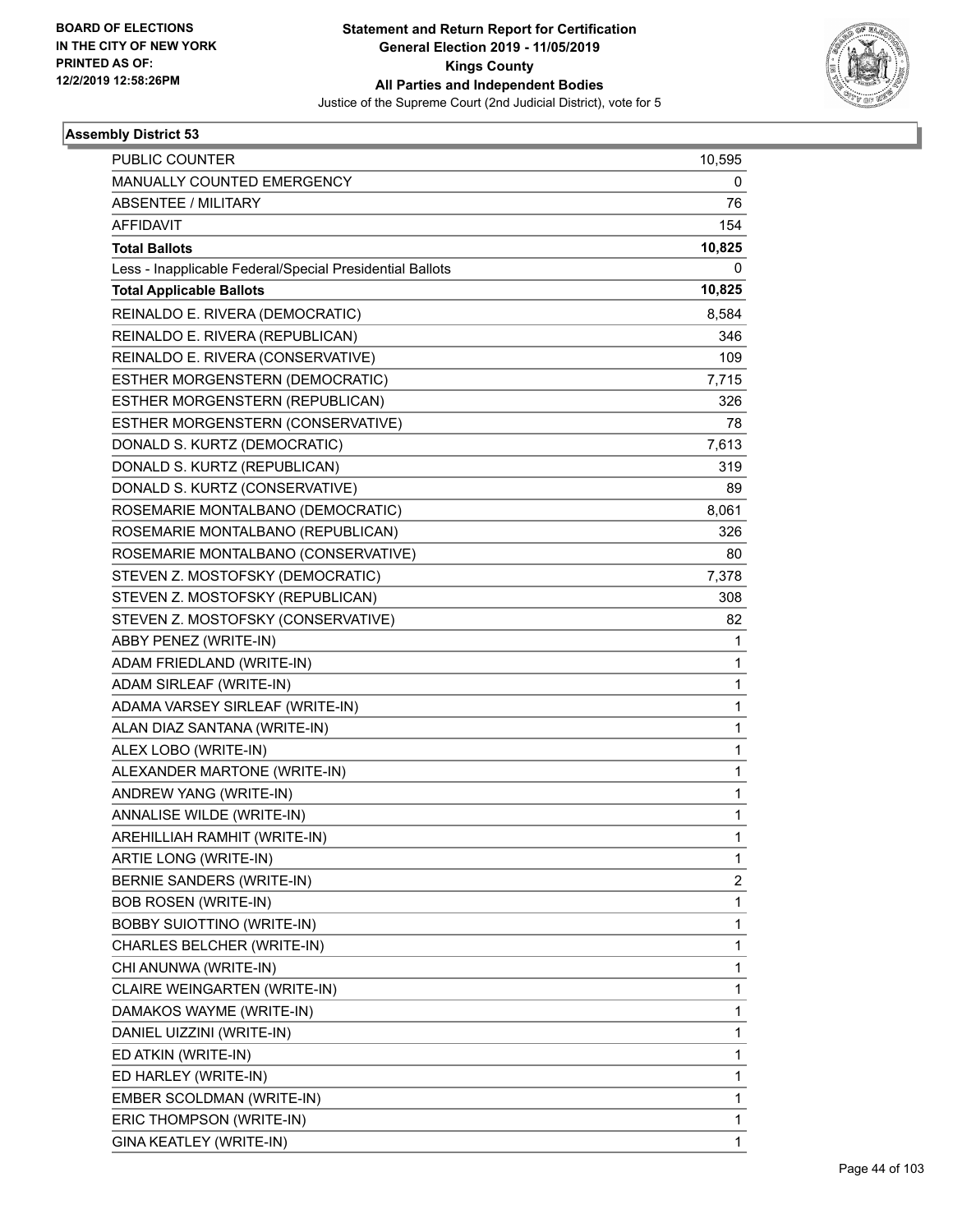BOARD OF ELECTIONS
IN THE CITY OF NEW YORK
PRINTED AS OF:
12/2/2019 12:58:26PM

**Statement and Return Report for Certification**
**General Election 2019 - 11/05/2019**
**Kings County**
**All Parties and Independent Bodies**
Justice of the Supreme Court (2nd Judicial District), vote for 5

### Assembly District 53

| | |
|---|---|
| PUBLIC COUNTER | 10,595 |
| MANUALLY COUNTED EMERGENCY | 0 |
| ABSENTEE / MILITARY | 76 |
| AFFIDAVIT | 154 |
| **Total Ballots** | **10,825** |
| Less - Inapplicable Federal/Special Presidential Ballots | 0 |
| **Total Applicable Ballots** | **10,825** |
| REINALDO E. RIVERA (DEMOCRATIC) | 8,584 |
| REINALDO E. RIVERA (REPUBLICAN) | 346 |
| REINALDO E. RIVERA (CONSERVATIVE) | 109 |
| ESTHER MORGENSTERN (DEMOCRATIC) | 7,715 |
| ESTHER MORGENSTERN (REPUBLICAN) | 326 |
| ESTHER MORGENSTERN (CONSERVATIVE) | 78 |
| DONALD S. KURTZ (DEMOCRATIC) | 7,613 |
| DONALD S. KURTZ (REPUBLICAN) | 319 |
| DONALD S. KURTZ (CONSERVATIVE) | 89 |
| ROSEMARIE MONTALBANO (DEMOCRATIC) | 8,061 |
| ROSEMARIE MONTALBANO (REPUBLICAN) | 326 |
| ROSEMARIE MONTALBANO (CONSERVATIVE) | 80 |
| STEVEN Z. MOSTOFSKY (DEMOCRATIC) | 7,378 |
| STEVEN Z. MOSTOFSKY (REPUBLICAN) | 308 |
| STEVEN Z. MOSTOFSKY (CONSERVATIVE) | 82 |
| ABBY PENEZ (WRITE-IN) | 1 |
| ADAM FRIEDLAND (WRITE-IN) | 1 |
| ADAM SIRLEAF (WRITE-IN) | 1 |
| ADAMA VARSEY SIRLEAF (WRITE-IN) | 1 |
| ALAN DIAZ SANTANA (WRITE-IN) | 1 |
| ALEX LOBO (WRITE-IN) | 1 |
| ALEXANDER MARTONE (WRITE-IN) | 1 |
| ANDREW YANG (WRITE-IN) | 1 |
| ANNALISE WILDE (WRITE-IN) | 1 |
| AREHILLIAH RAMHIT (WRITE-IN) | 1 |
| ARTIE LONG (WRITE-IN) | 1 |
| BERNIE SANDERS (WRITE-IN) | 2 |
| BOB ROSEN (WRITE-IN) | 1 |
| BOBBY SUIOTTINO (WRITE-IN) | 1 |
| CHARLES BELCHER (WRITE-IN) | 1 |
| CHI ANUNWA (WRITE-IN) | 1 |
| CLAIRE WEINGARTEN (WRITE-IN) | 1 |
| DAMAKOS WAYME (WRITE-IN) | 1 |
| DANIEL UIZZINI (WRITE-IN) | 1 |
| ED ATKIN (WRITE-IN) | 1 |
| ED HARLEY (WRITE-IN) | 1 |
| EMBER SCOLDMAN (WRITE-IN) | 1 |
| ERIC THOMPSON (WRITE-IN) | 1 |
| GINA KEATLEY (WRITE-IN) | 1 |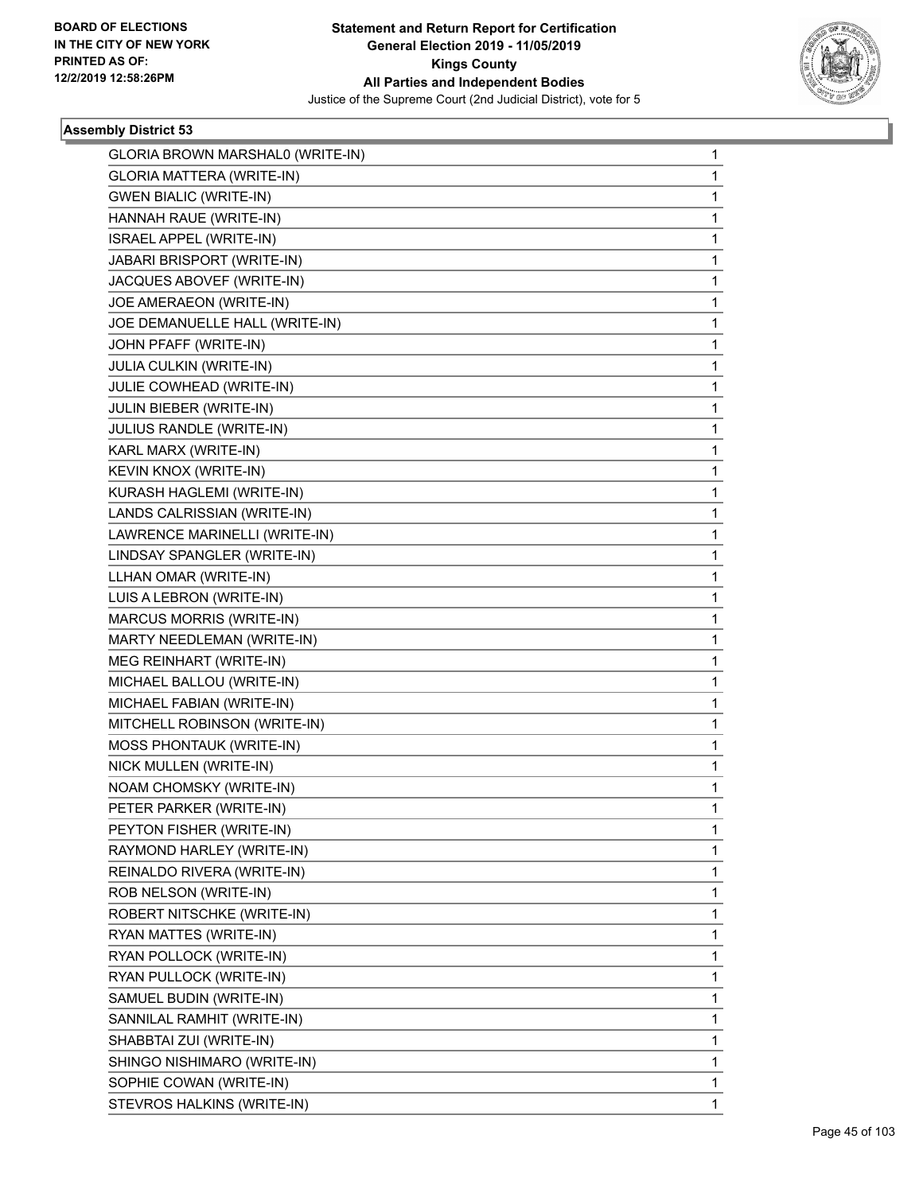**Statement and Return Report for Certification**
**General Election 2019 - 11/05/2019**
**Kings County**
**All Parties and Independent Bodies**
Justice of the Supreme Court (2nd Judicial District), vote for 5

BOARD OF ELECTIONS
IN THE CITY OF NEW YORK
PRINTED AS OF:
12/2/2019 12:58:26PM

### Assembly District 53

| | |
|---|---|
| GLORIA BROWN MARSHAL0 (WRITE-IN) | 1 |
| GLORIA MATTERA (WRITE-IN) | 1 |
| GWEN BIALIC (WRITE-IN) | 1 |
| HANNAH RAUE (WRITE-IN) | 1 |
| ISRAEL APPEL (WRITE-IN) | 1 |
| JABARI BRISPORT (WRITE-IN) | 1 |
| JACQUES ABOVEF (WRITE-IN) | 1 |
| JOE AMERAEON (WRITE-IN) | 1 |
| JOE DEMANUELLE HALL (WRITE-IN) | 1 |
| JOHN PFAFF (WRITE-IN) | 1 |
| JULIA CULKIN (WRITE-IN) | 1 |
| JULIE COWHEAD (WRITE-IN) | 1 |
| JULIN BIEBER (WRITE-IN) | 1 |
| JULIUS RANDLE (WRITE-IN) | 1 |
| KARL MARX (WRITE-IN) | 1 |
| KEVIN KNOX (WRITE-IN) | 1 |
| KURASH HAGLEMI (WRITE-IN) | 1 |
| LANDS CALRISSIAN (WRITE-IN) | 1 |
| LAWRENCE MARINELLI (WRITE-IN) | 1 |
| LINDSAY SPANGLER (WRITE-IN) | 1 |
| LLHAN OMAR (WRITE-IN) | 1 |
| LUIS A LEBRON (WRITE-IN) | 1 |
| MARCUS MORRIS (WRITE-IN) | 1 |
| MARTY NEEDLEMAN (WRITE-IN) | 1 |
| MEG REINHART (WRITE-IN) | 1 |
| MICHAEL BALLOU (WRITE-IN) | 1 |
| MICHAEL FABIAN (WRITE-IN) | 1 |
| MITCHELL ROBINSON (WRITE-IN) | 1 |
| MOSS PHONTAUK (WRITE-IN) | 1 |
| NICK MULLEN (WRITE-IN) | 1 |
| NOAM CHOMSKY (WRITE-IN) | 1 |
| PETER PARKER (WRITE-IN) | 1 |
| PEYTON FISHER (WRITE-IN) | 1 |
| RAYMOND HARLEY (WRITE-IN) | 1 |
| REINALDO RIVERA (WRITE-IN) | 1 |
| ROB NELSON (WRITE-IN) | 1 |
| ROBERT NITSCHKE (WRITE-IN) | 1 |
| RYAN MATTES (WRITE-IN) | 1 |
| RYAN POLLOCK (WRITE-IN) | 1 |
| RYAN PULLOCK (WRITE-IN) | 1 |
| SAMUEL BUDIN (WRITE-IN) | 1 |
| SANNILAL RAMHIT (WRITE-IN) | 1 |
| SHABBTAI ZUI (WRITE-IN) | 1 |
| SHINGO NISHIMARO (WRITE-IN) | 1 |
| SOPHIE COWAN (WRITE-IN) | 1 |
| STEVROS HALKINS (WRITE-IN) | 1 |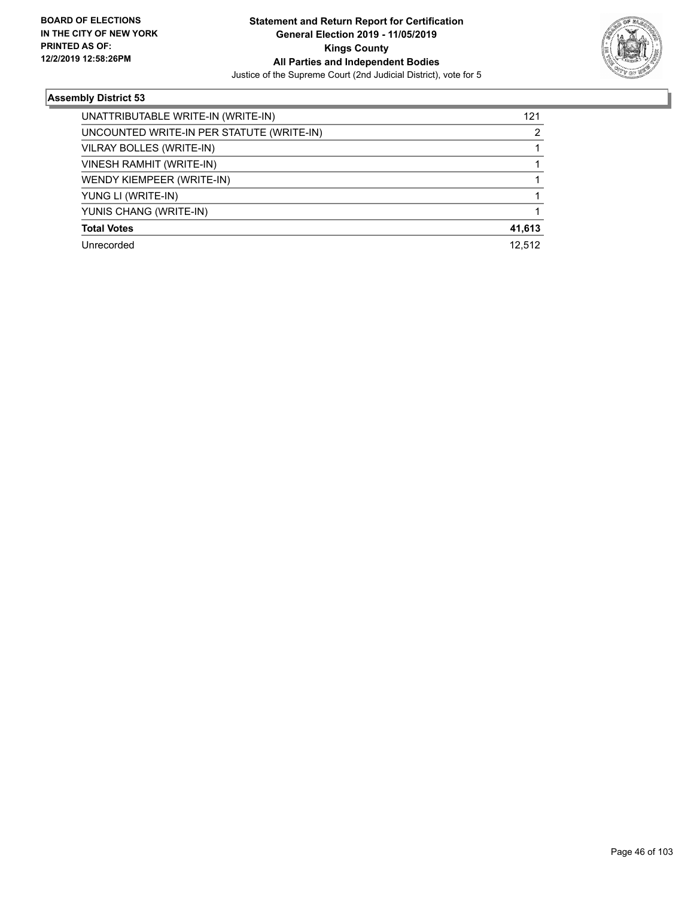## Assembly District 53

| | |
|---|---|
| UNATTRIBUTABLE WRITE-IN (WRITE-IN) | 121 |
| UNCOUNTED WRITE-IN PER STATUTE (WRITE-IN) | 2 |
| VILRAY BOLLES (WRITE-IN) | 1 |
| VINESH RAMHIT (WRITE-IN) | 1 |
| WENDY KIEMPEER (WRITE-IN) | 1 |
| YUNG LI (WRITE-IN) | 1 |
| YUNIS CHANG (WRITE-IN) | 1 |
| **Total Votes** | **41,613** |
| Unrecorded | 12,512 |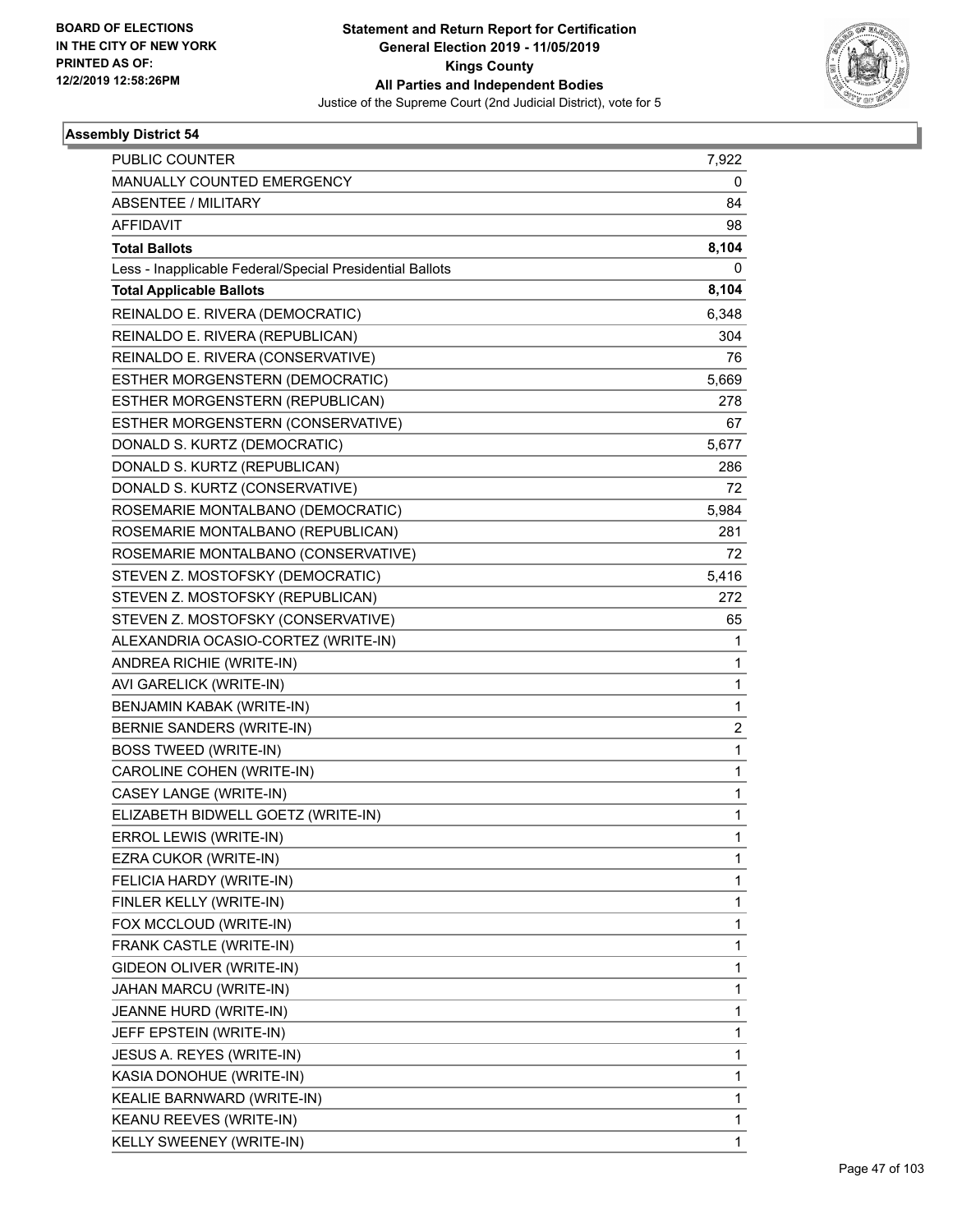BOARD OF ELECTIONS
IN THE CITY OF NEW YORK
PRINTED AS OF:
12/2/2019 12:58:26PM

**Statement and Return Report for Certification**
**General Election 2019 - 11/05/2019**
**Kings County**
**All Parties and Independent Bodies**
Justice of the Supreme Court (2nd Judicial District), vote for 5

### Assembly District 54

| | |
|---|---|
| PUBLIC COUNTER | 7,922 |
| MANUALLY COUNTED EMERGENCY | 0 |
| ABSENTEE / MILITARY | 84 |
| AFFIDAVIT | 98 |
| **Total Ballots** | **8,104** |
| Less - Inapplicable Federal/Special Presidential Ballots | 0 |
| **Total Applicable Ballots** | **8,104** |
| REINALDO E. RIVERA (DEMOCRATIC) | 6,348 |
| REINALDO E. RIVERA (REPUBLICAN) | 304 |
| REINALDO E. RIVERA (CONSERVATIVE) | 76 |
| ESTHER MORGENSTERN (DEMOCRATIC) | 5,669 |
| ESTHER MORGENSTERN (REPUBLICAN) | 278 |
| ESTHER MORGENSTERN (CONSERVATIVE) | 67 |
| DONALD S. KURTZ (DEMOCRATIC) | 5,677 |
| DONALD S. KURTZ (REPUBLICAN) | 286 |
| DONALD S. KURTZ (CONSERVATIVE) | 72 |
| ROSEMARIE MONTALBANO (DEMOCRATIC) | 5,984 |
| ROSEMARIE MONTALBANO (REPUBLICAN) | 281 |
| ROSEMARIE MONTALBANO (CONSERVATIVE) | 72 |
| STEVEN Z. MOSTOFSKY (DEMOCRATIC) | 5,416 |
| STEVEN Z. MOSTOFSKY (REPUBLICAN) | 272 |
| STEVEN Z. MOSTOFSKY (CONSERVATIVE) | 65 |
| ALEXANDRIA OCASIO-CORTEZ (WRITE-IN) | 1 |
| ANDREA RICHIE (WRITE-IN) | 1 |
| AVI GARELICK (WRITE-IN) | 1 |
| BENJAMIN KABAK (WRITE-IN) | 1 |
| BERNIE SANDERS (WRITE-IN) | 2 |
| BOSS TWEED (WRITE-IN) | 1 |
| CAROLINE COHEN (WRITE-IN) | 1 |
| CASEY LANGE (WRITE-IN) | 1 |
| ELIZABETH BIDWELL GOETZ (WRITE-IN) | 1 |
| ERROL LEWIS (WRITE-IN) | 1 |
| EZRA CUKOR (WRITE-IN) | 1 |
| FELICIA HARDY (WRITE-IN) | 1 |
| FINLER KELLY (WRITE-IN) | 1 |
| FOX MCCLOUD (WRITE-IN) | 1 |
| FRANK CASTLE (WRITE-IN) | 1 |
| GIDEON OLIVER (WRITE-IN) | 1 |
| JAHAN MARCU (WRITE-IN) | 1 |
| JEANNE HURD (WRITE-IN) | 1 |
| JEFF EPSTEIN (WRITE-IN) | 1 |
| JESUS A. REYES (WRITE-IN) | 1 |
| KASIA DONOHUE (WRITE-IN) | 1 |
| KEALIE BARNWARD (WRITE-IN) | 1 |
| KEANU REEVES (WRITE-IN) | 1 |
| KELLY SWEENEY (WRITE-IN) | 1 |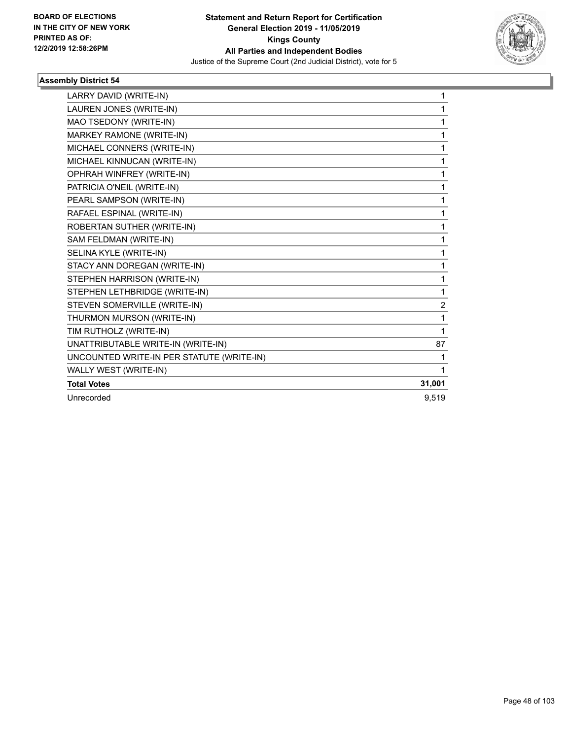**BOARD OF ELECTIONS IN THE CITY OF NEW YORK PRINTED AS OF: 12/2/2019 12:58:26PM**

**Statement and Return Report for Certification General Election 2019 - 11/05/2019 Kings County All Parties and Independent Bodies**

Justice of the Supreme Court (2nd Judicial District), vote for 5

**Assembly District 54**

| Candidate | Votes |
|---|---|
| LARRY DAVID (WRITE-IN) | 1 |
| LAUREN JONES (WRITE-IN) | 1 |
| MAO TSEDONY (WRITE-IN) | 1 |
| MARKEY RAMONE (WRITE-IN) | 1 |
| MICHAEL CONNERS (WRITE-IN) | 1 |
| MICHAEL KINNUCAN (WRITE-IN) | 1 |
| OPHRAH WINFREY (WRITE-IN) | 1 |
| PATRICIA O'NEIL (WRITE-IN) | 1 |
| PEARL SAMPSON (WRITE-IN) | 1 |
| RAFAEL ESPINAL (WRITE-IN) | 1 |
| ROBERTAN SUTHER (WRITE-IN) | 1 |
| SAM FELDMAN (WRITE-IN) | 1 |
| SELINA KYLE (WRITE-IN) | 1 |
| STACY ANN DOREGAN (WRITE-IN) | 1 |
| STEPHEN HARRISON (WRITE-IN) | 1 |
| STEPHEN LETHBRIDGE (WRITE-IN) | 1 |
| STEVEN SOMERVILLE (WRITE-IN) | 2 |
| THURMON MURSON (WRITE-IN) | 1 |
| TIM RUTHOLZ (WRITE-IN) | 1 |
| UNATTRIBUTABLE WRITE-IN (WRITE-IN) | 87 |
| UNCOUNTED WRITE-IN PER STATUTE (WRITE-IN) | 1 |
| WALLY WEST (WRITE-IN) | 1 |
| **Total Votes** | **31,001** |
| Unrecorded | 9,519 |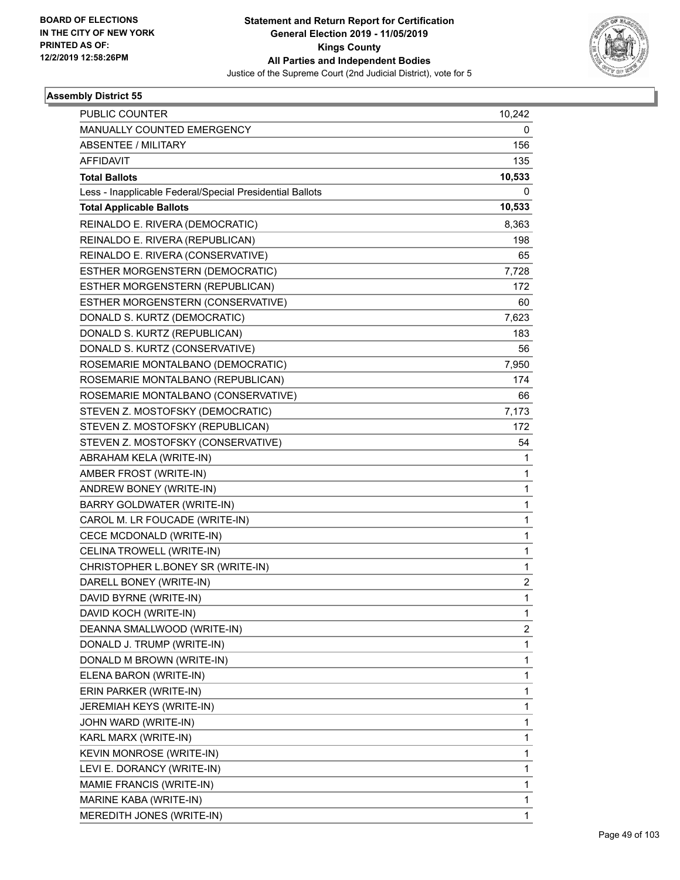BOARD OF ELECTIONS
IN THE CITY OF NEW YORK
PRINTED AS OF:
12/2/2019 12:58:26PM

**Statement and Return Report for Certification**
**General Election 2019 - 11/05/2019**
**Kings County**
**All Parties and Independent Bodies**
Justice of the Supreme Court (2nd Judicial District), vote for 5

### Assembly District 55

| | |
|---|---|
| PUBLIC COUNTER | 10,242 |
| MANUALLY COUNTED EMERGENCY | 0 |
| ABSENTEE / MILITARY | 156 |
| AFFIDAVIT | 135 |
| **Total Ballots** | **10,533** |
| Less - Inapplicable Federal/Special Presidential Ballots | 0 |
| **Total Applicable Ballots** | **10,533** |
| REINALDO E. RIVERA (DEMOCRATIC) | 8,363 |
| REINALDO E. RIVERA (REPUBLICAN) | 198 |
| REINALDO E. RIVERA (CONSERVATIVE) | 65 |
| ESTHER MORGENSTERN (DEMOCRATIC) | 7,728 |
| ESTHER MORGENSTERN (REPUBLICAN) | 172 |
| ESTHER MORGENSTERN (CONSERVATIVE) | 60 |
| DONALD S. KURTZ (DEMOCRATIC) | 7,623 |
| DONALD S. KURTZ (REPUBLICAN) | 183 |
| DONALD S. KURTZ (CONSERVATIVE) | 56 |
| ROSEMARIE MONTALBANO (DEMOCRATIC) | 7,950 |
| ROSEMARIE MONTALBANO (REPUBLICAN) | 174 |
| ROSEMARIE MONTALBANO (CONSERVATIVE) | 66 |
| STEVEN Z. MOSTOFSKY (DEMOCRATIC) | 7,173 |
| STEVEN Z. MOSTOFSKY (REPUBLICAN) | 172 |
| STEVEN Z. MOSTOFSKY (CONSERVATIVE) | 54 |
| ABRAHAM KELA (WRITE-IN) | 1 |
| AMBER FROST (WRITE-IN) | 1 |
| ANDREW BONEY (WRITE-IN) | 1 |
| BARRY GOLDWATER (WRITE-IN) | 1 |
| CAROL M. LR FOUCADE (WRITE-IN) | 1 |
| CECE MCDONALD (WRITE-IN) | 1 |
| CELINA TROWELL (WRITE-IN) | 1 |
| CHRISTOPHER L.BONEY SR (WRITE-IN) | 1 |
| DARELL BONEY (WRITE-IN) | 2 |
| DAVID BYRNE (WRITE-IN) | 1 |
| DAVID KOCH (WRITE-IN) | 1 |
| DEANNA SMALLWOOD (WRITE-IN) | 2 |
| DONALD J. TRUMP (WRITE-IN) | 1 |
| DONALD M BROWN (WRITE-IN) | 1 |
| ELENA BARON (WRITE-IN) | 1 |
| ERIN PARKER (WRITE-IN) | 1 |
| JEREMIAH KEYS (WRITE-IN) | 1 |
| JOHN WARD (WRITE-IN) | 1 |
| KARL MARX (WRITE-IN) | 1 |
| KEVIN MONROSE (WRITE-IN) | 1 |
| LEVI E. DORANCY (WRITE-IN) | 1 |
| MAMIE FRANCIS (WRITE-IN) | 1 |
| MARINE KABA (WRITE-IN) | 1 |
| MEREDITH JONES (WRITE-IN) | 1 |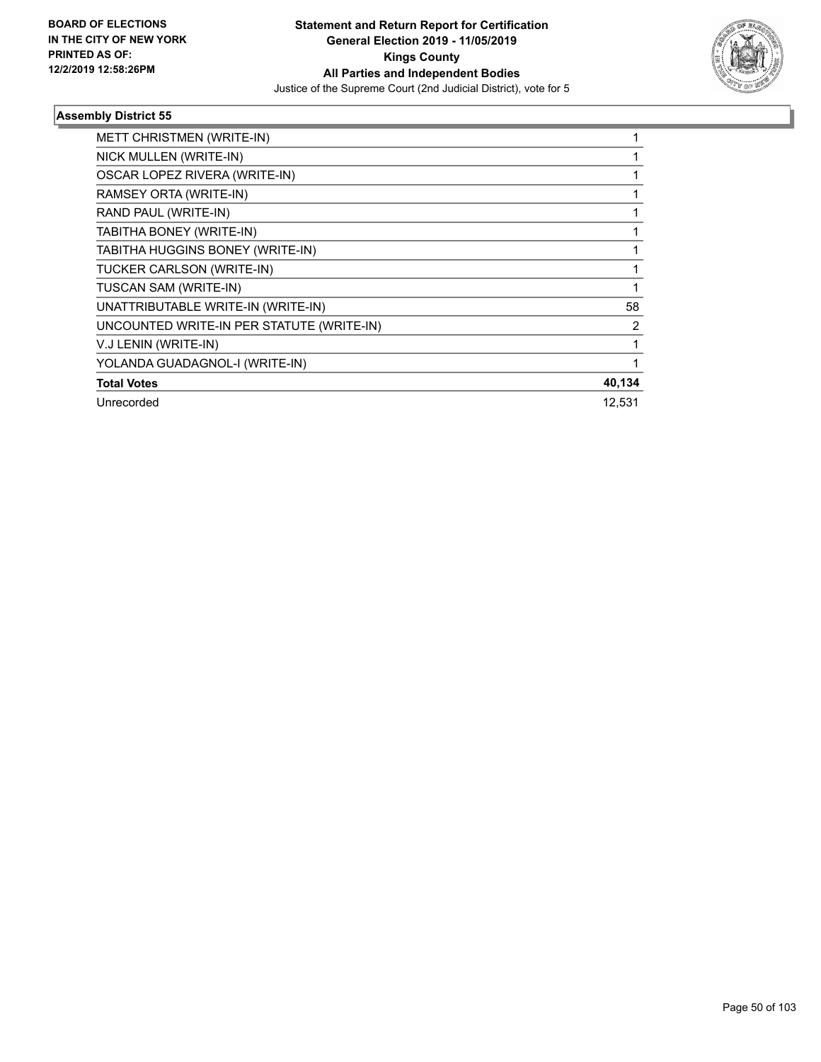BOARD OF ELECTIONS
IN THE CITY OF NEW YORK
PRINTED AS OF:
12/2/2019 12:58:26PM

**Statement and Return Report for Certification**
**General Election 2019 - 11/05/2019**
**Kings County**
**All Parties and Independent Bodies**
Justice of the Supreme Court (2nd Judicial District), vote for 5

### Assembly District 55

| | |
|---|---|
| METT CHRISTMEN (WRITE-IN) | 1 |
| NICK MULLEN (WRITE-IN) | 1 |
| OSCAR LOPEZ RIVERA (WRITE-IN) | 1 |
| RAMSEY ORTA (WRITE-IN) | 1 |
| RAND PAUL (WRITE-IN) | 1 |
| TABITHA BONEY (WRITE-IN) | 1 |
| TABITHA HUGGINS BONEY (WRITE-IN) | 1 |
| TUCKER CARLSON (WRITE-IN) | 1 |
| TUSCAN SAM (WRITE-IN) | 1 |
| UNATTRIBUTABLE WRITE-IN (WRITE-IN) | 58 |
| UNCOUNTED WRITE-IN PER STATUTE (WRITE-IN) | 2 |
| V.J LENIN (WRITE-IN) | 1 |
| YOLANDA GUADAGNOL-I (WRITE-IN) | 1 |
| **Total Votes** | **40,134** |
| Unrecorded | 12,531 |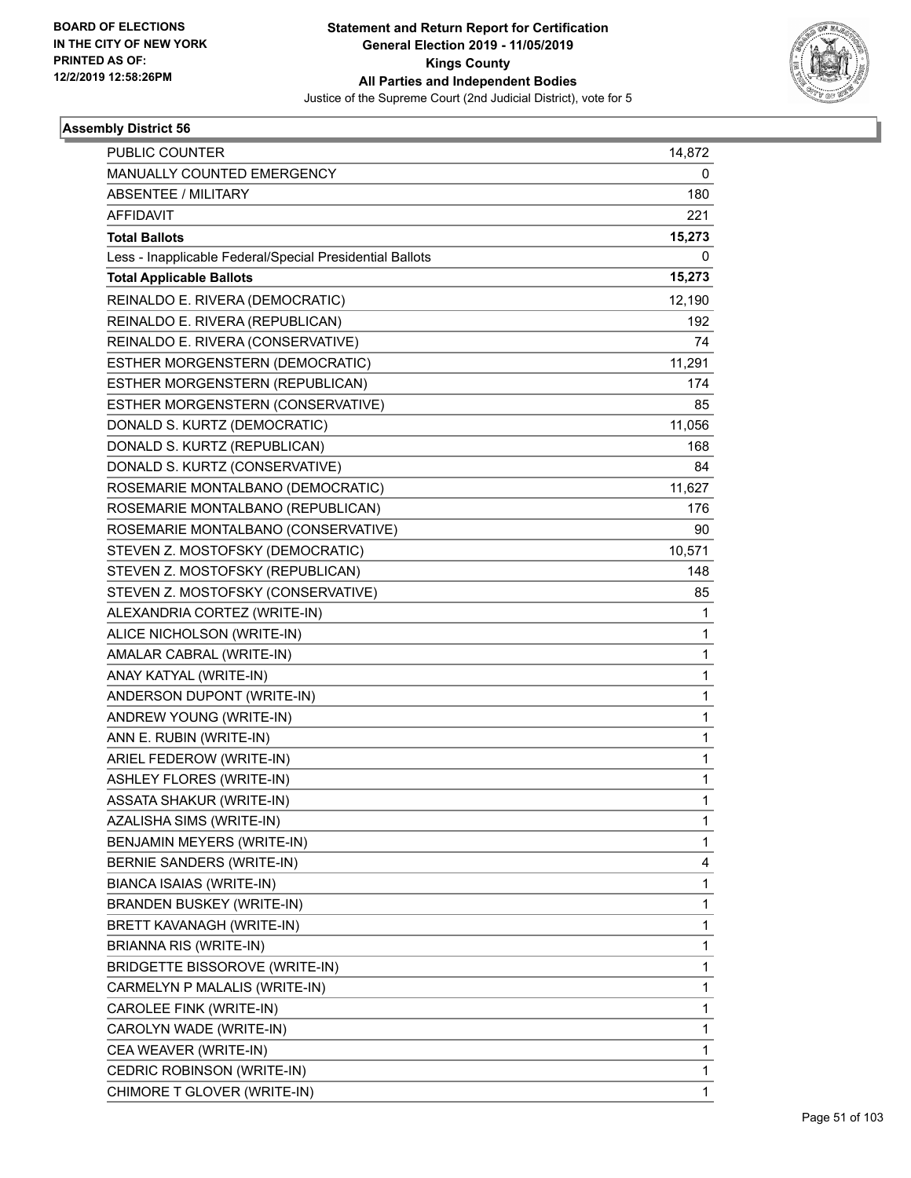BOARD OF ELECTIONS
IN THE CITY OF NEW YORK
PRINTED AS OF:
12/2/2019 12:58:26PM

**Statement and Return Report for Certification**
**General Election 2019 - 11/05/2019**
**Kings County**
**All Parties and Independent Bodies**
Justice of the Supreme Court (2nd Judicial District), vote for 5

### Assembly District 56

| | |
|---|---|
| PUBLIC COUNTER | 14,872 |
| MANUALLY COUNTED EMERGENCY | 0 |
| ABSENTEE / MILITARY | 180 |
| AFFIDAVIT | 221 |
| **Total Ballots** | **15,273** |
| Less - Inapplicable Federal/Special Presidential Ballots | 0 |
| **Total Applicable Ballots** | **15,273** |
| REINALDO E. RIVERA (DEMOCRATIC) | 12,190 |
| REINALDO E. RIVERA (REPUBLICAN) | 192 |
| REINALDO E. RIVERA (CONSERVATIVE) | 74 |
| ESTHER MORGENSTERN (DEMOCRATIC) | 11,291 |
| ESTHER MORGENSTERN (REPUBLICAN) | 174 |
| ESTHER MORGENSTERN (CONSERVATIVE) | 85 |
| DONALD S. KURTZ (DEMOCRATIC) | 11,056 |
| DONALD S. KURTZ (REPUBLICAN) | 168 |
| DONALD S. KURTZ (CONSERVATIVE) | 84 |
| ROSEMARIE MONTALBANO (DEMOCRATIC) | 11,627 |
| ROSEMARIE MONTALBANO (REPUBLICAN) | 176 |
| ROSEMARIE MONTALBANO (CONSERVATIVE) | 90 |
| STEVEN Z. MOSTOFSKY (DEMOCRATIC) | 10,571 |
| STEVEN Z. MOSTOFSKY (REPUBLICAN) | 148 |
| STEVEN Z. MOSTOFSKY (CONSERVATIVE) | 85 |
| ALEXANDRIA CORTEZ (WRITE-IN) | 1 |
| ALICE NICHOLSON (WRITE-IN) | 1 |
| AMALAR CABRAL (WRITE-IN) | 1 |
| ANAY KATYAL (WRITE-IN) | 1 |
| ANDERSON DUPONT (WRITE-IN) | 1 |
| ANDREW YOUNG (WRITE-IN) | 1 |
| ANN E. RUBIN (WRITE-IN) | 1 |
| ARIEL FEDEROW (WRITE-IN) | 1 |
| ASHLEY FLORES (WRITE-IN) | 1 |
| ASSATA SHAKUR (WRITE-IN) | 1 |
| AZALISHA SIMS (WRITE-IN) | 1 |
| BENJAMIN MEYERS (WRITE-IN) | 1 |
| BERNIE SANDERS (WRITE-IN) | 4 |
| BIANCA ISAIAS (WRITE-IN) | 1 |
| BRANDEN BUSKEY (WRITE-IN) | 1 |
| BRETT KAVANAGH (WRITE-IN) | 1 |
| BRIANNA RIS (WRITE-IN) | 1 |
| BRIDGETTE BISSOROVE (WRITE-IN) | 1 |
| CARMELYN P MALALIS (WRITE-IN) | 1 |
| CAROLEE FINK (WRITE-IN) | 1 |
| CAROLYN WADE (WRITE-IN) | 1 |
| CEA WEAVER (WRITE-IN) | 1 |
| CEDRIC ROBINSON (WRITE-IN) | 1 |
| CHIMORE T GLOVER (WRITE-IN) | 1 |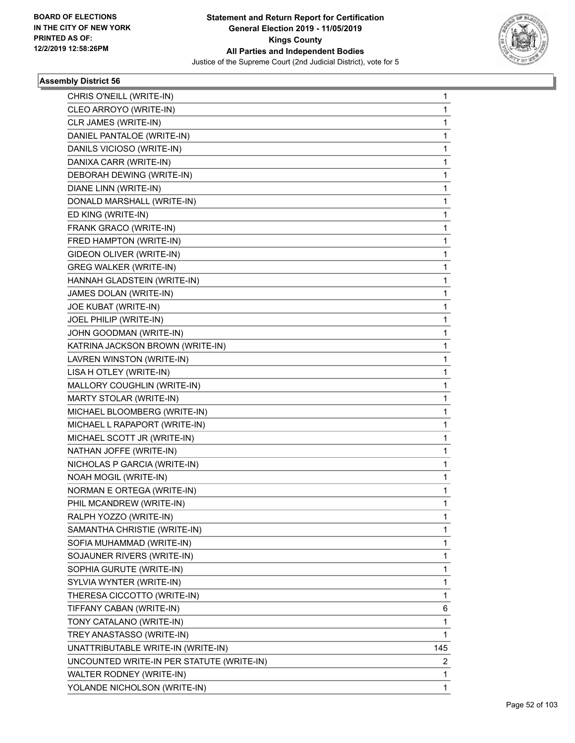**BOARD OF ELECTIONS IN THE CITY OF NEW YORK PRINTED AS OF: 12/2/2019 12:58:26PM**

**Statement and Return Report for Certification General Election 2019 - 11/05/2019 Kings County All Parties and Independent Bodies**

Justice of the Supreme Court (2nd Judicial District), vote for 5

### Assembly District 56

| | |
|---|---|
| CHRIS O'NEILL (WRITE-IN) | 1 |
| CLEO ARROYO (WRITE-IN) | 1 |
| CLR JAMES (WRITE-IN) | 1 |
| DANIEL PANTALOE (WRITE-IN) | 1 |
| DANILS VICIOSO (WRITE-IN) | 1 |
| DANIXA CARR (WRITE-IN) | 1 |
| DEBORAH DEWING (WRITE-IN) | 1 |
| DIANE LINN (WRITE-IN) | 1 |
| DONALD MARSHALL (WRITE-IN) | 1 |
| ED KING (WRITE-IN) | 1 |
| FRANK GRACO (WRITE-IN) | 1 |
| FRED HAMPTON (WRITE-IN) | 1 |
| GIDEON OLIVER (WRITE-IN) | 1 |
| GREG WALKER (WRITE-IN) | 1 |
| HANNAH GLADSTEIN (WRITE-IN) | 1 |
| JAMES DOLAN (WRITE-IN) | 1 |
| JOE KUBAT (WRITE-IN) | 1 |
| JOEL PHILIP (WRITE-IN) | 1 |
| JOHN GOODMAN (WRITE-IN) | 1 |
| KATRINA JACKSON BROWN (WRITE-IN) | 1 |
| LAVREN WINSTON (WRITE-IN) | 1 |
| LISA H OTLEY (WRITE-IN) | 1 |
| MALLORY COUGHLIN (WRITE-IN) | 1 |
| MARTY STOLAR (WRITE-IN) | 1 |
| MICHAEL BLOOMBERG (WRITE-IN) | 1 |
| MICHAEL L RAPAPORT (WRITE-IN) | 1 |
| MICHAEL SCOTT JR (WRITE-IN) | 1 |
| NATHAN JOFFE (WRITE-IN) | 1 |
| NICHOLAS P GARCIA (WRITE-IN) | 1 |
| NOAH MOGIL (WRITE-IN) | 1 |
| NORMAN E ORTEGA (WRITE-IN) | 1 |
| PHIL MCANDREW (WRITE-IN) | 1 |
| RALPH YOZZO (WRITE-IN) | 1 |
| SAMANTHA CHRISTIE (WRITE-IN) | 1 |
| SOFIA MUHAMMAD (WRITE-IN) | 1 |
| SOJAUNER RIVERS (WRITE-IN) | 1 |
| SOPHIA GURUTE (WRITE-IN) | 1 |
| SYLVIA WYNTER (WRITE-IN) | 1 |
| THERESA CICCOTTO (WRITE-IN) | 1 |
| TIFFANY CABAN (WRITE-IN) | 6 |
| TONY CATALANO (WRITE-IN) | 1 |
| TREY ANASTASSO (WRITE-IN) | 1 |
| UNATTRIBUTABLE WRITE-IN (WRITE-IN) | 145 |
| UNCOUNTED WRITE-IN PER STATUTE (WRITE-IN) | 2 |
| WALTER RODNEY (WRITE-IN) | 1 |
| YOLANDE NICHOLSON (WRITE-IN) | 1 |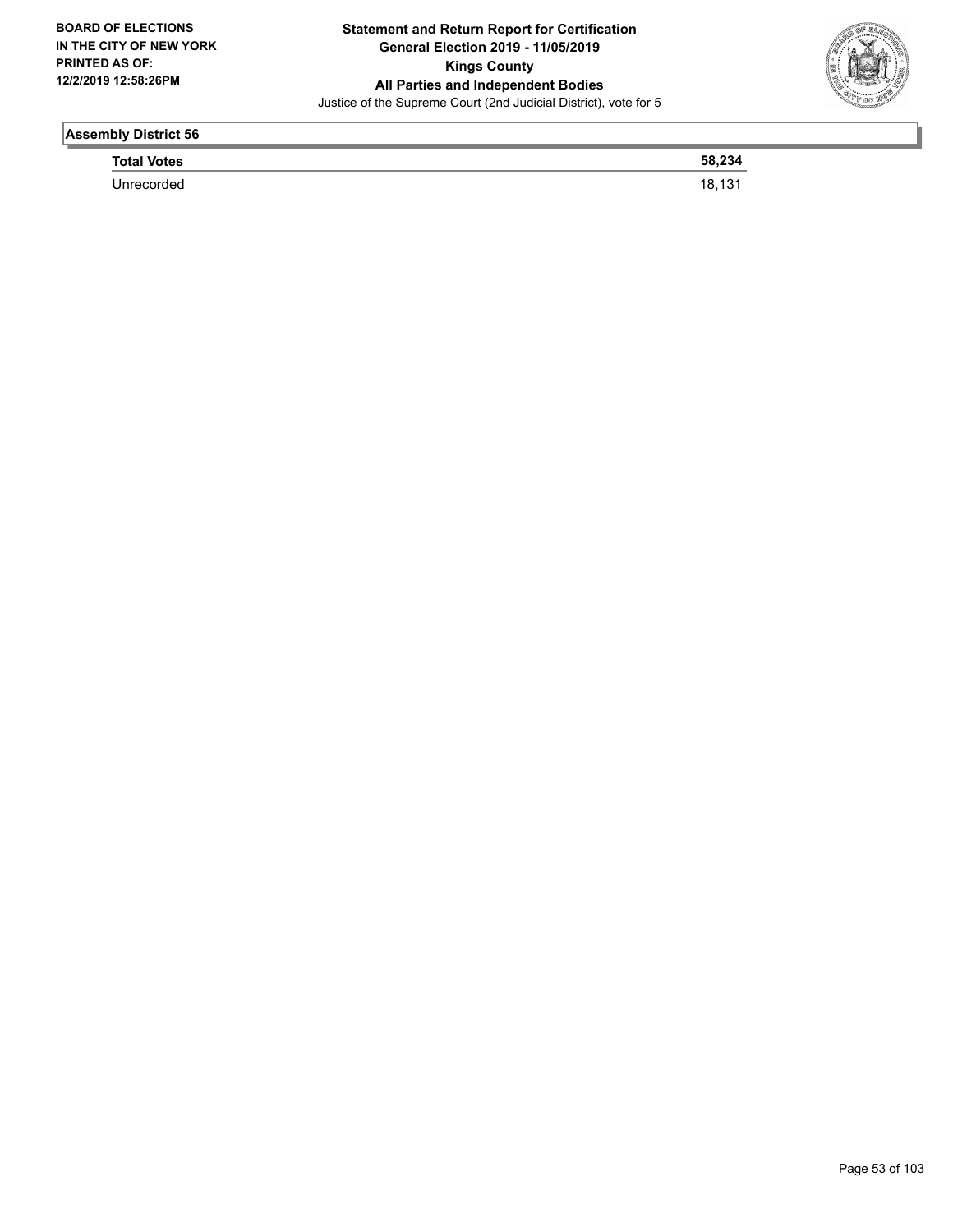## Assembly District 56

| | |
|---|---|
| **Total Votes** | **58,234** |
| Unrecorded | 18,131 |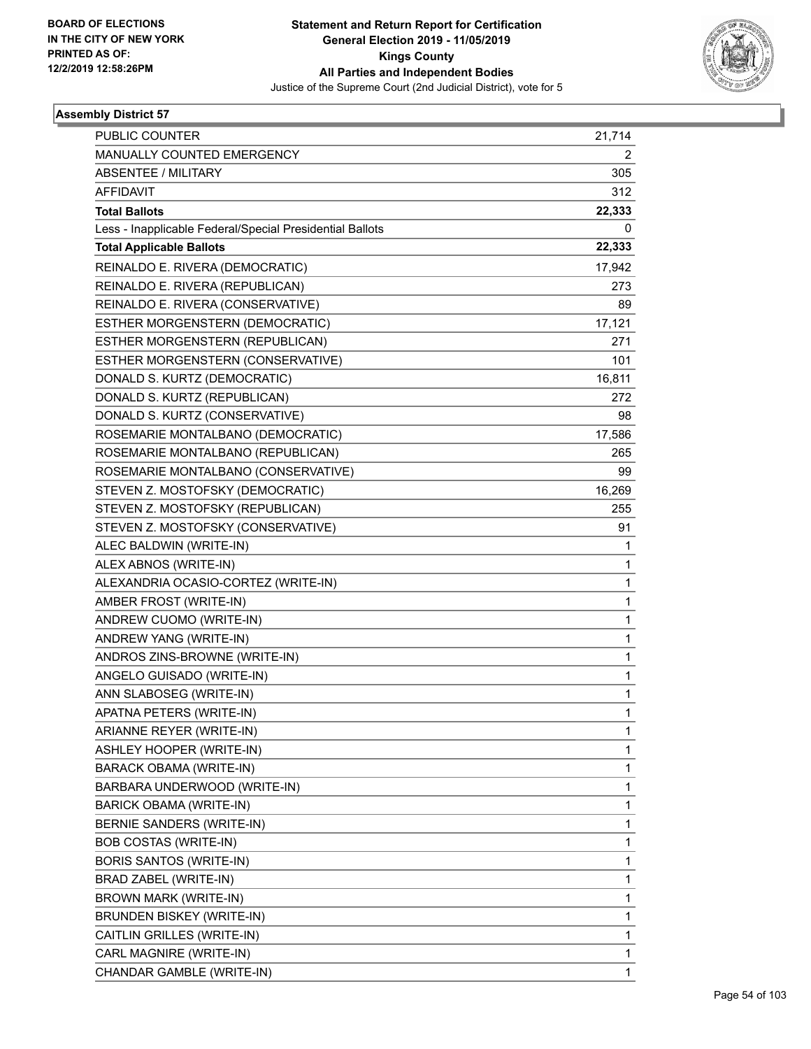## Assembly District 57

| | |
|---|---|
| PUBLIC COUNTER | 21,714 |
| MANUALLY COUNTED EMERGENCY | 2 |
| ABSENTEE / MILITARY | 305 |
| AFFIDAVIT | 312 |
| **Total Ballots** | **22,333** |
| Less - Inapplicable Federal/Special Presidential Ballots | 0 |
| **Total Applicable Ballots** | **22,333** |
| REINALDO E. RIVERA (DEMOCRATIC) | 17,942 |
| REINALDO E. RIVERA (REPUBLICAN) | 273 |
| REINALDO E. RIVERA (CONSERVATIVE) | 89 |
| ESTHER MORGENSTERN (DEMOCRATIC) | 17,121 |
| ESTHER MORGENSTERN (REPUBLICAN) | 271 |
| ESTHER MORGENSTERN (CONSERVATIVE) | 101 |
| DONALD S. KURTZ (DEMOCRATIC) | 16,811 |
| DONALD S. KURTZ (REPUBLICAN) | 272 |
| DONALD S. KURTZ (CONSERVATIVE) | 98 |
| ROSEMARIE MONTALBANO (DEMOCRATIC) | 17,586 |
| ROSEMARIE MONTALBANO (REPUBLICAN) | 265 |
| ROSEMARIE MONTALBANO (CONSERVATIVE) | 99 |
| STEVEN Z. MOSTOFSKY (DEMOCRATIC) | 16,269 |
| STEVEN Z. MOSTOFSKY (REPUBLICAN) | 255 |
| STEVEN Z. MOSTOFSKY (CONSERVATIVE) | 91 |
| ALEC BALDWIN (WRITE-IN) | 1 |
| ALEX ABNOS (WRITE-IN) | 1 |
| ALEXANDRIA OCASIO-CORTEZ (WRITE-IN) | 1 |
| AMBER FROST (WRITE-IN) | 1 |
| ANDREW CUOMO (WRITE-IN) | 1 |
| ANDREW YANG (WRITE-IN) | 1 |
| ANDROS ZINS-BROWNE (WRITE-IN) | 1 |
| ANGELO GUISADO (WRITE-IN) | 1 |
| ANN SLABOSEG (WRITE-IN) | 1 |
| APATNA PETERS (WRITE-IN) | 1 |
| ARIANNE REYER (WRITE-IN) | 1 |
| ASHLEY HOOPER (WRITE-IN) | 1 |
| BARACK OBAMA (WRITE-IN) | 1 |
| BARBARA UNDERWOOD (WRITE-IN) | 1 |
| BARICK OBAMA (WRITE-IN) | 1 |
| BERNIE SANDERS (WRITE-IN) | 1 |
| BOB COSTAS (WRITE-IN) | 1 |
| BORIS SANTOS (WRITE-IN) | 1 |
| BRAD ZABEL (WRITE-IN) | 1 |
| BROWN MARK (WRITE-IN) | 1 |
| BRUNDEN BISKEY (WRITE-IN) | 1 |
| CAITLIN GRILLES (WRITE-IN) | 1 |
| CARL MAGNIRE (WRITE-IN) | 1 |
| CHANDAR GAMBLE (WRITE-IN) | 1 |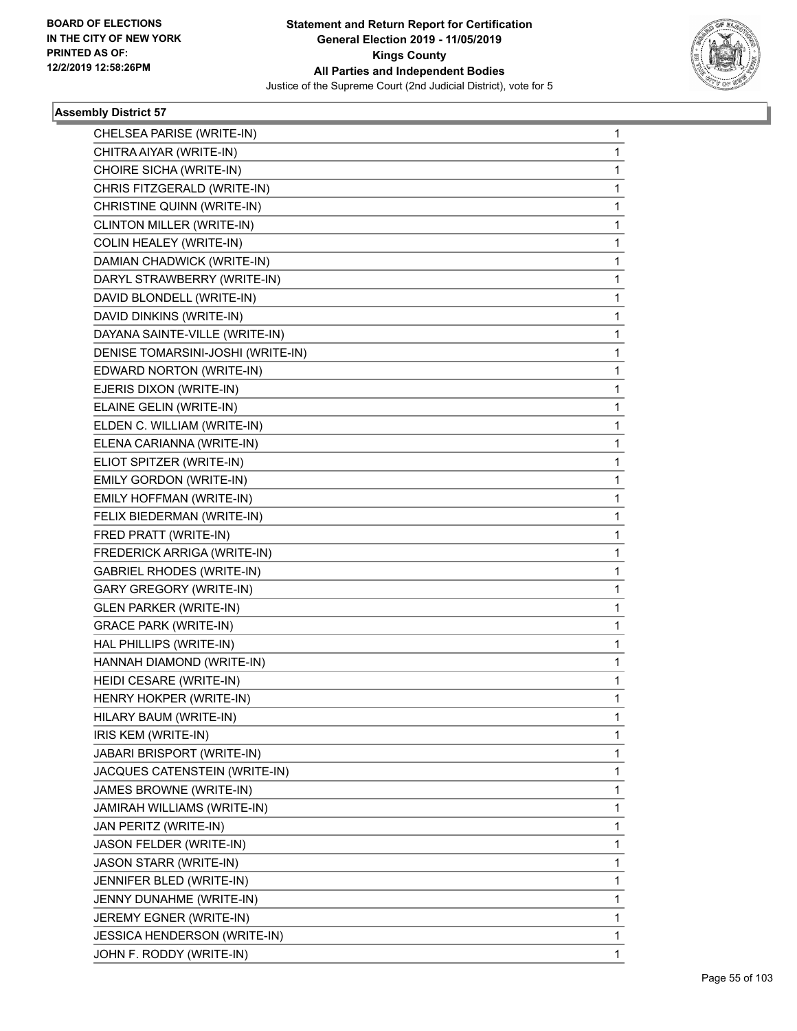**Statement and Return Report for Certification**
**General Election 2019 - 11/05/2019**
**Kings County**
**All Parties and Independent Bodies**
Justice of the Supreme Court (2nd Judicial District), vote for 5

BOARD OF ELECTIONS
IN THE CITY OF NEW YORK
PRINTED AS OF:
12/2/2019 12:58:26PM

### Assembly District 57

| | |
|---|---|
| CHELSEA PARISE (WRITE-IN) | 1 |
| CHITRA AIYAR (WRITE-IN) | 1 |
| CHOIRE SICHA (WRITE-IN) | 1 |
| CHRIS FITZGERALD (WRITE-IN) | 1 |
| CHRISTINE QUINN (WRITE-IN) | 1 |
| CLINTON MILLER (WRITE-IN) | 1 |
| COLIN HEALEY (WRITE-IN) | 1 |
| DAMIAN CHADWICK (WRITE-IN) | 1 |
| DARYL STRAWBERRY (WRITE-IN) | 1 |
| DAVID BLONDELL (WRITE-IN) | 1 |
| DAVID DINKINS (WRITE-IN) | 1 |
| DAYANA SAINTE-VILLE (WRITE-IN) | 1 |
| DENISE TOMARSINI-JOSHI (WRITE-IN) | 1 |
| EDWARD NORTON (WRITE-IN) | 1 |
| EJERIS DIXON (WRITE-IN) | 1 |
| ELAINE GELIN (WRITE-IN) | 1 |
| ELDEN C. WILLIAM (WRITE-IN) | 1 |
| ELENA CARIANNA (WRITE-IN) | 1 |
| ELIOT SPITZER (WRITE-IN) | 1 |
| EMILY GORDON (WRITE-IN) | 1 |
| EMILY HOFFMAN (WRITE-IN) | 1 |
| FELIX BIEDERMAN (WRITE-IN) | 1 |
| FRED PRATT (WRITE-IN) | 1 |
| FREDERICK ARRIGA (WRITE-IN) | 1 |
| GABRIEL RHODES (WRITE-IN) | 1 |
| GARY GREGORY (WRITE-IN) | 1 |
| GLEN PARKER (WRITE-IN) | 1 |
| GRACE PARK (WRITE-IN) | 1 |
| HAL PHILLIPS (WRITE-IN) | 1 |
| HANNAH DIAMOND (WRITE-IN) | 1 |
| HEIDI CESARE (WRITE-IN) | 1 |
| HENRY HOKPER (WRITE-IN) | 1 |
| HILARY BAUM (WRITE-IN) | 1 |
| IRIS KEM (WRITE-IN) | 1 |
| JABARI BRISPORT (WRITE-IN) | 1 |
| JACQUES CATENSTEIN (WRITE-IN) | 1 |
| JAMES BROWNE (WRITE-IN) | 1 |
| JAMIRAH WILLIAMS (WRITE-IN) | 1 |
| JAN PERITZ (WRITE-IN) | 1 |
| JASON FELDER (WRITE-IN) | 1 |
| JASON STARR (WRITE-IN) | 1 |
| JENNIFER BLED (WRITE-IN) | 1 |
| JENNY DUNAHME (WRITE-IN) | 1 |
| JEREMY EGNER (WRITE-IN) | 1 |
| JESSICA HENDERSON (WRITE-IN) | 1 |
| JOHN F. RODDY (WRITE-IN) | 1 |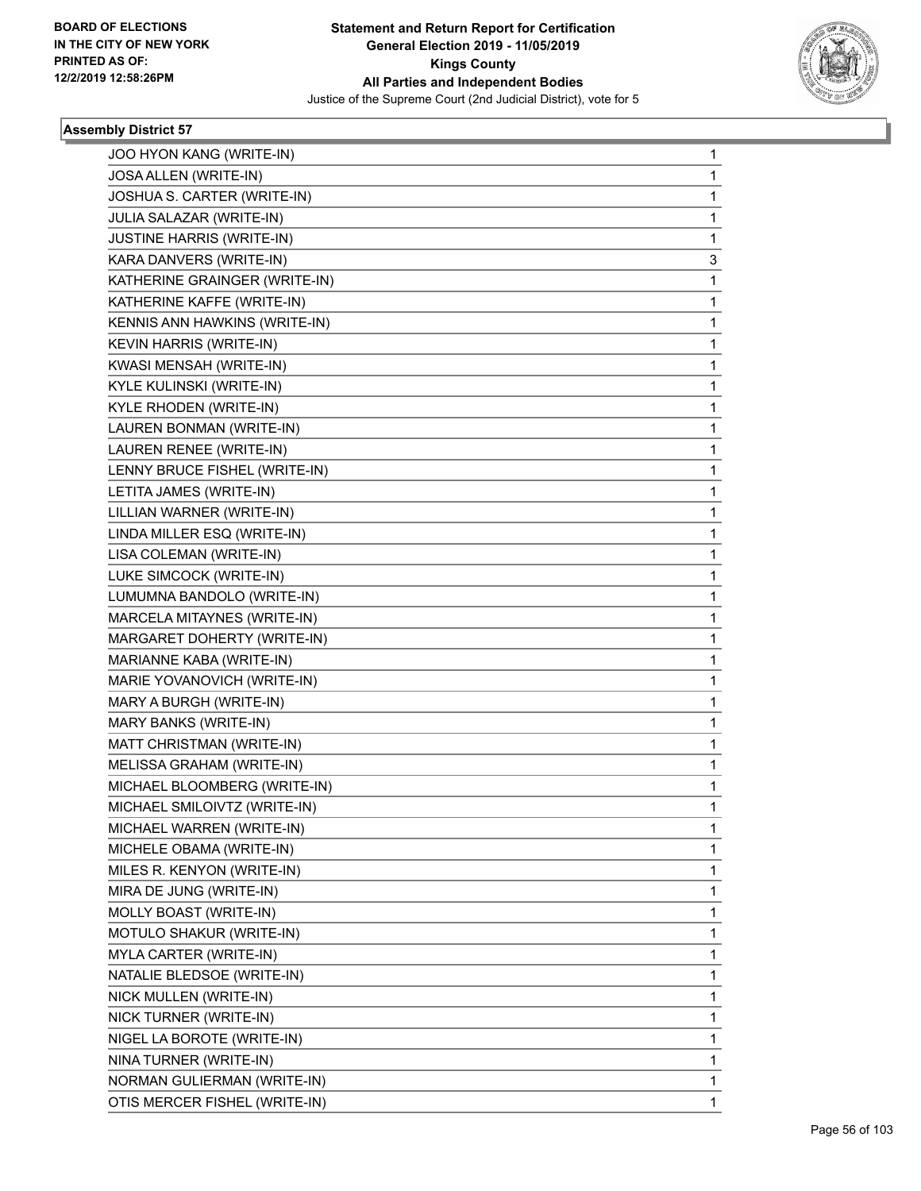**BOARD OF ELECTIONS IN THE CITY OF NEW YORK PRINTED AS OF: 12/2/2019 12:58:26PM**

# Statement and Return Report for Certification General Election 2019 - 11/05/2019 Kings County All Parties and Independent Bodies

Justice of the Supreme Court (2nd Judicial District), vote for 5

## Assembly District 57

| | |
|---|---|
| JOO HYON KANG (WRITE-IN) | 1 |
| JOSA ALLEN (WRITE-IN) | 1 |
| JOSHUA S. CARTER (WRITE-IN) | 1 |
| JULIA SALAZAR (WRITE-IN) | 1 |
| JUSTINE HARRIS (WRITE-IN) | 1 |
| KARA DANVERS (WRITE-IN) | 3 |
| KATHERINE GRAINGER (WRITE-IN) | 1 |
| KATHERINE KAFFE (WRITE-IN) | 1 |
| KENNIS ANN HAWKINS (WRITE-IN) | 1 |
| KEVIN HARRIS (WRITE-IN) | 1 |
| KWASI MENSAH (WRITE-IN) | 1 |
| KYLE KULINSKI (WRITE-IN) | 1 |
| KYLE RHODEN (WRITE-IN) | 1 |
| LAUREN BONMAN (WRITE-IN) | 1 |
| LAUREN RENEE (WRITE-IN) | 1 |
| LENNY BRUCE FISHEL (WRITE-IN) | 1 |
| LETITA JAMES (WRITE-IN) | 1 |
| LILLIAN WARNER (WRITE-IN) | 1 |
| LINDA MILLER ESQ (WRITE-IN) | 1 |
| LISA COLEMAN (WRITE-IN) | 1 |
| LUKE SIMCOCK (WRITE-IN) | 1 |
| LUMUMNA BANDOLO (WRITE-IN) | 1 |
| MARCELA MITAYNES (WRITE-IN) | 1 |
| MARGARET DOHERTY (WRITE-IN) | 1 |
| MARIANNE KABA (WRITE-IN) | 1 |
| MARIE YOVANOVICH (WRITE-IN) | 1 |
| MARY A BURGH (WRITE-IN) | 1 |
| MARY BANKS (WRITE-IN) | 1 |
| MATT CHRISTMAN (WRITE-IN) | 1 |
| MELISSA GRAHAM (WRITE-IN) | 1 |
| MICHAEL BLOOMBERG (WRITE-IN) | 1 |
| MICHAEL SMILOIVTZ (WRITE-IN) | 1 |
| MICHAEL WARREN (WRITE-IN) | 1 |
| MICHELE OBAMA (WRITE-IN) | 1 |
| MILES R. KENYON (WRITE-IN) | 1 |
| MIRA DE JUNG (WRITE-IN) | 1 |
| MOLLY BOAST (WRITE-IN) | 1 |
| MOTULO SHAKUR (WRITE-IN) | 1 |
| MYLA CARTER (WRITE-IN) | 1 |
| NATALIE BLEDSOE (WRITE-IN) | 1 |
| NICK MULLEN (WRITE-IN) | 1 |
| NICK TURNER (WRITE-IN) | 1 |
| NIGEL LA BOROTE (WRITE-IN) | 1 |
| NINA TURNER (WRITE-IN) | 1 |
| NORMAN GULIERMAN (WRITE-IN) | 1 |
| OTIS MERCER FISHEL (WRITE-IN) | 1 |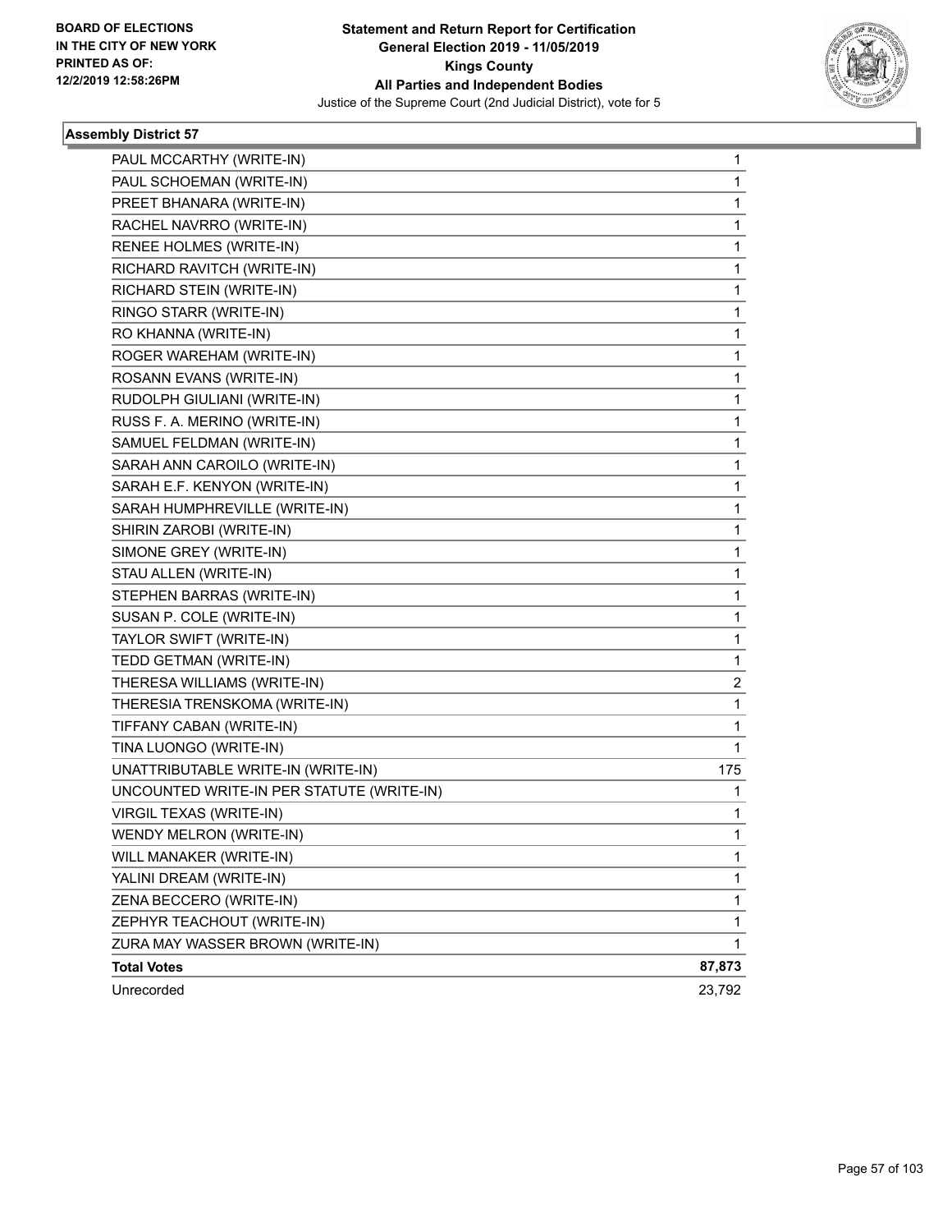**Statement and Return Report for Certification**
**General Election 2019 - 11/05/2019**
**Kings County**
**All Parties and Independent Bodies**
Justice of the Supreme Court (2nd Judicial District), vote for 5

BOARD OF ELECTIONS
IN THE CITY OF NEW YORK
PRINTED AS OF:
12/2/2019 12:58:26PM

### Assembly District 57

| | |
|---|---|
| PAUL MCCARTHY (WRITE-IN) | 1 |
| PAUL SCHOEMAN (WRITE-IN) | 1 |
| PREET BHANARA (WRITE-IN) | 1 |
| RACHEL NAVRRO (WRITE-IN) | 1 |
| RENEE HOLMES (WRITE-IN) | 1 |
| RICHARD RAVITCH (WRITE-IN) | 1 |
| RICHARD STEIN (WRITE-IN) | 1 |
| RINGO STARR (WRITE-IN) | 1 |
| RO KHANNA (WRITE-IN) | 1 |
| ROGER WAREHAM (WRITE-IN) | 1 |
| ROSANN EVANS (WRITE-IN) | 1 |
| RUDOLPH GIULIANI (WRITE-IN) | 1 |
| RUSS F. A. MERINO (WRITE-IN) | 1 |
| SAMUEL FELDMAN (WRITE-IN) | 1 |
| SARAH ANN CAROILO (WRITE-IN) | 1 |
| SARAH E.F. KENYON (WRITE-IN) | 1 |
| SARAH HUMPHREVILLE (WRITE-IN) | 1 |
| SHIRIN ZAROBI (WRITE-IN) | 1 |
| SIMONE GREY (WRITE-IN) | 1 |
| STAU ALLEN (WRITE-IN) | 1 |
| STEPHEN BARRAS (WRITE-IN) | 1 |
| SUSAN P. COLE (WRITE-IN) | 1 |
| TAYLOR SWIFT (WRITE-IN) | 1 |
| TEDD GETMAN (WRITE-IN) | 1 |
| THERESA WILLIAMS (WRITE-IN) | 2 |
| THERESIA TRENSKOMA (WRITE-IN) | 1 |
| TIFFANY CABAN (WRITE-IN) | 1 |
| TINA LUONGO (WRITE-IN) | 1 |
| UNATTRIBUTABLE WRITE-IN (WRITE-IN) | 175 |
| UNCOUNTED WRITE-IN PER STATUTE (WRITE-IN) | 1 |
| VIRGIL TEXAS (WRITE-IN) | 1 |
| WENDY MELRON (WRITE-IN) | 1 |
| WILL MANAKER (WRITE-IN) | 1 |
| YALINI DREAM (WRITE-IN) | 1 |
| ZENA BECCERO (WRITE-IN) | 1 |
| ZEPHYR TEACHOUT (WRITE-IN) | 1 |
| ZURA MAY WASSER BROWN (WRITE-IN) | 1 |
| **Total Votes** | **87,873** |
| Unrecorded | 23,792 |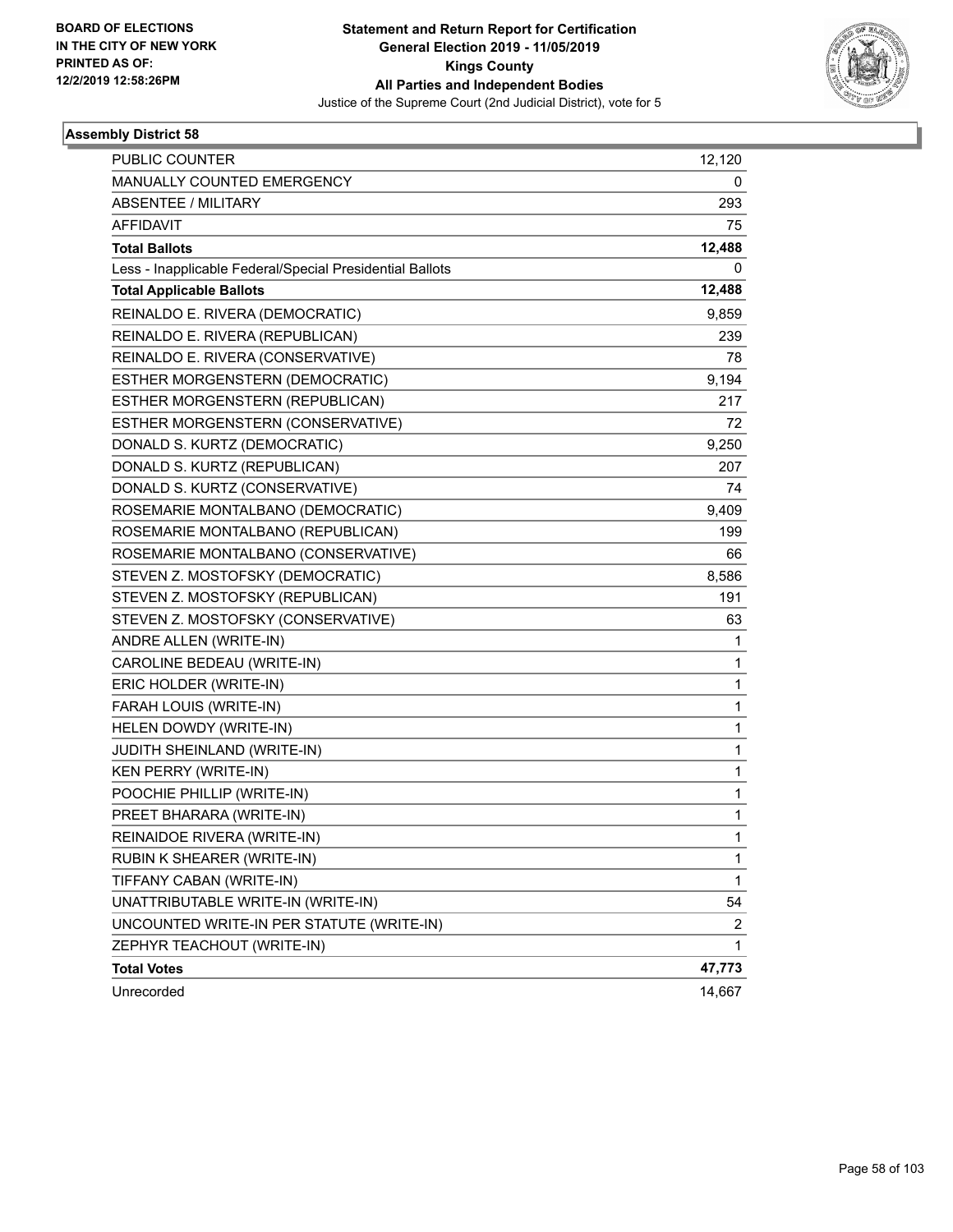BOARD OF ELECTIONS
IN THE CITY OF NEW YORK
PRINTED AS OF:
12/2/2019 12:58:26PM

**Statement and Return Report for Certification**
**General Election 2019 - 11/05/2019**
**Kings County**
**All Parties and Independent Bodies**
Justice of the Supreme Court (2nd Judicial District), vote for 5

### Assembly District 58

| | |
|---|---|
| PUBLIC COUNTER | 12,120 |
| MANUALLY COUNTED EMERGENCY | 0 |
| ABSENTEE / MILITARY | 293 |
| AFFIDAVIT | 75 |
| **Total Ballots** | **12,488** |
| Less - Inapplicable Federal/Special Presidential Ballots | 0 |
| **Total Applicable Ballots** | **12,488** |
| REINALDO E. RIVERA (DEMOCRATIC) | 9,859 |
| REINALDO E. RIVERA (REPUBLICAN) | 239 |
| REINALDO E. RIVERA (CONSERVATIVE) | 78 |
| ESTHER MORGENSTERN (DEMOCRATIC) | 9,194 |
| ESTHER MORGENSTERN (REPUBLICAN) | 217 |
| ESTHER MORGENSTERN (CONSERVATIVE) | 72 |
| DONALD S. KURTZ (DEMOCRATIC) | 9,250 |
| DONALD S. KURTZ (REPUBLICAN) | 207 |
| DONALD S. KURTZ (CONSERVATIVE) | 74 |
| ROSEMARIE MONTALBANO (DEMOCRATIC) | 9,409 |
| ROSEMARIE MONTALBANO (REPUBLICAN) | 199 |
| ROSEMARIE MONTALBANO (CONSERVATIVE) | 66 |
| STEVEN Z. MOSTOFSKY (DEMOCRATIC) | 8,586 |
| STEVEN Z. MOSTOFSKY (REPUBLICAN) | 191 |
| STEVEN Z. MOSTOFSKY (CONSERVATIVE) | 63 |
| ANDRE ALLEN (WRITE-IN) | 1 |
| CAROLINE BEDEAU (WRITE-IN) | 1 |
| ERIC HOLDER (WRITE-IN) | 1 |
| FARAH LOUIS (WRITE-IN) | 1 |
| HELEN DOWDY (WRITE-IN) | 1 |
| JUDITH SHEINLAND (WRITE-IN) | 1 |
| KEN PERRY (WRITE-IN) | 1 |
| POOCHIE PHILLIP (WRITE-IN) | 1 |
| PREET BHARARA (WRITE-IN) | 1 |
| REINAIDOE RIVERA (WRITE-IN) | 1 |
| RUBIN K SHEARER (WRITE-IN) | 1 |
| TIFFANY CABAN (WRITE-IN) | 1 |
| UNATTRIBUTABLE WRITE-IN (WRITE-IN) | 54 |
| UNCOUNTED WRITE-IN PER STATUTE (WRITE-IN) | 2 |
| ZEPHYR TEACHOUT (WRITE-IN) | 1 |
| **Total Votes** | **47,773** |
| Unrecorded | 14,667 |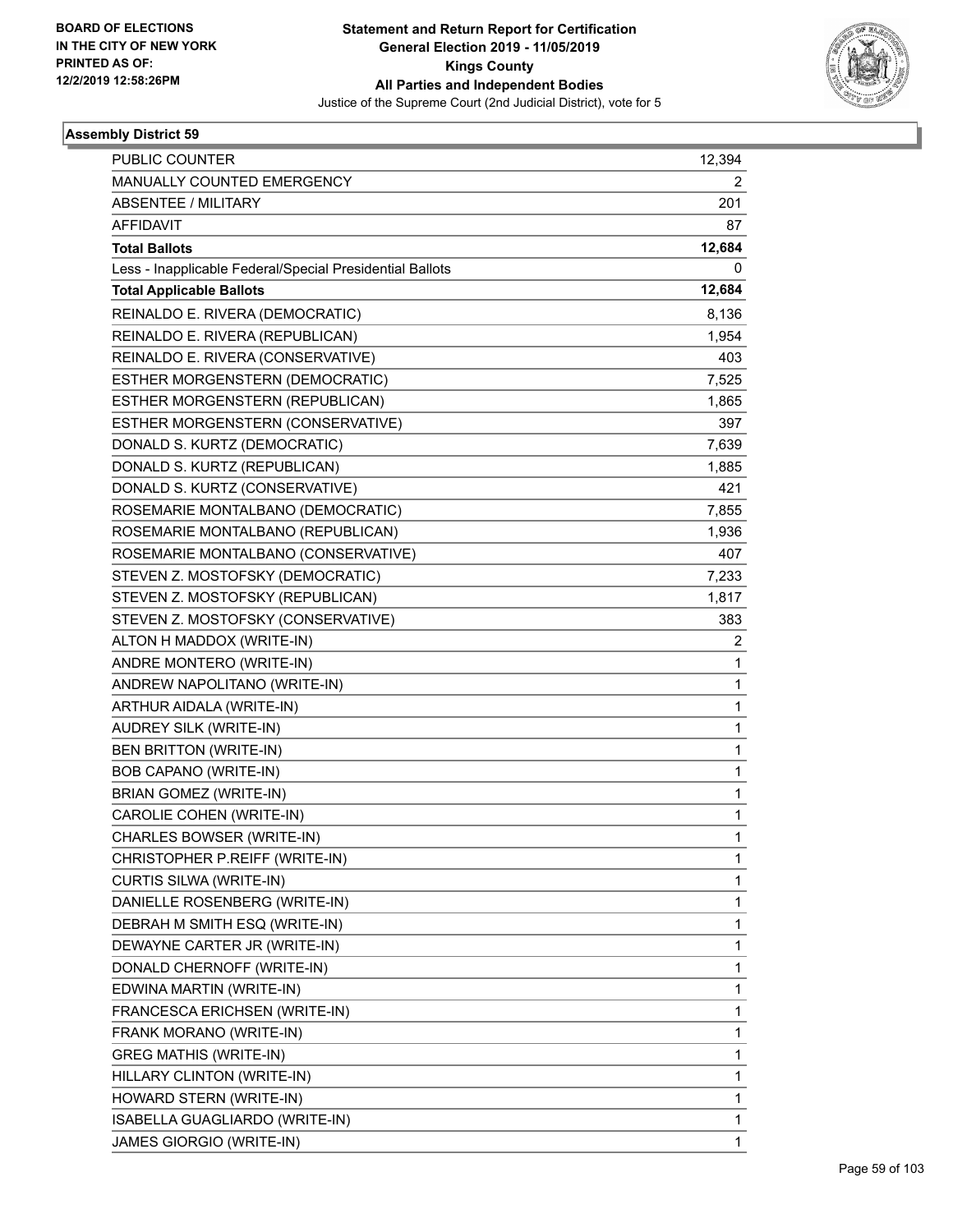BOARD OF ELECTIONS
IN THE CITY OF NEW YORK
PRINTED AS OF:
12/2/2019 12:58:26PM

**Statement and Return Report for Certification**
**General Election 2019 - 11/05/2019**
**Kings County**
**All Parties and Independent Bodies**
Justice of the Supreme Court (2nd Judicial District), vote for 5

**Assembly District 59**

| | |
|---|---|
| PUBLIC COUNTER | 12,394 |
| MANUALLY COUNTED EMERGENCY | 2 |
| ABSENTEE / MILITARY | 201 |
| AFFIDAVIT | 87 |
| **Total Ballots** | **12,684** |
| Less - Inapplicable Federal/Special Presidential Ballots | 0 |
| **Total Applicable Ballots** | **12,684** |
| REINALDO E. RIVERA (DEMOCRATIC) | 8,136 |
| REINALDO E. RIVERA (REPUBLICAN) | 1,954 |
| REINALDO E. RIVERA (CONSERVATIVE) | 403 |
| ESTHER MORGENSTERN (DEMOCRATIC) | 7,525 |
| ESTHER MORGENSTERN (REPUBLICAN) | 1,865 |
| ESTHER MORGENSTERN (CONSERVATIVE) | 397 |
| DONALD S. KURTZ (DEMOCRATIC) | 7,639 |
| DONALD S. KURTZ (REPUBLICAN) | 1,885 |
| DONALD S. KURTZ (CONSERVATIVE) | 421 |
| ROSEMARIE MONTALBANO (DEMOCRATIC) | 7,855 |
| ROSEMARIE MONTALBANO (REPUBLICAN) | 1,936 |
| ROSEMARIE MONTALBANO (CONSERVATIVE) | 407 |
| STEVEN Z. MOSTOFSKY (DEMOCRATIC) | 7,233 |
| STEVEN Z. MOSTOFSKY (REPUBLICAN) | 1,817 |
| STEVEN Z. MOSTOFSKY (CONSERVATIVE) | 383 |
| ALTON H MADDOX (WRITE-IN) | 2 |
| ANDRE MONTERO (WRITE-IN) | 1 |
| ANDREW NAPOLITANO (WRITE-IN) | 1 |
| ARTHUR AIDALA (WRITE-IN) | 1 |
| AUDREY SILK (WRITE-IN) | 1 |
| BEN BRITTON (WRITE-IN) | 1 |
| BOB CAPANO (WRITE-IN) | 1 |
| BRIAN GOMEZ (WRITE-IN) | 1 |
| CAROLIE COHEN (WRITE-IN) | 1 |
| CHARLES BOWSER (WRITE-IN) | 1 |
| CHRISTOPHER P.REIFF (WRITE-IN) | 1 |
| CURTIS SILWA (WRITE-IN) | 1 |
| DANIELLE ROSENBERG (WRITE-IN) | 1 |
| DEBRAH M SMITH ESQ (WRITE-IN) | 1 |
| DEWAYNE CARTER JR (WRITE-IN) | 1 |
| DONALD CHERNOFF (WRITE-IN) | 1 |
| EDWINA MARTIN (WRITE-IN) | 1 |
| FRANCESCA ERICHSEN (WRITE-IN) | 1 |
| FRANK MORANO (WRITE-IN) | 1 |
| GREG MATHIS (WRITE-IN) | 1 |
| HILLARY CLINTON (WRITE-IN) | 1 |
| HOWARD STERN (WRITE-IN) | 1 |
| ISABELLA GUAGLIARDO (WRITE-IN) | 1 |
| JAMES GIORGIO (WRITE-IN) | 1 |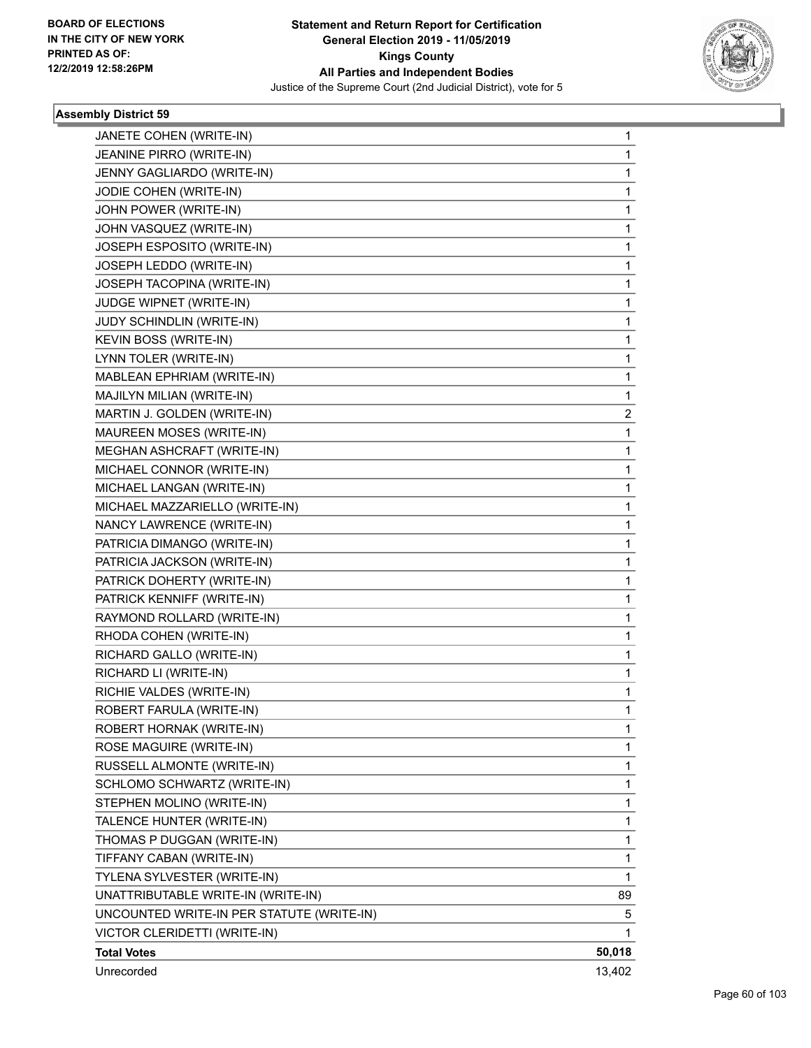**BOARD OF ELECTIONS IN THE CITY OF NEW YORK PRINTED AS OF: 12/2/2019 12:58:26PM**

**Statement and Return Report for Certification General Election 2019 - 11/05/2019 Kings County All Parties and Independent Bodies**

Justice of the Supreme Court (2nd Judicial District), vote for 5

### Assembly District 59

| | |
|---|---|
| JANETE COHEN (WRITE-IN) | 1 |
| JEANINE PIRRO (WRITE-IN) | 1 |
| JENNY GAGLIARDO (WRITE-IN) | 1 |
| JODIE COHEN (WRITE-IN) | 1 |
| JOHN POWER (WRITE-IN) | 1 |
| JOHN VASQUEZ (WRITE-IN) | 1 |
| JOSEPH ESPOSITO (WRITE-IN) | 1 |
| JOSEPH LEDDO (WRITE-IN) | 1 |
| JOSEPH TACOPINA (WRITE-IN) | 1 |
| JUDGE WIPNET (WRITE-IN) | 1 |
| JUDY SCHINDLIN (WRITE-IN) | 1 |
| KEVIN BOSS (WRITE-IN) | 1 |
| LYNN TOLER (WRITE-IN) | 1 |
| MABLEAN EPHRIAM (WRITE-IN) | 1 |
| MAJILYN MILIAN (WRITE-IN) | 1 |
| MARTIN J. GOLDEN (WRITE-IN) | 2 |
| MAUREEN MOSES (WRITE-IN) | 1 |
| MEGHAN ASHCRAFT (WRITE-IN) | 1 |
| MICHAEL CONNOR (WRITE-IN) | 1 |
| MICHAEL LANGAN (WRITE-IN) | 1 |
| MICHAEL MAZZARIELLO (WRITE-IN) | 1 |
| NANCY LAWRENCE (WRITE-IN) | 1 |
| PATRICIA DIMANGO (WRITE-IN) | 1 |
| PATRICIA JACKSON (WRITE-IN) | 1 |
| PATRICK DOHERTY (WRITE-IN) | 1 |
| PATRICK KENNIFF (WRITE-IN) | 1 |
| RAYMOND ROLLARD (WRITE-IN) | 1 |
| RHODA COHEN (WRITE-IN) | 1 |
| RICHARD GALLO (WRITE-IN) | 1 |
| RICHARD LI (WRITE-IN) | 1 |
| RICHIE VALDES (WRITE-IN) | 1 |
| ROBERT FARULA (WRITE-IN) | 1 |
| ROBERT HORNAK (WRITE-IN) | 1 |
| ROSE MAGUIRE (WRITE-IN) | 1 |
| RUSSELL ALMONTE (WRITE-IN) | 1 |
| SCHLOMO SCHWARTZ (WRITE-IN) | 1 |
| STEPHEN MOLINO (WRITE-IN) | 1 |
| TALENCE HUNTER (WRITE-IN) | 1 |
| THOMAS P DUGGAN (WRITE-IN) | 1 |
| TIFFANY CABAN (WRITE-IN) | 1 |
| TYLENA SYLVESTER (WRITE-IN) | 1 |
| UNATTRIBUTABLE WRITE-IN (WRITE-IN) | 89 |
| UNCOUNTED WRITE-IN PER STATUTE (WRITE-IN) | 5 |
| VICTOR CLERIDETTI (WRITE-IN) | 1 |
| **Total Votes** | **50,018** |
| Unrecorded | 13,402 |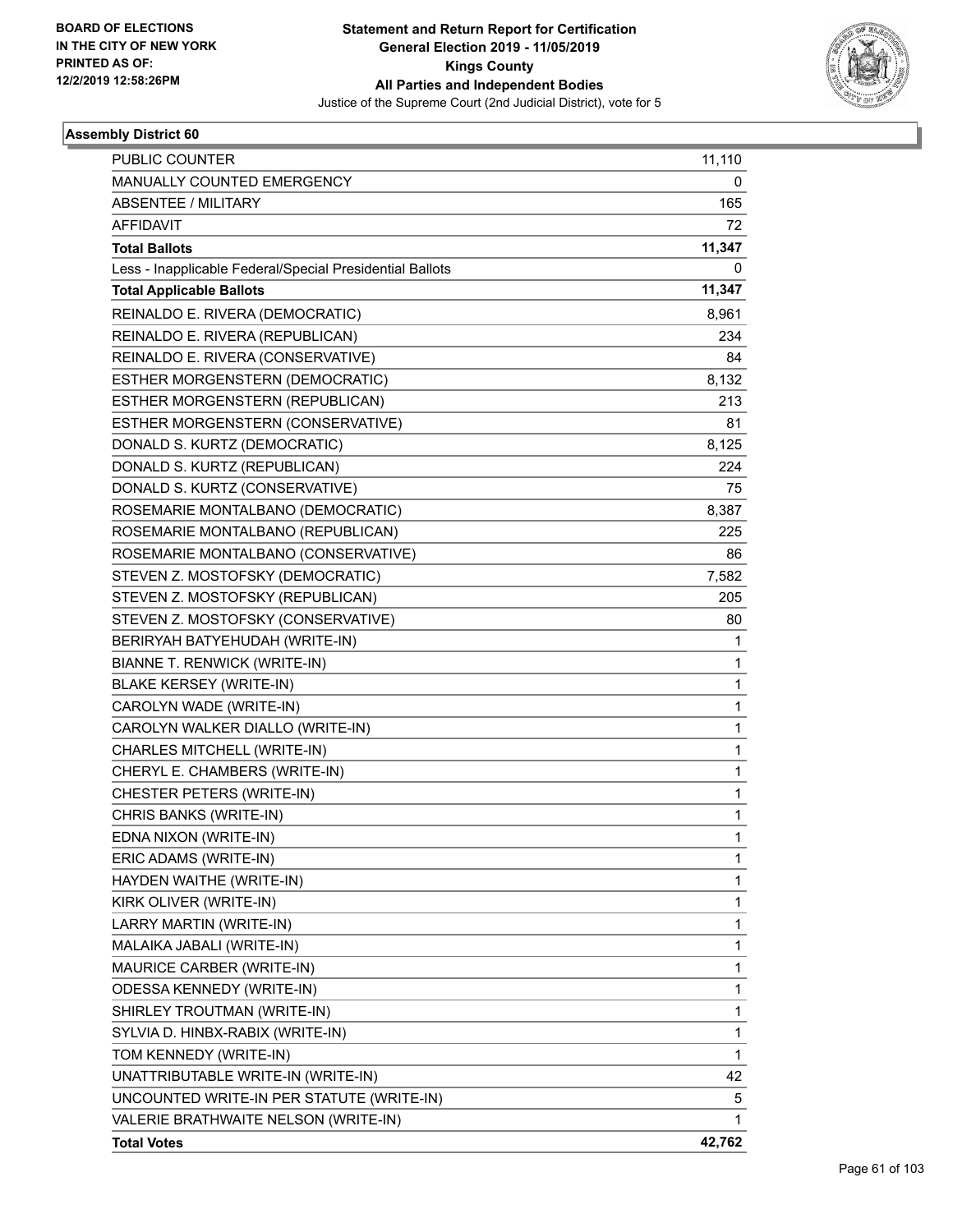BOARD OF ELECTIONS
IN THE CITY OF NEW YORK
PRINTED AS OF:
12/2/2019 12:58:26PM

**Statement and Return Report for Certification**
**General Election 2019 - 11/05/2019**
**Kings County**
**All Parties and Independent Bodies**
Justice of the Supreme Court (2nd Judicial District), vote for 5

### Assembly District 60

| | |
|---|---|
| PUBLIC COUNTER | 11,110 |
| MANUALLY COUNTED EMERGENCY | 0 |
| ABSENTEE / MILITARY | 165 |
| AFFIDAVIT | 72 |
| **Total Ballots** | **11,347** |
| Less - Inapplicable Federal/Special Presidential Ballots | 0 |
| **Total Applicable Ballots** | **11,347** |
| REINALDO E. RIVERA (DEMOCRATIC) | 8,961 |
| REINALDO E. RIVERA (REPUBLICAN) | 234 |
| REINALDO E. RIVERA (CONSERVATIVE) | 84 |
| ESTHER MORGENSTERN (DEMOCRATIC) | 8,132 |
| ESTHER MORGENSTERN (REPUBLICAN) | 213 |
| ESTHER MORGENSTERN (CONSERVATIVE) | 81 |
| DONALD S. KURTZ (DEMOCRATIC) | 8,125 |
| DONALD S. KURTZ (REPUBLICAN) | 224 |
| DONALD S. KURTZ (CONSERVATIVE) | 75 |
| ROSEMARIE MONTALBANO (DEMOCRATIC) | 8,387 |
| ROSEMARIE MONTALBANO (REPUBLICAN) | 225 |
| ROSEMARIE MONTALBANO (CONSERVATIVE) | 86 |
| STEVEN Z. MOSTOFSKY (DEMOCRATIC) | 7,582 |
| STEVEN Z. MOSTOFSKY (REPUBLICAN) | 205 |
| STEVEN Z. MOSTOFSKY (CONSERVATIVE) | 80 |
| BERIRYAH BATYEHUDAH (WRITE-IN) | 1 |
| BIANNE T. RENWICK (WRITE-IN) | 1 |
| BLAKE KERSEY (WRITE-IN) | 1 |
| CAROLYN WADE (WRITE-IN) | 1 |
| CAROLYN WALKER DIALLO (WRITE-IN) | 1 |
| CHARLES MITCHELL (WRITE-IN) | 1 |
| CHERYL E. CHAMBERS (WRITE-IN) | 1 |
| CHESTER PETERS (WRITE-IN) | 1 |
| CHRIS BANKS (WRITE-IN) | 1 |
| EDNA NIXON (WRITE-IN) | 1 |
| ERIC ADAMS (WRITE-IN) | 1 |
| HAYDEN WAITHE (WRITE-IN) | 1 |
| KIRK OLIVER (WRITE-IN) | 1 |
| LARRY MARTIN (WRITE-IN) | 1 |
| MALAIKA JABALI (WRITE-IN) | 1 |
| MAURICE CARBER (WRITE-IN) | 1 |
| ODESSA KENNEDY (WRITE-IN) | 1 |
| SHIRLEY TROUTMAN (WRITE-IN) | 1 |
| SYLVIA D. HINBX-RABIX (WRITE-IN) | 1 |
| TOM KENNEDY (WRITE-IN) | 1 |
| UNATTRIBUTABLE WRITE-IN (WRITE-IN) | 42 |
| UNCOUNTED WRITE-IN PER STATUTE (WRITE-IN) | 5 |
| VALERIE BRATHWAITE NELSON (WRITE-IN) | 1 |
| **Total Votes** | **42,762** |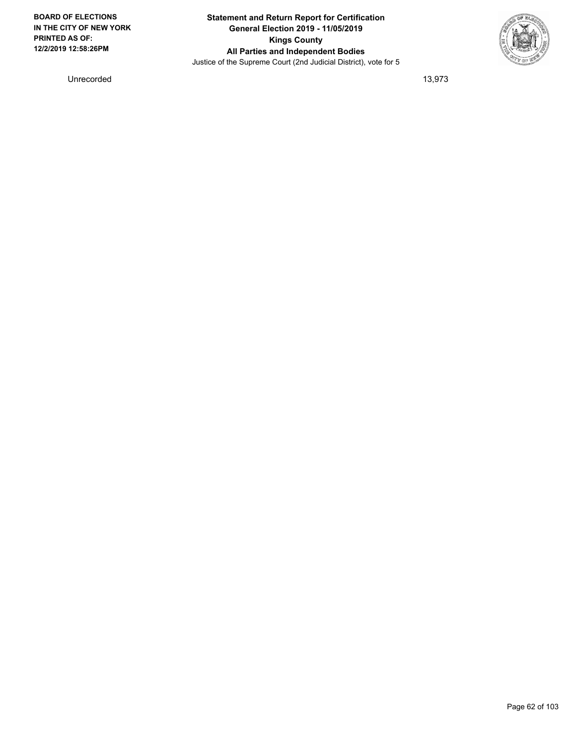| Unrecorded | 13,973 |
|---|---|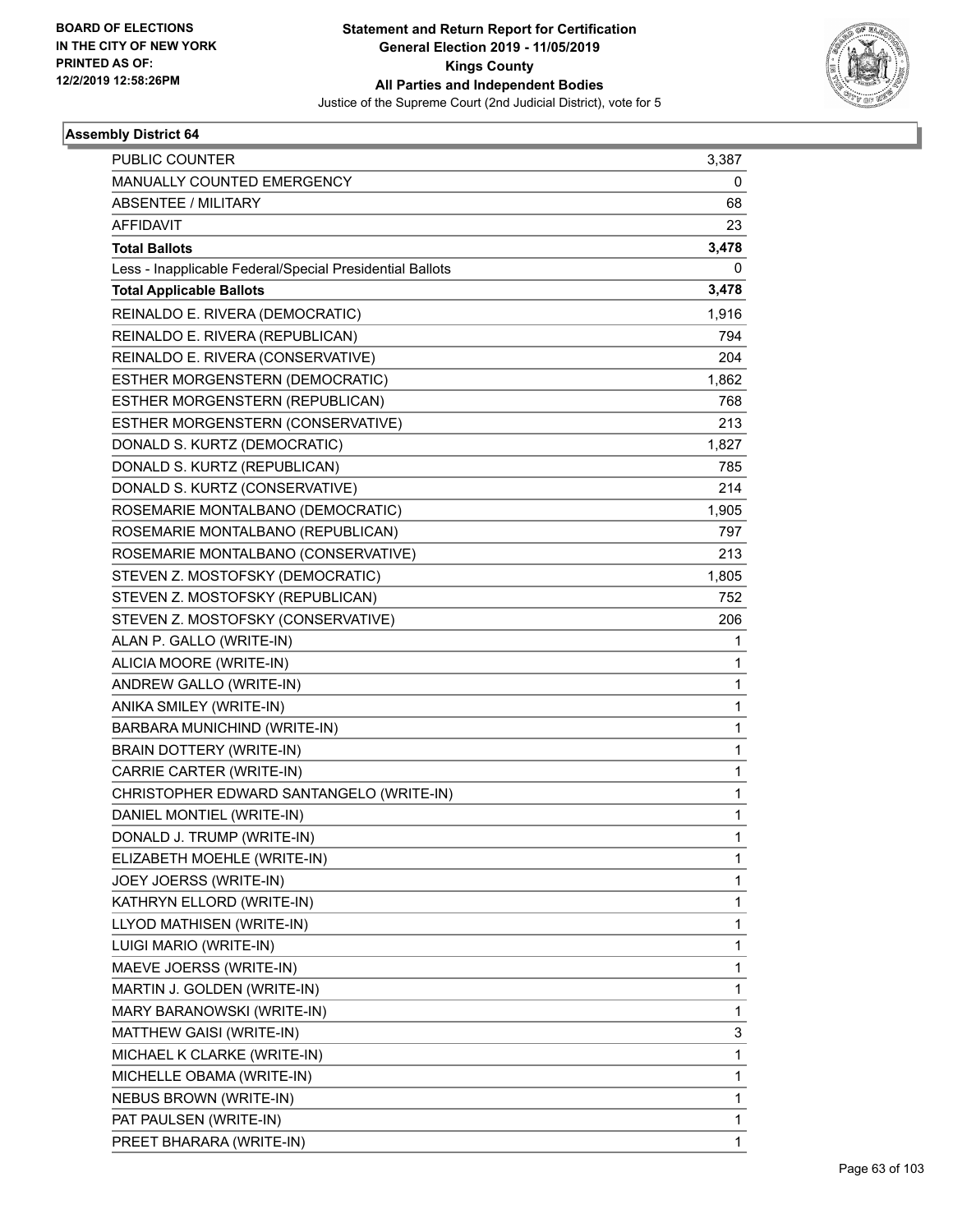BOARD OF ELECTIONS
IN THE CITY OF NEW YORK
PRINTED AS OF:
12/2/2019 12:58:26PM

**Statement and Return Report for Certification**
**General Election 2019 - 11/05/2019**
**Kings County**
**All Parties and Independent Bodies**
Justice of the Supreme Court (2nd Judicial District), vote for 5

### Assembly District 64

| | |
|---|---|
| PUBLIC COUNTER | 3,387 |
| MANUALLY COUNTED EMERGENCY | 0 |
| ABSENTEE / MILITARY | 68 |
| AFFIDAVIT | 23 |
| **Total Ballots** | **3,478** |
| Less - Inapplicable Federal/Special Presidential Ballots | 0 |
| **Total Applicable Ballots** | **3,478** |
| REINALDO E. RIVERA (DEMOCRATIC) | 1,916 |
| REINALDO E. RIVERA (REPUBLICAN) | 794 |
| REINALDO E. RIVERA (CONSERVATIVE) | 204 |
| ESTHER MORGENSTERN (DEMOCRATIC) | 1,862 |
| ESTHER MORGENSTERN (REPUBLICAN) | 768 |
| ESTHER MORGENSTERN (CONSERVATIVE) | 213 |
| DONALD S. KURTZ (DEMOCRATIC) | 1,827 |
| DONALD S. KURTZ (REPUBLICAN) | 785 |
| DONALD S. KURTZ (CONSERVATIVE) | 214 |
| ROSEMARIE MONTALBANO (DEMOCRATIC) | 1,905 |
| ROSEMARIE MONTALBANO (REPUBLICAN) | 797 |
| ROSEMARIE MONTALBANO (CONSERVATIVE) | 213 |
| STEVEN Z. MOSTOFSKY (DEMOCRATIC) | 1,805 |
| STEVEN Z. MOSTOFSKY (REPUBLICAN) | 752 |
| STEVEN Z. MOSTOFSKY (CONSERVATIVE) | 206 |
| ALAN P. GALLO (WRITE-IN) | 1 |
| ALICIA MOORE (WRITE-IN) | 1 |
| ANDREW GALLO (WRITE-IN) | 1 |
| ANIKA SMILEY (WRITE-IN) | 1 |
| BARBARA MUNICHIND (WRITE-IN) | 1 |
| BRAIN DOTTERY (WRITE-IN) | 1 |
| CARRIE CARTER (WRITE-IN) | 1 |
| CHRISTOPHER EDWARD SANTANGELO (WRITE-IN) | 1 |
| DANIEL MONTIEL (WRITE-IN) | 1 |
| DONALD J. TRUMP (WRITE-IN) | 1 |
| ELIZABETH MOEHLE (WRITE-IN) | 1 |
| JOEY JOERSS (WRITE-IN) | 1 |
| KATHRYN ELLORD (WRITE-IN) | 1 |
| LLYOD MATHISEN (WRITE-IN) | 1 |
| LUIGI MARIO (WRITE-IN) | 1 |
| MAEVE JOERSS (WRITE-IN) | 1 |
| MARTIN J. GOLDEN (WRITE-IN) | 1 |
| MARY BARANOWSKI (WRITE-IN) | 1 |
| MATTHEW GAISI (WRITE-IN) | 3 |
| MICHAEL K CLARKE (WRITE-IN) | 1 |
| MICHELLE OBAMA (WRITE-IN) | 1 |
| NEBUS BROWN (WRITE-IN) | 1 |
| PAT PAULSEN (WRITE-IN) | 1 |
| PREET BHARARA (WRITE-IN) | 1 |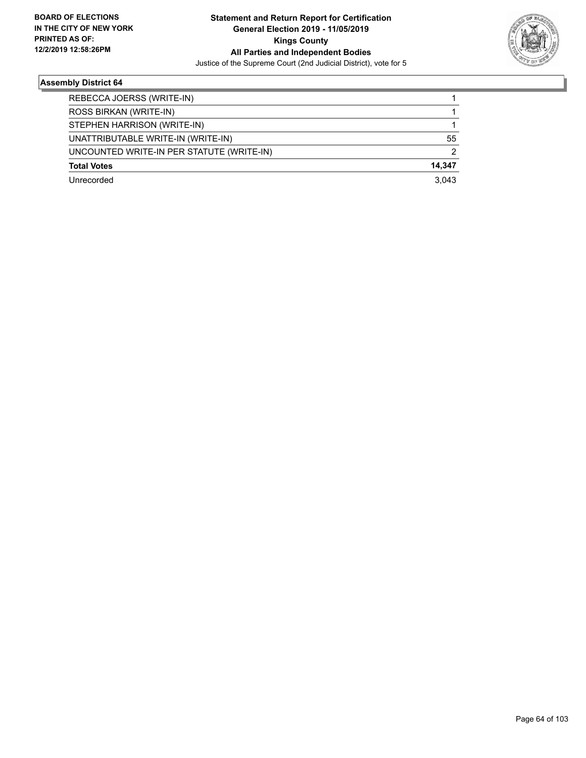## Assembly District 64

| | |
|---|---|
| REBECCA JOERSS (WRITE-IN) | 1 |
| ROSS BIRKAN (WRITE-IN) | 1 |
| STEPHEN HARRISON (WRITE-IN) | 1 |
| UNATTRIBUTABLE WRITE-IN (WRITE-IN) | 55 |
| UNCOUNTED WRITE-IN PER STATUTE (WRITE-IN) | 2 |
| **Total Votes** | **14,347** |
| Unrecorded | 3,043 |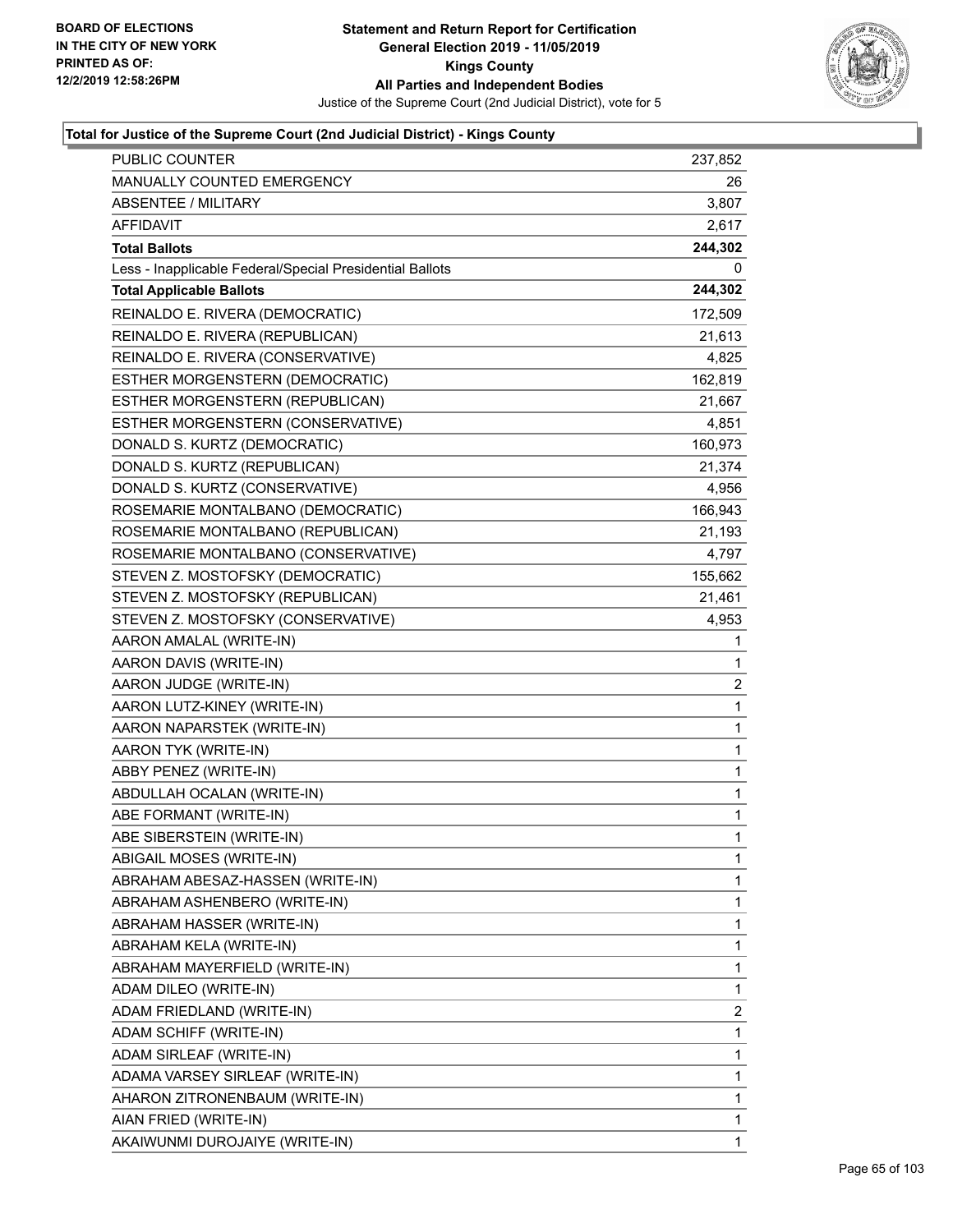### Total for Justice of the Supreme Court (2nd Judicial District) - Kings County

| | |
|---|---|
| PUBLIC COUNTER | 237,852 |
| MANUALLY COUNTED EMERGENCY | 26 |
| ABSENTEE / MILITARY | 3,807 |
| AFFIDAVIT | 2,617 |
| **Total Ballots** | **244,302** |
| Less - Inapplicable Federal/Special Presidential Ballots | 0 |
| **Total Applicable Ballots** | **244,302** |
| REINALDO E. RIVERA (DEMOCRATIC) | 172,509 |
| REINALDO E. RIVERA (REPUBLICAN) | 21,613 |
| REINALDO E. RIVERA (CONSERVATIVE) | 4,825 |
| ESTHER MORGENSTERN (DEMOCRATIC) | 162,819 |
| ESTHER MORGENSTERN (REPUBLICAN) | 21,667 |
| ESTHER MORGENSTERN (CONSERVATIVE) | 4,851 |
| DONALD S. KURTZ (DEMOCRATIC) | 160,973 |
| DONALD S. KURTZ (REPUBLICAN) | 21,374 |
| DONALD S. KURTZ (CONSERVATIVE) | 4,956 |
| ROSEMARIE MONTALBANO (DEMOCRATIC) | 166,943 |
| ROSEMARIE MONTALBANO (REPUBLICAN) | 21,193 |
| ROSEMARIE MONTALBANO (CONSERVATIVE) | 4,797 |
| STEVEN Z. MOSTOFSKY (DEMOCRATIC) | 155,662 |
| STEVEN Z. MOSTOFSKY (REPUBLICAN) | 21,461 |
| STEVEN Z. MOSTOFSKY (CONSERVATIVE) | 4,953 |
| AARON AMALAL (WRITE-IN) | 1 |
| AARON DAVIS (WRITE-IN) | 1 |
| AARON JUDGE (WRITE-IN) | 2 |
| AARON LUTZ-KINEY (WRITE-IN) | 1 |
| AARON NAPARSTEK (WRITE-IN) | 1 |
| AARON TYK (WRITE-IN) | 1 |
| ABBY PENEZ (WRITE-IN) | 1 |
| ABDULLAH OCALAN (WRITE-IN) | 1 |
| ABE FORMANT (WRITE-IN) | 1 |
| ABE SIBERSTEIN (WRITE-IN) | 1 |
| ABIGAIL MOSES (WRITE-IN) | 1 |
| ABRAHAM ABESAZ-HASSEN (WRITE-IN) | 1 |
| ABRAHAM ASHENBERO (WRITE-IN) | 1 |
| ABRAHAM HASSER (WRITE-IN) | 1 |
| ABRAHAM KELA (WRITE-IN) | 1 |
| ABRAHAM MAYERFIELD (WRITE-IN) | 1 |
| ADAM DILEO (WRITE-IN) | 1 |
| ADAM FRIEDLAND (WRITE-IN) | 2 |
| ADAM SCHIFF (WRITE-IN) | 1 |
| ADAM SIRLEAF (WRITE-IN) | 1 |
| ADAMA VARSEY SIRLEAF (WRITE-IN) | 1 |
| AHARON ZITRONENBAUM (WRITE-IN) | 1 |
| AIAN FRIED (WRITE-IN) | 1 |
| AKAIWUNMI DUROJAIYE (WRITE-IN) | 1 |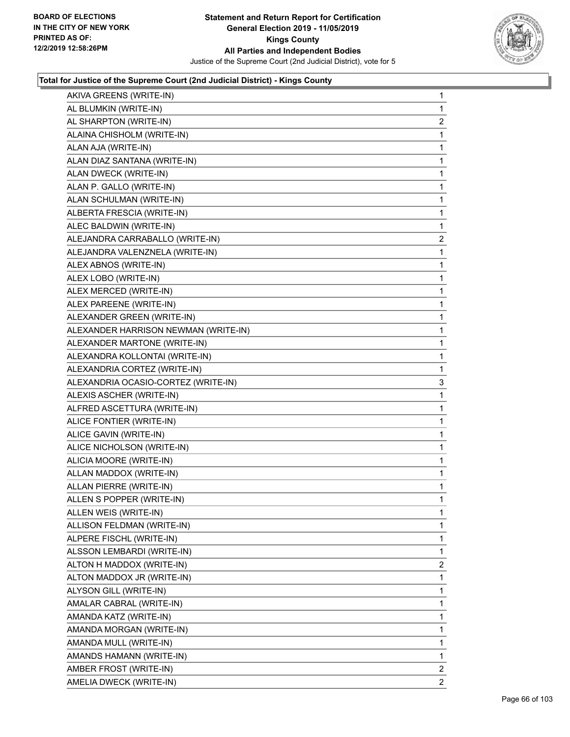BOARD OF ELECTIONS
IN THE CITY OF NEW YORK
PRINTED AS OF:
12/2/2019 12:58:26PM

**Statement and Return Report for Certification**
**General Election 2019 - 11/05/2019**
**Kings County**
**All Parties and Independent Bodies**
Justice of the Supreme Court (2nd Judicial District), vote for 5

### Total for Justice of the Supreme Court (2nd Judicial District) - Kings County

| | |
|---|---|
| AKIVA GREENS (WRITE-IN) | 1 |
| AL BLUMKIN (WRITE-IN) | 1 |
| AL SHARPTON (WRITE-IN) | 2 |
| ALAINA CHISHOLM (WRITE-IN) | 1 |
| ALAN AJA (WRITE-IN) | 1 |
| ALAN DIAZ SANTANA (WRITE-IN) | 1 |
| ALAN DWECK (WRITE-IN) | 1 |
| ALAN P. GALLO (WRITE-IN) | 1 |
| ALAN SCHULMAN (WRITE-IN) | 1 |
| ALBERTA FRESCIA (WRITE-IN) | 1 |
| ALEC BALDWIN (WRITE-IN) | 1 |
| ALEJANDRA CARRABALLO (WRITE-IN) | 2 |
| ALEJANDRA VALENZNELA (WRITE-IN) | 1 |
| ALEX ABNOS (WRITE-IN) | 1 |
| ALEX LOBO (WRITE-IN) | 1 |
| ALEX MERCED (WRITE-IN) | 1 |
| ALEX PAREENE (WRITE-IN) | 1 |
| ALEXANDER GREEN (WRITE-IN) | 1 |
| ALEXANDER HARRISON NEWMAN (WRITE-IN) | 1 |
| ALEXANDER MARTONE (WRITE-IN) | 1 |
| ALEXANDRA KOLLONTAI (WRITE-IN) | 1 |
| ALEXANDRIA CORTEZ (WRITE-IN) | 1 |
| ALEXANDRIA OCASIO-CORTEZ (WRITE-IN) | 3 |
| ALEXIS ASCHER (WRITE-IN) | 1 |
| ALFRED ASCETTURA (WRITE-IN) | 1 |
| ALICE FONTIER (WRITE-IN) | 1 |
| ALICE GAVIN (WRITE-IN) | 1 |
| ALICE NICHOLSON (WRITE-IN) | 1 |
| ALICIA MOORE (WRITE-IN) | 1 |
| ALLAN MADDOX (WRITE-IN) | 1 |
| ALLAN PIERRE (WRITE-IN) | 1 |
| ALLEN S POPPER (WRITE-IN) | 1 |
| ALLEN WEIS (WRITE-IN) | 1 |
| ALLISON FELDMAN (WRITE-IN) | 1 |
| ALPERE FISCHL (WRITE-IN) | 1 |
| ALSSON LEMBARDI (WRITE-IN) | 1 |
| ALTON H MADDOX (WRITE-IN) | 2 |
| ALTON MADDOX JR (WRITE-IN) | 1 |
| ALYSON GILL (WRITE-IN) | 1 |
| AMALAR CABRAL (WRITE-IN) | 1 |
| AMANDA KATZ (WRITE-IN) | 1 |
| AMANDA MORGAN (WRITE-IN) | 1 |
| AMANDA MULL (WRITE-IN) | 1 |
| AMANDS HAMANN (WRITE-IN) | 1 |
| AMBER FROST (WRITE-IN) | 2 |
| AMELIA DWECK (WRITE-IN) | 2 |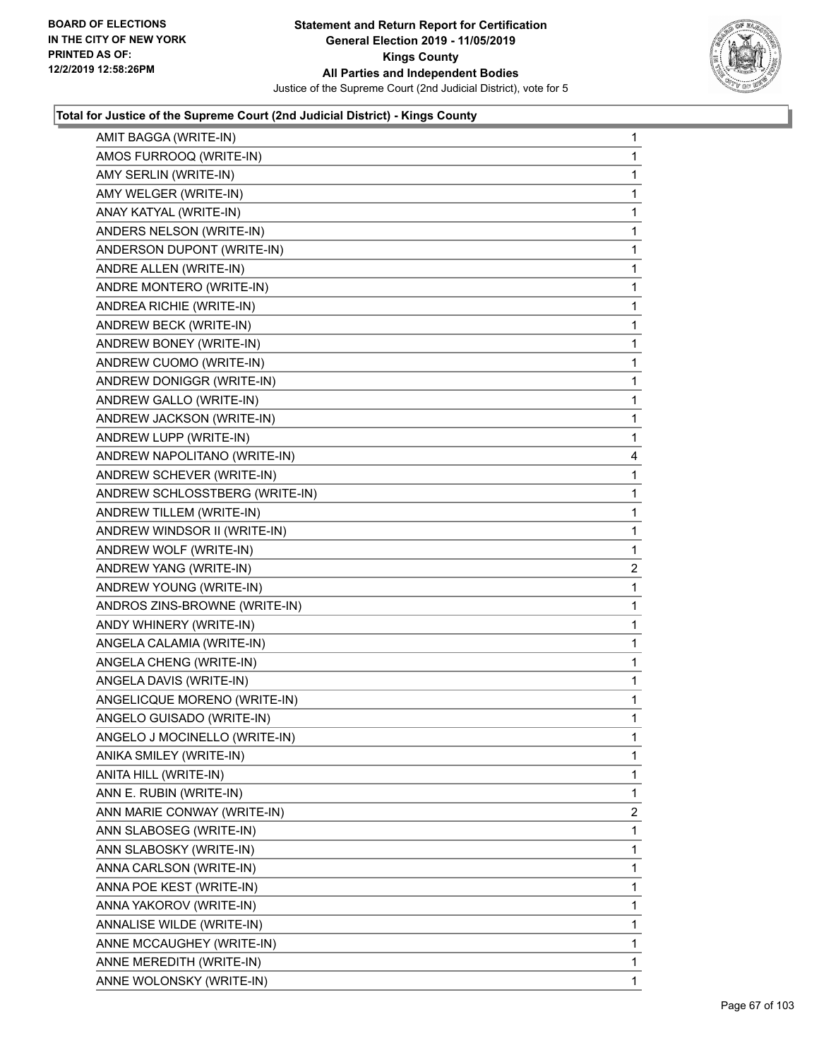**Statement and Return Report for Certification**
**General Election 2019 - 11/05/2019**
**Kings County**
**All Parties and Independent Bodies**
Justice of the Supreme Court (2nd Judicial District), vote for 5

BOARD OF ELECTIONS
IN THE CITY OF NEW YORK
PRINTED AS OF:
12/2/2019 12:58:26PM

### Total for Justice of the Supreme Court (2nd Judicial District) - Kings County

| | |
|---|---|
| AMIT BAGGA (WRITE-IN) | 1 |
| AMOS FURROOQ (WRITE-IN) | 1 |
| AMY SERLIN (WRITE-IN) | 1 |
| AMY WELGER (WRITE-IN) | 1 |
| ANAY KATYAL (WRITE-IN) | 1 |
| ANDERS NELSON (WRITE-IN) | 1 |
| ANDERSON DUPONT (WRITE-IN) | 1 |
| ANDRE ALLEN (WRITE-IN) | 1 |
| ANDRE MONTERO (WRITE-IN) | 1 |
| ANDREA RICHIE (WRITE-IN) | 1 |
| ANDREW BECK (WRITE-IN) | 1 |
| ANDREW BONEY (WRITE-IN) | 1 |
| ANDREW CUOMO (WRITE-IN) | 1 |
| ANDREW DONIGGR (WRITE-IN) | 1 |
| ANDREW GALLO (WRITE-IN) | 1 |
| ANDREW JACKSON (WRITE-IN) | 1 |
| ANDREW LUPP (WRITE-IN) | 1 |
| ANDREW NAPOLITANO (WRITE-IN) | 4 |
| ANDREW SCHEVER (WRITE-IN) | 1 |
| ANDREW SCHLOSSTBERG (WRITE-IN) | 1 |
| ANDREW TILLEM (WRITE-IN) | 1 |
| ANDREW WINDSOR II (WRITE-IN) | 1 |
| ANDREW WOLF (WRITE-IN) | 1 |
| ANDREW YANG (WRITE-IN) | 2 |
| ANDREW YOUNG (WRITE-IN) | 1 |
| ANDROS ZINS-BROWNE (WRITE-IN) | 1 |
| ANDY WHINERY (WRITE-IN) | 1 |
| ANGELA CALAMIA (WRITE-IN) | 1 |
| ANGELA CHENG (WRITE-IN) | 1 |
| ANGELA DAVIS (WRITE-IN) | 1 |
| ANGELICQUE MORENO (WRITE-IN) | 1 |
| ANGELO GUISADO (WRITE-IN) | 1 |
| ANGELO J MOCINELLO (WRITE-IN) | 1 |
| ANIKA SMILEY (WRITE-IN) | 1 |
| ANITA HILL (WRITE-IN) | 1 |
| ANN E. RUBIN (WRITE-IN) | 1 |
| ANN MARIE CONWAY (WRITE-IN) | 2 |
| ANN SLABOSEG (WRITE-IN) | 1 |
| ANN SLABOSKY (WRITE-IN) | 1 |
| ANNA CARLSON (WRITE-IN) | 1 |
| ANNA POE KEST (WRITE-IN) | 1 |
| ANNA YAKOROV (WRITE-IN) | 1 |
| ANNALISE WILDE (WRITE-IN) | 1 |
| ANNE MCCAUGHEY (WRITE-IN) | 1 |
| ANNE MEREDITH (WRITE-IN) | 1 |
| ANNE WOLONSKY (WRITE-IN) | 1 |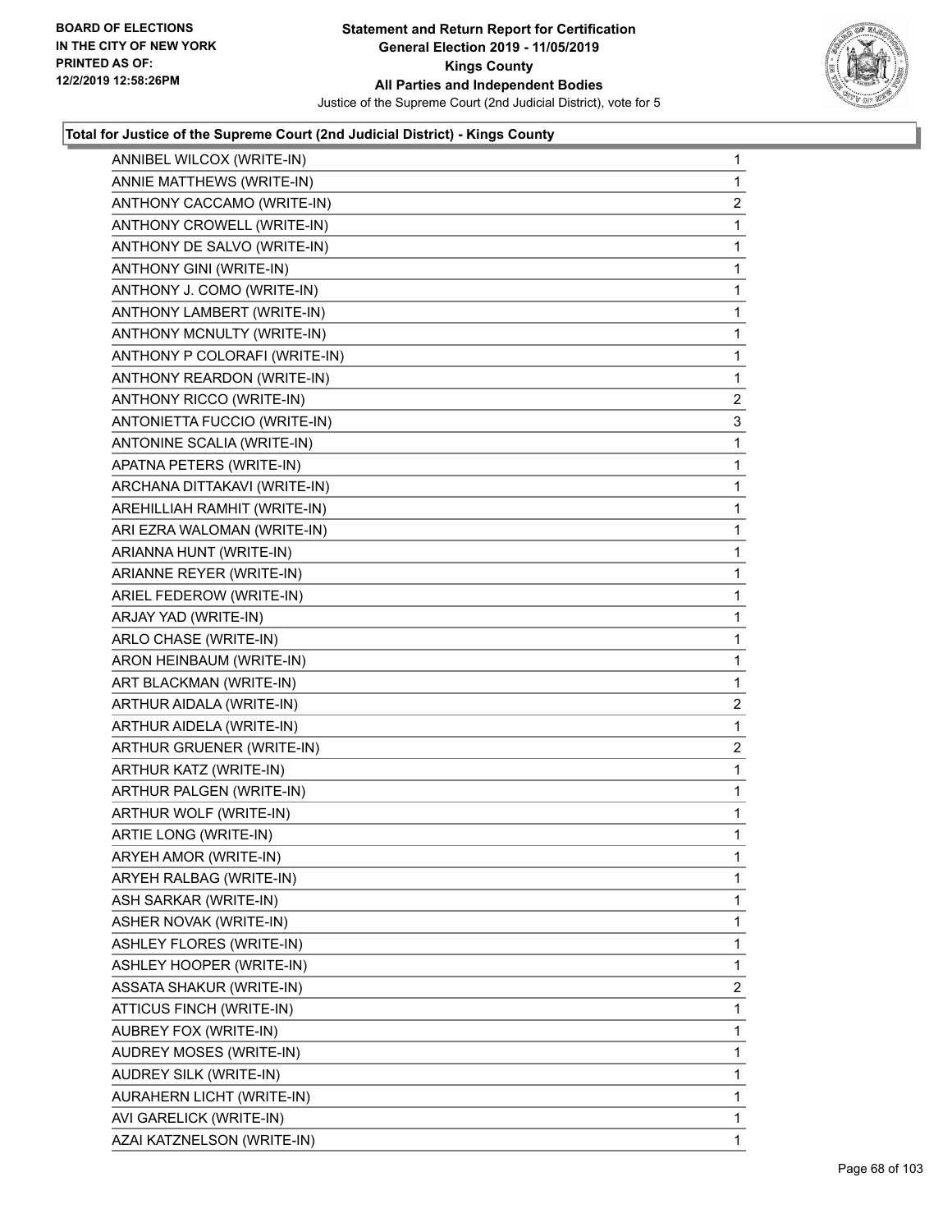**BOARD OF ELECTIONS IN THE CITY OF NEW YORK PRINTED AS OF: 12/2/2019 12:58:26PM**

**Statement and Return Report for Certification General Election 2019 - 11/05/2019 Kings County All Parties and Independent Bodies**

Justice of the Supreme Court (2nd Judicial District), vote for 5

### Total for Justice of the Supreme Court (2nd Judicial District) - Kings County

| | |
|---|---|
| ANNIBEL WILCOX (WRITE-IN) | 1 |
| ANNIE MATTHEWS (WRITE-IN) | 1 |
| ANTHONY CACCAMO (WRITE-IN) | 2 |
| ANTHONY CROWELL (WRITE-IN) | 1 |
| ANTHONY DE SALVO (WRITE-IN) | 1 |
| ANTHONY GINI (WRITE-IN) | 1 |
| ANTHONY J. COMO (WRITE-IN) | 1 |
| ANTHONY LAMBERT (WRITE-IN) | 1 |
| ANTHONY MCNULTY (WRITE-IN) | 1 |
| ANTHONY P COLORAFI (WRITE-IN) | 1 |
| ANTHONY REARDON (WRITE-IN) | 1 |
| ANTHONY RICCO (WRITE-IN) | 2 |
| ANTONIETTA FUCCIO (WRITE-IN) | 3 |
| ANTONINE SCALIA (WRITE-IN) | 1 |
| APATNA PETERS (WRITE-IN) | 1 |
| ARCHANA DITTAKAVI (WRITE-IN) | 1 |
| AREHILLIAH RAMHIT (WRITE-IN) | 1 |
| ARI EZRA WALOMAN (WRITE-IN) | 1 |
| ARIANNA HUNT (WRITE-IN) | 1 |
| ARIANNE REYER (WRITE-IN) | 1 |
| ARIEL FEDEROW (WRITE-IN) | 1 |
| ARJAY YAD (WRITE-IN) | 1 |
| ARLO CHASE (WRITE-IN) | 1 |
| ARON HEINBAUM (WRITE-IN) | 1 |
| ART BLACKMAN (WRITE-IN) | 1 |
| ARTHUR AIDALA (WRITE-IN) | 2 |
| ARTHUR AIDELA (WRITE-IN) | 1 |
| ARTHUR GRUENER (WRITE-IN) | 2 |
| ARTHUR KATZ (WRITE-IN) | 1 |
| ARTHUR PALGEN (WRITE-IN) | 1 |
| ARTHUR WOLF (WRITE-IN) | 1 |
| ARTIE LONG (WRITE-IN) | 1 |
| ARYEH AMOR (WRITE-IN) | 1 |
| ARYEH RALBAG (WRITE-IN) | 1 |
| ASH SARKAR (WRITE-IN) | 1 |
| ASHER NOVAK (WRITE-IN) | 1 |
| ASHLEY FLORES (WRITE-IN) | 1 |
| ASHLEY HOOPER (WRITE-IN) | 1 |
| ASSATA SHAKUR (WRITE-IN) | 2 |
| ATTICUS FINCH (WRITE-IN) | 1 |
| AUBREY FOX (WRITE-IN) | 1 |
| AUDREY MOSES (WRITE-IN) | 1 |
| AUDREY SILK (WRITE-IN) | 1 |
| AURAHERN LICHT (WRITE-IN) | 1 |
| AVI GARELICK (WRITE-IN) | 1 |
| AZAI KATZNELSON (WRITE-IN) | 1 |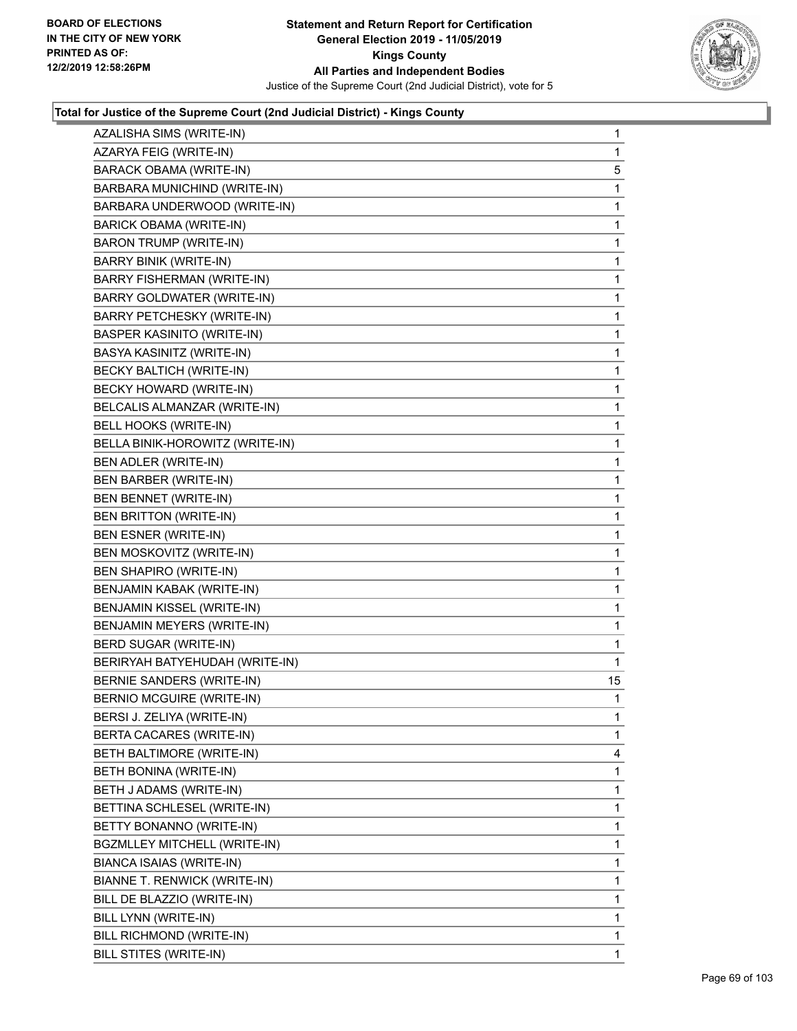### Total for Justice of the Supreme Court (2nd Judicial District) - Kings County

| | |
|---|---|
| AZALISHA SIMS (WRITE-IN) | 1 |
| AZARYA FEIG (WRITE-IN) | 1 |
| BARACK OBAMA (WRITE-IN) | 5 |
| BARBARA MUNICHIND (WRITE-IN) | 1 |
| BARBARA UNDERWOOD (WRITE-IN) | 1 |
| BARICK OBAMA (WRITE-IN) | 1 |
| BARON TRUMP (WRITE-IN) | 1 |
| BARRY BINIK (WRITE-IN) | 1 |
| BARRY FISHERMAN (WRITE-IN) | 1 |
| BARRY GOLDWATER (WRITE-IN) | 1 |
| BARRY PETCHESKY (WRITE-IN) | 1 |
| BASPER KASINITO (WRITE-IN) | 1 |
| BASYA KASINITZ (WRITE-IN) | 1 |
| BECKY BALTICH (WRITE-IN) | 1 |
| BECKY HOWARD (WRITE-IN) | 1 |
| BELCALIS ALMANZAR (WRITE-IN) | 1 |
| BELL HOOKS (WRITE-IN) | 1 |
| BELLA BINIK-HOROWITZ (WRITE-IN) | 1 |
| BEN ADLER (WRITE-IN) | 1 |
| BEN BARBER (WRITE-IN) | 1 |
| BEN BENNET (WRITE-IN) | 1 |
| BEN BRITTON (WRITE-IN) | 1 |
| BEN ESNER (WRITE-IN) | 1 |
| BEN MOSKOVITZ (WRITE-IN) | 1 |
| BEN SHAPIRO (WRITE-IN) | 1 |
| BENJAMIN KABAK (WRITE-IN) | 1 |
| BENJAMIN KISSEL (WRITE-IN) | 1 |
| BENJAMIN MEYERS (WRITE-IN) | 1 |
| BERD SUGAR (WRITE-IN) | 1 |
| BERIRYAH BATYEHUDAH (WRITE-IN) | 1 |
| BERNIE SANDERS (WRITE-IN) | 15 |
| BERNIO MCGUIRE (WRITE-IN) | 1 |
| BERSI J. ZELIYA (WRITE-IN) | 1 |
| BERTA CACARES (WRITE-IN) | 1 |
| BETH BALTIMORE (WRITE-IN) | 4 |
| BETH BONINA (WRITE-IN) | 1 |
| BETH J ADAMS (WRITE-IN) | 1 |
| BETTINA SCHLESEL (WRITE-IN) | 1 |
| BETTY BONANNO (WRITE-IN) | 1 |
| BGZMLLEY MITCHELL (WRITE-IN) | 1 |
| BIANCA ISAIAS (WRITE-IN) | 1 |
| BIANNE T. RENWICK (WRITE-IN) | 1 |
| BILL DE BLAZZIO (WRITE-IN) | 1 |
| BILL LYNN (WRITE-IN) | 1 |
| BILL RICHMOND (WRITE-IN) | 1 |
| BILL STITES (WRITE-IN) | 1 |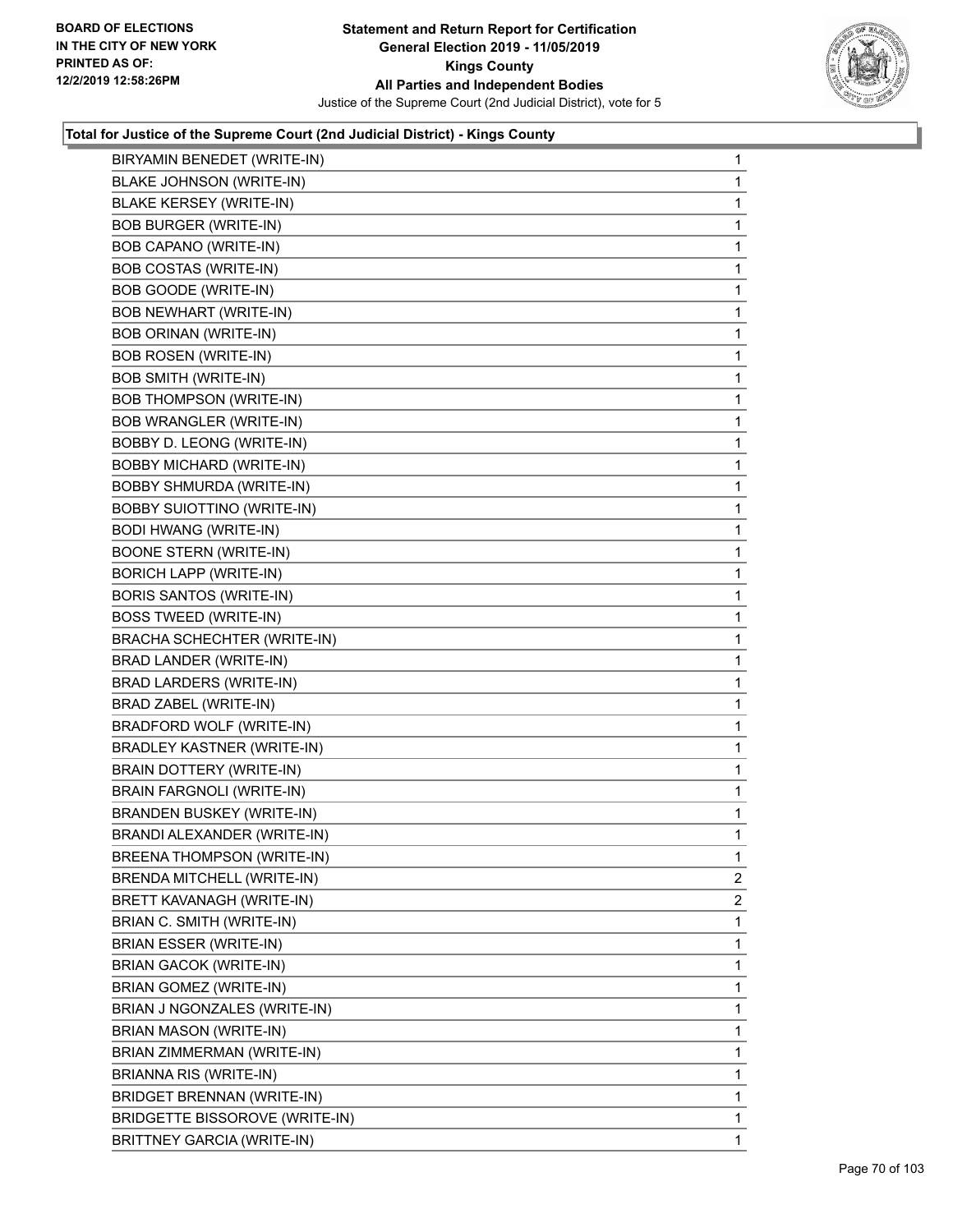**Total for Justice of the Supreme Court (2nd Judicial District) - Kings County**

| | |
|---|---|
| BIRYAMIN BENEDET (WRITE-IN) | 1 |
| BLAKE JOHNSON (WRITE-IN) | 1 |
| BLAKE KERSEY (WRITE-IN) | 1 |
| BOB BURGER (WRITE-IN) | 1 |
| BOB CAPANO (WRITE-IN) | 1 |
| BOB COSTAS (WRITE-IN) | 1 |
| BOB GOODE (WRITE-IN) | 1 |
| BOB NEWHART (WRITE-IN) | 1 |
| BOB ORINAN (WRITE-IN) | 1 |
| BOB ROSEN (WRITE-IN) | 1 |
| BOB SMITH (WRITE-IN) | 1 |
| BOB THOMPSON (WRITE-IN) | 1 |
| BOB WRANGLER (WRITE-IN) | 1 |
| BOBBY D. LEONG (WRITE-IN) | 1 |
| BOBBY MICHARD (WRITE-IN) | 1 |
| BOBBY SHMURDA (WRITE-IN) | 1 |
| BOBBY SUIOTTINO (WRITE-IN) | 1 |
| BODI HWANG (WRITE-IN) | 1 |
| BOONE STERN (WRITE-IN) | 1 |
| BORICH LAPP (WRITE-IN) | 1 |
| BORIS SANTOS (WRITE-IN) | 1 |
| BOSS TWEED (WRITE-IN) | 1 |
| BRACHA SCHECHTER (WRITE-IN) | 1 |
| BRAD LANDER (WRITE-IN) | 1 |
| BRAD LARDERS (WRITE-IN) | 1 |
| BRAD ZABEL (WRITE-IN) | 1 |
| BRADFORD WOLF (WRITE-IN) | 1 |
| BRADLEY KASTNER (WRITE-IN) | 1 |
| BRAIN DOTTERY (WRITE-IN) | 1 |
| BRAIN FARGNOLI (WRITE-IN) | 1 |
| BRANDEN BUSKEY (WRITE-IN) | 1 |
| BRANDI ALEXANDER (WRITE-IN) | 1 |
| BREENA THOMPSON (WRITE-IN) | 1 |
| BRENDA MITCHELL (WRITE-IN) | 2 |
| BRETT KAVANAGH (WRITE-IN) | 2 |
| BRIAN C. SMITH (WRITE-IN) | 1 |
| BRIAN ESSER (WRITE-IN) | 1 |
| BRIAN GACOK (WRITE-IN) | 1 |
| BRIAN GOMEZ (WRITE-IN) | 1 |
| BRIAN J NGONZALES (WRITE-IN) | 1 |
| BRIAN MASON (WRITE-IN) | 1 |
| BRIAN ZIMMERMAN (WRITE-IN) | 1 |
| BRIANNA RIS (WRITE-IN) | 1 |
| BRIDGET BRENNAN (WRITE-IN) | 1 |
| BRIDGETTE BISSOROVE (WRITE-IN) | 1 |
| BRITTNEY GARCIA (WRITE-IN) | 1 |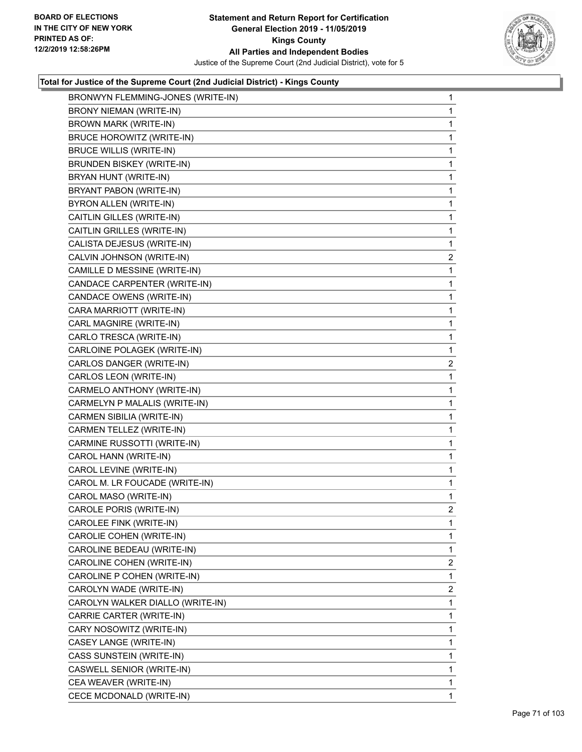**Total for Justice of the Supreme Court (2nd Judicial District) - Kings County**

| Candidate | Votes |
|---|---|
| BRONWYN FLEMMING-JONES (WRITE-IN) | 1 |
| BRONY NIEMAN (WRITE-IN) | 1 |
| BROWN MARK (WRITE-IN) | 1 |
| BRUCE HOROWITZ (WRITE-IN) | 1 |
| BRUCE WILLIS (WRITE-IN) | 1 |
| BRUNDEN BISKEY (WRITE-IN) | 1 |
| BRYAN HUNT (WRITE-IN) | 1 |
| BRYANT PABON (WRITE-IN) | 1 |
| BYRON ALLEN (WRITE-IN) | 1 |
| CAITLIN GILLES (WRITE-IN) | 1 |
| CAITLIN GRILLES (WRITE-IN) | 1 |
| CALISTA DEJESUS (WRITE-IN) | 1 |
| CALVIN JOHNSON (WRITE-IN) | 2 |
| CAMILLE D MESSINE (WRITE-IN) | 1 |
| CANDACE CARPENTER (WRITE-IN) | 1 |
| CANDACE OWENS (WRITE-IN) | 1 |
| CARA MARRIOTT (WRITE-IN) | 1 |
| CARL MAGNIRE (WRITE-IN) | 1 |
| CARLO TRESCA (WRITE-IN) | 1 |
| CARLOINE POLAGEK (WRITE-IN) | 1 |
| CARLOS DANGER (WRITE-IN) | 2 |
| CARLOS LEON (WRITE-IN) | 1 |
| CARMELO ANTHONY (WRITE-IN) | 1 |
| CARMELYN P MALALIS (WRITE-IN) | 1 |
| CARMEN SIBILIA (WRITE-IN) | 1 |
| CARMEN TELLEZ (WRITE-IN) | 1 |
| CARMINE RUSSOTTI (WRITE-IN) | 1 |
| CAROL HANN (WRITE-IN) | 1 |
| CAROL LEVINE (WRITE-IN) | 1 |
| CAROL M. LR FOUCADE (WRITE-IN) | 1 |
| CAROL MASO (WRITE-IN) | 1 |
| CAROLE PORIS (WRITE-IN) | 2 |
| CAROLEE FINK (WRITE-IN) | 1 |
| CAROLIE COHEN (WRITE-IN) | 1 |
| CAROLINE BEDEAU (WRITE-IN) | 1 |
| CAROLINE COHEN (WRITE-IN) | 2 |
| CAROLINE P COHEN (WRITE-IN) | 1 |
| CAROLYN WADE (WRITE-IN) | 2 |
| CAROLYN WALKER DIALLO (WRITE-IN) | 1 |
| CARRIE CARTER (WRITE-IN) | 1 |
| CARY NOSOWITZ (WRITE-IN) | 1 |
| CASEY LANGE (WRITE-IN) | 1 |
| CASS SUNSTEIN (WRITE-IN) | 1 |
| CASWELL SENIOR (WRITE-IN) | 1 |
| CEA WEAVER (WRITE-IN) | 1 |
| CECE MCDONALD (WRITE-IN) | 1 |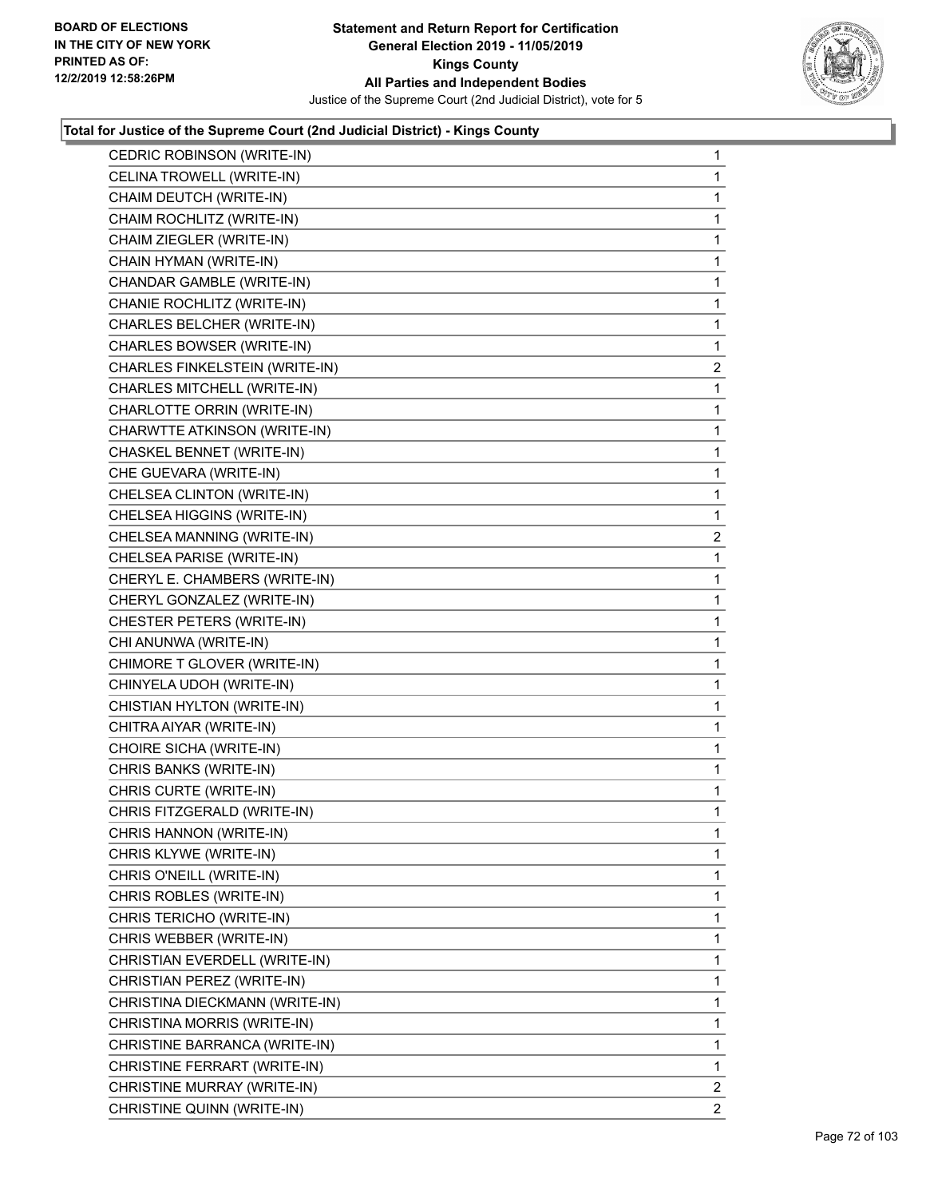**Total for Justice of the Supreme Court (2nd Judicial District) - Kings County**

| Candidate | Votes |
|---|---|
| CEDRIC ROBINSON (WRITE-IN) | 1 |
| CELINA TROWELL (WRITE-IN) | 1 |
| CHAIM DEUTCH (WRITE-IN) | 1 |
| CHAIM ROCHLITZ (WRITE-IN) | 1 |
| CHAIM ZIEGLER (WRITE-IN) | 1 |
| CHAIN HYMAN (WRITE-IN) | 1 |
| CHANDAR GAMBLE (WRITE-IN) | 1 |
| CHANIE ROCHLITZ (WRITE-IN) | 1 |
| CHARLES BELCHER (WRITE-IN) | 1 |
| CHARLES BOWSER (WRITE-IN) | 1 |
| CHARLES FINKELSTEIN (WRITE-IN) | 2 |
| CHARLES MITCHELL (WRITE-IN) | 1 |
| CHARLOTTE ORRIN (WRITE-IN) | 1 |
| CHARWTTE ATKINSON (WRITE-IN) | 1 |
| CHASKEL BENNET (WRITE-IN) | 1 |
| CHE GUEVARA (WRITE-IN) | 1 |
| CHELSEA CLINTON (WRITE-IN) | 1 |
| CHELSEA HIGGINS (WRITE-IN) | 1 |
| CHELSEA MANNING (WRITE-IN) | 2 |
| CHELSEA PARISE (WRITE-IN) | 1 |
| CHERYL E. CHAMBERS (WRITE-IN) | 1 |
| CHERYL GONZALEZ (WRITE-IN) | 1 |
| CHESTER PETERS (WRITE-IN) | 1 |
| CHI ANUNWA (WRITE-IN) | 1 |
| CHIMORE T GLOVER (WRITE-IN) | 1 |
| CHINYELA UDOH (WRITE-IN) | 1 |
| CHISTIAN HYLTON (WRITE-IN) | 1 |
| CHITRA AIYAR (WRITE-IN) | 1 |
| CHOIRE SICHA (WRITE-IN) | 1 |
| CHRIS BANKS (WRITE-IN) | 1 |
| CHRIS CURTE (WRITE-IN) | 1 |
| CHRIS FITZGERALD (WRITE-IN) | 1 |
| CHRIS HANNON (WRITE-IN) | 1 |
| CHRIS KLYWE (WRITE-IN) | 1 |
| CHRIS O'NEILL (WRITE-IN) | 1 |
| CHRIS ROBLES (WRITE-IN) | 1 |
| CHRIS TERICHO (WRITE-IN) | 1 |
| CHRIS WEBBER (WRITE-IN) | 1 |
| CHRISTIAN EVERDELL (WRITE-IN) | 1 |
| CHRISTIAN PEREZ (WRITE-IN) | 1 |
| CHRISTINA DIECKMANN (WRITE-IN) | 1 |
| CHRISTINA MORRIS (WRITE-IN) | 1 |
| CHRISTINE BARRANCA (WRITE-IN) | 1 |
| CHRISTINE FERRART (WRITE-IN) | 1 |
| CHRISTINE MURRAY (WRITE-IN) | 2 |
| CHRISTINE QUINN (WRITE-IN) | 2 |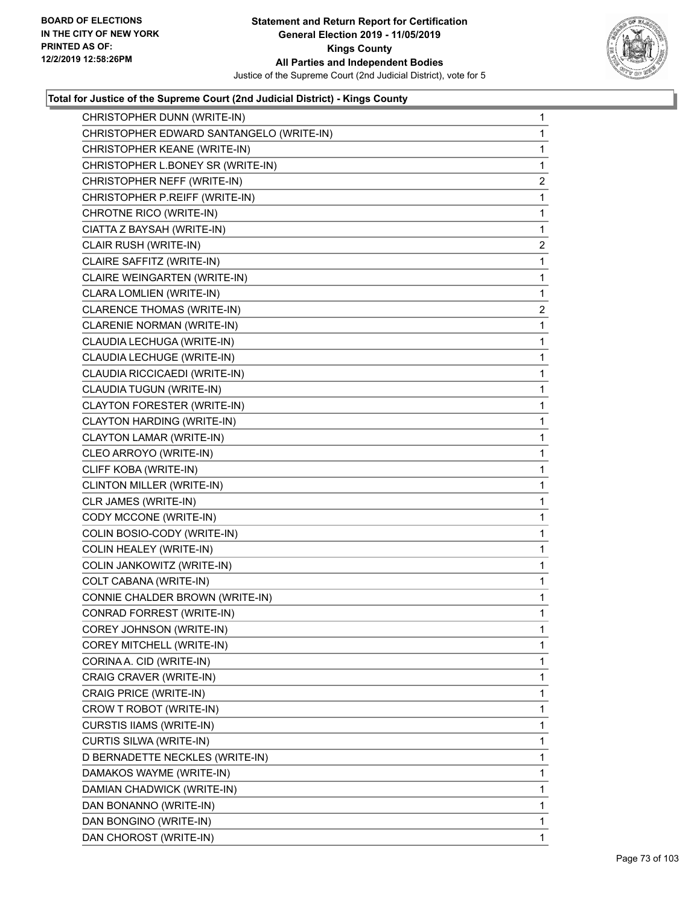**Total for Justice of the Supreme Court (2nd Judicial District) - Kings County**

| Candidate | Votes |
|---|---|
| CHRISTOPHER DUNN (WRITE-IN) | 1 |
| CHRISTOPHER EDWARD SANTANGELO (WRITE-IN) | 1 |
| CHRISTOPHER KEANE (WRITE-IN) | 1 |
| CHRISTOPHER L.BONEY SR (WRITE-IN) | 1 |
| CHRISTOPHER NEFF (WRITE-IN) | 2 |
| CHRISTOPHER P.REIFF (WRITE-IN) | 1 |
| CHROTNE RICO (WRITE-IN) | 1 |
| CIATTA Z BAYSAH (WRITE-IN) | 1 |
| CLAIR RUSH (WRITE-IN) | 2 |
| CLAIRE SAFFITZ (WRITE-IN) | 1 |
| CLAIRE WEINGARTEN (WRITE-IN) | 1 |
| CLARA LOMLIEN (WRITE-IN) | 1 |
| CLARENCE THOMAS (WRITE-IN) | 2 |
| CLARENIE NORMAN (WRITE-IN) | 1 |
| CLAUDIA LECHUGA (WRITE-IN) | 1 |
| CLAUDIA LECHUGE (WRITE-IN) | 1 |
| CLAUDIA RICCICAEDI (WRITE-IN) | 1 |
| CLAUDIA TUGUN (WRITE-IN) | 1 |
| CLAYTON FORESTER (WRITE-IN) | 1 |
| CLAYTON HARDING (WRITE-IN) | 1 |
| CLAYTON LAMAR (WRITE-IN) | 1 |
| CLEO ARROYO (WRITE-IN) | 1 |
| CLIFF KOBA (WRITE-IN) | 1 |
| CLINTON MILLER (WRITE-IN) | 1 |
| CLR JAMES (WRITE-IN) | 1 |
| CODY MCCONE (WRITE-IN) | 1 |
| COLIN BOSIO-CODY (WRITE-IN) | 1 |
| COLIN HEALEY (WRITE-IN) | 1 |
| COLIN JANKOWITZ (WRITE-IN) | 1 |
| COLT CABANA (WRITE-IN) | 1 |
| CONNIE CHALDER BROWN (WRITE-IN) | 1 |
| CONRAD FORREST (WRITE-IN) | 1 |
| COREY JOHNSON (WRITE-IN) | 1 |
| COREY MITCHELL (WRITE-IN) | 1 |
| CORINA A. CID (WRITE-IN) | 1 |
| CRAIG CRAVER (WRITE-IN) | 1 |
| CRAIG PRICE (WRITE-IN) | 1 |
| CROW T ROBOT (WRITE-IN) | 1 |
| CURSTIS IIAMS (WRITE-IN) | 1 |
| CURTIS SILWA (WRITE-IN) | 1 |
| D BERNADETTE NECKLES (WRITE-IN) | 1 |
| DAMAKOS WAYME (WRITE-IN) | 1 |
| DAMIAN CHADWICK (WRITE-IN) | 1 |
| DAN BONANNO (WRITE-IN) | 1 |
| DAN BONGINO (WRITE-IN) | 1 |
| DAN CHOROST (WRITE-IN) | 1 |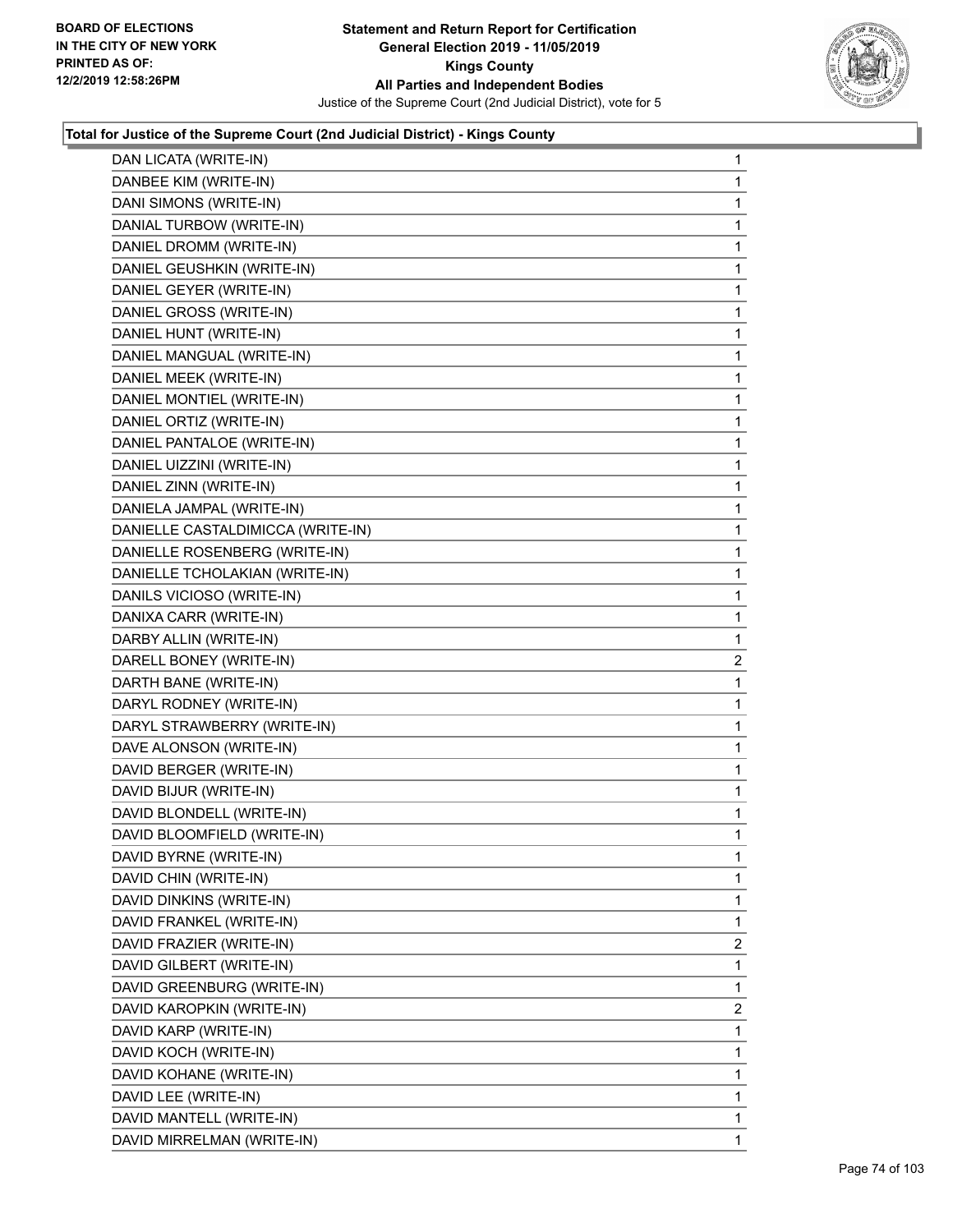**Total for Justice of the Supreme Court (2nd Judicial District) - Kings County**

| | |
|---|---|
| DAN LICATA (WRITE-IN) | 1 |
| DANBEE KIM (WRITE-IN) | 1 |
| DANI SIMONS (WRITE-IN) | 1 |
| DANIAL TURBOW (WRITE-IN) | 1 |
| DANIEL DROMM (WRITE-IN) | 1 |
| DANIEL GEUSHKIN (WRITE-IN) | 1 |
| DANIEL GEYER (WRITE-IN) | 1 |
| DANIEL GROSS (WRITE-IN) | 1 |
| DANIEL HUNT (WRITE-IN) | 1 |
| DANIEL MANGUAL (WRITE-IN) | 1 |
| DANIEL MEEK (WRITE-IN) | 1 |
| DANIEL MONTIEL (WRITE-IN) | 1 |
| DANIEL ORTIZ (WRITE-IN) | 1 |
| DANIEL PANTALOE (WRITE-IN) | 1 |
| DANIEL UIZZINI (WRITE-IN) | 1 |
| DANIEL ZINN (WRITE-IN) | 1 |
| DANIELA JAMPAL (WRITE-IN) | 1 |
| DANIELLE CASTALDIMICCA (WRITE-IN) | 1 |
| DANIELLE ROSENBERG (WRITE-IN) | 1 |
| DANIELLE TCHOLAKIAN (WRITE-IN) | 1 |
| DANILS VICIOSO (WRITE-IN) | 1 |
| DANIXA CARR (WRITE-IN) | 1 |
| DARBY ALLIN (WRITE-IN) | 1 |
| DARELL BONEY (WRITE-IN) | 2 |
| DARTH BANE (WRITE-IN) | 1 |
| DARYL RODNEY (WRITE-IN) | 1 |
| DARYL STRAWBERRY (WRITE-IN) | 1 |
| DAVE ALONSON (WRITE-IN) | 1 |
| DAVID BERGER (WRITE-IN) | 1 |
| DAVID BIJUR (WRITE-IN) | 1 |
| DAVID BLONDELL (WRITE-IN) | 1 |
| DAVID BLOOMFIELD (WRITE-IN) | 1 |
| DAVID BYRNE (WRITE-IN) | 1 |
| DAVID CHIN (WRITE-IN) | 1 |
| DAVID DINKINS (WRITE-IN) | 1 |
| DAVID FRANKEL (WRITE-IN) | 1 |
| DAVID FRAZIER (WRITE-IN) | 2 |
| DAVID GILBERT (WRITE-IN) | 1 |
| DAVID GREENBURG (WRITE-IN) | 1 |
| DAVID KAROPKIN (WRITE-IN) | 2 |
| DAVID KARP (WRITE-IN) | 1 |
| DAVID KOCH (WRITE-IN) | 1 |
| DAVID KOHANE (WRITE-IN) | 1 |
| DAVID LEE (WRITE-IN) | 1 |
| DAVID MANTELL (WRITE-IN) | 1 |
| DAVID MIRRELMAN (WRITE-IN) | 1 |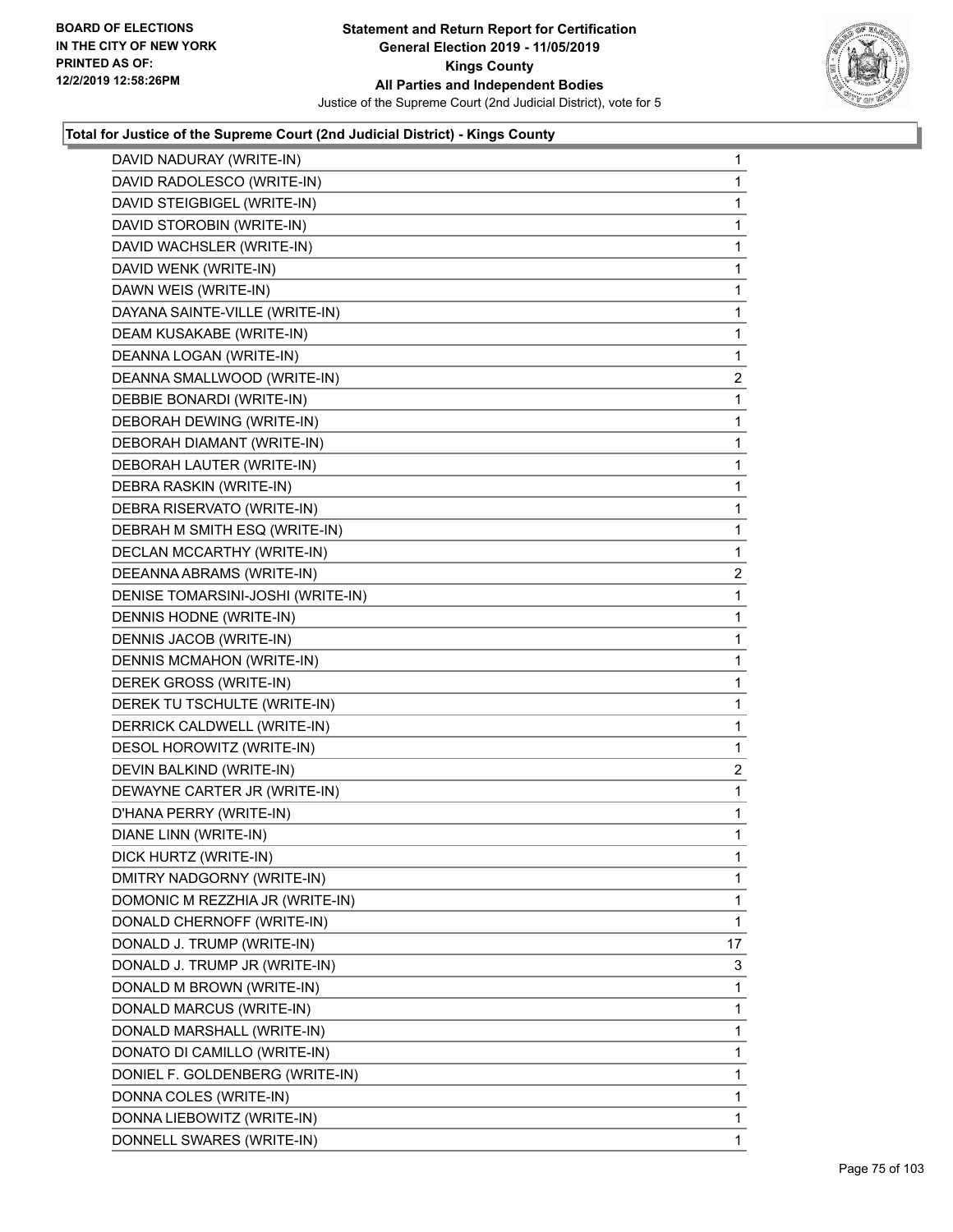**Total for Justice of the Supreme Court (2nd Judicial District) - Kings County**

| | |
|---|---|
| DAVID NADURAY (WRITE-IN) | 1 |
| DAVID RADOLESCO (WRITE-IN) | 1 |
| DAVID STEIGBIGEL (WRITE-IN) | 1 |
| DAVID STOROBIN (WRITE-IN) | 1 |
| DAVID WACHSLER (WRITE-IN) | 1 |
| DAVID WENK (WRITE-IN) | 1 |
| DAWN WEIS (WRITE-IN) | 1 |
| DAYANA SAINTE-VILLE (WRITE-IN) | 1 |
| DEAM KUSAKABE (WRITE-IN) | 1 |
| DEANNA LOGAN (WRITE-IN) | 1 |
| DEANNA SMALLWOOD (WRITE-IN) | 2 |
| DEBBIE BONARDI (WRITE-IN) | 1 |
| DEBORAH DEWING (WRITE-IN) | 1 |
| DEBORAH DIAMANT (WRITE-IN) | 1 |
| DEBORAH LAUTER (WRITE-IN) | 1 |
| DEBRA RASKIN (WRITE-IN) | 1 |
| DEBRA RISERVATO (WRITE-IN) | 1 |
| DEBRAH M SMITH ESQ (WRITE-IN) | 1 |
| DECLAN MCCARTHY (WRITE-IN) | 1 |
| DEEANNA ABRAMS (WRITE-IN) | 2 |
| DENISE TOMARSINI-JOSHI (WRITE-IN) | 1 |
| DENNIS HODNE (WRITE-IN) | 1 |
| DENNIS JACOB (WRITE-IN) | 1 |
| DENNIS MCMAHON (WRITE-IN) | 1 |
| DEREK GROSS (WRITE-IN) | 1 |
| DEREK TU TSCHULTE (WRITE-IN) | 1 |
| DERRICK CALDWELL (WRITE-IN) | 1 |
| DESOL HOROWITZ (WRITE-IN) | 1 |
| DEVIN BALKIND (WRITE-IN) | 2 |
| DEWAYNE CARTER JR (WRITE-IN) | 1 |
| D'HANA PERRY (WRITE-IN) | 1 |
| DIANE LINN (WRITE-IN) | 1 |
| DICK HURTZ (WRITE-IN) | 1 |
| DMITRY NADGORNY (WRITE-IN) | 1 |
| DOMONIC M REZZHIA JR (WRITE-IN) | 1 |
| DONALD CHERNOFF (WRITE-IN) | 1 |
| DONALD J. TRUMP (WRITE-IN) | 17 |
| DONALD J. TRUMP JR (WRITE-IN) | 3 |
| DONALD M BROWN (WRITE-IN) | 1 |
| DONALD MARCUS (WRITE-IN) | 1 |
| DONALD MARSHALL (WRITE-IN) | 1 |
| DONATO DI CAMILLO (WRITE-IN) | 1 |
| DONIEL F. GOLDENBERG (WRITE-IN) | 1 |
| DONNA COLES (WRITE-IN) | 1 |
| DONNA LIEBOWITZ (WRITE-IN) | 1 |
| DONNELL SWARES (WRITE-IN) | 1 |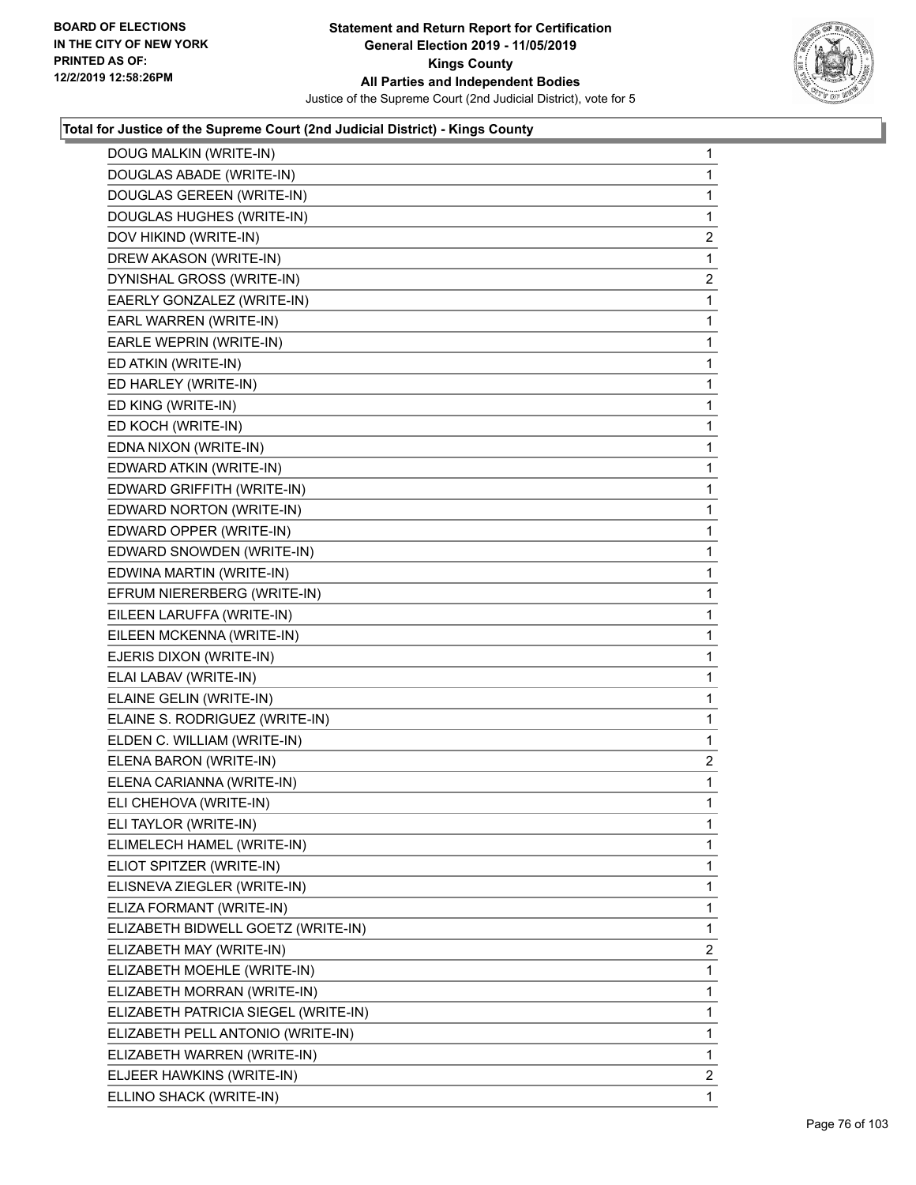**Total for Justice of the Supreme Court (2nd Judicial District) - Kings County**

| | |
|---|---|
| DOUG MALKIN (WRITE-IN) | 1 |
| DOUGLAS ABADE (WRITE-IN) | 1 |
| DOUGLAS GEREEN (WRITE-IN) | 1 |
| DOUGLAS HUGHES (WRITE-IN) | 1 |
| DOV HIKIND (WRITE-IN) | 2 |
| DREW AKASON (WRITE-IN) | 1 |
| DYNISHAL GROSS (WRITE-IN) | 2 |
| EAERLY GONZALEZ (WRITE-IN) | 1 |
| EARL WARREN (WRITE-IN) | 1 |
| EARLE WEPRIN (WRITE-IN) | 1 |
| ED ATKIN (WRITE-IN) | 1 |
| ED HARLEY (WRITE-IN) | 1 |
| ED KING (WRITE-IN) | 1 |
| ED KOCH (WRITE-IN) | 1 |
| EDNA NIXON (WRITE-IN) | 1 |
| EDWARD ATKIN (WRITE-IN) | 1 |
| EDWARD GRIFFITH (WRITE-IN) | 1 |
| EDWARD NORTON (WRITE-IN) | 1 |
| EDWARD OPPER (WRITE-IN) | 1 |
| EDWARD SNOWDEN (WRITE-IN) | 1 |
| EDWINA MARTIN (WRITE-IN) | 1 |
| EFRUM NIERERBERG (WRITE-IN) | 1 |
| EILEEN LARUFFA (WRITE-IN) | 1 |
| EILEEN MCKENNA (WRITE-IN) | 1 |
| EJERIS DIXON (WRITE-IN) | 1 |
| ELAI LABAV (WRITE-IN) | 1 |
| ELAINE GELIN (WRITE-IN) | 1 |
| ELAINE S. RODRIGUEZ (WRITE-IN) | 1 |
| ELDEN C. WILLIAM (WRITE-IN) | 1 |
| ELENA BARON (WRITE-IN) | 2 |
| ELENA CARIANNA (WRITE-IN) | 1 |
| ELI CHEHOVA (WRITE-IN) | 1 |
| ELI TAYLOR (WRITE-IN) | 1 |
| ELIMELECH HAMEL (WRITE-IN) | 1 |
| ELIOT SPITZER (WRITE-IN) | 1 |
| ELISNEVA ZIEGLER (WRITE-IN) | 1 |
| ELIZA FORMANT (WRITE-IN) | 1 |
| ELIZABETH BIDWELL GOETZ (WRITE-IN) | 1 |
| ELIZABETH MAY (WRITE-IN) | 2 |
| ELIZABETH MOEHLE (WRITE-IN) | 1 |
| ELIZABETH MORRAN (WRITE-IN) | 1 |
| ELIZABETH PATRICIA SIEGEL (WRITE-IN) | 1 |
| ELIZABETH PELL ANTONIO (WRITE-IN) | 1 |
| ELIZABETH WARREN (WRITE-IN) | 1 |
| ELJEER HAWKINS (WRITE-IN) | 2 |
| ELLINO SHACK (WRITE-IN) | 1 |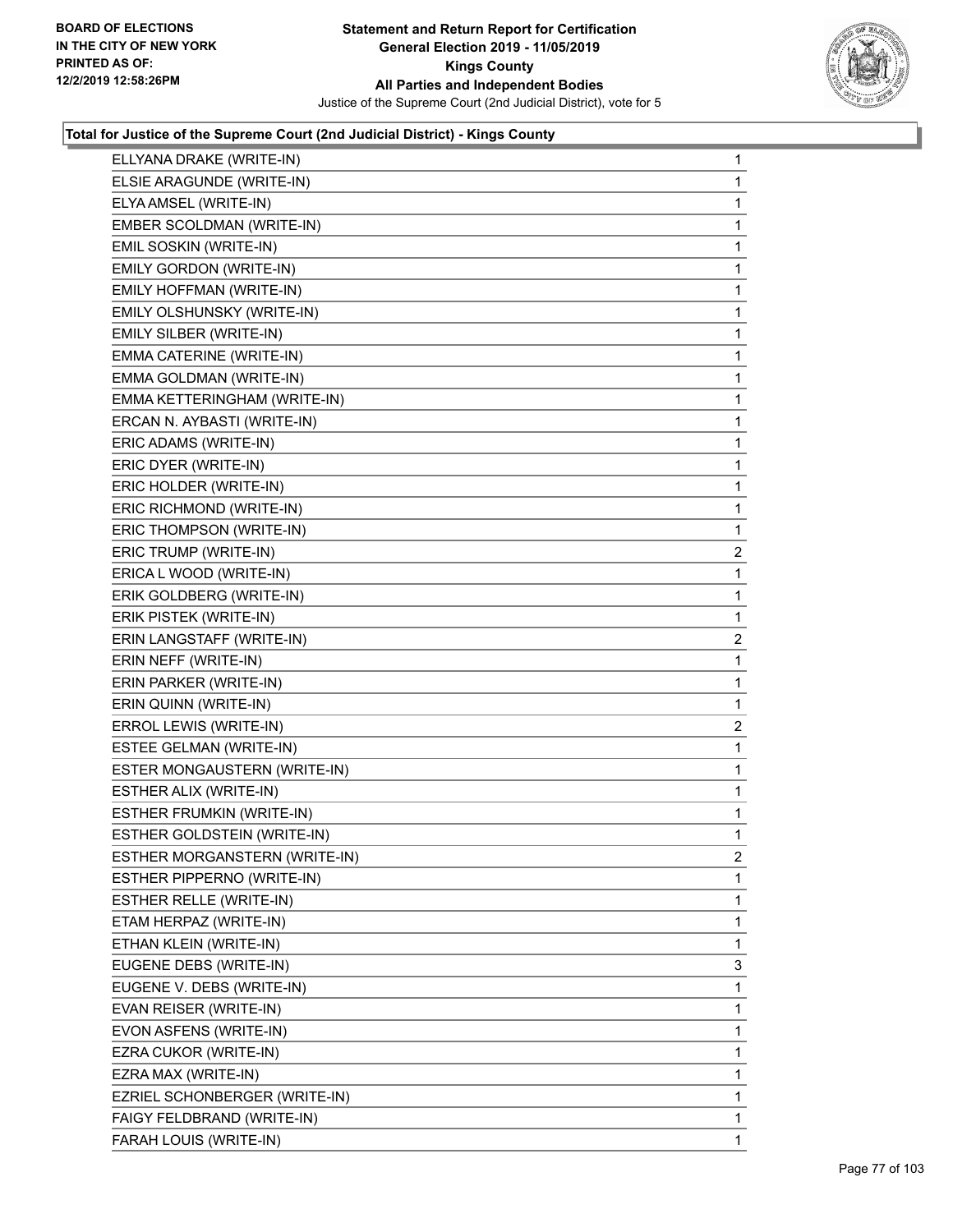**Total for Justice of the Supreme Court (2nd Judicial District) - Kings County**

| Candidate | Votes |
|---|---|
| ELLYANA DRAKE (WRITE-IN) | 1 |
| ELSIE ARAGUNDE (WRITE-IN) | 1 |
| ELYA AMSEL (WRITE-IN) | 1 |
| EMBER SCOLDMAN (WRITE-IN) | 1 |
| EMIL SOSKIN (WRITE-IN) | 1 |
| EMILY GORDON (WRITE-IN) | 1 |
| EMILY HOFFMAN (WRITE-IN) | 1 |
| EMILY OLSHUNSKY (WRITE-IN) | 1 |
| EMILY SILBER (WRITE-IN) | 1 |
| EMMA CATERINE (WRITE-IN) | 1 |
| EMMA GOLDMAN (WRITE-IN) | 1 |
| EMMA KETTERINGHAM (WRITE-IN) | 1 |
| ERCAN N. AYBASTI (WRITE-IN) | 1 |
| ERIC ADAMS (WRITE-IN) | 1 |
| ERIC DYER (WRITE-IN) | 1 |
| ERIC HOLDER (WRITE-IN) | 1 |
| ERIC RICHMOND (WRITE-IN) | 1 |
| ERIC THOMPSON (WRITE-IN) | 1 |
| ERIC TRUMP (WRITE-IN) | 2 |
| ERICA L WOOD (WRITE-IN) | 1 |
| ERIK GOLDBERG (WRITE-IN) | 1 |
| ERIK PISTEK (WRITE-IN) | 1 |
| ERIN LANGSTAFF (WRITE-IN) | 2 |
| ERIN NEFF (WRITE-IN) | 1 |
| ERIN PARKER (WRITE-IN) | 1 |
| ERIN QUINN (WRITE-IN) | 1 |
| ERROL LEWIS (WRITE-IN) | 2 |
| ESTEE GELMAN (WRITE-IN) | 1 |
| ESTER MONGAUSTERN (WRITE-IN) | 1 |
| ESTHER ALIX (WRITE-IN) | 1 |
| ESTHER FRUMKIN (WRITE-IN) | 1 |
| ESTHER GOLDSTEIN (WRITE-IN) | 1 |
| ESTHER MORGANSTERN (WRITE-IN) | 2 |
| ESTHER PIPPERNO (WRITE-IN) | 1 |
| ESTHER RELLE (WRITE-IN) | 1 |
| ETAM HERPAZ (WRITE-IN) | 1 |
| ETHAN KLEIN (WRITE-IN) | 1 |
| EUGENE DEBS (WRITE-IN) | 3 |
| EUGENE V. DEBS (WRITE-IN) | 1 |
| EVAN REISER (WRITE-IN) | 1 |
| EVON ASFENS (WRITE-IN) | 1 |
| EZRA CUKOR (WRITE-IN) | 1 |
| EZRA MAX (WRITE-IN) | 1 |
| EZRIEL SCHONBERGER (WRITE-IN) | 1 |
| FAIGY FELDBRAND (WRITE-IN) | 1 |
| FARAH LOUIS (WRITE-IN) | 1 |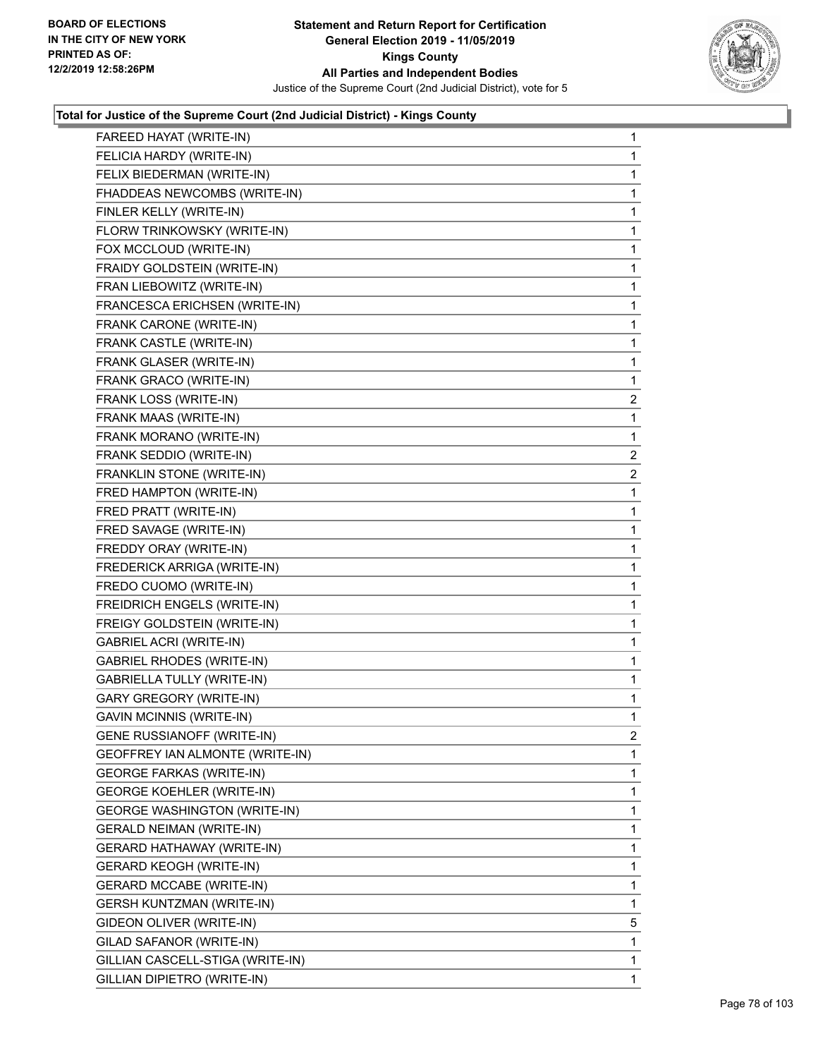**Statement and Return Report for Certification**
**General Election 2019 - 11/05/2019**
**Kings County**
**All Parties and Independent Bodies**
Justice of the Supreme Court (2nd Judicial District), vote for 5

BOARD OF ELECTIONS IN THE CITY OF NEW YORK PRINTED AS OF: 12/2/2019 12:58:26PM

### Total for Justice of the Supreme Court (2nd Judicial District) - Kings County

| Candidate | Votes |
|---|---|
| FAREED HAYAT (WRITE-IN) | 1 |
| FELICIA HARDY (WRITE-IN) | 1 |
| FELIX BIEDERMAN (WRITE-IN) | 1 |
| FHADDEAS NEWCOMBS (WRITE-IN) | 1 |
| FINLER KELLY (WRITE-IN) | 1 |
| FLORW TRINKOWSKY (WRITE-IN) | 1 |
| FOX MCCLOUD (WRITE-IN) | 1 |
| FRAIDY GOLDSTEIN (WRITE-IN) | 1 |
| FRAN LIEBOWITZ (WRITE-IN) | 1 |
| FRANCESCA ERICHSEN (WRITE-IN) | 1 |
| FRANK CARONE (WRITE-IN) | 1 |
| FRANK CASTLE (WRITE-IN) | 1 |
| FRANK GLASER (WRITE-IN) | 1 |
| FRANK GRACO (WRITE-IN) | 1 |
| FRANK LOSS (WRITE-IN) | 2 |
| FRANK MAAS (WRITE-IN) | 1 |
| FRANK MORANO (WRITE-IN) | 1 |
| FRANK SEDDIO (WRITE-IN) | 2 |
| FRANKLIN STONE (WRITE-IN) | 2 |
| FRED HAMPTON (WRITE-IN) | 1 |
| FRED PRATT (WRITE-IN) | 1 |
| FRED SAVAGE (WRITE-IN) | 1 |
| FREDDY ORAY (WRITE-IN) | 1 |
| FREDERICK ARRIGA (WRITE-IN) | 1 |
| FREDO CUOMO (WRITE-IN) | 1 |
| FREIDRICH ENGELS (WRITE-IN) | 1 |
| FREIGY GOLDSTEIN (WRITE-IN) | 1 |
| GABRIEL ACRI (WRITE-IN) | 1 |
| GABRIEL RHODES (WRITE-IN) | 1 |
| GABRIELLA TULLY (WRITE-IN) | 1 |
| GARY GREGORY (WRITE-IN) | 1 |
| GAVIN MCINNIS (WRITE-IN) | 1 |
| GENE RUSSIANOFF (WRITE-IN) | 2 |
| GEOFFREY IAN ALMONTE (WRITE-IN) | 1 |
| GEORGE FARKAS (WRITE-IN) | 1 |
| GEORGE KOEHLER (WRITE-IN) | 1 |
| GEORGE WASHINGTON (WRITE-IN) | 1 |
| GERALD NEIMAN (WRITE-IN) | 1 |
| GERARD HATHAWAY (WRITE-IN) | 1 |
| GERARD KEOGH (WRITE-IN) | 1 |
| GERARD MCCABE (WRITE-IN) | 1 |
| GERSH KUNTZMAN (WRITE-IN) | 1 |
| GIDEON OLIVER (WRITE-IN) | 5 |
| GILAD SAFANOR (WRITE-IN) | 1 |
| GILLIAN CASCELL-STIGA (WRITE-IN) | 1 |
| GILLIAN DIPIETRO (WRITE-IN) | 1 |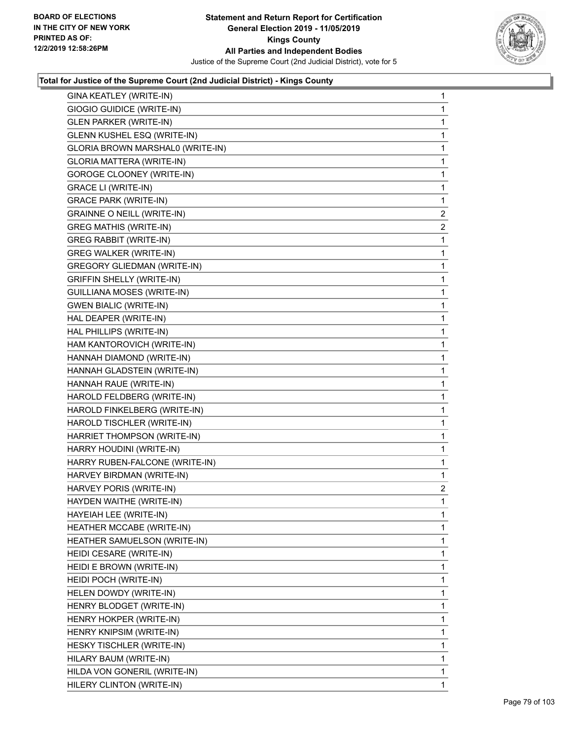**Statement and Return Report for Certification**
**General Election 2019 - 11/05/2019**
**Kings County**
**All Parties and Independent Bodies**
Justice of the Supreme Court (2nd Judicial District), vote for 5

BOARD OF ELECTIONS
IN THE CITY OF NEW YORK
PRINTED AS OF:
12/2/2019 12:58:26PM

### Total for Justice of the Supreme Court (2nd Judicial District) - Kings County

| Name | Votes |
|---|---|
| GINA KEATLEY (WRITE-IN) | 1 |
| GIOGIO GUIDICE (WRITE-IN) | 1 |
| GLEN PARKER (WRITE-IN) | 1 |
| GLENN KUSHEL ESQ (WRITE-IN) | 1 |
| GLORIA BROWN MARSHAL0 (WRITE-IN) | 1 |
| GLORIA MATTERA (WRITE-IN) | 1 |
| GOROGE CLOONEY (WRITE-IN) | 1 |
| GRACE LI (WRITE-IN) | 1 |
| GRACE PARK (WRITE-IN) | 1 |
| GRAINNE O NEILL (WRITE-IN) | 2 |
| GREG MATHIS (WRITE-IN) | 2 |
| GREG RABBIT (WRITE-IN) | 1 |
| GREG WALKER (WRITE-IN) | 1 |
| GREGORY GLIEDMAN (WRITE-IN) | 1 |
| GRIFFIN SHELLY (WRITE-IN) | 1 |
| GUILLIANA MOSES (WRITE-IN) | 1 |
| GWEN BIALIC (WRITE-IN) | 1 |
| HAL DEAPER (WRITE-IN) | 1 |
| HAL PHILLIPS (WRITE-IN) | 1 |
| HAM KANTOROVICH (WRITE-IN) | 1 |
| HANNAH DIAMOND (WRITE-IN) | 1 |
| HANNAH GLADSTEIN (WRITE-IN) | 1 |
| HANNAH RAUE (WRITE-IN) | 1 |
| HAROLD FELDBERG (WRITE-IN) | 1 |
| HAROLD FINKELBERG (WRITE-IN) | 1 |
| HAROLD TISCHLER (WRITE-IN) | 1 |
| HARRIET THOMPSON (WRITE-IN) | 1 |
| HARRY HOUDINI (WRITE-IN) | 1 |
| HARRY RUBEN-FALCONE (WRITE-IN) | 1 |
| HARVEY BIRDMAN (WRITE-IN) | 1 |
| HARVEY PORIS (WRITE-IN) | 2 |
| HAYDEN WAITHE (WRITE-IN) | 1 |
| HAYEIAH LEE (WRITE-IN) | 1 |
| HEATHER MCCABE (WRITE-IN) | 1 |
| HEATHER SAMUELSON (WRITE-IN) | 1 |
| HEIDI CESARE (WRITE-IN) | 1 |
| HEIDI E BROWN (WRITE-IN) | 1 |
| HEIDI POCH (WRITE-IN) | 1 |
| HELEN DOWDY (WRITE-IN) | 1 |
| HENRY BLODGET (WRITE-IN) | 1 |
| HENRY HOKPER (WRITE-IN) | 1 |
| HENRY KNIPSIM (WRITE-IN) | 1 |
| HESKY TISCHLER (WRITE-IN) | 1 |
| HILARY BAUM (WRITE-IN) | 1 |
| HILDA VON GONERIL (WRITE-IN) | 1 |
| HILERY CLINTON (WRITE-IN) | 1 |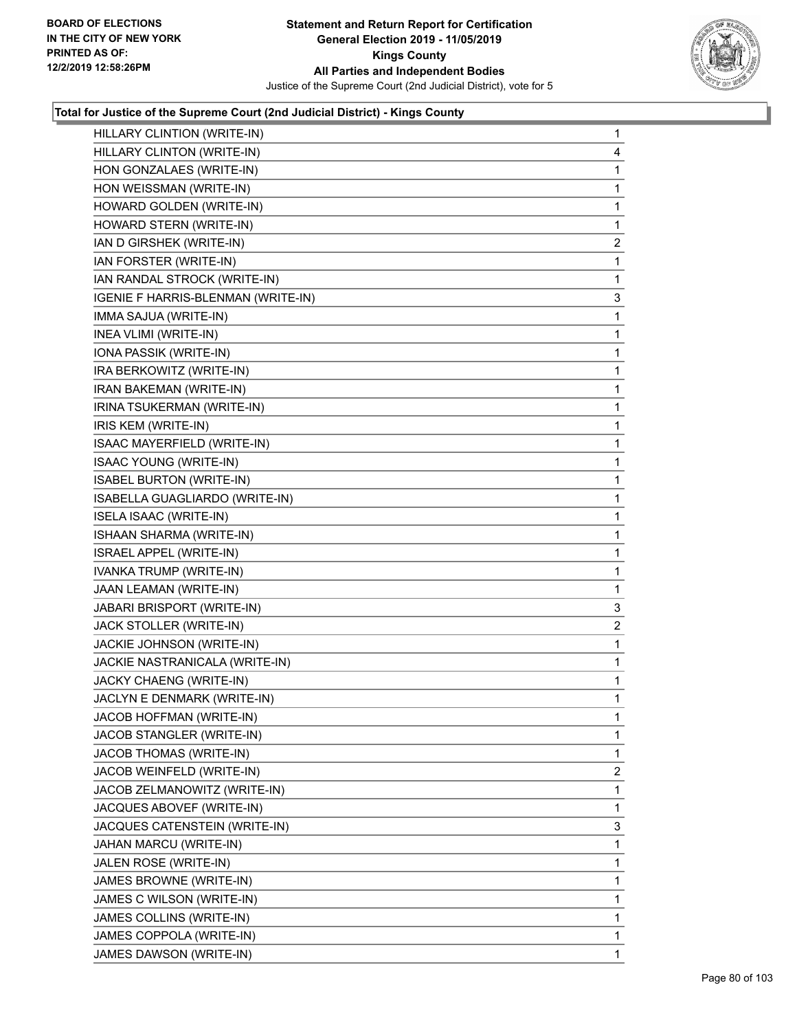**Statement and Return Report for Certification**
**General Election 2019 - 11/05/2019**
**Kings County**
**All Parties and Independent Bodies**
Justice of the Supreme Court (2nd Judicial District), vote for 5

BOARD OF ELECTIONS
IN THE CITY OF NEW YORK
PRINTED AS OF:
12/2/2019 12:58:26PM

### Total for Justice of the Supreme Court (2nd Judicial District) - Kings County

| | |
|---|---|
| HILLARY CLINTION (WRITE-IN) | 1 |
| HILLARY CLINTON (WRITE-IN) | 4 |
| HON GONZALAES (WRITE-IN) | 1 |
| HON WEISSMAN (WRITE-IN) | 1 |
| HOWARD GOLDEN (WRITE-IN) | 1 |
| HOWARD STERN (WRITE-IN) | 1 |
| IAN D GIRSHEK (WRITE-IN) | 2 |
| IAN FORSTER (WRITE-IN) | 1 |
| IAN RANDAL STROCK (WRITE-IN) | 1 |
| IGENIE F HARRIS-BLENMAN (WRITE-IN) | 3 |
| IMMA SAJUA (WRITE-IN) | 1 |
| INEA VLIMI (WRITE-IN) | 1 |
| IONA PASSIK (WRITE-IN) | 1 |
| IRA BERKOWITZ (WRITE-IN) | 1 |
| IRAN BAKEMAN (WRITE-IN) | 1 |
| IRINA TSUKERMAN (WRITE-IN) | 1 |
| IRIS KEM (WRITE-IN) | 1 |
| ISAAC MAYERFIELD (WRITE-IN) | 1 |
| ISAAC YOUNG (WRITE-IN) | 1 |
| ISABEL BURTON (WRITE-IN) | 1 |
| ISABELLA GUAGLIARDO (WRITE-IN) | 1 |
| ISELA ISAAC (WRITE-IN) | 1 |
| ISHAAN SHARMA (WRITE-IN) | 1 |
| ISRAEL APPEL (WRITE-IN) | 1 |
| IVANKA TRUMP (WRITE-IN) | 1 |
| JAAN LEAMAN (WRITE-IN) | 1 |
| JABARI BRISPORT (WRITE-IN) | 3 |
| JACK STOLLER (WRITE-IN) | 2 |
| JACKIE JOHNSON (WRITE-IN) | 1 |
| JACKIE NASTRANICALA (WRITE-IN) | 1 |
| JACKY CHAENG (WRITE-IN) | 1 |
| JACLYN E DENMARK (WRITE-IN) | 1 |
| JACOB HOFFMAN (WRITE-IN) | 1 |
| JACOB STANGLER (WRITE-IN) | 1 |
| JACOB THOMAS (WRITE-IN) | 1 |
| JACOB WEINFELD (WRITE-IN) | 2 |
| JACOB ZELMANOWITZ (WRITE-IN) | 1 |
| JACQUES ABOVEF (WRITE-IN) | 1 |
| JACQUES CATENSTEIN (WRITE-IN) | 3 |
| JAHAN MARCU (WRITE-IN) | 1 |
| JALEN ROSE (WRITE-IN) | 1 |
| JAMES BROWNE (WRITE-IN) | 1 |
| JAMES C WILSON (WRITE-IN) | 1 |
| JAMES COLLINS (WRITE-IN) | 1 |
| JAMES COPPOLA (WRITE-IN) | 1 |
| JAMES DAWSON (WRITE-IN) | 1 |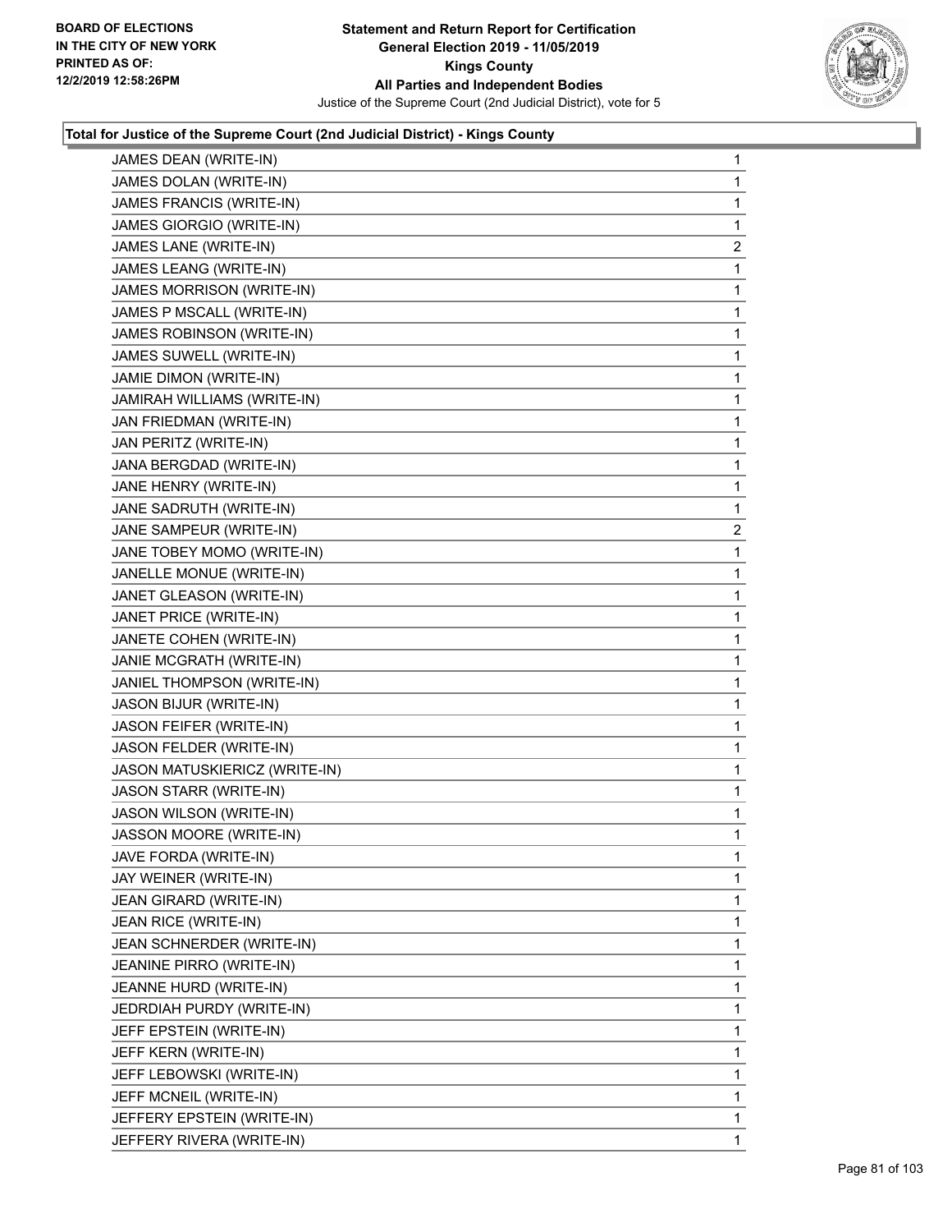### Total for Justice of the Supreme Court (2nd Judicial District) - Kings County

| Candidate | Votes |
|---|---|
| JAMES DEAN (WRITE-IN) | 1 |
| JAMES DOLAN (WRITE-IN) | 1 |
| JAMES FRANCIS (WRITE-IN) | 1 |
| JAMES GIORGIO (WRITE-IN) | 1 |
| JAMES LANE (WRITE-IN) | 2 |
| JAMES LEANG (WRITE-IN) | 1 |
| JAMES MORRISON (WRITE-IN) | 1 |
| JAMES P MSCALL (WRITE-IN) | 1 |
| JAMES ROBINSON (WRITE-IN) | 1 |
| JAMES SUWELL (WRITE-IN) | 1 |
| JAMIE DIMON (WRITE-IN) | 1 |
| JAMIRAH WILLIAMS (WRITE-IN) | 1 |
| JAN FRIEDMAN (WRITE-IN) | 1 |
| JAN PERITZ (WRITE-IN) | 1 |
| JANA BERGDAD (WRITE-IN) | 1 |
| JANE HENRY (WRITE-IN) | 1 |
| JANE SADRUTH (WRITE-IN) | 1 |
| JANE SAMPEUR (WRITE-IN) | 2 |
| JANE TOBEY MOMO (WRITE-IN) | 1 |
| JANELLE MONUE (WRITE-IN) | 1 |
| JANET GLEASON (WRITE-IN) | 1 |
| JANET PRICE (WRITE-IN) | 1 |
| JANETE COHEN (WRITE-IN) | 1 |
| JANIE MCGRATH (WRITE-IN) | 1 |
| JANIEL THOMPSON (WRITE-IN) | 1 |
| JASON BIJUR (WRITE-IN) | 1 |
| JASON FEIFER (WRITE-IN) | 1 |
| JASON FELDER (WRITE-IN) | 1 |
| JASON MATUSKIERICZ (WRITE-IN) | 1 |
| JASON STARR (WRITE-IN) | 1 |
| JASON WILSON (WRITE-IN) | 1 |
| JASSON MOORE (WRITE-IN) | 1 |
| JAVE FORDA (WRITE-IN) | 1 |
| JAY WEINER (WRITE-IN) | 1 |
| JEAN GIRARD (WRITE-IN) | 1 |
| JEAN RICE (WRITE-IN) | 1 |
| JEAN SCHNERDER (WRITE-IN) | 1 |
| JEANINE PIRRO (WRITE-IN) | 1 |
| JEANNE HURD (WRITE-IN) | 1 |
| JEDRDIAH PURDY (WRITE-IN) | 1 |
| JEFF EPSTEIN (WRITE-IN) | 1 |
| JEFF KERN (WRITE-IN) | 1 |
| JEFF LEBOWSKI (WRITE-IN) | 1 |
| JEFF MCNEIL (WRITE-IN) | 1 |
| JEFFERY EPSTEIN (WRITE-IN) | 1 |
| JEFFERY RIVERA (WRITE-IN) | 1 |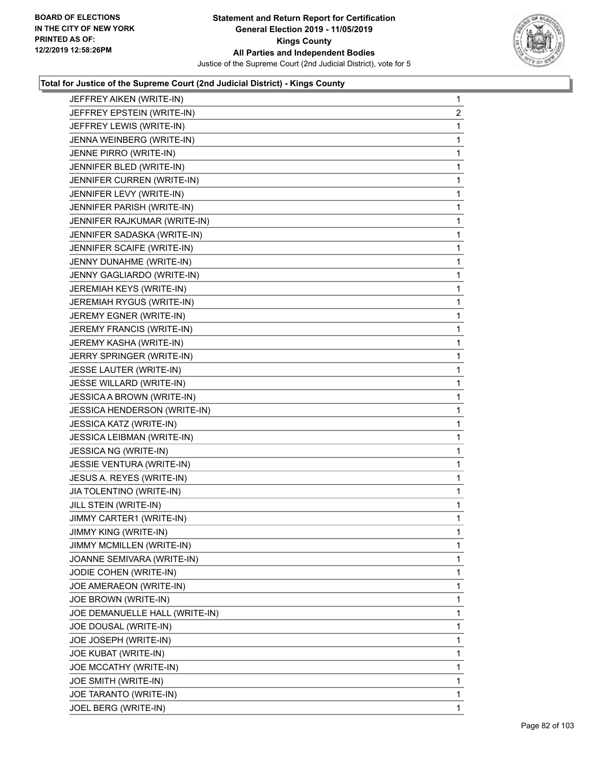**Total for Justice of the Supreme Court (2nd Judicial District) - Kings County**

| Candidate | Votes |
|---|---|
| JEFFREY AIKEN (WRITE-IN) | 1 |
| JEFFREY EPSTEIN (WRITE-IN) | 2 |
| JEFFREY LEWIS (WRITE-IN) | 1 |
| JENNA WEINBERG (WRITE-IN) | 1 |
| JENNE PIRRO (WRITE-IN) | 1 |
| JENNIFER BLED (WRITE-IN) | 1 |
| JENNIFER CURREN (WRITE-IN) | 1 |
| JENNIFER LEVY (WRITE-IN) | 1 |
| JENNIFER PARISH (WRITE-IN) | 1 |
| JENNIFER RAJKUMAR (WRITE-IN) | 1 |
| JENNIFER SADASKA (WRITE-IN) | 1 |
| JENNIFER SCAIFE (WRITE-IN) | 1 |
| JENNY DUNAHME (WRITE-IN) | 1 |
| JENNY GAGLIARDO (WRITE-IN) | 1 |
| JEREMIAH KEYS (WRITE-IN) | 1 |
| JEREMIAH RYGUS (WRITE-IN) | 1 |
| JEREMY EGNER (WRITE-IN) | 1 |
| JEREMY FRANCIS (WRITE-IN) | 1 |
| JEREMY KASHA (WRITE-IN) | 1 |
| JERRY SPRINGER (WRITE-IN) | 1 |
| JESSE LAUTER (WRITE-IN) | 1 |
| JESSE WILLARD (WRITE-IN) | 1 |
| JESSICA A BROWN (WRITE-IN) | 1 |
| JESSICA HENDERSON (WRITE-IN) | 1 |
| JESSICA KATZ (WRITE-IN) | 1 |
| JESSICA LEIBMAN (WRITE-IN) | 1 |
| JESSICA NG (WRITE-IN) | 1 |
| JESSIE VENTURA (WRITE-IN) | 1 |
| JESUS A. REYES (WRITE-IN) | 1 |
| JIA TOLENTINO (WRITE-IN) | 1 |
| JILL STEIN (WRITE-IN) | 1 |
| JIMMY CARTER1 (WRITE-IN) | 1 |
| JIMMY KING (WRITE-IN) | 1 |
| JIMMY MCMILLEN (WRITE-IN) | 1 |
| JOANNE SEMIVARA (WRITE-IN) | 1 |
| JODIE COHEN (WRITE-IN) | 1 |
| JOE AMERAEON (WRITE-IN) | 1 |
| JOE BROWN (WRITE-IN) | 1 |
| JOE DEMANUELLE HALL (WRITE-IN) | 1 |
| JOE DOUSAL (WRITE-IN) | 1 |
| JOE JOSEPH (WRITE-IN) | 1 |
| JOE KUBAT (WRITE-IN) | 1 |
| JOE MCCATHY (WRITE-IN) | 1 |
| JOE SMITH (WRITE-IN) | 1 |
| JOE TARANTO (WRITE-IN) | 1 |
| JOEL BERG (WRITE-IN) | 1 |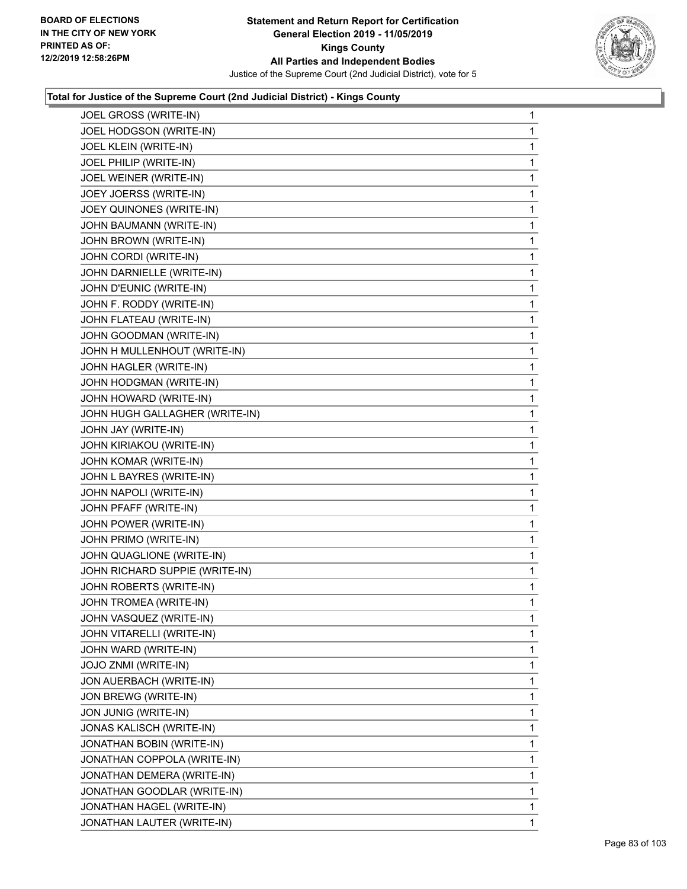### Total for Justice of the Supreme Court (2nd Judicial District) - Kings County

| | |
|---|---|
| JOEL GROSS (WRITE-IN) | 1 |
| JOEL HODGSON (WRITE-IN) | 1 |
| JOEL KLEIN (WRITE-IN) | 1 |
| JOEL PHILIP (WRITE-IN) | 1 |
| JOEL WEINER (WRITE-IN) | 1 |
| JOEY JOERSS (WRITE-IN) | 1 |
| JOEY QUINONES (WRITE-IN) | 1 |
| JOHN BAUMANN (WRITE-IN) | 1 |
| JOHN BROWN (WRITE-IN) | 1 |
| JOHN CORDI (WRITE-IN) | 1 |
| JOHN DARNIELLE (WRITE-IN) | 1 |
| JOHN D'EUNIC (WRITE-IN) | 1 |
| JOHN F. RODDY (WRITE-IN) | 1 |
| JOHN FLATEAU (WRITE-IN) | 1 |
| JOHN GOODMAN (WRITE-IN) | 1 |
| JOHN H MULLENHOUT (WRITE-IN) | 1 |
| JOHN HAGLER (WRITE-IN) | 1 |
| JOHN HODGMAN (WRITE-IN) | 1 |
| JOHN HOWARD (WRITE-IN) | 1 |
| JOHN HUGH GALLAGHER (WRITE-IN) | 1 |
| JOHN JAY (WRITE-IN) | 1 |
| JOHN KIRIAKOU (WRITE-IN) | 1 |
| JOHN KOMAR (WRITE-IN) | 1 |
| JOHN L BAYRES (WRITE-IN) | 1 |
| JOHN NAPOLI (WRITE-IN) | 1 |
| JOHN PFAFF (WRITE-IN) | 1 |
| JOHN POWER (WRITE-IN) | 1 |
| JOHN PRIMO (WRITE-IN) | 1 |
| JOHN QUAGLIONE (WRITE-IN) | 1 |
| JOHN RICHARD SUPPIE (WRITE-IN) | 1 |
| JOHN ROBERTS (WRITE-IN) | 1 |
| JOHN TROMEA (WRITE-IN) | 1 |
| JOHN VASQUEZ (WRITE-IN) | 1 |
| JOHN VITARELLI (WRITE-IN) | 1 |
| JOHN WARD (WRITE-IN) | 1 |
| JOJO ZNMI (WRITE-IN) | 1 |
| JON AUERBACH (WRITE-IN) | 1 |
| JON BREWG (WRITE-IN) | 1 |
| JON JUNIG (WRITE-IN) | 1 |
| JONAS KALISCH (WRITE-IN) | 1 |
| JONATHAN BOBIN (WRITE-IN) | 1 |
| JONATHAN COPPOLA (WRITE-IN) | 1 |
| JONATHAN DEMERA (WRITE-IN) | 1 |
| JONATHAN GOODLAR (WRITE-IN) | 1 |
| JONATHAN HAGEL (WRITE-IN) | 1 |
| JONATHAN LAUTER (WRITE-IN) | 1 |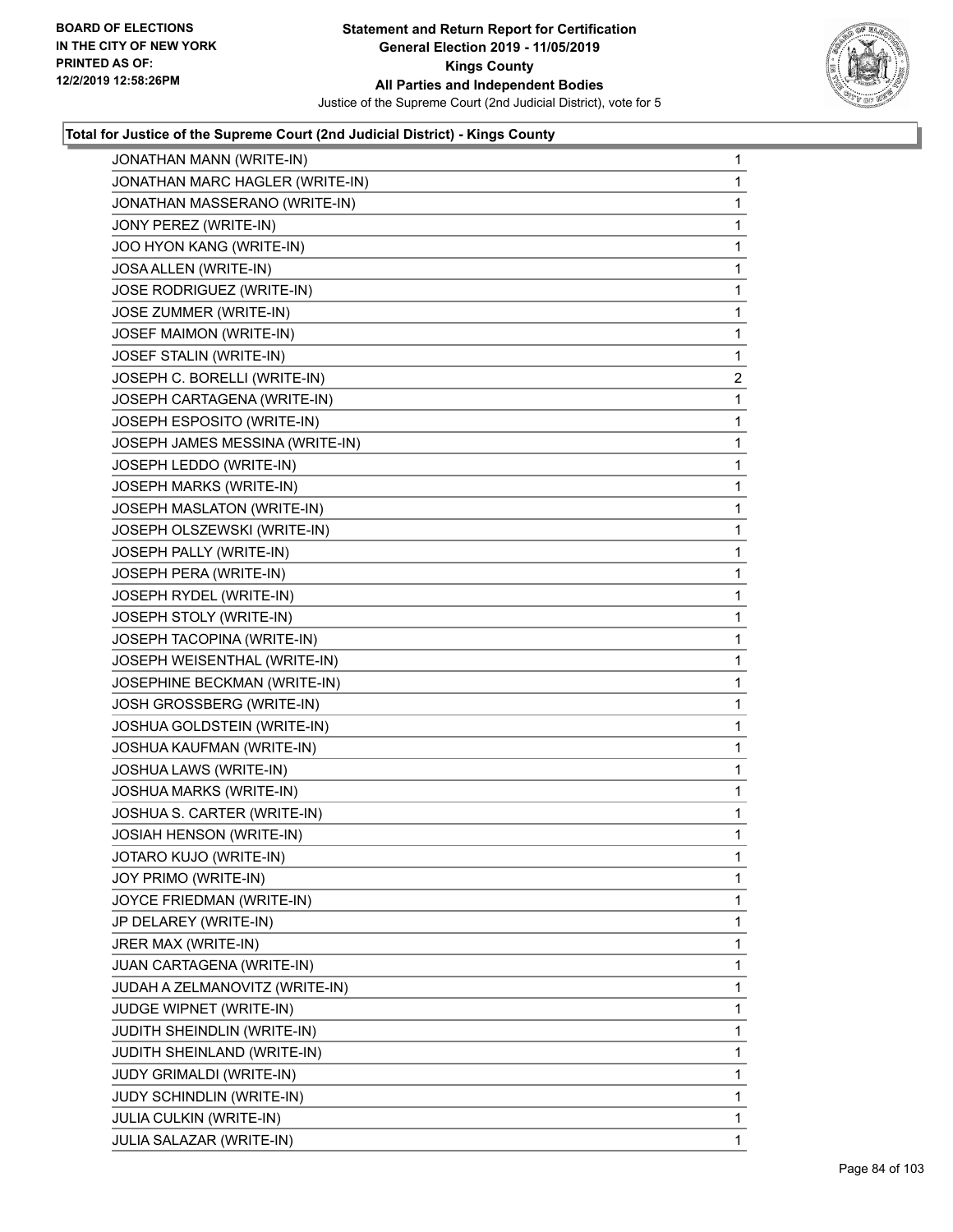**Statement and Return Report for Certification**
**General Election 2019 - 11/05/2019**
**Kings County**
**All Parties and Independent Bodies**
Justice of the Supreme Court (2nd Judicial District), vote for 5

BOARD OF ELECTIONS IN THE CITY OF NEW YORK PRINTED AS OF: 12/2/2019 12:58:26PM

### Total for Justice of the Supreme Court (2nd Judicial District) - Kings County

| | |
|---|---|
| JONATHAN MANN (WRITE-IN) | 1 |
| JONATHAN MARC HAGLER (WRITE-IN) | 1 |
| JONATHAN MASSERANO (WRITE-IN) | 1 |
| JONY PEREZ (WRITE-IN) | 1 |
| JOO HYON KANG (WRITE-IN) | 1 |
| JOSA ALLEN (WRITE-IN) | 1 |
| JOSE RODRIGUEZ (WRITE-IN) | 1 |
| JOSE ZUMMER (WRITE-IN) | 1 |
| JOSEF MAIMON (WRITE-IN) | 1 |
| JOSEF STALIN (WRITE-IN) | 1 |
| JOSEPH C. BORELLI (WRITE-IN) | 2 |
| JOSEPH CARTAGENA (WRITE-IN) | 1 |
| JOSEPH ESPOSITO (WRITE-IN) | 1 |
| JOSEPH JAMES MESSINA (WRITE-IN) | 1 |
| JOSEPH LEDDO (WRITE-IN) | 1 |
| JOSEPH MARKS (WRITE-IN) | 1 |
| JOSEPH MASLATON (WRITE-IN) | 1 |
| JOSEPH OLSZEWSKI (WRITE-IN) | 1 |
| JOSEPH PALLY (WRITE-IN) | 1 |
| JOSEPH PERA (WRITE-IN) | 1 |
| JOSEPH RYDEL (WRITE-IN) | 1 |
| JOSEPH STOLY (WRITE-IN) | 1 |
| JOSEPH TACOPINA (WRITE-IN) | 1 |
| JOSEPH WEISENTHAL (WRITE-IN) | 1 |
| JOSEPHINE BECKMAN (WRITE-IN) | 1 |
| JOSH GROSSBERG (WRITE-IN) | 1 |
| JOSHUA GOLDSTEIN (WRITE-IN) | 1 |
| JOSHUA KAUFMAN (WRITE-IN) | 1 |
| JOSHUA LAWS (WRITE-IN) | 1 |
| JOSHUA MARKS (WRITE-IN) | 1 |
| JOSHUA S. CARTER (WRITE-IN) | 1 |
| JOSIAH HENSON (WRITE-IN) | 1 |
| JOTARO KUJO (WRITE-IN) | 1 |
| JOY PRIMO (WRITE-IN) | 1 |
| JOYCE FRIEDMAN (WRITE-IN) | 1 |
| JP DELAREY (WRITE-IN) | 1 |
| JRER MAX (WRITE-IN) | 1 |
| JUAN CARTAGENA (WRITE-IN) | 1 |
| JUDAH A ZELMANOVITZ (WRITE-IN) | 1 |
| JUDGE WIPNET (WRITE-IN) | 1 |
| JUDITH SHEINDLIN (WRITE-IN) | 1 |
| JUDITH SHEINLAND (WRITE-IN) | 1 |
| JUDY GRIMALDI (WRITE-IN) | 1 |
| JUDY SCHINDLIN (WRITE-IN) | 1 |
| JULIA CULKIN (WRITE-IN) | 1 |
| JULIA SALAZAR (WRITE-IN) | 1 |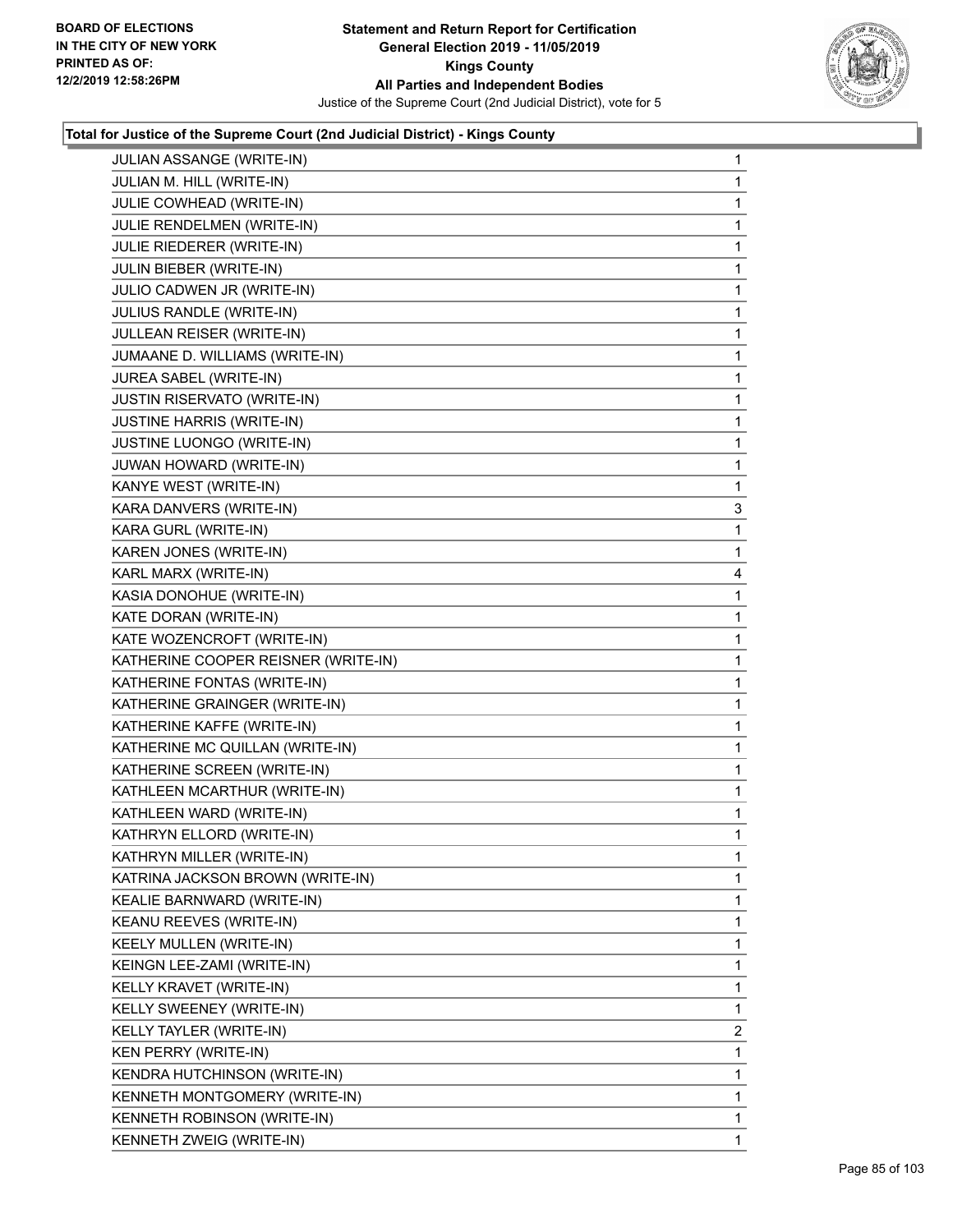**Statement and Return Report for Certification**
**General Election 2019 - 11/05/2019**
**Kings County**
**All Parties and Independent Bodies**
Justice of the Supreme Court (2nd Judicial District), vote for 5

BOARD OF ELECTIONS
IN THE CITY OF NEW YORK
PRINTED AS OF:
12/2/2019 12:58:26PM

### Total for Justice of the Supreme Court (2nd Judicial District) - Kings County

| Candidate | Votes |
|---|---|
| JULIAN ASSANGE (WRITE-IN) | 1 |
| JULIAN M. HILL (WRITE-IN) | 1 |
| JULIE COWHEAD (WRITE-IN) | 1 |
| JULIE RENDELMEN (WRITE-IN) | 1 |
| JULIE RIEDERER (WRITE-IN) | 1 |
| JULIN BIEBER (WRITE-IN) | 1 |
| JULIO CADWEN JR (WRITE-IN) | 1 |
| JULIUS RANDLE (WRITE-IN) | 1 |
| JULLEAN REISER (WRITE-IN) | 1 |
| JUMAANE D. WILLIAMS (WRITE-IN) | 1 |
| JUREA SABEL (WRITE-IN) | 1 |
| JUSTIN RISERVATO (WRITE-IN) | 1 |
| JUSTINE HARRIS (WRITE-IN) | 1 |
| JUSTINE LUONGO (WRITE-IN) | 1 |
| JUWAN HOWARD (WRITE-IN) | 1 |
| KANYE WEST (WRITE-IN) | 1 |
| KARA DANVERS (WRITE-IN) | 3 |
| KARA GURL (WRITE-IN) | 1 |
| KAREN JONES (WRITE-IN) | 1 |
| KARL MARX (WRITE-IN) | 4 |
| KASIA DONOHUE (WRITE-IN) | 1 |
| KATE DORAN (WRITE-IN) | 1 |
| KATE WOZENCROFT (WRITE-IN) | 1 |
| KATHERINE COOPER REISNER (WRITE-IN) | 1 |
| KATHERINE FONTAS (WRITE-IN) | 1 |
| KATHERINE GRAINGER (WRITE-IN) | 1 |
| KATHERINE KAFFE (WRITE-IN) | 1 |
| KATHERINE MC QUILLAN (WRITE-IN) | 1 |
| KATHERINE SCREEN (WRITE-IN) | 1 |
| KATHLEEN MCARTHUR (WRITE-IN) | 1 |
| KATHLEEN WARD (WRITE-IN) | 1 |
| KATHRYN ELLORD (WRITE-IN) | 1 |
| KATHRYN MILLER (WRITE-IN) | 1 |
| KATRINA JACKSON BROWN (WRITE-IN) | 1 |
| KEALIE BARNWARD (WRITE-IN) | 1 |
| KEANU REEVES (WRITE-IN) | 1 |
| KEELY MULLEN (WRITE-IN) | 1 |
| KEINGN LEE-ZAMI (WRITE-IN) | 1 |
| KELLY KRAVET (WRITE-IN) | 1 |
| KELLY SWEENEY (WRITE-IN) | 1 |
| KELLY TAYLER (WRITE-IN) | 2 |
| KEN PERRY (WRITE-IN) | 1 |
| KENDRA HUTCHINSON (WRITE-IN) | 1 |
| KENNETH MONTGOMERY (WRITE-IN) | 1 |
| KENNETH ROBINSON (WRITE-IN) | 1 |
| KENNETH ZWEIG (WRITE-IN) | 1 |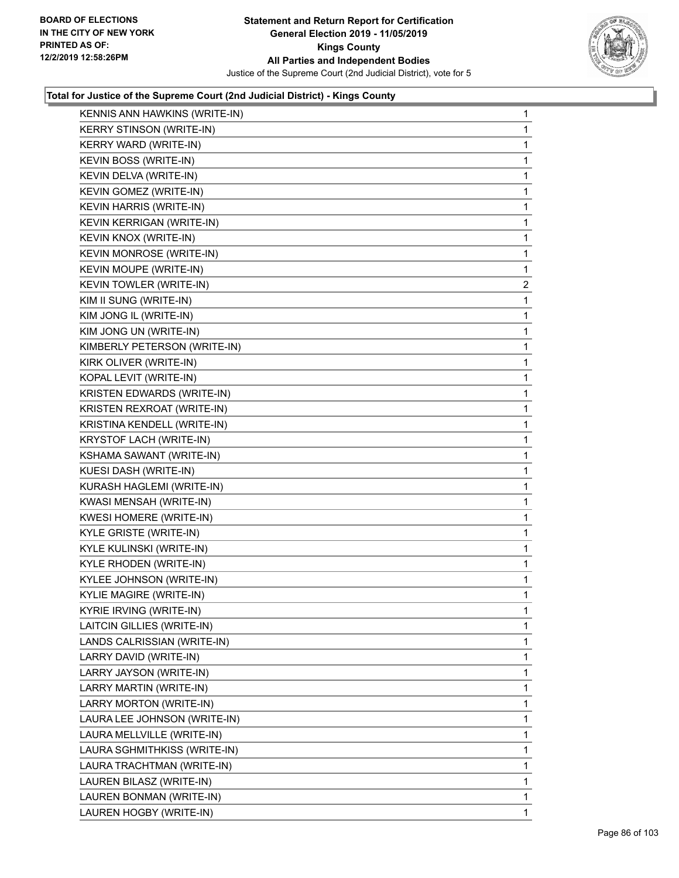**Statement and Return Report for Certification**
**General Election 2019 - 11/05/2019**
**Kings County**
**All Parties and Independent Bodies**
Justice of the Supreme Court (2nd Judicial District), vote for 5

BOARD OF ELECTIONS
IN THE CITY OF NEW YORK
PRINTED AS OF:
12/2/2019 12:58:26PM

### Total for Justice of the Supreme Court (2nd Judicial District) - Kings County

| | |
|---|---|
| KENNIS ANN HAWKINS (WRITE-IN) | 1 |
| KERRY STINSON (WRITE-IN) | 1 |
| KERRY WARD (WRITE-IN) | 1 |
| KEVIN BOSS (WRITE-IN) | 1 |
| KEVIN DELVA (WRITE-IN) | 1 |
| KEVIN GOMEZ (WRITE-IN) | 1 |
| KEVIN HARRIS (WRITE-IN) | 1 |
| KEVIN KERRIGAN (WRITE-IN) | 1 |
| KEVIN KNOX (WRITE-IN) | 1 |
| KEVIN MONROSE (WRITE-IN) | 1 |
| KEVIN MOUPE (WRITE-IN) | 1 |
| KEVIN TOWLER (WRITE-IN) | 2 |
| KIM II SUNG (WRITE-IN) | 1 |
| KIM JONG IL (WRITE-IN) | 1 |
| KIM JONG UN (WRITE-IN) | 1 |
| KIMBERLY PETERSON (WRITE-IN) | 1 |
| KIRK OLIVER (WRITE-IN) | 1 |
| KOPAL LEVIT (WRITE-IN) | 1 |
| KRISTEN EDWARDS (WRITE-IN) | 1 |
| KRISTEN REXROAT (WRITE-IN) | 1 |
| KRISTINA KENDELL (WRITE-IN) | 1 |
| KRYSTOF LACH (WRITE-IN) | 1 |
| KSHAMA SAWANT (WRITE-IN) | 1 |
| KUESI DASH (WRITE-IN) | 1 |
| KURASH HAGLEMI (WRITE-IN) | 1 |
| KWASI MENSAH (WRITE-IN) | 1 |
| KWESI HOMERE (WRITE-IN) | 1 |
| KYLE GRISTE (WRITE-IN) | 1 |
| KYLE KULINSKI (WRITE-IN) | 1 |
| KYLE RHODEN (WRITE-IN) | 1 |
| KYLEE JOHNSON (WRITE-IN) | 1 |
| KYLIE MAGIRE (WRITE-IN) | 1 |
| KYRIE IRVING (WRITE-IN) | 1 |
| LAITCIN GILLIES (WRITE-IN) | 1 |
| LANDS CALRISSIAN (WRITE-IN) | 1 |
| LARRY DAVID (WRITE-IN) | 1 |
| LARRY JAYSON (WRITE-IN) | 1 |
| LARRY MARTIN (WRITE-IN) | 1 |
| LARRY MORTON (WRITE-IN) | 1 |
| LAURA LEE JOHNSON (WRITE-IN) | 1 |
| LAURA MELLVILLE (WRITE-IN) | 1 |
| LAURA SGHMITHKISS (WRITE-IN) | 1 |
| LAURA TRACHTMAN (WRITE-IN) | 1 |
| LAUREN BILASZ (WRITE-IN) | 1 |
| LAUREN BONMAN (WRITE-IN) | 1 |
| LAUREN HOGBY (WRITE-IN) | 1 |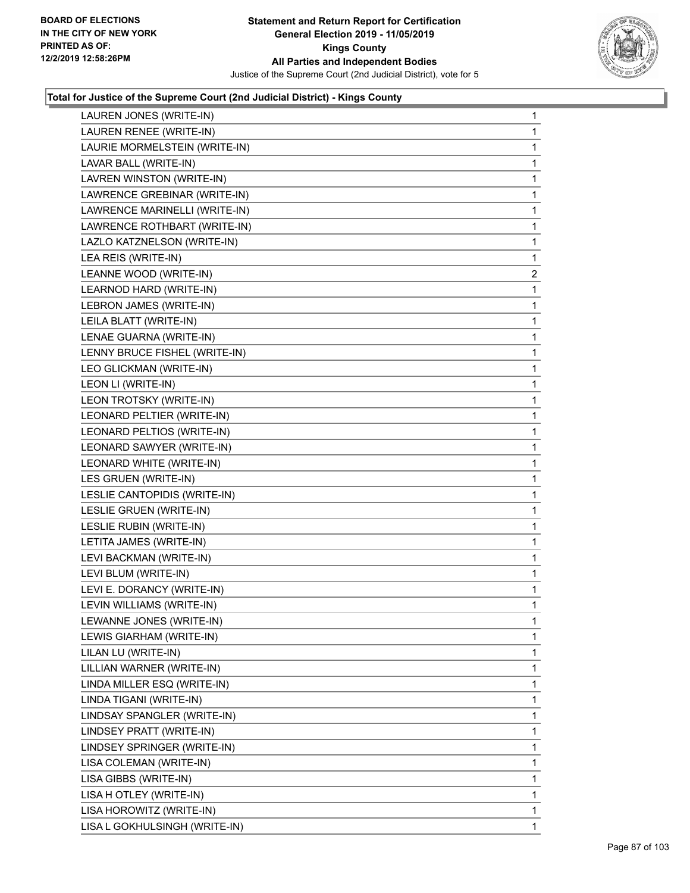**Total for Justice of the Supreme Court (2nd Judicial District) - Kings County**

| | |
|---|---|
| LAUREN JONES (WRITE-IN) | 1 |
| LAUREN RENEE (WRITE-IN) | 1 |
| LAURIE MORMELSTEIN (WRITE-IN) | 1 |
| LAVAR BALL (WRITE-IN) | 1 |
| LAVREN WINSTON (WRITE-IN) | 1 |
| LAWRENCE GREBINAR (WRITE-IN) | 1 |
| LAWRENCE MARINELLI (WRITE-IN) | 1 |
| LAWRENCE ROTHBART (WRITE-IN) | 1 |
| LAZLO KATZNELSON (WRITE-IN) | 1 |
| LEA REIS (WRITE-IN) | 1 |
| LEANNE WOOD (WRITE-IN) | 2 |
| LEARNOD HARD (WRITE-IN) | 1 |
| LEBRON JAMES (WRITE-IN) | 1 |
| LEILA BLATT (WRITE-IN) | 1 |
| LENAE GUARNA (WRITE-IN) | 1 |
| LENNY BRUCE FISHEL (WRITE-IN) | 1 |
| LEO GLICKMAN (WRITE-IN) | 1 |
| LEON LI (WRITE-IN) | 1 |
| LEON TROTSKY (WRITE-IN) | 1 |
| LEONARD PELTIER (WRITE-IN) | 1 |
| LEONARD PELTIOS (WRITE-IN) | 1 |
| LEONARD SAWYER (WRITE-IN) | 1 |
| LEONARD WHITE (WRITE-IN) | 1 |
| LES GRUEN (WRITE-IN) | 1 |
| LESLIE CANTOPIDIS (WRITE-IN) | 1 |
| LESLIE GRUEN (WRITE-IN) | 1 |
| LESLIE RUBIN (WRITE-IN) | 1 |
| LETITA JAMES (WRITE-IN) | 1 |
| LEVI BACKMAN (WRITE-IN) | 1 |
| LEVI BLUM (WRITE-IN) | 1 |
| LEVI E. DORANCY (WRITE-IN) | 1 |
| LEVIN WILLIAMS (WRITE-IN) | 1 |
| LEWANNE JONES (WRITE-IN) | 1 |
| LEWIS GIARHAM (WRITE-IN) | 1 |
| LILAN LU (WRITE-IN) | 1 |
| LILLIAN WARNER (WRITE-IN) | 1 |
| LINDA MILLER ESQ (WRITE-IN) | 1 |
| LINDA TIGANI (WRITE-IN) | 1 |
| LINDSAY SPANGLER (WRITE-IN) | 1 |
| LINDSEY PRATT (WRITE-IN) | 1 |
| LINDSEY SPRINGER (WRITE-IN) | 1 |
| LISA COLEMAN (WRITE-IN) | 1 |
| LISA GIBBS (WRITE-IN) | 1 |
| LISA H OTLEY (WRITE-IN) | 1 |
| LISA HOROWITZ (WRITE-IN) | 1 |
| LISA L GOKHULSINGH (WRITE-IN) | 1 |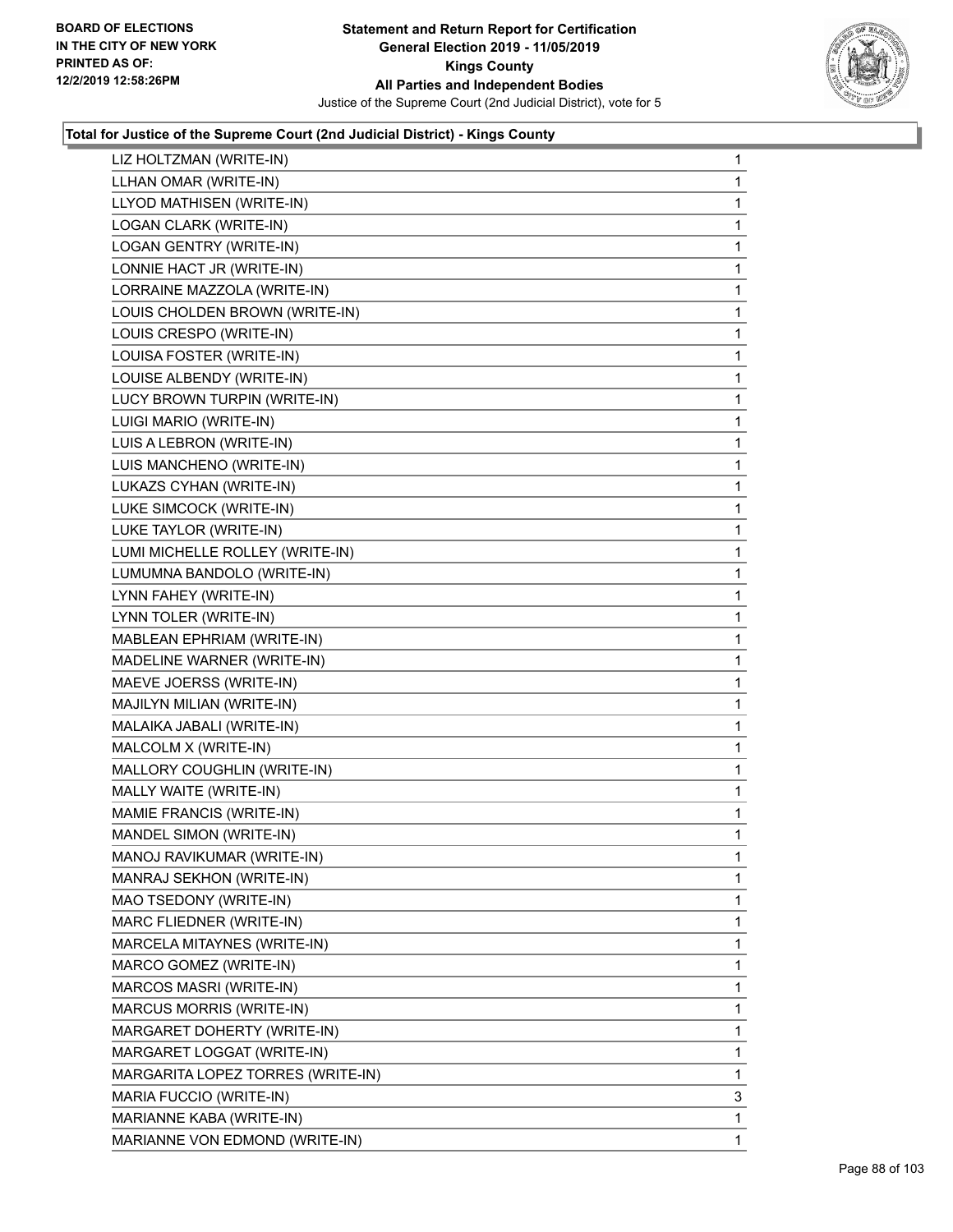### Total for Justice of the Supreme Court (2nd Judicial District) - Kings County

| | |
|---|---|
| LIZ HOLTZMAN (WRITE-IN) | 1 |
| LLHAN OMAR (WRITE-IN) | 1 |
| LLYOD MATHISEN (WRITE-IN) | 1 |
| LOGAN CLARK (WRITE-IN) | 1 |
| LOGAN GENTRY (WRITE-IN) | 1 |
| LONNIE HACT JR (WRITE-IN) | 1 |
| LORRAINE MAZZOLA (WRITE-IN) | 1 |
| LOUIS CHOLDEN BROWN (WRITE-IN) | 1 |
| LOUIS CRESPO (WRITE-IN) | 1 |
| LOUISA FOSTER (WRITE-IN) | 1 |
| LOUISE ALBENDY (WRITE-IN) | 1 |
| LUCY BROWN TURPIN (WRITE-IN) | 1 |
| LUIGI MARIO (WRITE-IN) | 1 |
| LUIS A LEBRON (WRITE-IN) | 1 |
| LUIS MANCHENO (WRITE-IN) | 1 |
| LUKAZS CYHAN (WRITE-IN) | 1 |
| LUKE SIMCOCK (WRITE-IN) | 1 |
| LUKE TAYLOR (WRITE-IN) | 1 |
| LUMI MICHELLE ROLLEY (WRITE-IN) | 1 |
| LUMUMNA BANDOLO (WRITE-IN) | 1 |
| LYNN FAHEY (WRITE-IN) | 1 |
| LYNN TOLER (WRITE-IN) | 1 |
| MABLEAN EPHRIAM (WRITE-IN) | 1 |
| MADELINE WARNER (WRITE-IN) | 1 |
| MAEVE JOERSS (WRITE-IN) | 1 |
| MAJILYN MILIAN (WRITE-IN) | 1 |
| MALAIKA JABALI (WRITE-IN) | 1 |
| MALCOLM X (WRITE-IN) | 1 |
| MALLORY COUGHLIN (WRITE-IN) | 1 |
| MALLY WAITE (WRITE-IN) | 1 |
| MAMIE FRANCIS (WRITE-IN) | 1 |
| MANDEL SIMON (WRITE-IN) | 1 |
| MANOJ RAVIKUMAR (WRITE-IN) | 1 |
| MANRAJ SEKHON (WRITE-IN) | 1 |
| MAO TSEDONY (WRITE-IN) | 1 |
| MARC FLIEDNER (WRITE-IN) | 1 |
| MARCELA MITAYNES (WRITE-IN) | 1 |
| MARCO GOMEZ (WRITE-IN) | 1 |
| MARCOS MASRI (WRITE-IN) | 1 |
| MARCUS MORRIS (WRITE-IN) | 1 |
| MARGARET DOHERTY (WRITE-IN) | 1 |
| MARGARET LOGGAT (WRITE-IN) | 1 |
| MARGARITA LOPEZ TORRES (WRITE-IN) | 1 |
| MARIA FUCCIO (WRITE-IN) | 3 |
| MARIANNE KABA (WRITE-IN) | 1 |
| MARIANNE VON EDMOND (WRITE-IN) | 1 |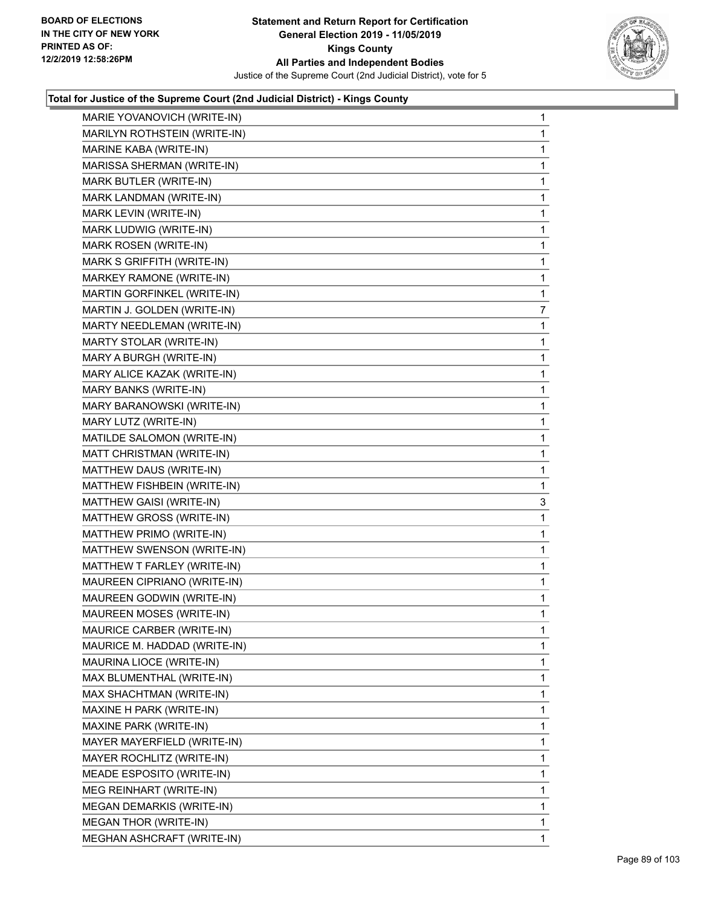**Statement and Return Report for Certification**
**General Election 2019 - 11/05/2019**
**Kings County**
**All Parties and Independent Bodies**
Justice of the Supreme Court (2nd Judicial District), vote for 5

BOARD OF ELECTIONS IN THE CITY OF NEW YORK PRINTED AS OF: 12/2/2019 12:58:26PM

### Total for Justice of the Supreme Court (2nd Judicial District) - Kings County

| | |
|---|---|
| MARIE YOVANOVICH (WRITE-IN) | 1 |
| MARILYN ROTHSTEIN (WRITE-IN) | 1 |
| MARINE KABA (WRITE-IN) | 1 |
| MARISSA SHERMAN (WRITE-IN) | 1 |
| MARK BUTLER (WRITE-IN) | 1 |
| MARK LANDMAN (WRITE-IN) | 1 |
| MARK LEVIN (WRITE-IN) | 1 |
| MARK LUDWIG (WRITE-IN) | 1 |
| MARK ROSEN (WRITE-IN) | 1 |
| MARK S GRIFFITH (WRITE-IN) | 1 |
| MARKEY RAMONE (WRITE-IN) | 1 |
| MARTIN GORFINKEL (WRITE-IN) | 1 |
| MARTIN J. GOLDEN (WRITE-IN) | 7 |
| MARTY NEEDLEMAN (WRITE-IN) | 1 |
| MARTY STOLAR (WRITE-IN) | 1 |
| MARY A BURGH (WRITE-IN) | 1 |
| MARY ALICE KAZAK (WRITE-IN) | 1 |
| MARY BANKS (WRITE-IN) | 1 |
| MARY BARANOWSKI (WRITE-IN) | 1 |
| MARY LUTZ (WRITE-IN) | 1 |
| MATILDE SALOMON (WRITE-IN) | 1 |
| MATT CHRISTMAN (WRITE-IN) | 1 |
| MATTHEW DAUS (WRITE-IN) | 1 |
| MATTHEW FISHBEIN (WRITE-IN) | 1 |
| MATTHEW GAISI (WRITE-IN) | 3 |
| MATTHEW GROSS (WRITE-IN) | 1 |
| MATTHEW PRIMO (WRITE-IN) | 1 |
| MATTHEW SWENSON (WRITE-IN) | 1 |
| MATTHEW T FARLEY (WRITE-IN) | 1 |
| MAUREEN CIPRIANO (WRITE-IN) | 1 |
| MAUREEN GODWIN (WRITE-IN) | 1 |
| MAUREEN MOSES (WRITE-IN) | 1 |
| MAURICE CARBER (WRITE-IN) | 1 |
| MAURICE M. HADDAD (WRITE-IN) | 1 |
| MAURINA LIOCE (WRITE-IN) | 1 |
| MAX BLUMENTHAL (WRITE-IN) | 1 |
| MAX SHACHTMAN (WRITE-IN) | 1 |
| MAXINE H PARK (WRITE-IN) | 1 |
| MAXINE PARK (WRITE-IN) | 1 |
| MAYER MAYERFIELD (WRITE-IN) | 1 |
| MAYER ROCHLITZ (WRITE-IN) | 1 |
| MEADE ESPOSITO (WRITE-IN) | 1 |
| MEG REINHART (WRITE-IN) | 1 |
| MEGAN DEMARKIS (WRITE-IN) | 1 |
| MEGAN THOR (WRITE-IN) | 1 |
| MEGHAN ASHCRAFT (WRITE-IN) | 1 |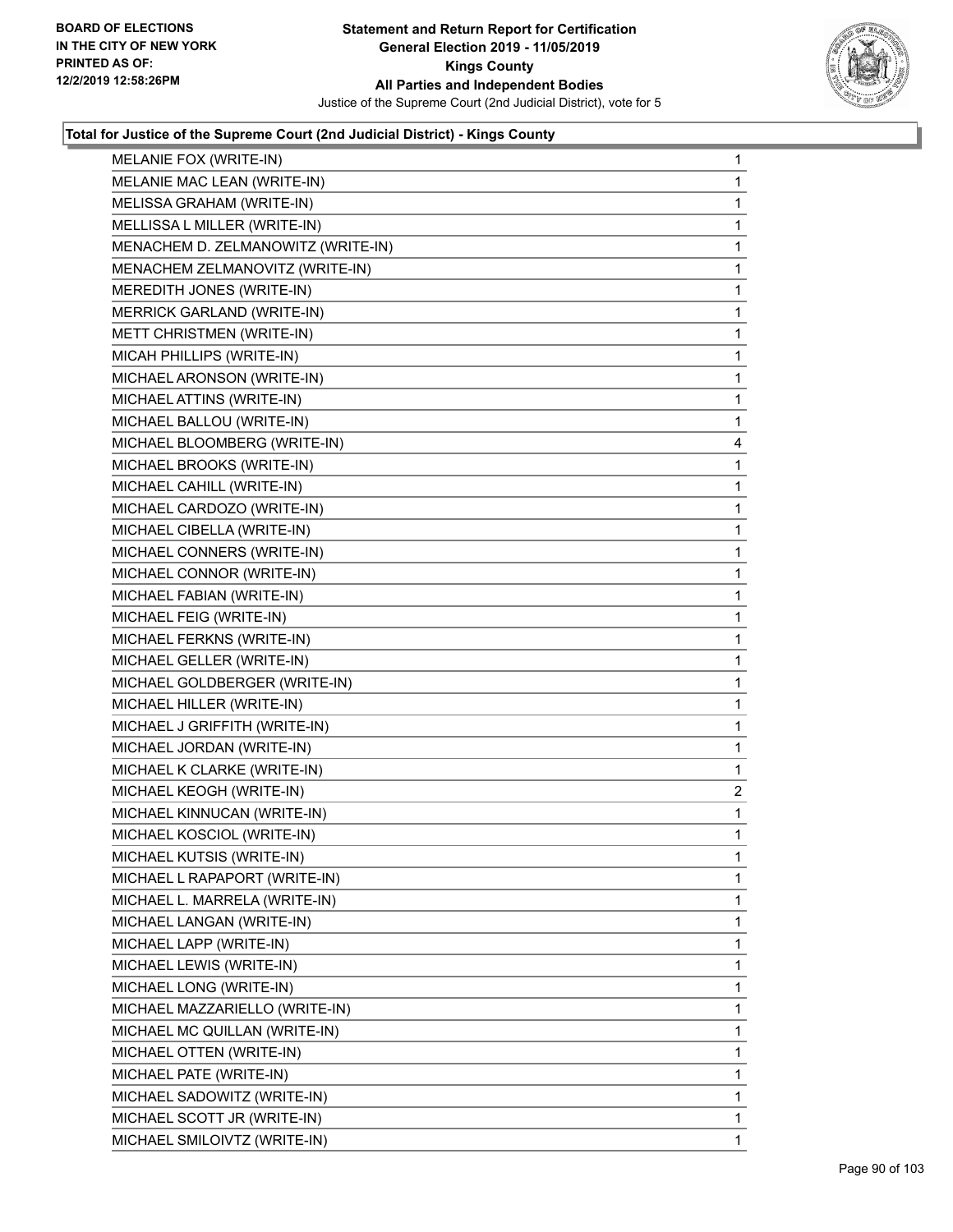### Total for Justice of the Supreme Court (2nd Judicial District) - Kings County

| Candidate | Votes |
|---|---|
| MELANIE FOX (WRITE-IN) | 1 |
| MELANIE MAC LEAN (WRITE-IN) | 1 |
| MELISSA GRAHAM (WRITE-IN) | 1 |
| MELLISSA L MILLER (WRITE-IN) | 1 |
| MENACHEM D. ZELMANOWITZ (WRITE-IN) | 1 |
| MENACHEM ZELMANOVITZ (WRITE-IN) | 1 |
| MEREDITH JONES (WRITE-IN) | 1 |
| MERRICK GARLAND (WRITE-IN) | 1 |
| METT CHRISTMEN (WRITE-IN) | 1 |
| MICAH PHILLIPS (WRITE-IN) | 1 |
| MICHAEL ARONSON (WRITE-IN) | 1 |
| MICHAEL ATTINS (WRITE-IN) | 1 |
| MICHAEL BALLOU (WRITE-IN) | 1 |
| MICHAEL BLOOMBERG (WRITE-IN) | 4 |
| MICHAEL BROOKS (WRITE-IN) | 1 |
| MICHAEL CAHILL (WRITE-IN) | 1 |
| MICHAEL CARDOZO (WRITE-IN) | 1 |
| MICHAEL CIBELLA (WRITE-IN) | 1 |
| MICHAEL CONNERS (WRITE-IN) | 1 |
| MICHAEL CONNOR (WRITE-IN) | 1 |
| MICHAEL FABIAN (WRITE-IN) | 1 |
| MICHAEL FEIG (WRITE-IN) | 1 |
| MICHAEL FERKNS (WRITE-IN) | 1 |
| MICHAEL GELLER (WRITE-IN) | 1 |
| MICHAEL GOLDBERGER (WRITE-IN) | 1 |
| MICHAEL HILLER (WRITE-IN) | 1 |
| MICHAEL J GRIFFITH (WRITE-IN) | 1 |
| MICHAEL JORDAN (WRITE-IN) | 1 |
| MICHAEL K CLARKE (WRITE-IN) | 1 |
| MICHAEL KEOGH (WRITE-IN) | 2 |
| MICHAEL KINNUCAN (WRITE-IN) | 1 |
| MICHAEL KOSCIOL (WRITE-IN) | 1 |
| MICHAEL KUTSIS (WRITE-IN) | 1 |
| MICHAEL L RAPAPORT (WRITE-IN) | 1 |
| MICHAEL L. MARRELA (WRITE-IN) | 1 |
| MICHAEL LANGAN (WRITE-IN) | 1 |
| MICHAEL LAPP (WRITE-IN) | 1 |
| MICHAEL LEWIS (WRITE-IN) | 1 |
| MICHAEL LONG (WRITE-IN) | 1 |
| MICHAEL MAZZARIELLO (WRITE-IN) | 1 |
| MICHAEL MC QUILLAN (WRITE-IN) | 1 |
| MICHAEL OTTEN (WRITE-IN) | 1 |
| MICHAEL PATE (WRITE-IN) | 1 |
| MICHAEL SADOWITZ (WRITE-IN) | 1 |
| MICHAEL SCOTT JR (WRITE-IN) | 1 |
| MICHAEL SMILOIVTZ (WRITE-IN) | 1 |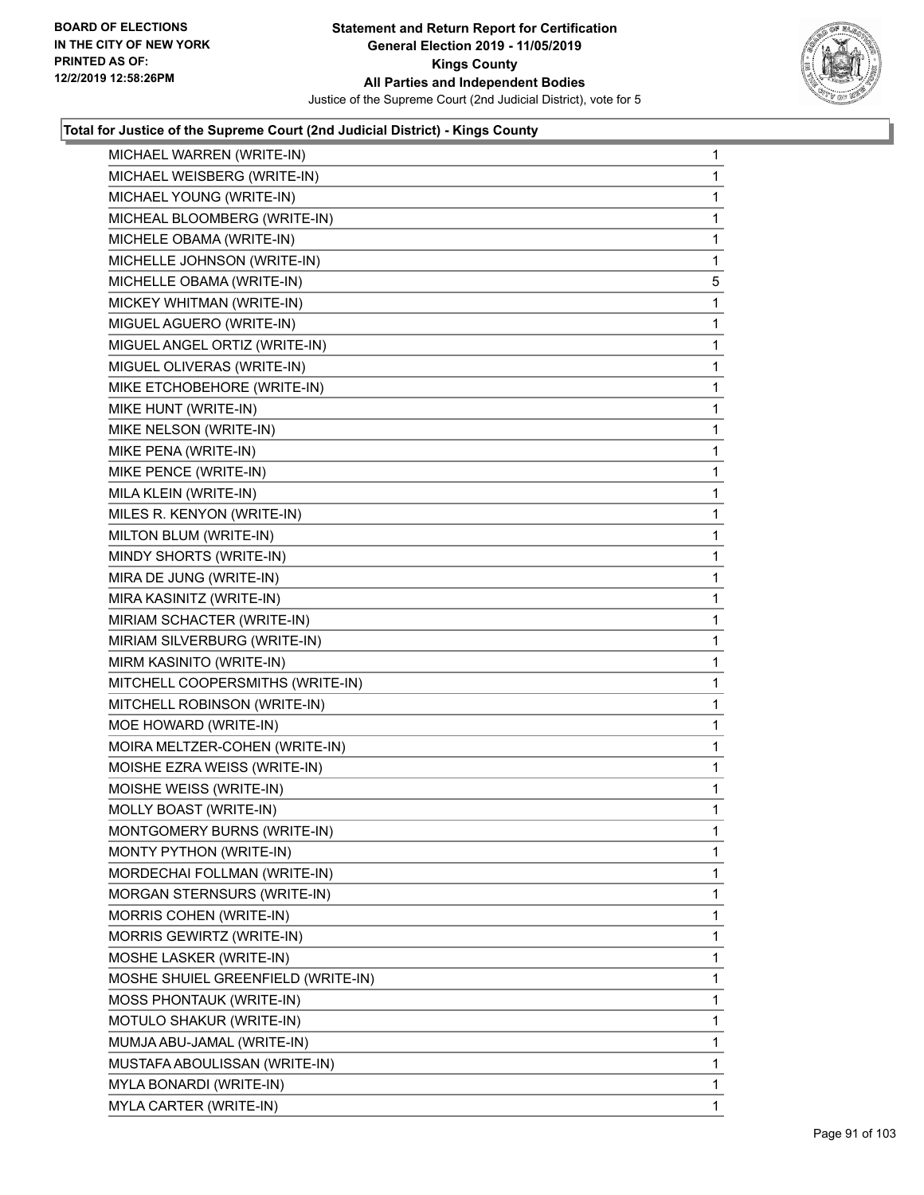## Total for Justice of the Supreme Court (2nd Judicial District) - Kings County

| | |
|---|---|
| MICHAEL WARREN (WRITE-IN) | 1 |
| MICHAEL WEISBERG (WRITE-IN) | 1 |
| MICHAEL YOUNG (WRITE-IN) | 1 |
| MICHEAL BLOOMBERG (WRITE-IN) | 1 |
| MICHELE OBAMA (WRITE-IN) | 1 |
| MICHELLE JOHNSON (WRITE-IN) | 1 |
| MICHELLE OBAMA (WRITE-IN) | 5 |
| MICKEY WHITMAN (WRITE-IN) | 1 |
| MIGUEL AGUERO (WRITE-IN) | 1 |
| MIGUEL ANGEL ORTIZ (WRITE-IN) | 1 |
| MIGUEL OLIVERAS (WRITE-IN) | 1 |
| MIKE ETCHOBEHORE (WRITE-IN) | 1 |
| MIKE HUNT (WRITE-IN) | 1 |
| MIKE NELSON (WRITE-IN) | 1 |
| MIKE PENA (WRITE-IN) | 1 |
| MIKE PENCE (WRITE-IN) | 1 |
| MILA KLEIN (WRITE-IN) | 1 |
| MILES R. KENYON (WRITE-IN) | 1 |
| MILTON BLUM (WRITE-IN) | 1 |
| MINDY SHORTS (WRITE-IN) | 1 |
| MIRA DE JUNG (WRITE-IN) | 1 |
| MIRA KASINITZ (WRITE-IN) | 1 |
| MIRIAM SCHACTER (WRITE-IN) | 1 |
| MIRIAM SILVERBURG (WRITE-IN) | 1 |
| MIRM KASINITO (WRITE-IN) | 1 |
| MITCHELL COOPERSMITHS (WRITE-IN) | 1 |
| MITCHELL ROBINSON (WRITE-IN) | 1 |
| MOE HOWARD (WRITE-IN) | 1 |
| MOIRA MELTZER-COHEN (WRITE-IN) | 1 |
| MOISHE EZRA WEISS (WRITE-IN) | 1 |
| MOISHE WEISS (WRITE-IN) | 1 |
| MOLLY BOAST (WRITE-IN) | 1 |
| MONTGOMERY BURNS (WRITE-IN) | 1 |
| MONTY PYTHON (WRITE-IN) | 1 |
| MORDECHAI FOLLMAN (WRITE-IN) | 1 |
| MORGAN STERNSURS (WRITE-IN) | 1 |
| MORRIS COHEN (WRITE-IN) | 1 |
| MORRIS GEWIRTZ (WRITE-IN) | 1 |
| MOSHE LASKER (WRITE-IN) | 1 |
| MOSHE SHUIEL GREENFIELD (WRITE-IN) | 1 |
| MOSS PHONTAUK (WRITE-IN) | 1 |
| MOTULO SHAKUR (WRITE-IN) | 1 |
| MUMJA ABU-JAMAL (WRITE-IN) | 1 |
| MUSTAFA ABOULISSAN (WRITE-IN) | 1 |
| MYLA BONARDI (WRITE-IN) | 1 |
| MYLA CARTER (WRITE-IN) | 1 |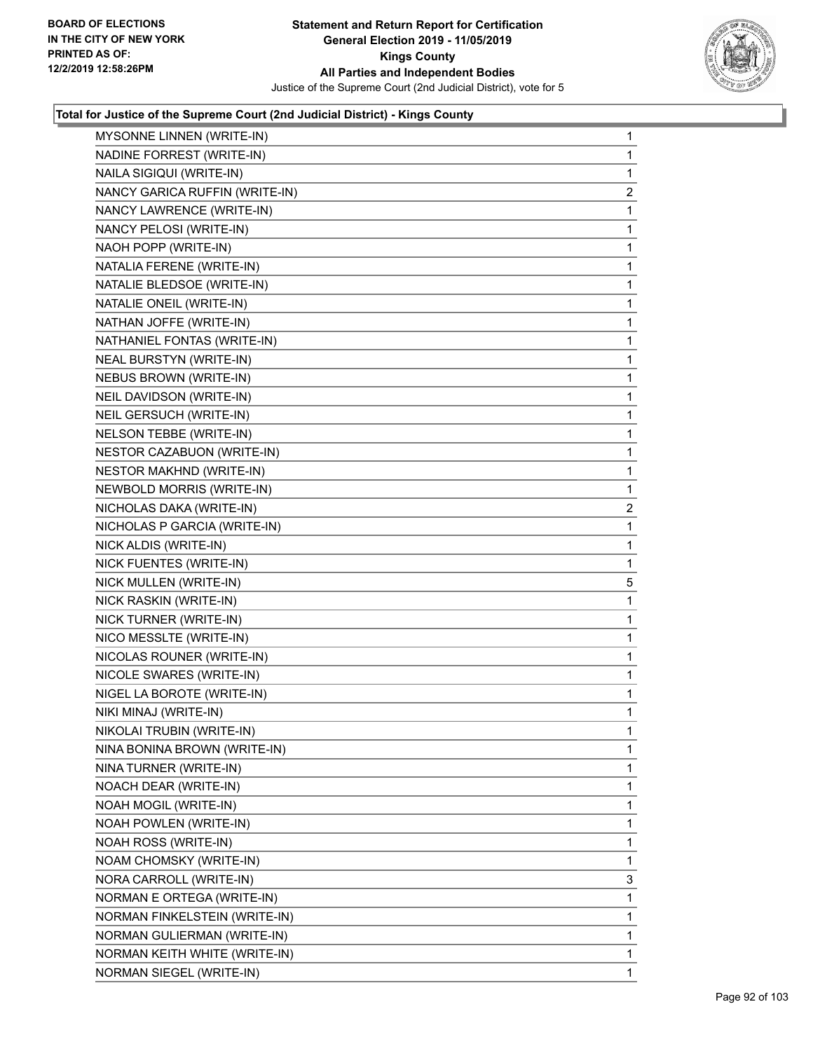### Total for Justice of the Supreme Court (2nd Judicial District) - Kings County

| Candidate | Votes |
|---|---|
| MYSONNE LINNEN (WRITE-IN) | 1 |
| NADINE FORREST (WRITE-IN) | 1 |
| NAILA SIGIQUI (WRITE-IN) | 1 |
| NANCY GARICA RUFFIN (WRITE-IN) | 2 |
| NANCY LAWRENCE (WRITE-IN) | 1 |
| NANCY PELOSI (WRITE-IN) | 1 |
| NAOH POPP (WRITE-IN) | 1 |
| NATALIA FERENE (WRITE-IN) | 1 |
| NATALIE BLEDSOE (WRITE-IN) | 1 |
| NATALIE ONEIL (WRITE-IN) | 1 |
| NATHAN JOFFE (WRITE-IN) | 1 |
| NATHANIEL FONTAS (WRITE-IN) | 1 |
| NEAL BURSTYN (WRITE-IN) | 1 |
| NEBUS BROWN (WRITE-IN) | 1 |
| NEIL DAVIDSON (WRITE-IN) | 1 |
| NEIL GERSUCH (WRITE-IN) | 1 |
| NELSON TEBBE (WRITE-IN) | 1 |
| NESTOR CAZABUON (WRITE-IN) | 1 |
| NESTOR MAKHND (WRITE-IN) | 1 |
| NEWBOLD MORRIS (WRITE-IN) | 1 |
| NICHOLAS DAKA (WRITE-IN) | 2 |
| NICHOLAS P GARCIA (WRITE-IN) | 1 |
| NICK ALDIS (WRITE-IN) | 1 |
| NICK FUENTES (WRITE-IN) | 1 |
| NICK MULLEN (WRITE-IN) | 5 |
| NICK RASKIN (WRITE-IN) | 1 |
| NICK TURNER (WRITE-IN) | 1 |
| NICO MESSLTE (WRITE-IN) | 1 |
| NICOLAS ROUNER (WRITE-IN) | 1 |
| NICOLE SWARES (WRITE-IN) | 1 |
| NIGEL LA BOROTE (WRITE-IN) | 1 |
| NIKI MINAJ (WRITE-IN) | 1 |
| NIKOLAI TRUBIN (WRITE-IN) | 1 |
| NINA BONINA BROWN (WRITE-IN) | 1 |
| NINA TURNER (WRITE-IN) | 1 |
| NOACH DEAR (WRITE-IN) | 1 |
| NOAH MOGIL (WRITE-IN) | 1 |
| NOAH POWLEN (WRITE-IN) | 1 |
| NOAH ROSS (WRITE-IN) | 1 |
| NOAM CHOMSKY (WRITE-IN) | 1 |
| NORA CARROLL (WRITE-IN) | 3 |
| NORMAN E ORTEGA (WRITE-IN) | 1 |
| NORMAN FINKELSTEIN (WRITE-IN) | 1 |
| NORMAN GULIERMAN (WRITE-IN) | 1 |
| NORMAN KEITH WHITE (WRITE-IN) | 1 |
| NORMAN SIEGEL (WRITE-IN) | 1 |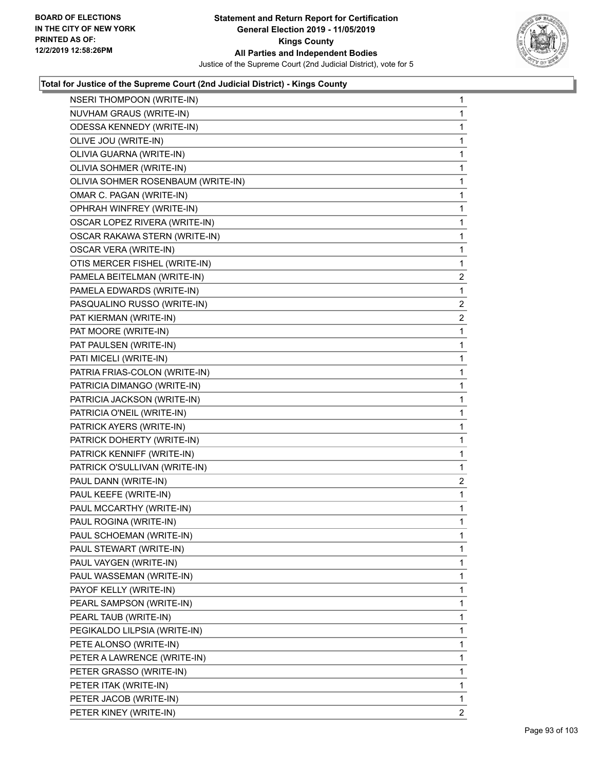## Total for Justice of the Supreme Court (2nd Judicial District) - Kings County

| Candidate | Votes |
|---|---|
| NSERI THOMPOON (WRITE-IN) | 1 |
| NUVHAM GRAUS (WRITE-IN) | 1 |
| ODESSA KENNEDY (WRITE-IN) | 1 |
| OLIVE JOU (WRITE-IN) | 1 |
| OLIVIA GUARNA (WRITE-IN) | 1 |
| OLIVIA SOHMER (WRITE-IN) | 1 |
| OLIVIA SOHMER ROSENBAUM (WRITE-IN) | 1 |
| OMAR C. PAGAN (WRITE-IN) | 1 |
| OPHRAH WINFREY (WRITE-IN) | 1 |
| OSCAR LOPEZ RIVERA (WRITE-IN) | 1 |
| OSCAR RAKAWA STERN (WRITE-IN) | 1 |
| OSCAR VERA (WRITE-IN) | 1 |
| OTIS MERCER FISHEL (WRITE-IN) | 1 |
| PAMELA BEITELMAN (WRITE-IN) | 2 |
| PAMELA EDWARDS (WRITE-IN) | 1 |
| PASQUALINO RUSSO (WRITE-IN) | 2 |
| PAT KIERMAN (WRITE-IN) | 2 |
| PAT MOORE (WRITE-IN) | 1 |
| PAT PAULSEN (WRITE-IN) | 1 |
| PATI MICELI (WRITE-IN) | 1 |
| PATRIA FRIAS-COLON (WRITE-IN) | 1 |
| PATRICIA DIMANGO (WRITE-IN) | 1 |
| PATRICIA JACKSON (WRITE-IN) | 1 |
| PATRICIA O'NEIL (WRITE-IN) | 1 |
| PATRICK AYERS (WRITE-IN) | 1 |
| PATRICK DOHERTY (WRITE-IN) | 1 |
| PATRICK KENNIFF (WRITE-IN) | 1 |
| PATRICK O'SULLIVAN (WRITE-IN) | 1 |
| PAUL DANN (WRITE-IN) | 2 |
| PAUL KEEFE (WRITE-IN) | 1 |
| PAUL MCCARTHY (WRITE-IN) | 1 |
| PAUL ROGINA (WRITE-IN) | 1 |
| PAUL SCHOEMAN (WRITE-IN) | 1 |
| PAUL STEWART (WRITE-IN) | 1 |
| PAUL VAYGEN (WRITE-IN) | 1 |
| PAUL WASSEMAN (WRITE-IN) | 1 |
| PAYOF KELLY (WRITE-IN) | 1 |
| PEARL SAMPSON (WRITE-IN) | 1 |
| PEARL TAUB (WRITE-IN) | 1 |
| PEGIKALDO LILPSIA (WRITE-IN) | 1 |
| PETE ALONSO (WRITE-IN) | 1 |
| PETER A LAWRENCE (WRITE-IN) | 1 |
| PETER GRASSO (WRITE-IN) | 1 |
| PETER ITAK (WRITE-IN) | 1 |
| PETER JACOB (WRITE-IN) | 1 |
| PETER KINEY (WRITE-IN) | 2 |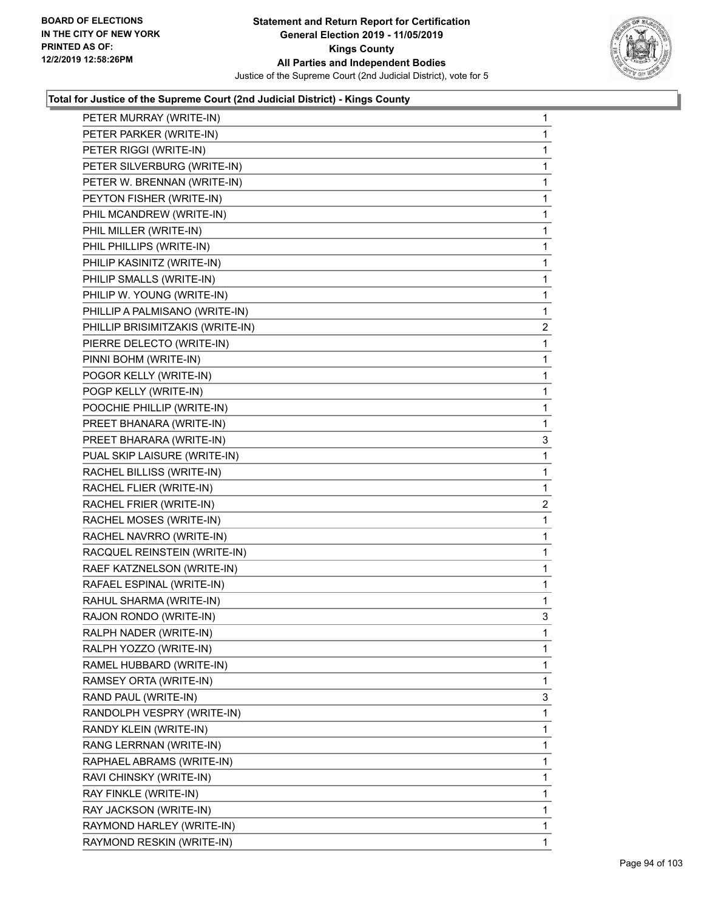**BOARD OF ELECTIONS IN THE CITY OF NEW YORK PRINTED AS OF: 12/2/2019 12:58:26PM**

**Statement and Return Report for Certification General Election 2019 - 11/05/2019 Kings County All Parties and Independent Bodies**

Justice of the Supreme Court (2nd Judicial District), vote for 5

### Total for Justice of the Supreme Court (2nd Judicial District) - Kings County

| | |
|---|---|
| PETER MURRAY (WRITE-IN) | 1 |
| PETER PARKER (WRITE-IN) | 1 |
| PETER RIGGI (WRITE-IN) | 1 |
| PETER SILVERBURG (WRITE-IN) | 1 |
| PETER W. BRENNAN (WRITE-IN) | 1 |
| PEYTON FISHER (WRITE-IN) | 1 |
| PHIL MCANDREW (WRITE-IN) | 1 |
| PHIL MILLER (WRITE-IN) | 1 |
| PHIL PHILLIPS (WRITE-IN) | 1 |
| PHILIP KASINITZ (WRITE-IN) | 1 |
| PHILIP SMALLS (WRITE-IN) | 1 |
| PHILIP W. YOUNG (WRITE-IN) | 1 |
| PHILLIP A PALMISANO (WRITE-IN) | 1 |
| PHILLIP BRISIMITZAKIS (WRITE-IN) | 2 |
| PIERRE DELECTO (WRITE-IN) | 1 |
| PINNI BOHM (WRITE-IN) | 1 |
| POGOR KELLY (WRITE-IN) | 1 |
| POGP KELLY (WRITE-IN) | 1 |
| POOCHIE PHILLIP (WRITE-IN) | 1 |
| PREET BHANARA (WRITE-IN) | 1 |
| PREET BHARARA (WRITE-IN) | 3 |
| PUAL SKIP LAISURE (WRITE-IN) | 1 |
| RACHEL BILLISS (WRITE-IN) | 1 |
| RACHEL FLIER (WRITE-IN) | 1 |
| RACHEL FRIER (WRITE-IN) | 2 |
| RACHEL MOSES (WRITE-IN) | 1 |
| RACHEL NAVRRO (WRITE-IN) | 1 |
| RACQUEL REINSTEIN (WRITE-IN) | 1 |
| RAEF KATZNELSON (WRITE-IN) | 1 |
| RAFAEL ESPINAL (WRITE-IN) | 1 |
| RAHUL SHARMA (WRITE-IN) | 1 |
| RAJON RONDO (WRITE-IN) | 3 |
| RALPH NADER (WRITE-IN) | 1 |
| RALPH YOZZO (WRITE-IN) | 1 |
| RAMEL HUBBARD (WRITE-IN) | 1 |
| RAMSEY ORTA (WRITE-IN) | 1 |
| RAND PAUL (WRITE-IN) | 3 |
| RANDOLPH VESPRY (WRITE-IN) | 1 |
| RANDY KLEIN (WRITE-IN) | 1 |
| RANG LERRNAN (WRITE-IN) | 1 |
| RAPHAEL ABRAMS (WRITE-IN) | 1 |
| RAVI CHINSKY (WRITE-IN) | 1 |
| RAY FINKLE (WRITE-IN) | 1 |
| RAY JACKSON (WRITE-IN) | 1 |
| RAYMOND HARLEY (WRITE-IN) | 1 |
| RAYMOND RESKIN (WRITE-IN) | 1 |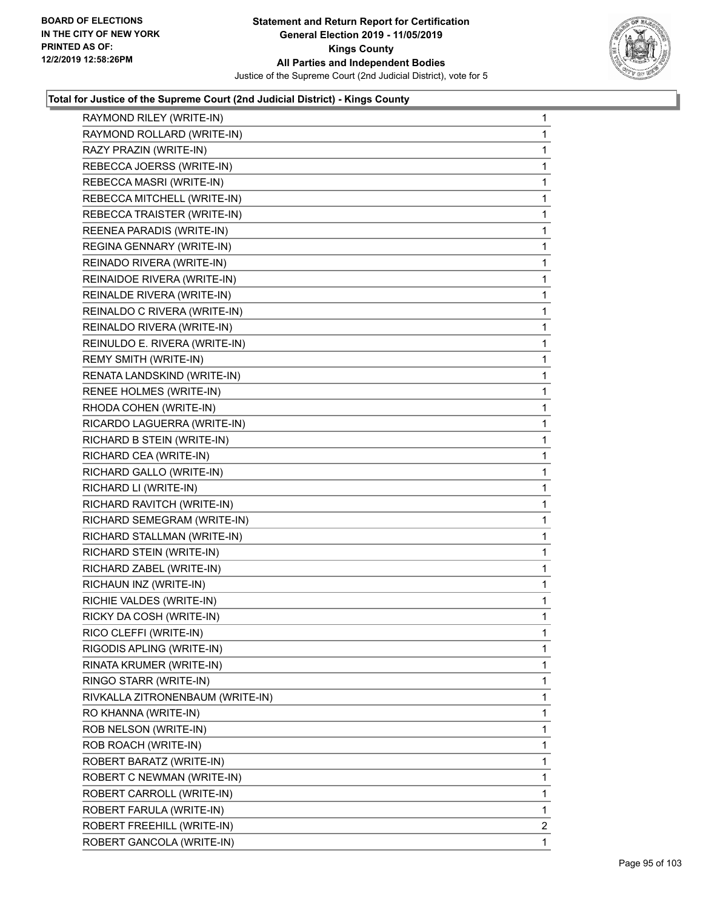**Total for Justice of the Supreme Court (2nd Judicial District) - Kings County**

| | |
|---|---|
| RAYMOND RILEY (WRITE-IN) | 1 |
| RAYMOND ROLLARD (WRITE-IN) | 1 |
| RAZY PRAZIN (WRITE-IN) | 1 |
| REBECCA JOERSS (WRITE-IN) | 1 |
| REBECCA MASRI (WRITE-IN) | 1 |
| REBECCA MITCHELL (WRITE-IN) | 1 |
| REBECCA TRAISTER (WRITE-IN) | 1 |
| REENEA PARADIS (WRITE-IN) | 1 |
| REGINA GENNARY (WRITE-IN) | 1 |
| REINADO RIVERA (WRITE-IN) | 1 |
| REINAIDOE RIVERA (WRITE-IN) | 1 |
| REINALDE RIVERA (WRITE-IN) | 1 |
| REINALDO C RIVERA (WRITE-IN) | 1 |
| REINALDO RIVERA (WRITE-IN) | 1 |
| REINULDO E. RIVERA (WRITE-IN) | 1 |
| REMY SMITH (WRITE-IN) | 1 |
| RENATA LANDSKIND (WRITE-IN) | 1 |
| RENEE HOLMES (WRITE-IN) | 1 |
| RHODA COHEN (WRITE-IN) | 1 |
| RICARDO LAGUERRA (WRITE-IN) | 1 |
| RICHARD B STEIN (WRITE-IN) | 1 |
| RICHARD CEA (WRITE-IN) | 1 |
| RICHARD GALLO (WRITE-IN) | 1 |
| RICHARD LI (WRITE-IN) | 1 |
| RICHARD RAVITCH (WRITE-IN) | 1 |
| RICHARD SEMEGRAM (WRITE-IN) | 1 |
| RICHARD STALLMAN (WRITE-IN) | 1 |
| RICHARD STEIN (WRITE-IN) | 1 |
| RICHARD ZABEL (WRITE-IN) | 1 |
| RICHAUN INZ (WRITE-IN) | 1 |
| RICHIE VALDES (WRITE-IN) | 1 |
| RICKY DA COSH (WRITE-IN) | 1 |
| RICO CLEFFI (WRITE-IN) | 1 |
| RIGODIS APLING (WRITE-IN) | 1 |
| RINATA KRUMER (WRITE-IN) | 1 |
| RINGO STARR (WRITE-IN) | 1 |
| RIVKALLA ZITRONENBAUM (WRITE-IN) | 1 |
| RO KHANNA (WRITE-IN) | 1 |
| ROB NELSON (WRITE-IN) | 1 |
| ROB ROACH (WRITE-IN) | 1 |
| ROBERT BARATZ (WRITE-IN) | 1 |
| ROBERT C NEWMAN (WRITE-IN) | 1 |
| ROBERT CARROLL (WRITE-IN) | 1 |
| ROBERT FARULA (WRITE-IN) | 1 |
| ROBERT FREEHILL (WRITE-IN) | 2 |
| ROBERT GANCOLA (WRITE-IN) | 1 |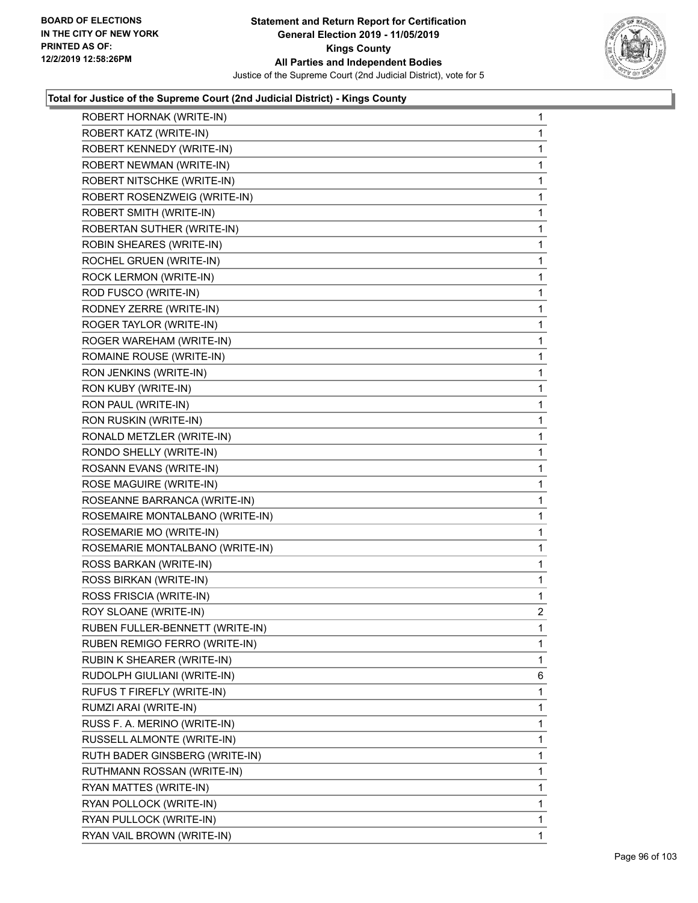**Statement and Return Report for Certification**
**General Election 2019 - 11/05/2019**
**Kings County**
**All Parties and Independent Bodies**
Justice of the Supreme Court (2nd Judicial District), vote for 5

BOARD OF ELECTIONS
IN THE CITY OF NEW YORK
PRINTED AS OF:
12/2/2019 12:58:26PM

### Total for Justice of the Supreme Court (2nd Judicial District) - Kings County

| | |
|---|---|
| ROBERT HORNAK (WRITE-IN) | 1 |
| ROBERT KATZ (WRITE-IN) | 1 |
| ROBERT KENNEDY (WRITE-IN) | 1 |
| ROBERT NEWMAN (WRITE-IN) | 1 |
| ROBERT NITSCHKE (WRITE-IN) | 1 |
| ROBERT ROSENZWEIG (WRITE-IN) | 1 |
| ROBERT SMITH (WRITE-IN) | 1 |
| ROBERTAN SUTHER (WRITE-IN) | 1 |
| ROBIN SHEARES (WRITE-IN) | 1 |
| ROCHEL GRUEN (WRITE-IN) | 1 |
| ROCK LERMON (WRITE-IN) | 1 |
| ROD FUSCO (WRITE-IN) | 1 |
| RODNEY ZERRE (WRITE-IN) | 1 |
| ROGER TAYLOR (WRITE-IN) | 1 |
| ROGER WAREHAM (WRITE-IN) | 1 |
| ROMAINE ROUSE (WRITE-IN) | 1 |
| RON JENKINS (WRITE-IN) | 1 |
| RON KUBY (WRITE-IN) | 1 |
| RON PAUL (WRITE-IN) | 1 |
| RON RUSKIN (WRITE-IN) | 1 |
| RONALD METZLER (WRITE-IN) | 1 |
| RONDO SHELLY (WRITE-IN) | 1 |
| ROSANN EVANS (WRITE-IN) | 1 |
| ROSE MAGUIRE (WRITE-IN) | 1 |
| ROSEANNE BARRANCA (WRITE-IN) | 1 |
| ROSEMAIRE MONTALBANO (WRITE-IN) | 1 |
| ROSEMARIE MO (WRITE-IN) | 1 |
| ROSEMARIE MONTALBANO (WRITE-IN) | 1 |
| ROSS BARKAN (WRITE-IN) | 1 |
| ROSS BIRKAN (WRITE-IN) | 1 |
| ROSS FRISCIA (WRITE-IN) | 1 |
| ROY SLOANE (WRITE-IN) | 2 |
| RUBEN FULLER-BENNETT (WRITE-IN) | 1 |
| RUBEN REMIGO FERRO (WRITE-IN) | 1 |
| RUBIN K SHEARER (WRITE-IN) | 1 |
| RUDOLPH GIULIANI (WRITE-IN) | 6 |
| RUFUS T FIREFLY (WRITE-IN) | 1 |
| RUMZI ARAI (WRITE-IN) | 1 |
| RUSS F. A. MERINO (WRITE-IN) | 1 |
| RUSSELL ALMONTE (WRITE-IN) | 1 |
| RUTH BADER GINSBERG (WRITE-IN) | 1 |
| RUTHMANN ROSSAN (WRITE-IN) | 1 |
| RYAN MATTES (WRITE-IN) | 1 |
| RYAN POLLOCK (WRITE-IN) | 1 |
| RYAN PULLOCK (WRITE-IN) | 1 |
| RYAN VAIL BROWN (WRITE-IN) | 1 |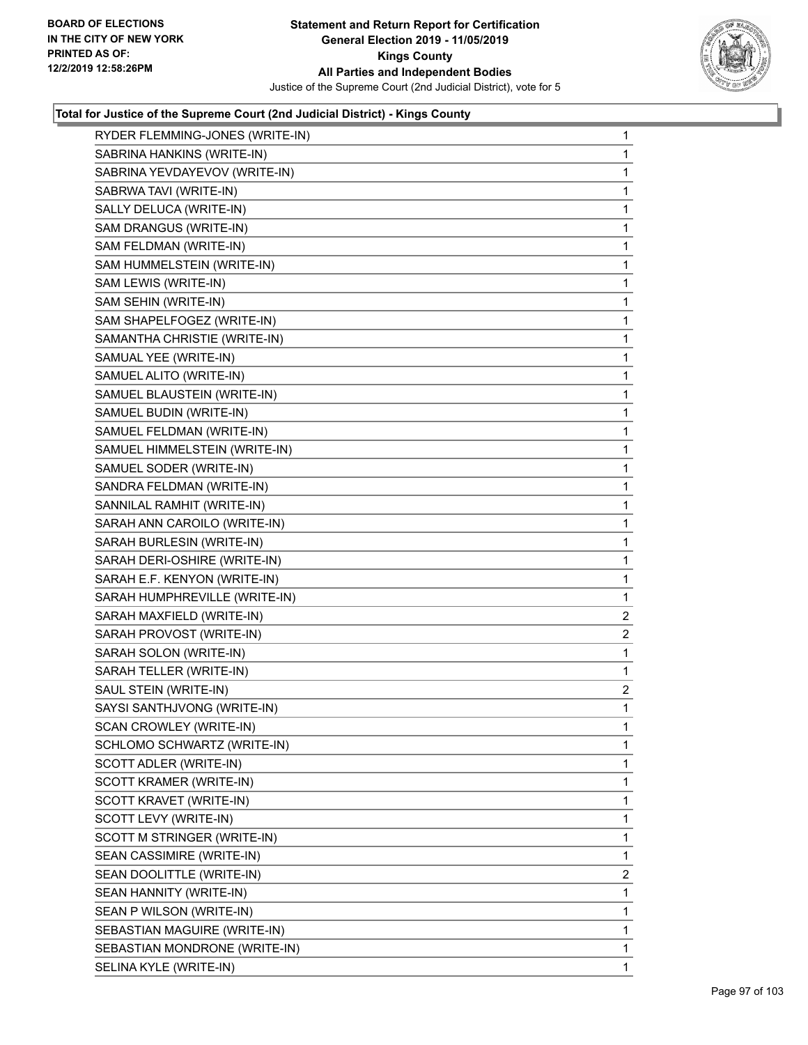**Total for Justice of the Supreme Court (2nd Judicial District) - Kings County**

| | |
|---|---|
| RYDER FLEMMING-JONES (WRITE-IN) | 1 |
| SABRINA HANKINS (WRITE-IN) | 1 |
| SABRINA YEVDAYEVOV (WRITE-IN) | 1 |
| SABRWA TAVI (WRITE-IN) | 1 |
| SALLY DELUCA (WRITE-IN) | 1 |
| SAM DRANGUS (WRITE-IN) | 1 |
| SAM FELDMAN (WRITE-IN) | 1 |
| SAM HUMMELSTEIN (WRITE-IN) | 1 |
| SAM LEWIS (WRITE-IN) | 1 |
| SAM SEHIN (WRITE-IN) | 1 |
| SAM SHAPELFOGEZ (WRITE-IN) | 1 |
| SAMANTHA CHRISTIE (WRITE-IN) | 1 |
| SAMUAL YEE (WRITE-IN) | 1 |
| SAMUEL ALITO (WRITE-IN) | 1 |
| SAMUEL BLAUSTEIN (WRITE-IN) | 1 |
| SAMUEL BUDIN (WRITE-IN) | 1 |
| SAMUEL FELDMAN (WRITE-IN) | 1 |
| SAMUEL HIMMELSTEIN (WRITE-IN) | 1 |
| SAMUEL SODER (WRITE-IN) | 1 |
| SANDRA FELDMAN (WRITE-IN) | 1 |
| SANNILAL RAMHIT (WRITE-IN) | 1 |
| SARAH ANN CAROILO (WRITE-IN) | 1 |
| SARAH BURLESIN (WRITE-IN) | 1 |
| SARAH DERI-OSHIRE (WRITE-IN) | 1 |
| SARAH E.F. KENYON (WRITE-IN) | 1 |
| SARAH HUMPHREVILLE (WRITE-IN) | 1 |
| SARAH MAXFIELD (WRITE-IN) | 2 |
| SARAH PROVOST (WRITE-IN) | 2 |
| SARAH SOLON (WRITE-IN) | 1 |
| SARAH TELLER (WRITE-IN) | 1 |
| SAUL STEIN (WRITE-IN) | 2 |
| SAYSI SANTHJVONG (WRITE-IN) | 1 |
| SCAN CROWLEY (WRITE-IN) | 1 |
| SCHLOMO SCHWARTZ (WRITE-IN) | 1 |
| SCOTT ADLER (WRITE-IN) | 1 |
| SCOTT KRAMER (WRITE-IN) | 1 |
| SCOTT KRAVET (WRITE-IN) | 1 |
| SCOTT LEVY (WRITE-IN) | 1 |
| SCOTT M STRINGER (WRITE-IN) | 1 |
| SEAN CASSIMIRE (WRITE-IN) | 1 |
| SEAN DOOLITTLE (WRITE-IN) | 2 |
| SEAN HANNITY (WRITE-IN) | 1 |
| SEAN P WILSON (WRITE-IN) | 1 |
| SEBASTIAN MAGUIRE (WRITE-IN) | 1 |
| SEBASTIAN MONDRONE (WRITE-IN) | 1 |
| SELINA KYLE (WRITE-IN) | 1 |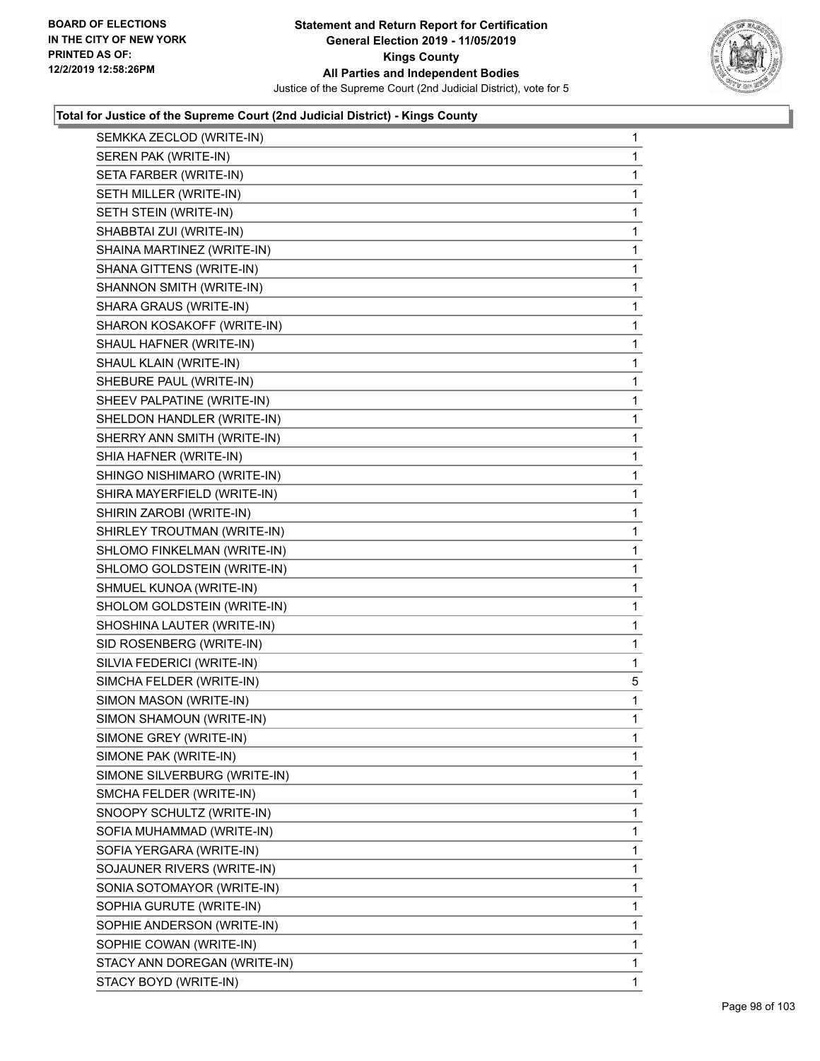**Total for Justice of the Supreme Court (2nd Judicial District) - Kings County**

| | |
|---|---|
| SEMKKA ZECLOD (WRITE-IN) | 1 |
| SEREN PAK (WRITE-IN) | 1 |
| SETA FARBER (WRITE-IN) | 1 |
| SETH MILLER (WRITE-IN) | 1 |
| SETH STEIN (WRITE-IN) | 1 |
| SHABBTAI ZUI (WRITE-IN) | 1 |
| SHAINA MARTINEZ (WRITE-IN) | 1 |
| SHANA GITTENS (WRITE-IN) | 1 |
| SHANNON SMITH (WRITE-IN) | 1 |
| SHARA GRAUS (WRITE-IN) | 1 |
| SHARON KOSAKOFF (WRITE-IN) | 1 |
| SHAUL HAFNER (WRITE-IN) | 1 |
| SHAUL KLAIN (WRITE-IN) | 1 |
| SHEBURE PAUL (WRITE-IN) | 1 |
| SHEEV PALPATINE (WRITE-IN) | 1 |
| SHELDON HANDLER (WRITE-IN) | 1 |
| SHERRY ANN SMITH (WRITE-IN) | 1 |
| SHIA HAFNER (WRITE-IN) | 1 |
| SHINGO NISHIMARO (WRITE-IN) | 1 |
| SHIRA MAYERFIELD (WRITE-IN) | 1 |
| SHIRIN ZAROBI (WRITE-IN) | 1 |
| SHIRLEY TROUTMAN (WRITE-IN) | 1 |
| SHLOMO FINKELMAN (WRITE-IN) | 1 |
| SHLOMO GOLDSTEIN (WRITE-IN) | 1 |
| SHMUEL KUNOA (WRITE-IN) | 1 |
| SHOLOM GOLDSTEIN (WRITE-IN) | 1 |
| SHOSHINA LAUTER (WRITE-IN) | 1 |
| SID ROSENBERG (WRITE-IN) | 1 |
| SILVIA FEDERICI (WRITE-IN) | 1 |
| SIMCHA FELDER (WRITE-IN) | 5 |
| SIMON MASON (WRITE-IN) | 1 |
| SIMON SHAMOUN (WRITE-IN) | 1 |
| SIMONE GREY (WRITE-IN) | 1 |
| SIMONE PAK (WRITE-IN) | 1 |
| SIMONE SILVERBURG (WRITE-IN) | 1 |
| SMCHA FELDER (WRITE-IN) | 1 |
| SNOOPY SCHULTZ (WRITE-IN) | 1 |
| SOFIA MUHAMMAD (WRITE-IN) | 1 |
| SOFIA YERGARA (WRITE-IN) | 1 |
| SOJAUNER RIVERS (WRITE-IN) | 1 |
| SONIA SOTOMAYOR (WRITE-IN) | 1 |
| SOPHIA GURUTE (WRITE-IN) | 1 |
| SOPHIE ANDERSON (WRITE-IN) | 1 |
| SOPHIE COWAN (WRITE-IN) | 1 |
| STACY ANN DOREGAN (WRITE-IN) | 1 |
| STACY BOYD (WRITE-IN) | 1 |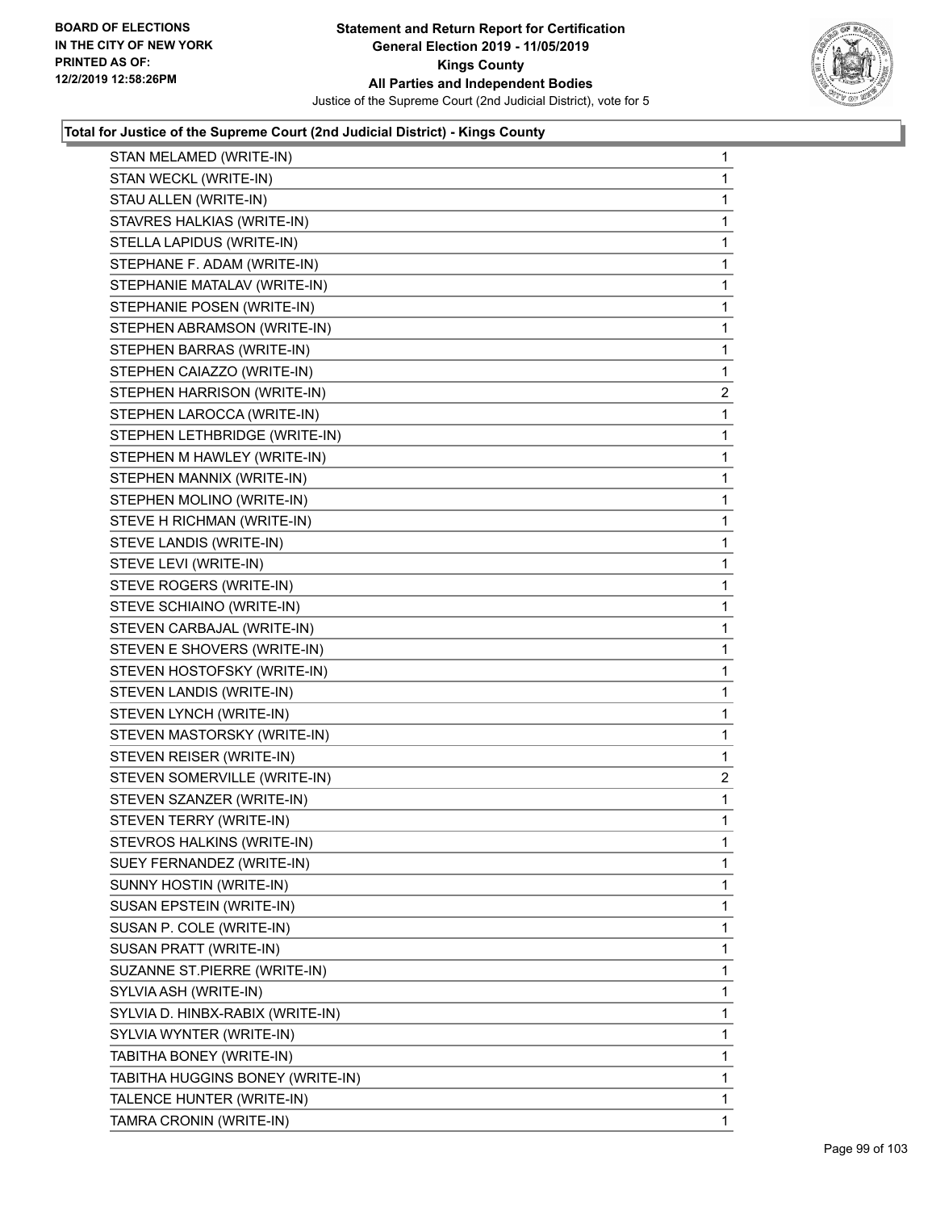**Total for Justice of the Supreme Court (2nd Judicial District) - Kings County**

| | |
|---|---|
| STAN MELAMED (WRITE-IN) | 1 |
| STAN WECKL (WRITE-IN) | 1 |
| STAU ALLEN (WRITE-IN) | 1 |
| STAVRES HALKIAS (WRITE-IN) | 1 |
| STELLA LAPIDUS (WRITE-IN) | 1 |
| STEPHANE F. ADAM (WRITE-IN) | 1 |
| STEPHANIE MATALAV (WRITE-IN) | 1 |
| STEPHANIE POSEN (WRITE-IN) | 1 |
| STEPHEN ABRAMSON (WRITE-IN) | 1 |
| STEPHEN BARRAS (WRITE-IN) | 1 |
| STEPHEN CAIAZZO (WRITE-IN) | 1 |
| STEPHEN HARRISON (WRITE-IN) | 2 |
| STEPHEN LAROCCA (WRITE-IN) | 1 |
| STEPHEN LETHBRIDGE (WRITE-IN) | 1 |
| STEPHEN M HAWLEY (WRITE-IN) | 1 |
| STEPHEN MANNIX (WRITE-IN) | 1 |
| STEPHEN MOLINO (WRITE-IN) | 1 |
| STEVE H RICHMAN (WRITE-IN) | 1 |
| STEVE LANDIS (WRITE-IN) | 1 |
| STEVE LEVI (WRITE-IN) | 1 |
| STEVE ROGERS (WRITE-IN) | 1 |
| STEVE SCHIAINO (WRITE-IN) | 1 |
| STEVEN CARBAJAL (WRITE-IN) | 1 |
| STEVEN E SHOVERS (WRITE-IN) | 1 |
| STEVEN HOSTOFSKY (WRITE-IN) | 1 |
| STEVEN LANDIS (WRITE-IN) | 1 |
| STEVEN LYNCH (WRITE-IN) | 1 |
| STEVEN MASTORSKY (WRITE-IN) | 1 |
| STEVEN REISER (WRITE-IN) | 1 |
| STEVEN SOMERVILLE (WRITE-IN) | 2 |
| STEVEN SZANZER (WRITE-IN) | 1 |
| STEVEN TERRY (WRITE-IN) | 1 |
| STEVROS HALKINS (WRITE-IN) | 1 |
| SUEY FERNANDEZ (WRITE-IN) | 1 |
| SUNNY HOSTIN (WRITE-IN) | 1 |
| SUSAN EPSTEIN (WRITE-IN) | 1 |
| SUSAN P. COLE (WRITE-IN) | 1 |
| SUSAN PRATT (WRITE-IN) | 1 |
| SUZANNE ST.PIERRE (WRITE-IN) | 1 |
| SYLVIA ASH (WRITE-IN) | 1 |
| SYLVIA D. HINBX-RABIX (WRITE-IN) | 1 |
| SYLVIA WYNTER (WRITE-IN) | 1 |
| TABITHA BONEY (WRITE-IN) | 1 |
| TABITHA HUGGINS BONEY (WRITE-IN) | 1 |
| TALENCE HUNTER (WRITE-IN) | 1 |
| TAMRA CRONIN (WRITE-IN) | 1 |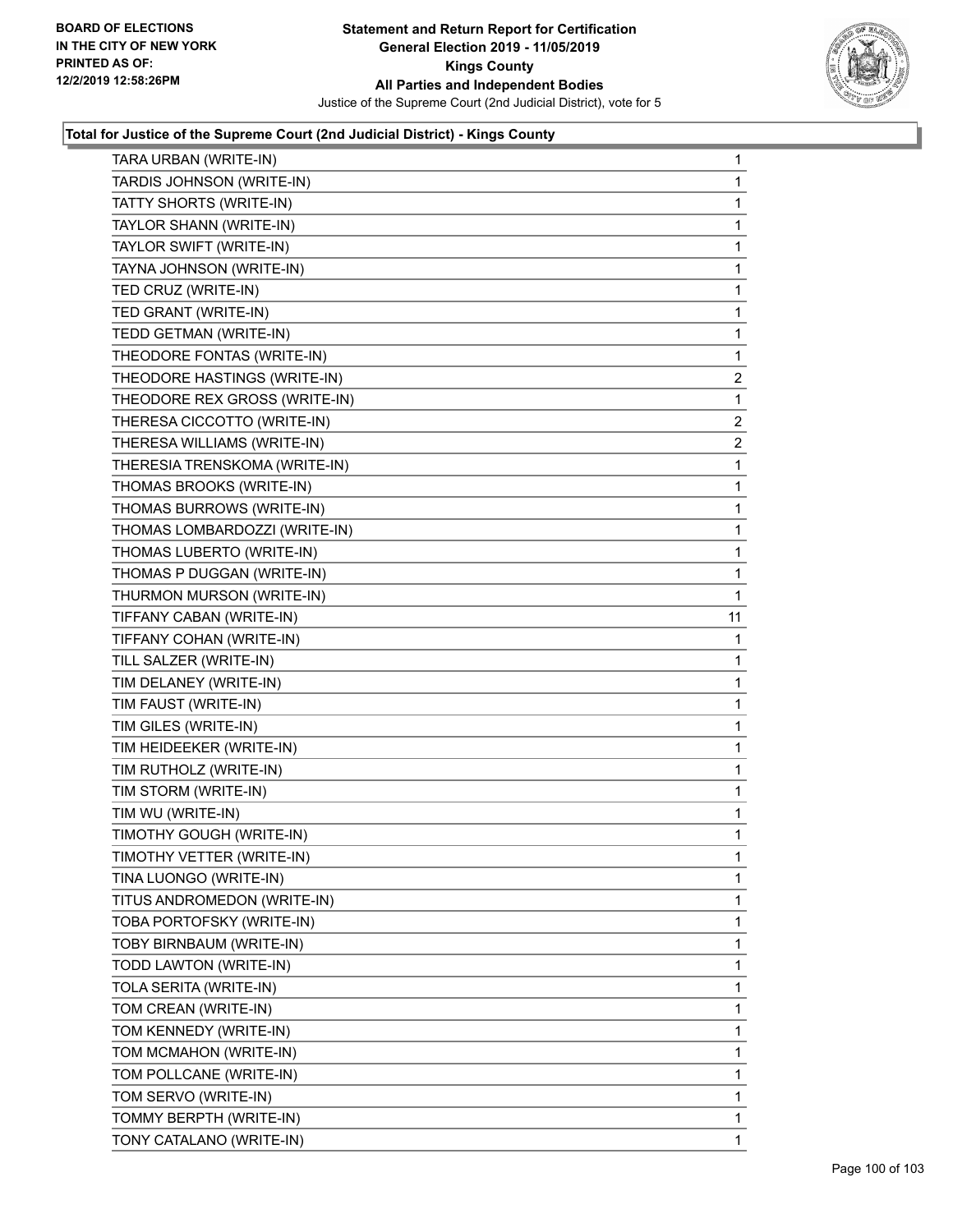### Total for Justice of the Supreme Court (2nd Judicial District) - Kings County

| Candidate | Votes |
|---|---|
| TARA URBAN (WRITE-IN) | 1 |
| TARDIS JOHNSON (WRITE-IN) | 1 |
| TATTY SHORTS (WRITE-IN) | 1 |
| TAYLOR SHANN (WRITE-IN) | 1 |
| TAYLOR SWIFT (WRITE-IN) | 1 |
| TAYNA JOHNSON (WRITE-IN) | 1 |
| TED CRUZ (WRITE-IN) | 1 |
| TED GRANT (WRITE-IN) | 1 |
| TEDD GETMAN (WRITE-IN) | 1 |
| THEODORE FONTAS (WRITE-IN) | 1 |
| THEODORE HASTINGS (WRITE-IN) | 2 |
| THEODORE REX GROSS (WRITE-IN) | 1 |
| THERESA CICCOTTO (WRITE-IN) | 2 |
| THERESA WILLIAMS (WRITE-IN) | 2 |
| THERESIA TRENSKOMA (WRITE-IN) | 1 |
| THOMAS BROOKS (WRITE-IN) | 1 |
| THOMAS BURROWS (WRITE-IN) | 1 |
| THOMAS LOMBARDOZZI (WRITE-IN) | 1 |
| THOMAS LUBERTO (WRITE-IN) | 1 |
| THOMAS P DUGGAN (WRITE-IN) | 1 |
| THURMON MURSON (WRITE-IN) | 1 |
| TIFFANY CABAN (WRITE-IN) | 11 |
| TIFFANY COHAN (WRITE-IN) | 1 |
| TILL SALZER (WRITE-IN) | 1 |
| TIM DELANEY (WRITE-IN) | 1 |
| TIM FAUST (WRITE-IN) | 1 |
| TIM GILES (WRITE-IN) | 1 |
| TIM HEIDEEKER (WRITE-IN) | 1 |
| TIM RUTHOLZ (WRITE-IN) | 1 |
| TIM STORM (WRITE-IN) | 1 |
| TIM WU (WRITE-IN) | 1 |
| TIMOTHY GOUGH (WRITE-IN) | 1 |
| TIMOTHY VETTER (WRITE-IN) | 1 |
| TINA LUONGO (WRITE-IN) | 1 |
| TITUS ANDROMEDON (WRITE-IN) | 1 |
| TOBA PORTOFSKY (WRITE-IN) | 1 |
| TOBY BIRNBAUM (WRITE-IN) | 1 |
| TODD LAWTON (WRITE-IN) | 1 |
| TOLA SERITA (WRITE-IN) | 1 |
| TOM CREAN (WRITE-IN) | 1 |
| TOM KENNEDY (WRITE-IN) | 1 |
| TOM MCMAHON (WRITE-IN) | 1 |
| TOM POLLCANE (WRITE-IN) | 1 |
| TOM SERVO (WRITE-IN) | 1 |
| TOMMY BERPTH (WRITE-IN) | 1 |
| TONY CATALANO (WRITE-IN) | 1 |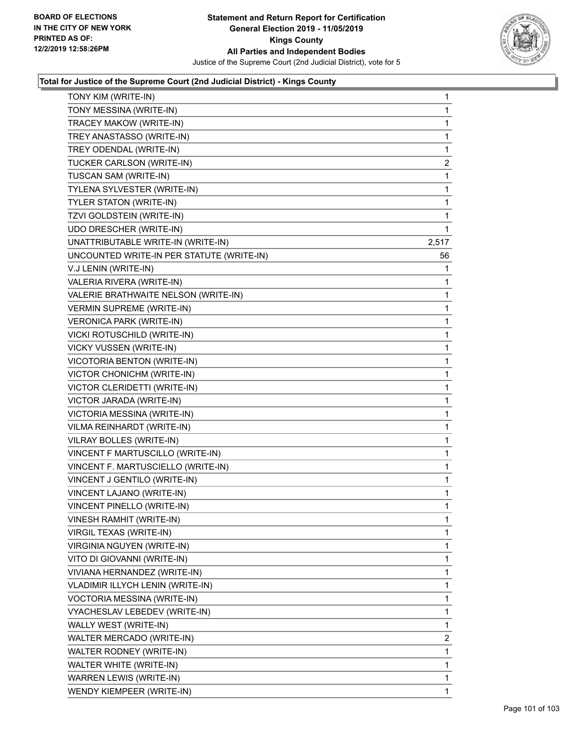### Total for Justice of the Supreme Court (2nd Judicial District) - Kings County

| Candidate | Votes |
|---|---|
| TONY KIM (WRITE-IN) | 1 |
| TONY MESSINA (WRITE-IN) | 1 |
| TRACEY MAKOW (WRITE-IN) | 1 |
| TREY ANASTASSO (WRITE-IN) | 1 |
| TREY ODENDAL (WRITE-IN) | 1 |
| TUCKER CARLSON (WRITE-IN) | 2 |
| TUSCAN SAM (WRITE-IN) | 1 |
| TYLENA SYLVESTER (WRITE-IN) | 1 |
| TYLER STATON (WRITE-IN) | 1 |
| TZVI GOLDSTEIN (WRITE-IN) | 1 |
| UDO DRESCHER (WRITE-IN) | 1 |
| UNATTRIBUTABLE WRITE-IN (WRITE-IN) | 2,517 |
| UNCOUNTED WRITE-IN PER STATUTE (WRITE-IN) | 56 |
| V.J LENIN (WRITE-IN) | 1 |
| VALERIA RIVERA (WRITE-IN) | 1 |
| VALERIE BRATHWAITE NELSON (WRITE-IN) | 1 |
| VERMIN SUPREME (WRITE-IN) | 1 |
| VERONICA PARK (WRITE-IN) | 1 |
| VICKI ROTUSCHILD (WRITE-IN) | 1 |
| VICKY VUSSEN (WRITE-IN) | 1 |
| VICOTORIA BENTON (WRITE-IN) | 1 |
| VICTOR CHONICHM (WRITE-IN) | 1 |
| VICTOR CLERIDETTI (WRITE-IN) | 1 |
| VICTOR JARADA (WRITE-IN) | 1 |
| VICTORIA MESSINA (WRITE-IN) | 1 |
| VILMA REINHARDT (WRITE-IN) | 1 |
| VILRAY BOLLES (WRITE-IN) | 1 |
| VINCENT F MARTUSCILLO (WRITE-IN) | 1 |
| VINCENT F. MARTUSCIELLO (WRITE-IN) | 1 |
| VINCENT J GENTILO (WRITE-IN) | 1 |
| VINCENT LAJANO (WRITE-IN) | 1 |
| VINCENT PINELLO (WRITE-IN) | 1 |
| VINESH RAMHIT (WRITE-IN) | 1 |
| VIRGIL TEXAS (WRITE-IN) | 1 |
| VIRGINIA NGUYEN (WRITE-IN) | 1 |
| VITO DI GIOVANNI (WRITE-IN) | 1 |
| VIVIANA HERNANDEZ (WRITE-IN) | 1 |
| VLADIMIR ILLYCH LENIN (WRITE-IN) | 1 |
| VOCTORIA MESSINA (WRITE-IN) | 1 |
| VYACHESLAV LEBEDEV (WRITE-IN) | 1 |
| WALLY WEST (WRITE-IN) | 1 |
| WALTER MERCADO (WRITE-IN) | 2 |
| WALTER RODNEY (WRITE-IN) | 1 |
| WALTER WHITE (WRITE-IN) | 1 |
| WARREN LEWIS (WRITE-IN) | 1 |
| WENDY KIEMPEER (WRITE-IN) | 1 |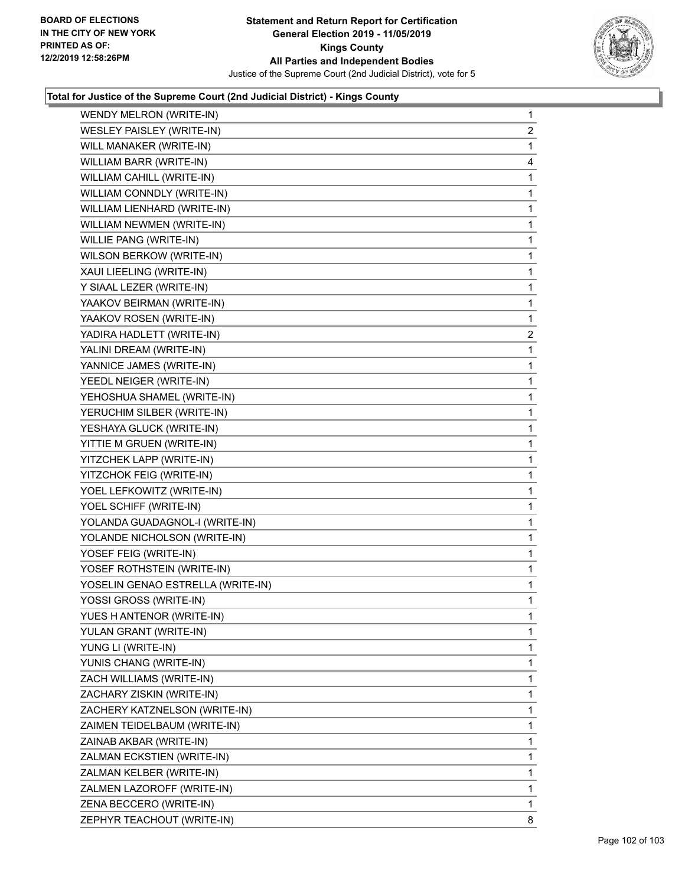**Total for Justice of the Supreme Court (2nd Judicial District) - Kings County**

| | |
|---|---|
| WENDY MELRON (WRITE-IN) | 1 |
| WESLEY PAISLEY (WRITE-IN) | 2 |
| WILL MANAKER (WRITE-IN) | 1 |
| WILLIAM BARR (WRITE-IN) | 4 |
| WILLIAM CAHILL (WRITE-IN) | 1 |
| WILLIAM CONNDLY (WRITE-IN) | 1 |
| WILLIAM LIENHARD (WRITE-IN) | 1 |
| WILLIAM NEWMEN (WRITE-IN) | 1 |
| WILLIE PANG (WRITE-IN) | 1 |
| WILSON BERKOW (WRITE-IN) | 1 |
| XAUI LIEELING (WRITE-IN) | 1 |
| Y SIAAL LEZER (WRITE-IN) | 1 |
| YAAKOV BEIRMAN (WRITE-IN) | 1 |
| YAAKOV ROSEN (WRITE-IN) | 1 |
| YADIRA HADLETT (WRITE-IN) | 2 |
| YALINI DREAM (WRITE-IN) | 1 |
| YANNICE JAMES (WRITE-IN) | 1 |
| YEEDL NEIGER (WRITE-IN) | 1 |
| YEHOSHUA SHAMEL (WRITE-IN) | 1 |
| YERUCHIM SILBER (WRITE-IN) | 1 |
| YESHAYA GLUCK (WRITE-IN) | 1 |
| YITTIE M GRUEN (WRITE-IN) | 1 |
| YITZCHEK LAPP (WRITE-IN) | 1 |
| YITZCHOK FEIG (WRITE-IN) | 1 |
| YOEL LEFKOWITZ (WRITE-IN) | 1 |
| YOEL SCHIFF (WRITE-IN) | 1 |
| YOLANDA GUADAGNOL-I (WRITE-IN) | 1 |
| YOLANDE NICHOLSON (WRITE-IN) | 1 |
| YOSEF FEIG (WRITE-IN) | 1 |
| YOSEF ROTHSTEIN (WRITE-IN) | 1 |
| YOSELIN GENAO ESTRELLA (WRITE-IN) | 1 |
| YOSSI GROSS (WRITE-IN) | 1 |
| YUES H ANTENOR (WRITE-IN) | 1 |
| YULAN GRANT (WRITE-IN) | 1 |
| YUNG LI (WRITE-IN) | 1 |
| YUNIS CHANG (WRITE-IN) | 1 |
| ZACH WILLIAMS (WRITE-IN) | 1 |
| ZACHARY ZISKIN (WRITE-IN) | 1 |
| ZACHERY KATZNELSON (WRITE-IN) | 1 |
| ZAIMEN TEIDELBAUM (WRITE-IN) | 1 |
| ZAINAB AKBAR (WRITE-IN) | 1 |
| ZALMAN ECKSTIEN (WRITE-IN) | 1 |
| ZALMAN KELBER (WRITE-IN) | 1 |
| ZALMEN LAZOROFF (WRITE-IN) | 1 |
| ZENA BECCERO (WRITE-IN) | 1 |
| ZEPHYR TEACHOUT (WRITE-IN) | 8 |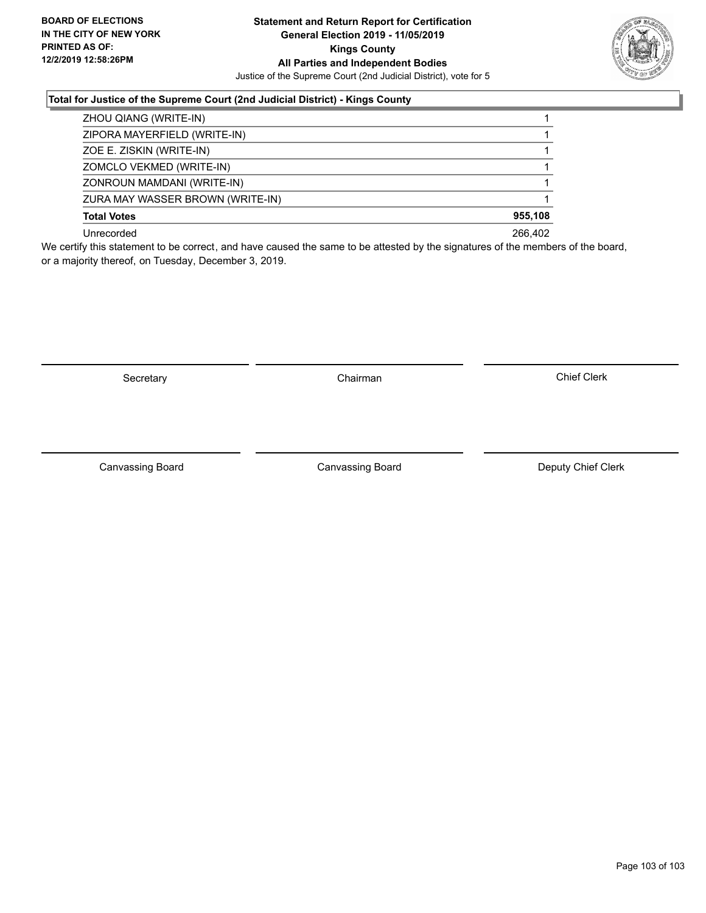### Total for Justice of the Supreme Court (2nd Judicial District) - Kings County

| | |
|---|---|
| ZHOU QIANG (WRITE-IN) | 1 |
| ZIPORA MAYERFIELD (WRITE-IN) | 1 |
| ZOE E. ZISKIN (WRITE-IN) | 1 |
| ZOMCLO VEKMED (WRITE-IN) | 1 |
| ZONROUN MAMDANI (WRITE-IN) | 1 |
| ZURA MAY WASSER BROWN (WRITE-IN) | 1 |
| **Total Votes** | **955,108** |
| Unrecorded | 266,402 |

We certify this statement to be correct, and have caused the same to be attested by the signatures of the members of the board, or a majority thereof, on Tuesday, December 3, 2019.

Secretary

Chairman

Chief Clerk

Canvassing Board

Canvassing Board

Deputy Chief Clerk